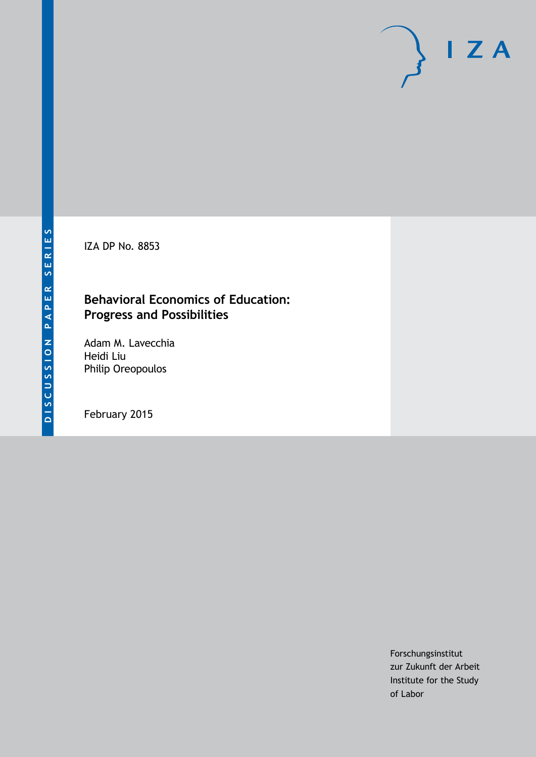DISCUSSION PAPER SERIES

IZA DP No. 8853

# Behavioral Economics of Education: Progress and Possibilities

Adam M. Lavecchia
Heidi Liu
Philip Oreopoulos

February 2015

Forschungsinstitut
zur Zukunft der Arbeit
Institute for the Study
of Labor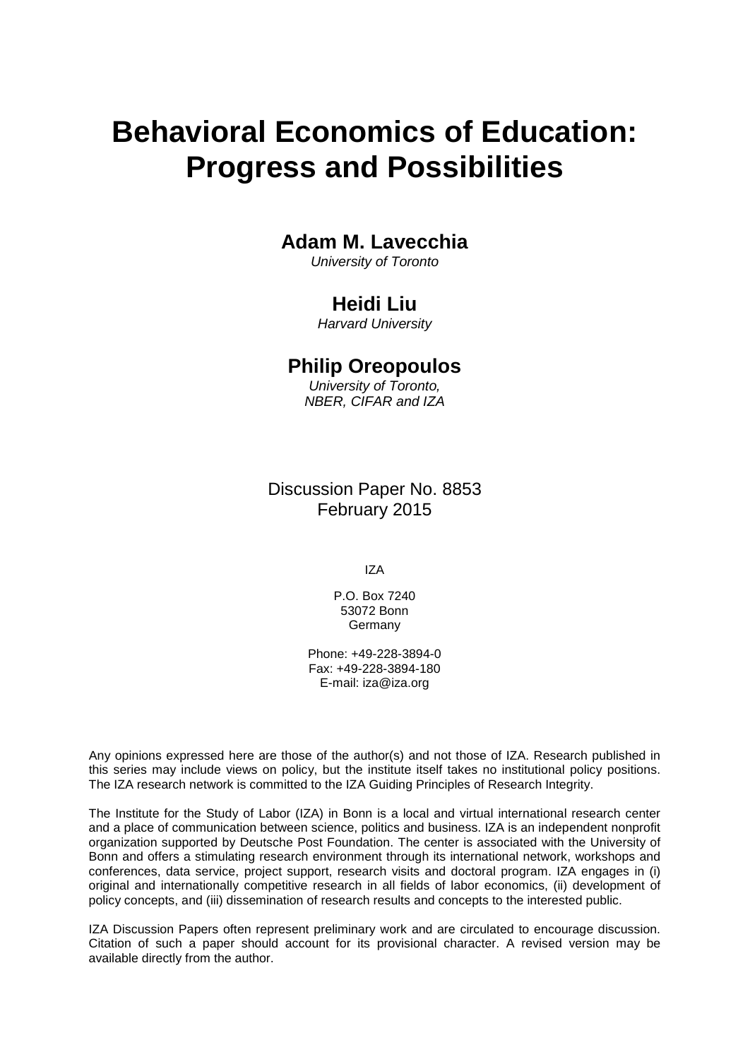# Behavioral Economics of Education: Progress and Possibilities

**Adam M. Lavecchia**
*University of Toronto*

**Heidi Liu**
*Harvard University*

**Philip Oreopoulos**
*University of Toronto, NBER, CIFAR and IZA*

Discussion Paper No. 8853
February 2015

IZA

P.O. Box 7240
53072 Bonn
Germany

Phone: +49-228-3894-0
Fax: +49-228-3894-180
E-mail: iza@iza.org

Any opinions expressed here are those of the author(s) and not those of IZA. Research published in this series may include views on policy, but the institute itself takes no institutional policy positions. The IZA research network is committed to the IZA Guiding Principles of Research Integrity.

The Institute for the Study of Labor (IZA) in Bonn is a local and virtual international research center and a place of communication between science, politics and business. IZA is an independent nonprofit organization supported by Deutsche Post Foundation. The center is associated with the University of Bonn and offers a stimulating research environment through its international network, workshops and conferences, data service, project support, research visits and doctoral program. IZA engages in (i) original and internationally competitive research in all fields of labor economics, (ii) development of policy concepts, and (iii) dissemination of research results and concepts to the interested public.

IZA Discussion Papers often represent preliminary work and are circulated to encourage discussion. Citation of such a paper should account for its provisional character. A revised version may be available directly from the author.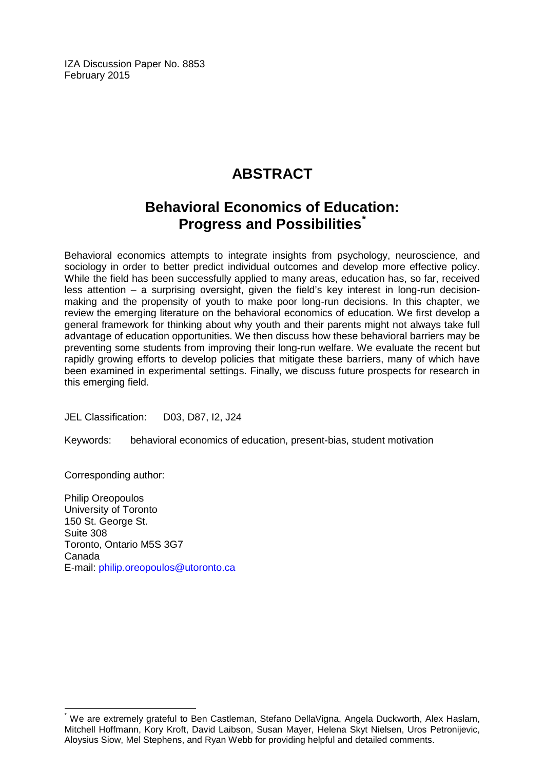IZA Discussion Paper No. 8853
February 2015

# ABSTRACT

## Behavioral Economics of Education: Progress and Possibilities[*]

Behavioral economics attempts to integrate insights from psychology, neuroscience, and sociology in order to better predict individual outcomes and develop more effective policy. While the field has been successfully applied to many areas, education has, so far, received less attention – a surprising oversight, given the field's key interest in long-run decision-making and the propensity of youth to make poor long-run decisions. In this chapter, we review the emerging literature on the behavioral economics of education. We first develop a general framework for thinking about why youth and their parents might not always take full advantage of education opportunities. We then discuss how these behavioral barriers may be preventing some students from improving their long-run welfare. We evaluate the recent but rapidly growing efforts to develop policies that mitigate these barriers, many of which have been examined in experimental settings. Finally, we discuss future prospects for research in this emerging field.

JEL Classification: D03, D87, I2, J24

Keywords: behavioral economics of education, present-bias, student motivation

Corresponding author:

Philip Oreopoulos
University of Toronto
150 St. George St.
Suite 308
Toronto, Ontario M5S 3G7
Canada
E-mail: philip.oreopoulos@utoronto.ca

[*] We are extremely grateful to Ben Castleman, Stefano DellaVigna, Angela Duckworth, Alex Haslam, Mitchell Hoffmann, Kory Kroft, David Laibson, Susan Mayer, Helena Skyt Nielsen, Uros Petronijevic, Aloysius Siow, Mel Stephens, and Ryan Webb for providing helpful and detailed comments.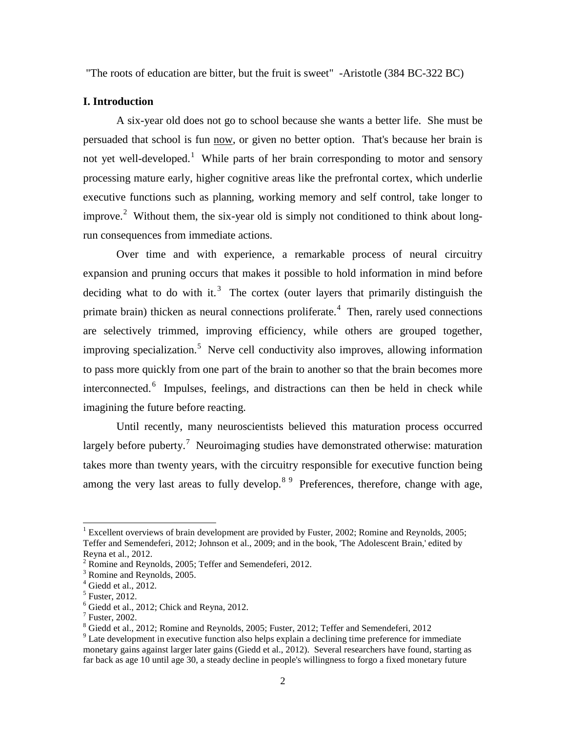"The roots of education are bitter, but the fruit is sweet" -Aristotle (384 BC-322 BC)

## I. Introduction

A six-year old does not go to school because she wants a better life. She must be persuaded that school is fun now, or given no better option. That's because her brain is not yet well-developed.[1] While parts of her brain corresponding to motor and sensory processing mature early, higher cognitive areas like the prefrontal cortex, which underlie executive functions such as planning, working memory and self control, take longer to improve.[2] Without them, the six-year old is simply not conditioned to think about long-run consequences from immediate actions.

Over time and with experience, a remarkable process of neural circuitry expansion and pruning occurs that makes it possible to hold information in mind before deciding what to do with it.[3] The cortex (outer layers that primarily distinguish the primate brain) thicken as neural connections proliferate.[4] Then, rarely used connections are selectively trimmed, improving efficiency, while others are grouped together, improving specialization.[5] Nerve cell conductivity also improves, allowing information to pass more quickly from one part of the brain to another so that the brain becomes more interconnected.[6] Impulses, feelings, and distractions can then be held in check while imagining the future before reacting.

Until recently, many neuroscientists believed this maturation process occurred largely before puberty.[7] Neuroimaging studies have demonstrated otherwise: maturation takes more than twenty years, with the circuitry responsible for executive function being among the very last areas to fully develop.[8] [9] Preferences, therefore, change with age,

---

[1] Excellent overviews of brain development are provided by Fuster, 2002; Romine and Reynolds, 2005; Teffer and Semendeferi, 2012; Johnson et al., 2009; and in the book, 'The Adolescent Brain,' edited by Reyna et al., 2012.

[2] Romine and Reynolds, 2005; Teffer and Semendeferi, 2012.

[3] Romine and Reynolds, 2005.

[4] Giedd et al., 2012.

[5] Fuster, 2012.

[6] Giedd et al., 2012; Chick and Reyna, 2012.

[7] Fuster, 2002.

[8] Giedd et al., 2012; Romine and Reynolds, 2005; Fuster, 2012; Teffer and Semendeferi, 2012

[9] Late development in executive function also helps explain a declining time preference for immediate monetary gains against larger later gains (Giedd et al., 2012). Several researchers have found, starting as far back as age 10 until age 30, a steady decline in people's willingness to forgo a fixed monetary future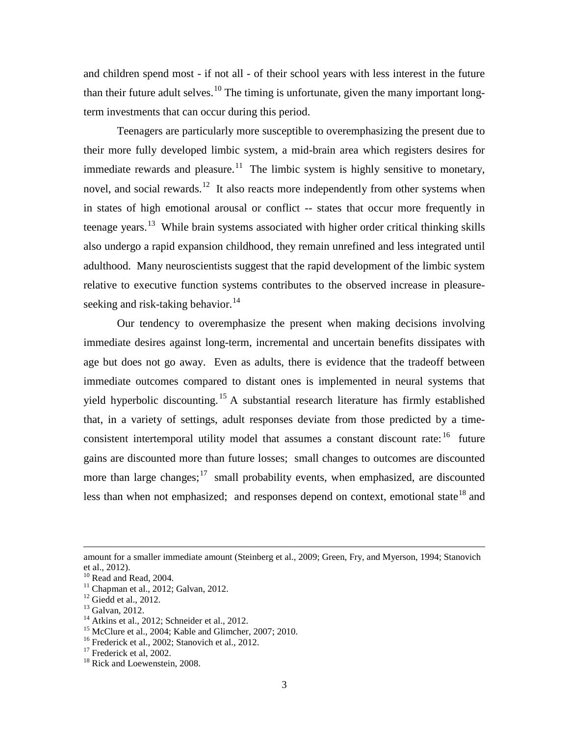and children spend most - if not all - of their school years with less interest in the future than their future adult selves.[10] The timing is unfortunate, given the many important long-term investments that can occur during this period.

Teenagers are particularly more susceptible to overemphasizing the present due to their more fully developed limbic system, a mid-brain area which registers desires for immediate rewards and pleasure.[11] The limbic system is highly sensitive to monetary, novel, and social rewards.[12] It also reacts more independently from other systems when in states of high emotional arousal or conflict -- states that occur more frequently in teenage years.[13] While brain systems associated with higher order critical thinking skills also undergo a rapid expansion childhood, they remain unrefined and less integrated until adulthood. Many neuroscientists suggest that the rapid development of the limbic system relative to executive function systems contributes to the observed increase in pleasure-seeking and risk-taking behavior.[14]

Our tendency to overemphasize the present when making decisions involving immediate desires against long-term, incremental and uncertain benefits dissipates with age but does not go away. Even as adults, there is evidence that the tradeoff between immediate outcomes compared to distant ones is implemented in neural systems that yield hyperbolic discounting.[15] A substantial research literature has firmly established that, in a variety of settings, adult responses deviate from those predicted by a time-consistent intertemporal utility model that assumes a constant discount rate:[16] future gains are discounted more than future losses; small changes to outcomes are discounted more than large changes;[17] small probability events, when emphasized, are discounted less than when not emphasized; and responses depend on context, emotional state[18] and

---

amount for a smaller immediate amount (Steinberg et al., 2009; Green, Fry, and Myerson, 1994; Stanovich et al., 2012).

[10] Read and Read, 2004.

[11] Chapman et al., 2012; Galvan, 2012.

[12] Giedd et al., 2012.

[13] Galvan, 2012.

[14] Atkins et al., 2012; Schneider et al., 2012.

[15] McClure et al., 2004; Kable and Glimcher, 2007; 2010.

[16] Frederick et al., 2002; Stanovich et al., 2012.

[17] Frederick et al, 2002.

[18] Rick and Loewenstein, 2008.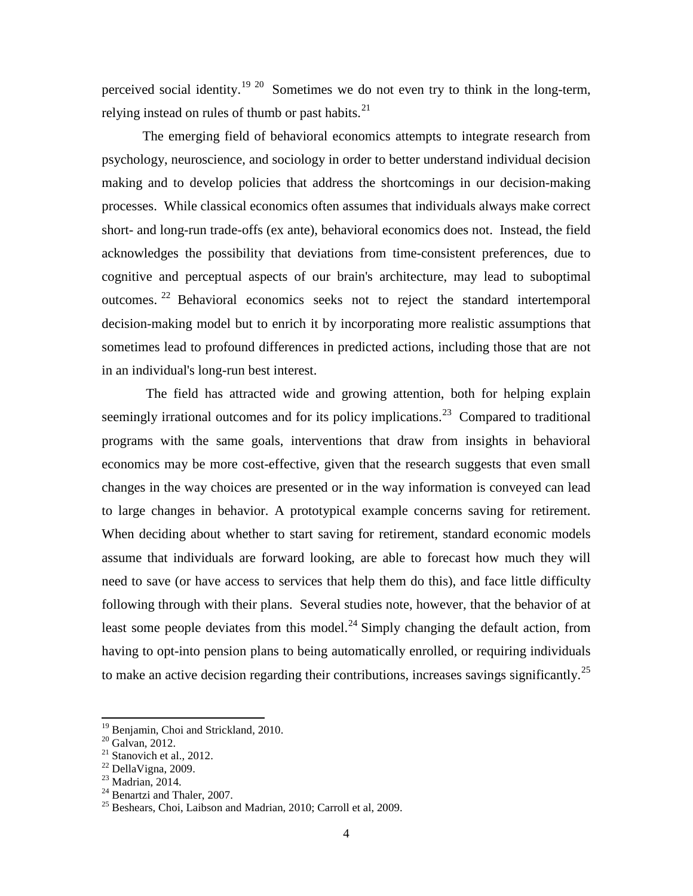perceived social identity.[19] [20] Sometimes we do not even try to think in the long-term, relying instead on rules of thumb or past habits.[21]

The emerging field of behavioral economics attempts to integrate research from psychology, neuroscience, and sociology in order to better understand individual decision making and to develop policies that address the shortcomings in our decision-making processes. While classical economics often assumes that individuals always make correct short- and long-run trade-offs (ex ante), behavioral economics does not. Instead, the field acknowledges the possibility that deviations from time-consistent preferences, due to cognitive and perceptual aspects of our brain's architecture, may lead to suboptimal outcomes.[22] Behavioral economics seeks not to reject the standard intertemporal decision-making model but to enrich it by incorporating more realistic assumptions that sometimes lead to profound differences in predicted actions, including those that are not in an individual's long-run best interest.

The field has attracted wide and growing attention, both for helping explain seemingly irrational outcomes and for its policy implications.[23] Compared to traditional programs with the same goals, interventions that draw from insights in behavioral economics may be more cost-effective, given that the research suggests that even small changes in the way choices are presented or in the way information is conveyed can lead to large changes in behavior. A prototypical example concerns saving for retirement. When deciding about whether to start saving for retirement, standard economic models assume that individuals are forward looking, are able to forecast how much they will need to save (or have access to services that help them do this), and face little difficulty following through with their plans. Several studies note, however, that the behavior of at least some people deviates from this model.[24] Simply changing the default action, from having to opt-into pension plans to being automatically enrolled, or requiring individuals to make an active decision regarding their contributions, increases savings significantly.[25]

---

[19] Benjamin, Choi and Strickland, 2010.

[20] Galvan, 2012.

[21] Stanovich et al., 2012.

[22] DellaVigna, 2009.

[23] Madrian, 2014.

[24] Benartzi and Thaler, 2007.

[25] Beshears, Choi, Laibson and Madrian, 2010; Carroll et al, 2009.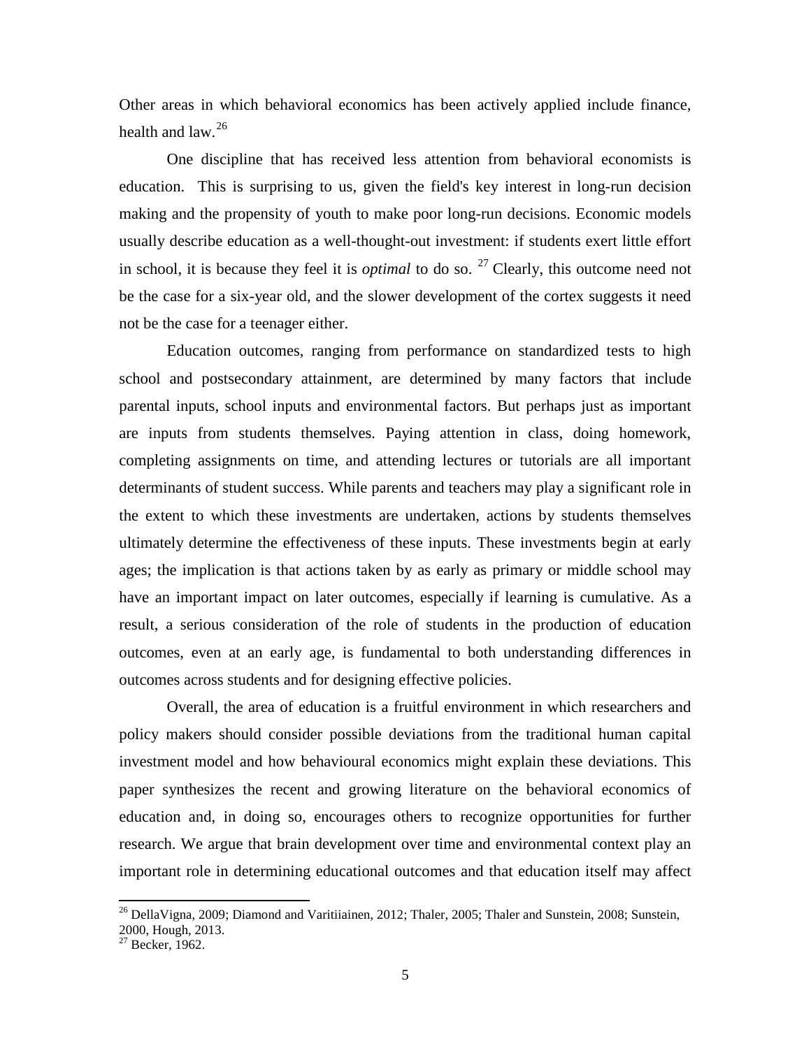Other areas in which behavioral economics has been actively applied include finance, health and law.[26]

One discipline that has received less attention from behavioral economists is education. This is surprising to us, given the field's key interest in long-run decision making and the propensity of youth to make poor long-run decisions. Economic models usually describe education as a well-thought-out investment: if students exert little effort in school, it is because they feel it is *optimal* to do so. [27] Clearly, this outcome need not be the case for a six-year old, and the slower development of the cortex suggests it need not be the case for a teenager either.

Education outcomes, ranging from performance on standardized tests to high school and postsecondary attainment, are determined by many factors that include parental inputs, school inputs and environmental factors. But perhaps just as important are inputs from students themselves. Paying attention in class, doing homework, completing assignments on time, and attending lectures or tutorials are all important determinants of student success. While parents and teachers may play a significant role in the extent to which these investments are undertaken, actions by students themselves ultimately determine the effectiveness of these inputs. These investments begin at early ages; the implication is that actions taken by as early as primary or middle school may have an important impact on later outcomes, especially if learning is cumulative. As a result, a serious consideration of the role of students in the production of education outcomes, even at an early age, is fundamental to both understanding differences in outcomes across students and for designing effective policies.

Overall, the area of education is a fruitful environment in which researchers and policy makers should consider possible deviations from the traditional human capital investment model and how behavioural economics might explain these deviations. This paper synthesizes the recent and growing literature on the behavioral economics of education and, in doing so, encourages others to recognize opportunities for further research. We argue that brain development over time and environmental context play an important role in determining educational outcomes and that education itself may affect

[26] DellaVigna, 2009; Diamond and Varitiiainen, 2012; Thaler, 2005; Thaler and Sunstein, 2008; Sunstein, 2000, Hough, 2013.

[27] Becker, 1962.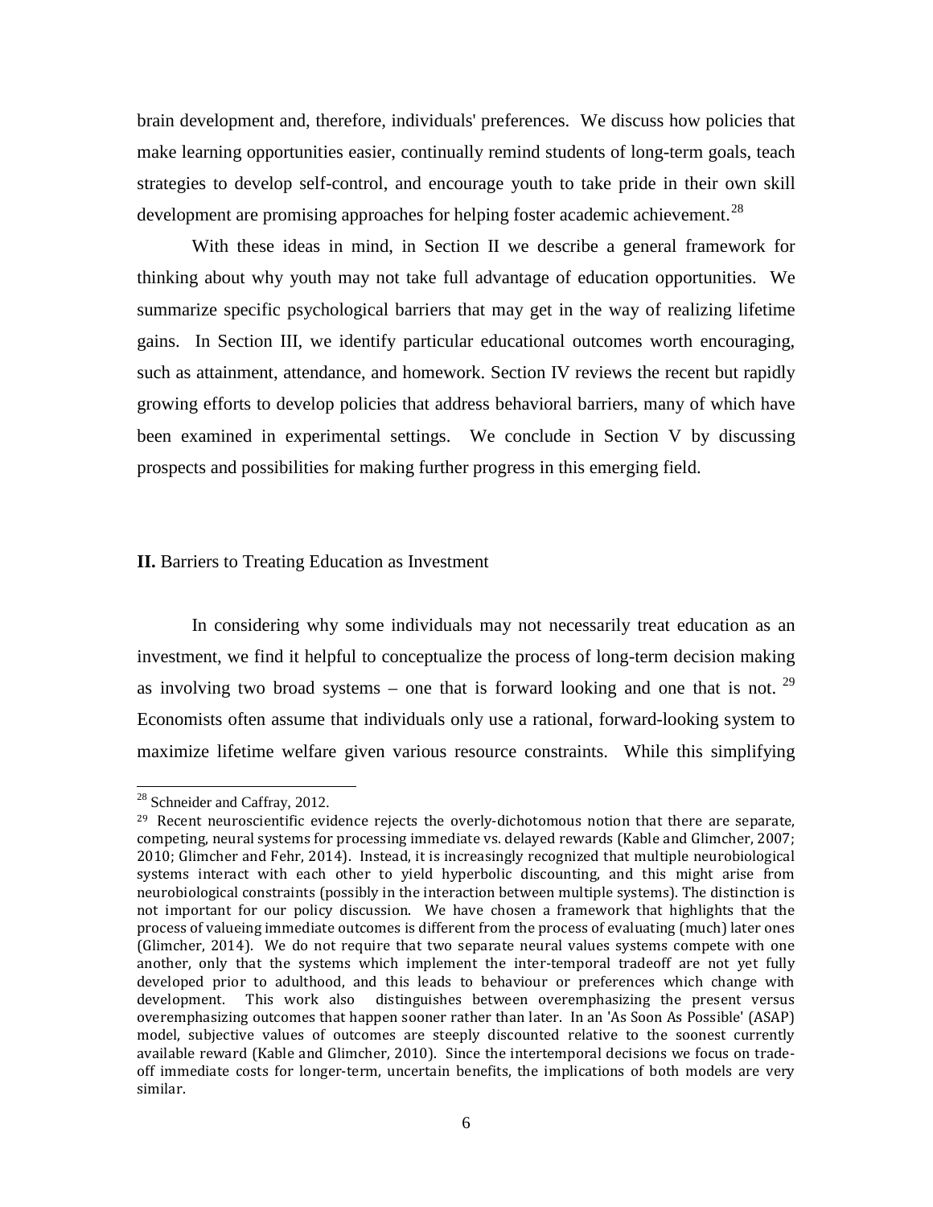brain development and, therefore, individuals' preferences. We discuss how policies that make learning opportunities easier, continually remind students of long-term goals, teach strategies to develop self-control, and encourage youth to take pride in their own skill development are promising approaches for helping foster academic achievement.[28]

With these ideas in mind, in Section II we describe a general framework for thinking about why youth may not take full advantage of education opportunities. We summarize specific psychological barriers that may get in the way of realizing lifetime gains. In Section III, we identify particular educational outcomes worth encouraging, such as attainment, attendance, and homework. Section IV reviews the recent but rapidly growing efforts to develop policies that address behavioral barriers, many of which have been examined in experimental settings. We conclude in Section V by discussing prospects and possibilities for making further progress in this emerging field.

## **II.** Barriers to Treating Education as Investment

In considering why some individuals may not necessarily treat education as an investment, we find it helpful to conceptualize the process of long-term decision making as involving two broad systems – one that is forward looking and one that is not. [29] Economists often assume that individuals only use a rational, forward-looking system to maximize lifetime welfare given various resource constraints. While this simplifying

---

[28] Schneider and Caffray, 2012.

[29] Recent neuroscientific evidence rejects the overly-dichotomous notion that there are separate, competing, neural systems for processing immediate vs. delayed rewards (Kable and Glimcher, 2007; 2010; Glimcher and Fehr, 2014). Instead, it is increasingly recognized that multiple neurobiological systems interact with each other to yield hyperbolic discounting, and this might arise from neurobiological constraints (possibly in the interaction between multiple systems). The distinction is not important for our policy discussion. We have chosen a framework that highlights that the process of valueing immediate outcomes is different from the process of evaluating (much) later ones (Glimcher, 2014). We do not require that two separate neural values systems compete with one another, only that the systems which implement the inter-temporal tradeoff are not yet fully developed prior to adulthood, and this leads to behaviour or preferences which change with development. This work also distinguishes between overemphasizing the present versus overemphasizing outcomes that happen sooner rather than later. In an 'As Soon As Possible' (ASAP) model, subjective values of outcomes are steeply discounted relative to the soonest currently available reward (Kable and Glimcher, 2010). Since the intertemporal decisions we focus on trade-off immediate costs for longer-term, uncertain benefits, the implications of both models are very similar.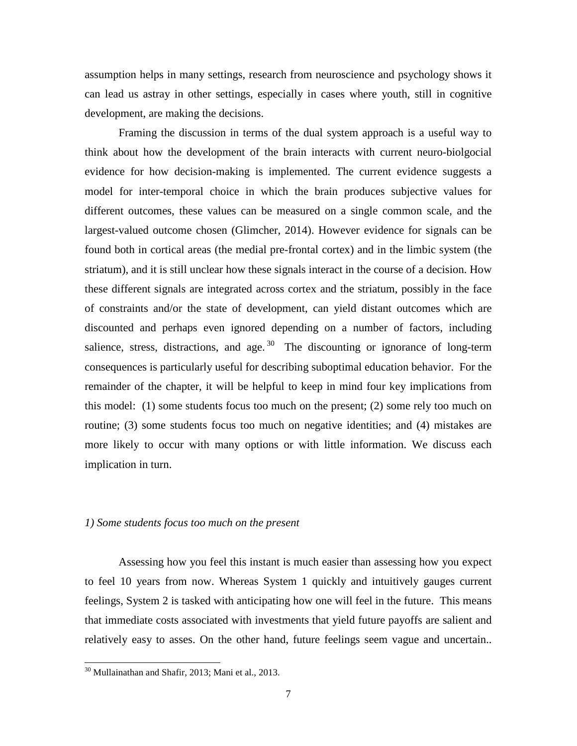assumption helps in many settings, research from neuroscience and psychology shows it can lead us astray in other settings, especially in cases where youth, still in cognitive development, are making the decisions.

Framing the discussion in terms of the dual system approach is a useful way to think about how the development of the brain interacts with current neuro-biolgocial evidence for how decision-making is implemented. The current evidence suggests a model for inter-temporal choice in which the brain produces subjective values for different outcomes, these values can be measured on a single common scale, and the largest-valued outcome chosen (Glimcher, 2014). However evidence for signals can be found both in cortical areas (the medial pre-frontal cortex) and in the limbic system (the striatum), and it is still unclear how these signals interact in the course of a decision. How these different signals are integrated across cortex and the striatum, possibly in the face of constraints and/or the state of development, can yield distant outcomes which are discounted and perhaps even ignored depending on a number of factors, including salience, stress, distractions, and age.[30] The discounting or ignorance of long-term consequences is particularly useful for describing suboptimal education behavior. For the remainder of the chapter, it will be helpful to keep in mind four key implications from this model: (1) some students focus too much on the present; (2) some rely too much on routine; (3) some students focus too much on negative identities; and (4) mistakes are more likely to occur with many options or with little information. We discuss each implication in turn.

*1) Some students focus too much on the present*

Assessing how you feel this instant is much easier than assessing how you expect to feel 10 years from now. Whereas System 1 quickly and intuitively gauges current feelings, System 2 is tasked with anticipating how one will feel in the future. This means that immediate costs associated with investments that yield future payoffs are salient and relatively easy to asses. On the other hand, future feelings seem vague and uncertain..

[30] Mullainathan and Shafir, 2013; Mani et al., 2013.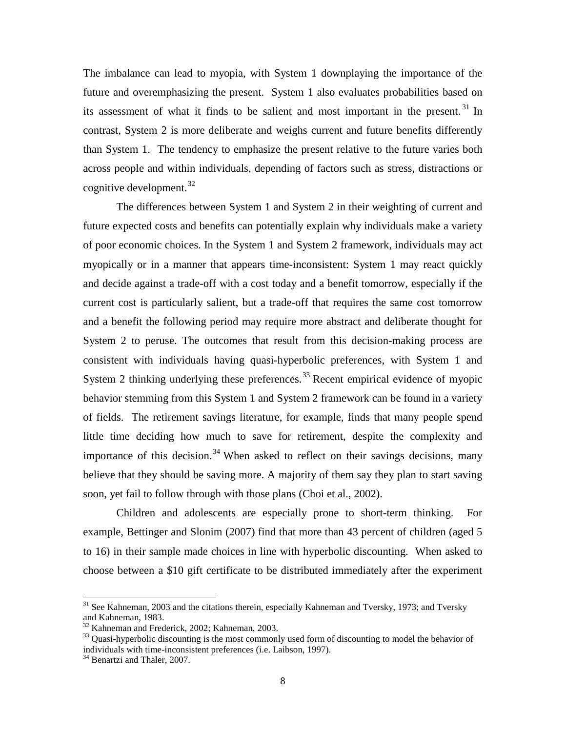The imbalance can lead to myopia, with System 1 downplaying the importance of the future and overemphasizing the present. System 1 also evaluates probabilities based on its assessment of what it finds to be salient and most important in the present.[31] In contrast, System 2 is more deliberate and weighs current and future benefits differently than System 1. The tendency to emphasize the present relative to the future varies both across people and within individuals, depending of factors such as stress, distractions or cognitive development.[32]

The differences between System 1 and System 2 in their weighting of current and future expected costs and benefits can potentially explain why individuals make a variety of poor economic choices. In the System 1 and System 2 framework, individuals may act myopically or in a manner that appears time-inconsistent: System 1 may react quickly and decide against a trade-off with a cost today and a benefit tomorrow, especially if the current cost is particularly salient, but a trade-off that requires the same cost tomorrow and a benefit the following period may require more abstract and deliberate thought for System 2 to peruse. The outcomes that result from this decision-making process are consistent with individuals having quasi-hyperbolic preferences, with System 1 and System 2 thinking underlying these preferences.[33] Recent empirical evidence of myopic behavior stemming from this System 1 and System 2 framework can be found in a variety of fields. The retirement savings literature, for example, finds that many people spend little time deciding how much to save for retirement, despite the complexity and importance of this decision.[34] When asked to reflect on their savings decisions, many believe that they should be saving more. A majority of them say they plan to start saving soon, yet fail to follow through with those plans (Choi et al., 2002).

Children and adolescents are especially prone to short-term thinking. For example, Bettinger and Slonim (2007) find that more than 43 percent of children (aged 5 to 16) in their sample made choices in line with hyperbolic discounting. When asked to choose between a $10 gift certificate to be distributed immediately after the experiment

---

[31] See Kahneman, 2003 and the citations therein, especially Kahneman and Tversky, 1973; and Tversky and Kahneman, 1983.

[32] Kahneman and Frederick, 2002; Kahneman, 2003.

[33] Quasi-hyperbolic discounting is the most commonly used form of discounting to model the behavior of individuals with time-inconsistent preferences (i.e. Laibson, 1997).

[34] Benartzi and Thaler, 2007.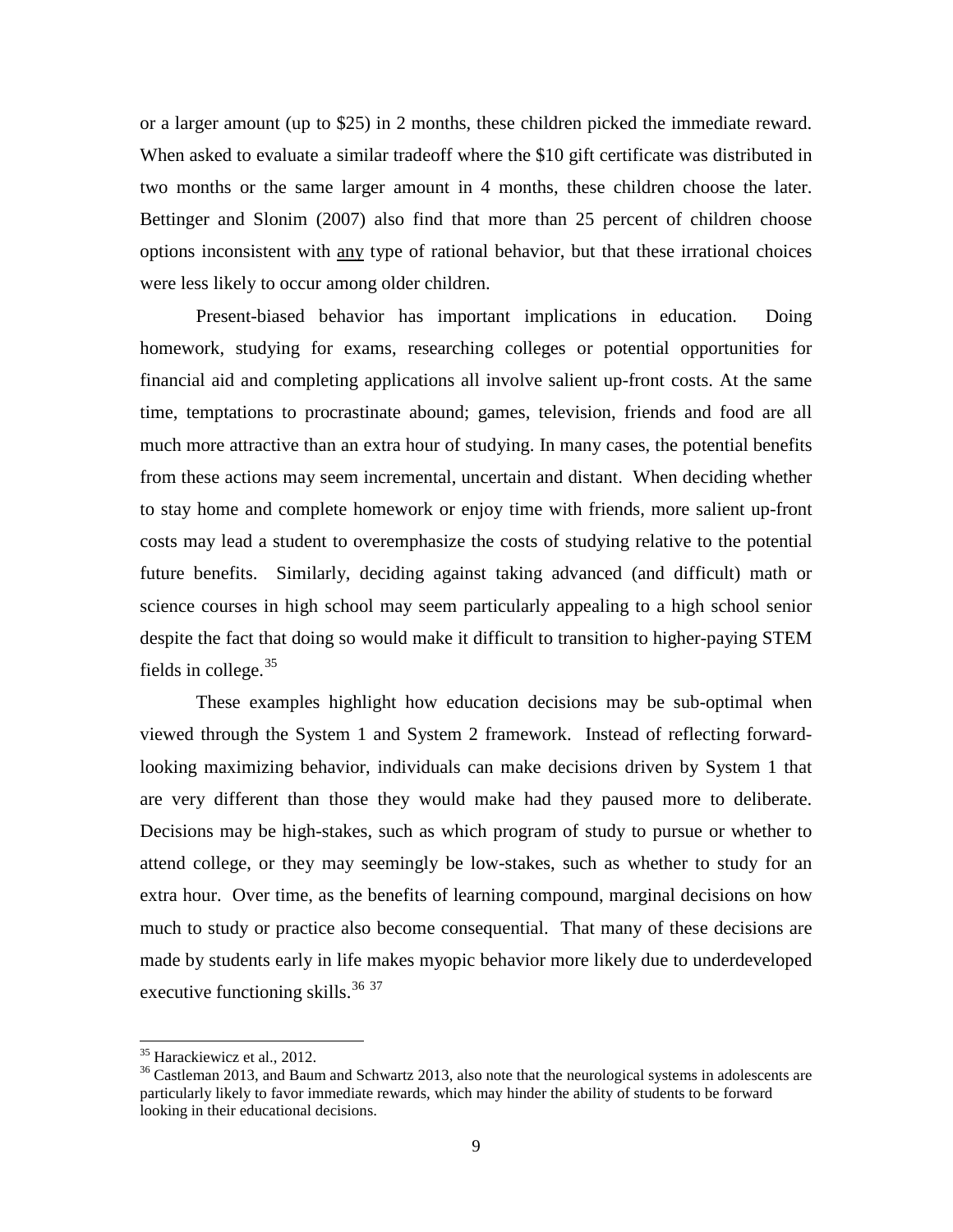or a larger amount (up to $25) in 2 months, these children picked the immediate reward. When asked to evaluate a similar tradeoff where the $10 gift certificate was distributed in two months or the same larger amount in 4 months, these children choose the later. Bettinger and Slonim (2007) also find that more than 25 percent of children choose options inconsistent with <u>any</u> type of rational behavior, but that these irrational choices were less likely to occur among older children.

Present-biased behavior has important implications in education. Doing homework, studying for exams, researching colleges or potential opportunities for financial aid and completing applications all involve salient up-front costs. At the same time, temptations to procrastinate abound; games, television, friends and food are all much more attractive than an extra hour of studying. In many cases, the potential benefits from these actions may seem incremental, uncertain and distant. When deciding whether to stay home and complete homework or enjoy time with friends, more salient up-front costs may lead a student to overemphasize the costs of studying relative to the potential future benefits. Similarly, deciding against taking advanced (and difficult) math or science courses in high school may seem particularly appealing to a high school senior despite the fact that doing so would make it difficult to transition to higher-paying STEM fields in college.[35]

These examples highlight how education decisions may be sub-optimal when viewed through the System 1 and System 2 framework. Instead of reflecting forward-looking maximizing behavior, individuals can make decisions driven by System 1 that are very different than those they would make had they paused more to deliberate. Decisions may be high-stakes, such as which program of study to pursue or whether to attend college, or they may seemingly be low-stakes, such as whether to study for an extra hour. Over time, as the benefits of learning compound, marginal decisions on how much to study or practice also become consequential. That many of these decisions are made by students early in life makes myopic behavior more likely due to underdeveloped executive functioning skills.[36] [37]

---

[35] Harackiewicz et al., 2012.

[36] Castleman 2013, and Baum and Schwartz 2013, also note that the neurological systems in adolescents are particularly likely to favor immediate rewards, which may hinder the ability of students to be forward looking in their educational decisions.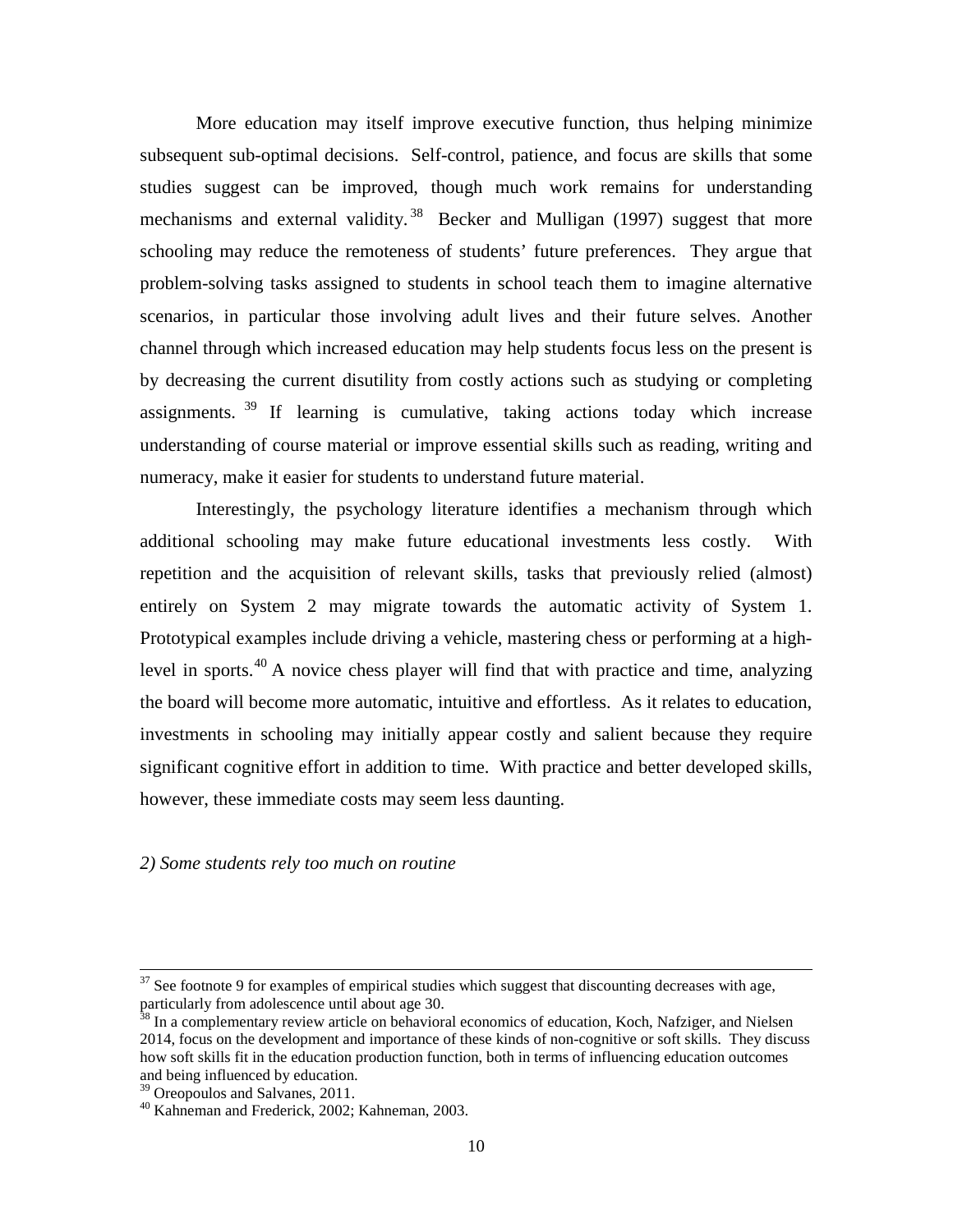More education may itself improve executive function, thus helping minimize subsequent sub-optimal decisions. Self-control, patience, and focus are skills that some studies suggest can be improved, though much work remains for understanding mechanisms and external validity.[38] Becker and Mulligan (1997) suggest that more schooling may reduce the remoteness of students' future preferences. They argue that problem-solving tasks assigned to students in school teach them to imagine alternative scenarios, in particular those involving adult lives and their future selves. Another channel through which increased education may help students focus less on the present is by decreasing the current disutility from costly actions such as studying or completing assignments.[39] If learning is cumulative, taking actions today which increase understanding of course material or improve essential skills such as reading, writing and numeracy, make it easier for students to understand future material.

Interestingly, the psychology literature identifies a mechanism through which additional schooling may make future educational investments less costly. With repetition and the acquisition of relevant skills, tasks that previously relied (almost) entirely on System 2 may migrate towards the automatic activity of System 1. Prototypical examples include driving a vehicle, mastering chess or performing at a high-level in sports.[40] A novice chess player will find that with practice and time, analyzing the board will become more automatic, intuitive and effortless. As it relates to education, investments in schooling may initially appear costly and salient because they require significant cognitive effort in addition to time. With practice and better developed skills, however, these immediate costs may seem less daunting.

*2) Some students rely too much on routine*

---

[37] See footnote 9 for examples of empirical studies which suggest that discounting decreases with age, particularly from adolescence until about age 30.

[38] In a complementary review article on behavioral economics of education, Koch, Nafziger, and Nielsen 2014, focus on the development and importance of these kinds of non-cognitive or soft skills. They discuss how soft skills fit in the education production function, both in terms of influencing education outcomes and being influenced by education.

[39] Oreopoulos and Salvanes, 2011.

[40] Kahneman and Frederick, 2002; Kahneman, 2003.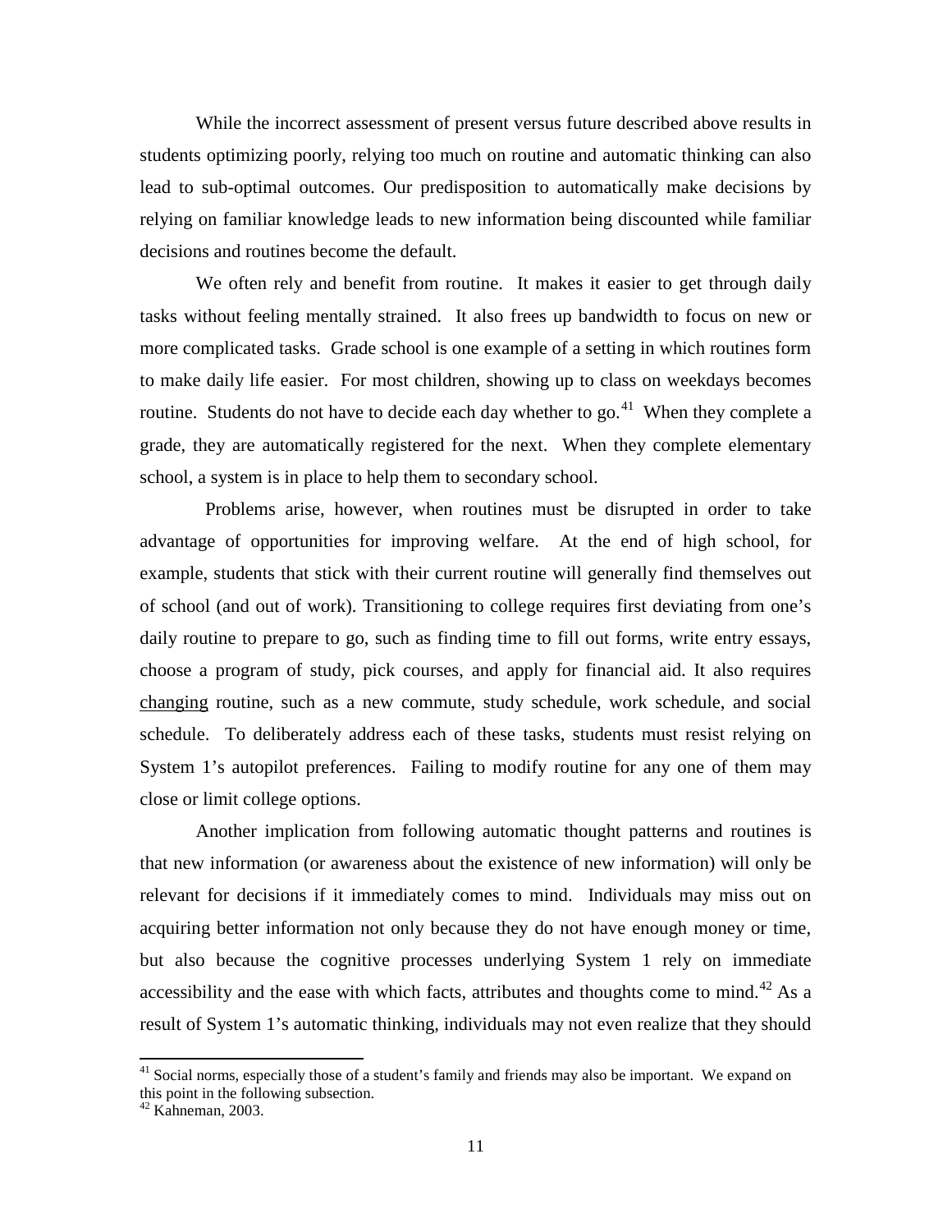While the incorrect assessment of present versus future described above results in students optimizing poorly, relying too much on routine and automatic thinking can also lead to sub-optimal outcomes. Our predisposition to automatically make decisions by relying on familiar knowledge leads to new information being discounted while familiar decisions and routines become the default.

We often rely and benefit from routine. It makes it easier to get through daily tasks without feeling mentally strained. It also frees up bandwidth to focus on new or more complicated tasks. Grade school is one example of a setting in which routines form to make daily life easier. For most children, showing up to class on weekdays becomes routine. Students do not have to decide each day whether to go.[41] When they complete a grade, they are automatically registered for the next. When they complete elementary school, a system is in place to help them to secondary school.

Problems arise, however, when routines must be disrupted in order to take advantage of opportunities for improving welfare. At the end of high school, for example, students that stick with their current routine will generally find themselves out of school (and out of work). Transitioning to college requires first deviating from one's daily routine to prepare to go, such as finding time to fill out forms, write entry essays, choose a program of study, pick courses, and apply for financial aid. It also requires <u>changing</u> routine, such as a new commute, study schedule, work schedule, and social schedule. To deliberately address each of these tasks, students must resist relying on System 1's autopilot preferences. Failing to modify routine for any one of them may close or limit college options.

Another implication from following automatic thought patterns and routines is that new information (or awareness about the existence of new information) will only be relevant for decisions if it immediately comes to mind. Individuals may miss out on acquiring better information not only because they do not have enough money or time, but also because the cognitive processes underlying System 1 rely on immediate accessibility and the ease with which facts, attributes and thoughts come to mind.[42] As a result of System 1's automatic thinking, individuals may not even realize that they should

[41] Social norms, especially those of a student's family and friends may also be important. We expand on this point in the following subsection.

[42] Kahneman, 2003.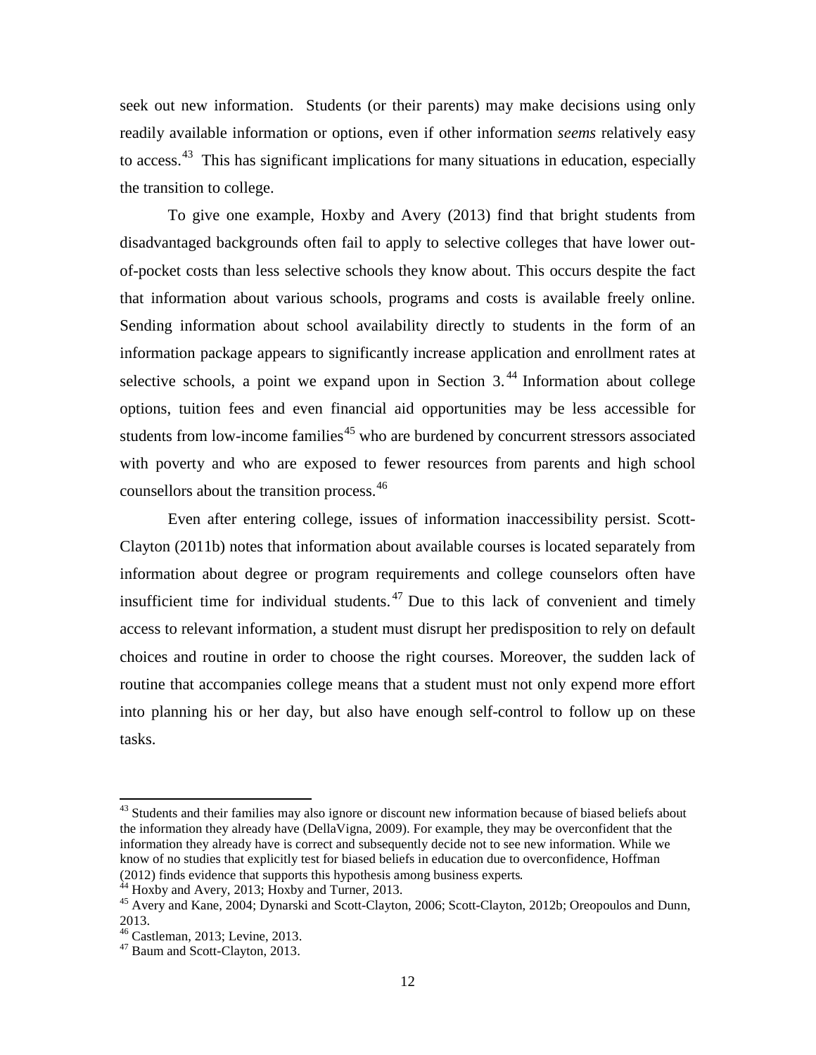seek out new information. Students (or their parents) may make decisions using only readily available information or options, even if other information *seems* relatively easy to access.[43] This has significant implications for many situations in education, especially the transition to college.

To give one example, Hoxby and Avery (2013) find that bright students from disadvantaged backgrounds often fail to apply to selective colleges that have lower out-of-pocket costs than less selective schools they know about. This occurs despite the fact that information about various schools, programs and costs is available freely online. Sending information about school availability directly to students in the form of an information package appears to significantly increase application and enrollment rates at selective schools, a point we expand upon in Section 3.[44] Information about college options, tuition fees and even financial aid opportunities may be less accessible for students from low-income families[45] who are burdened by concurrent stressors associated with poverty and who are exposed to fewer resources from parents and high school counsellors about the transition process.[46]

Even after entering college, issues of information inaccessibility persist. Scott-Clayton (2011b) notes that information about available courses is located separately from information about degree or program requirements and college counselors often have insufficient time for individual students.[47] Due to this lack of convenient and timely access to relevant information, a student must disrupt her predisposition to rely on default choices and routine in order to choose the right courses. Moreover, the sudden lack of routine that accompanies college means that a student must not only expend more effort into planning his or her day, but also have enough self-control to follow up on these tasks.

---

[43] Students and their families may also ignore or discount new information because of biased beliefs about the information they already have (DellaVigna, 2009). For example, they may be overconfident that the information they already have is correct and subsequently decide not to see new information. While we know of no studies that explicitly test for biased beliefs in education due to overconfidence, Hoffman (2012) finds evidence that supports this hypothesis among business experts.

[44] Hoxby and Avery, 2013; Hoxby and Turner, 2013.

[45] Avery and Kane, 2004; Dynarski and Scott-Clayton, 2006; Scott-Clayton, 2012b; Oreopoulos and Dunn, 2013.

[46] Castleman, 2013; Levine, 2013.

[47] Baum and Scott-Clayton, 2013.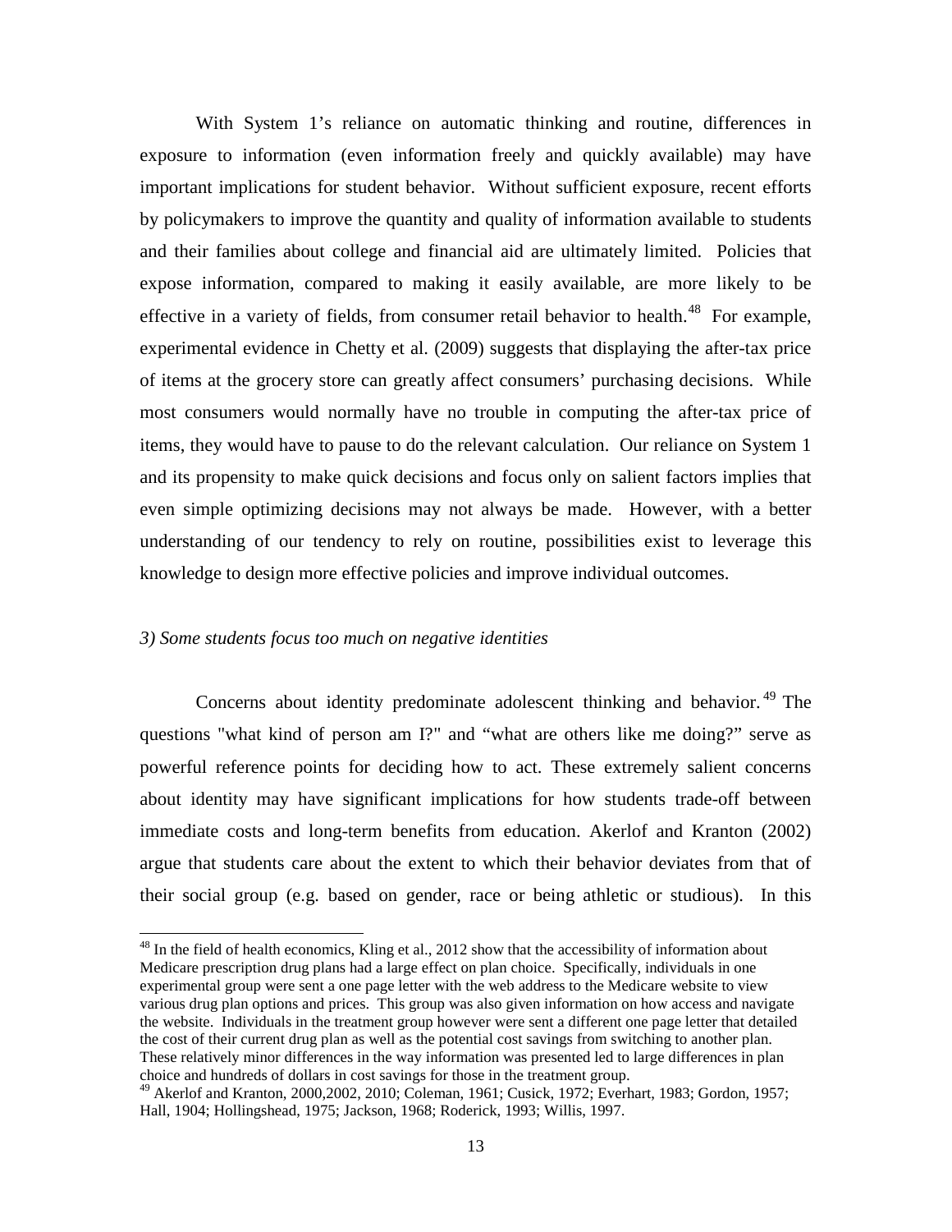With System 1's reliance on automatic thinking and routine, differences in exposure to information (even information freely and quickly available) may have important implications for student behavior. Without sufficient exposure, recent efforts by policymakers to improve the quantity and quality of information available to students and their families about college and financial aid are ultimately limited. Policies that expose information, compared to making it easily available, are more likely to be effective in a variety of fields, from consumer retail behavior to health.[48] For example, experimental evidence in Chetty et al. (2009) suggests that displaying the after-tax price of items at the grocery store can greatly affect consumers' purchasing decisions. While most consumers would normally have no trouble in computing the after-tax price of items, they would have to pause to do the relevant calculation. Our reliance on System 1 and its propensity to make quick decisions and focus only on salient factors implies that even simple optimizing decisions may not always be made. However, with a better understanding of our tendency to rely on routine, possibilities exist to leverage this knowledge to design more effective policies and improve individual outcomes.

*3) Some students focus too much on negative identities*

Concerns about identity predominate adolescent thinking and behavior.[49] The questions "what kind of person am I?" and "what are others like me doing?" serve as powerful reference points for deciding how to act. These extremely salient concerns about identity may have significant implications for how students trade-off between immediate costs and long-term benefits from education. Akerlof and Kranton (2002) argue that students care about the extent to which their behavior deviates from that of their social group (e.g. based on gender, race or being athletic or studious). In this

---

[48] In the field of health economics, Kling et al., 2012 show that the accessibility of information about Medicare prescription drug plans had a large effect on plan choice. Specifically, individuals in one experimental group were sent a one page letter with the web address to the Medicare website to view various drug plan options and prices. This group was also given information on how access and navigate the website. Individuals in the treatment group however were sent a different one page letter that detailed the cost of their current drug plan as well as the potential cost savings from switching to another plan. These relatively minor differences in the way information was presented led to large differences in plan choice and hundreds of dollars in cost savings for those in the treatment group.

[49] Akerlof and Kranton, 2000,2002, 2010; Coleman, 1961; Cusick, 1972; Everhart, 1983; Gordon, 1957; Hall, 1904; Hollingshead, 1975; Jackson, 1968; Roderick, 1993; Willis, 1997.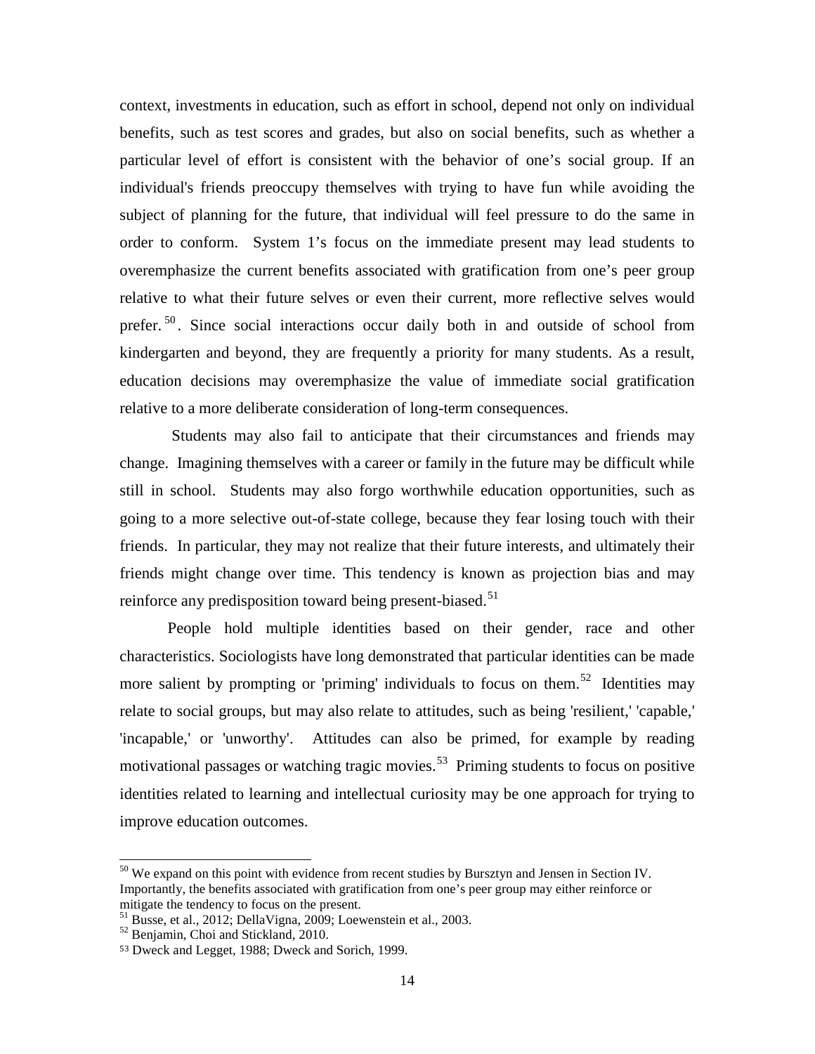context, investments in education, such as effort in school, depend not only on individual benefits, such as test scores and grades, but also on social benefits, such as whether a particular level of effort is consistent with the behavior of one's social group. If an individual's friends preoccupy themselves with trying to have fun while avoiding the subject of planning for the future, that individual will feel pressure to do the same in order to conform. System 1's focus on the immediate present may lead students to overemphasize the current benefits associated with gratification from one's peer group relative to what their future selves or even their current, more reflective selves would prefer.[50]. Since social interactions occur daily both in and outside of school from kindergarten and beyond, they are frequently a priority for many students. As a result, education decisions may overemphasize the value of immediate social gratification relative to a more deliberate consideration of long-term consequences.

Students may also fail to anticipate that their circumstances and friends may change. Imagining themselves with a career or family in the future may be difficult while still in school. Students may also forgo worthwhile education opportunities, such as going to a more selective out-of-state college, because they fear losing touch with their friends. In particular, they may not realize that their future interests, and ultimately their friends might change over time. This tendency is known as projection bias and may reinforce any predisposition toward being present-biased.[51]

People hold multiple identities based on their gender, race and other characteristics. Sociologists have long demonstrated that particular identities can be made more salient by prompting or 'priming' individuals to focus on them.[52] Identities may relate to social groups, but may also relate to attitudes, such as being 'resilient,' 'capable,' 'incapable,' or 'unworthy'. Attitudes can also be primed, for example by reading motivational passages or watching tragic movies.[53] Priming students to focus on positive identities related to learning and intellectual curiosity may be one approach for trying to improve education outcomes.

---

[50] We expand on this point with evidence from recent studies by Bursztyn and Jensen in Section IV. Importantly, the benefits associated with gratification from one's peer group may either reinforce or mitigate the tendency to focus on the present.

[51] Busse, et al., 2012; DellaVigna, 2009; Loewenstein et al., 2003.

[52] Benjamin, Choi and Stickland, 2010.

[53] Dweck and Legget, 1988; Dweck and Sorich, 1999.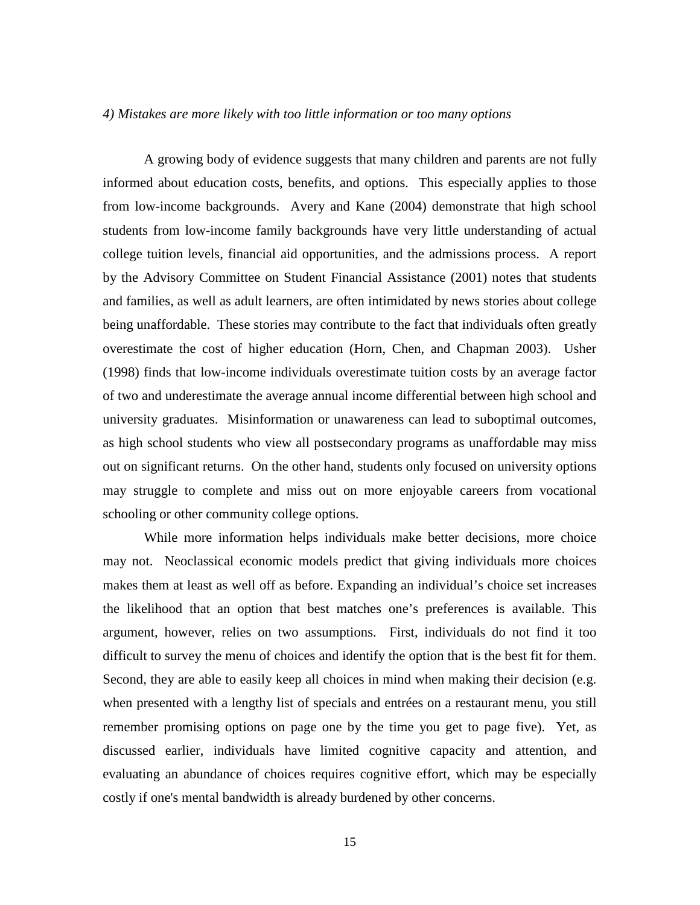*4) Mistakes are more likely with too little information or too many options*

A growing body of evidence suggests that many children and parents are not fully informed about education costs, benefits, and options. This especially applies to those from low-income backgrounds. Avery and Kane (2004) demonstrate that high school students from low-income family backgrounds have very little understanding of actual college tuition levels, financial aid opportunities, and the admissions process. A report by the Advisory Committee on Student Financial Assistance (2001) notes that students and families, as well as adult learners, are often intimidated by news stories about college being unaffordable. These stories may contribute to the fact that individuals often greatly overestimate the cost of higher education (Horn, Chen, and Chapman 2003). Usher (1998) finds that low-income individuals overestimate tuition costs by an average factor of two and underestimate the average annual income differential between high school and university graduates. Misinformation or unawareness can lead to suboptimal outcomes, as high school students who view all postsecondary programs as unaffordable may miss out on significant returns. On the other hand, students only focused on university options may struggle to complete and miss out on more enjoyable careers from vocational schooling or other community college options.

While more information helps individuals make better decisions, more choice may not. Neoclassical economic models predict that giving individuals more choices makes them at least as well off as before. Expanding an individual's choice set increases the likelihood that an option that best matches one's preferences is available. This argument, however, relies on two assumptions. First, individuals do not find it too difficult to survey the menu of choices and identify the option that is the best fit for them. Second, they are able to easily keep all choices in mind when making their decision (e.g. when presented with a lengthy list of specials and entrées on a restaurant menu, you still remember promising options on page one by the time you get to page five). Yet, as discussed earlier, individuals have limited cognitive capacity and attention, and evaluating an abundance of choices requires cognitive effort, which may be especially costly if one's mental bandwidth is already burdened by other concerns.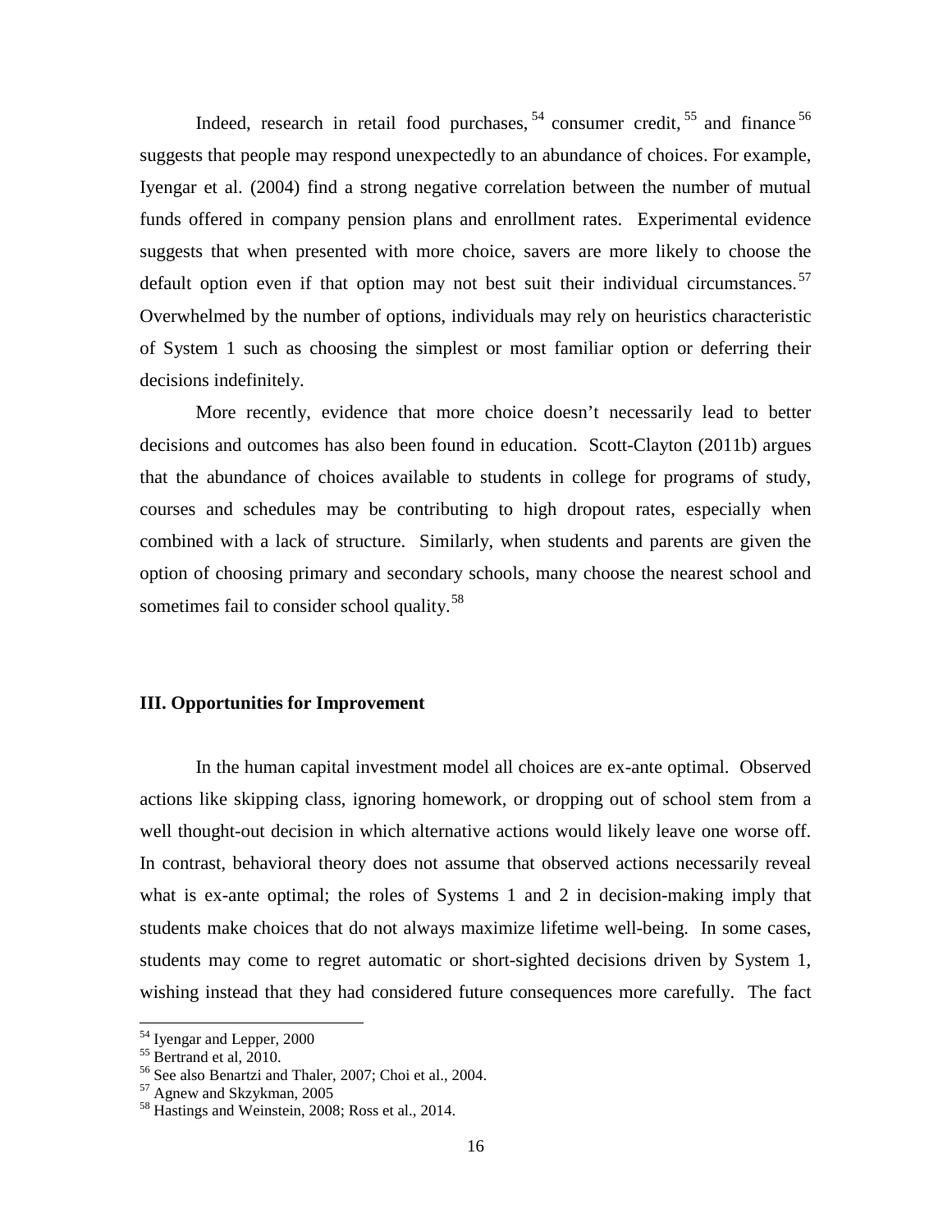Indeed, research in retail food purchases,[54] consumer credit,[55] and finance[56] suggests that people may respond unexpectedly to an abundance of choices. For example, Iyengar et al. (2004) find a strong negative correlation between the number of mutual funds offered in company pension plans and enrollment rates. Experimental evidence suggests that when presented with more choice, savers are more likely to choose the default option even if that option may not best suit their individual circumstances.[57] Overwhelmed by the number of options, individuals may rely on heuristics characteristic of System 1 such as choosing the simplest or most familiar option or deferring their decisions indefinitely.

More recently, evidence that more choice doesn't necessarily lead to better decisions and outcomes has also been found in education. Scott-Clayton (2011b) argues that the abundance of choices available to students in college for programs of study, courses and schedules may be contributing to high dropout rates, especially when combined with a lack of structure. Similarly, when students and parents are given the option of choosing primary and secondary schools, many choose the nearest school and sometimes fail to consider school quality.[58]

## III. Opportunities for Improvement

In the human capital investment model all choices are ex-ante optimal. Observed actions like skipping class, ignoring homework, or dropping out of school stem from a well thought-out decision in which alternative actions would likely leave one worse off. In contrast, behavioral theory does not assume that observed actions necessarily reveal what is ex-ante optimal; the roles of Systems 1 and 2 in decision-making imply that students make choices that do not always maximize lifetime well-being. In some cases, students may come to regret automatic or short-sighted decisions driven by System 1, wishing instead that they had considered future consequences more carefully. The fact

[54] Iyengar and Lepper, 2000

[55] Bertrand et al, 2010.

[56] See also Benartzi and Thaler, 2007; Choi et al., 2004.

[57] Agnew and Skzykman, 2005

[58] Hastings and Weinstein, 2008; Ross et al., 2014.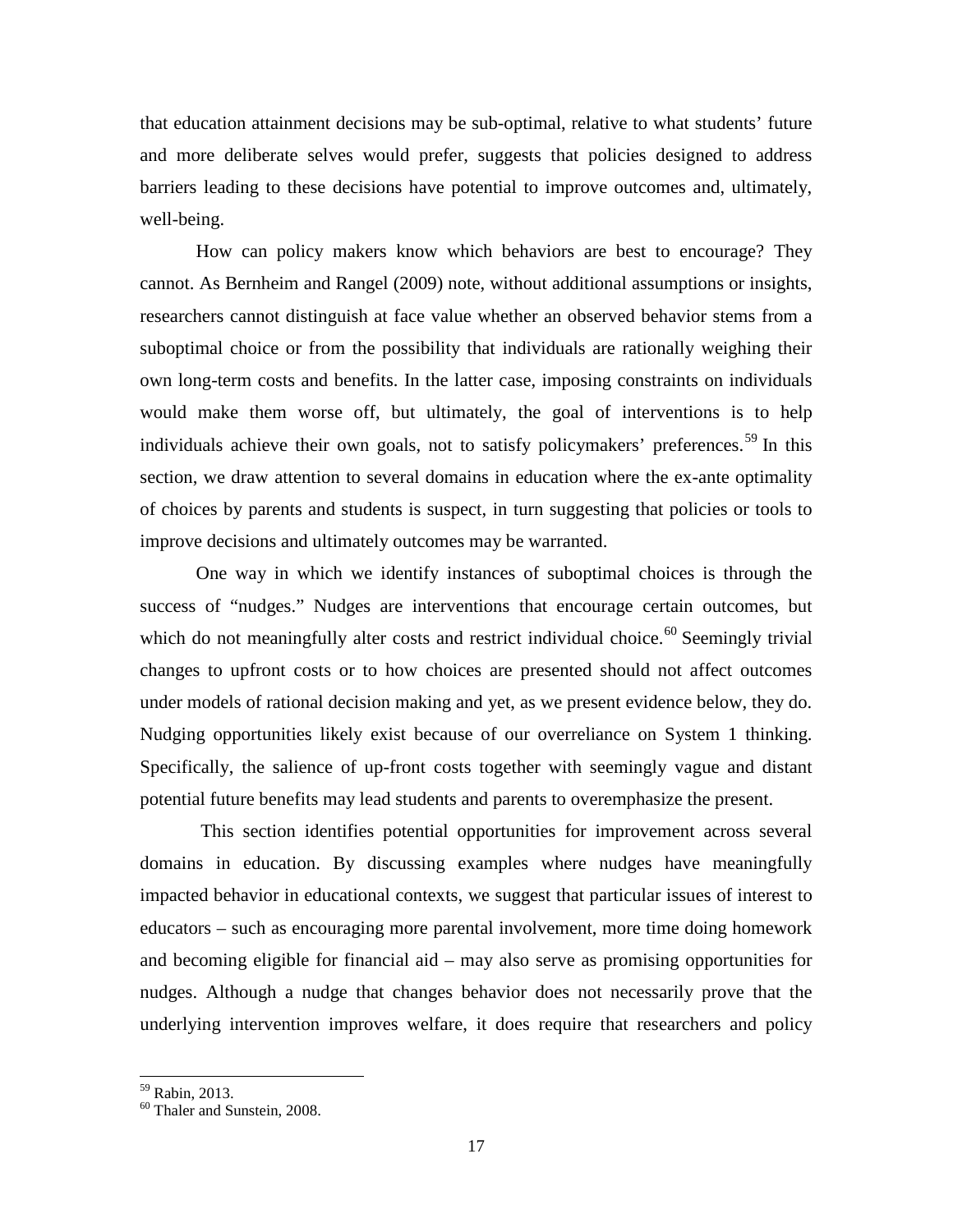that education attainment decisions may be sub-optimal, relative to what students' future and more deliberate selves would prefer, suggests that policies designed to address barriers leading to these decisions have potential to improve outcomes and, ultimately, well-being.

How can policy makers know which behaviors are best to encourage? They cannot. As Bernheim and Rangel (2009) note, without additional assumptions or insights, researchers cannot distinguish at face value whether an observed behavior stems from a suboptimal choice or from the possibility that individuals are rationally weighing their own long-term costs and benefits. In the latter case, imposing constraints on individuals would make them worse off, but ultimately, the goal of interventions is to help individuals achieve their own goals, not to satisfy policymakers' preferences.[59] In this section, we draw attention to several domains in education where the ex-ante optimality of choices by parents and students is suspect, in turn suggesting that policies or tools to improve decisions and ultimately outcomes may be warranted.

One way in which we identify instances of suboptimal choices is through the success of "nudges." Nudges are interventions that encourage certain outcomes, but which do not meaningfully alter costs and restrict individual choice.[60] Seemingly trivial changes to upfront costs or to how choices are presented should not affect outcomes under models of rational decision making and yet, as we present evidence below, they do. Nudging opportunities likely exist because of our overreliance on System 1 thinking. Specifically, the salience of up-front costs together with seemingly vague and distant potential future benefits may lead students and parents to overemphasize the present.

This section identifies potential opportunities for improvement across several domains in education. By discussing examples where nudges have meaningfully impacted behavior in educational contexts, we suggest that particular issues of interest to educators – such as encouraging more parental involvement, more time doing homework and becoming eligible for financial aid – may also serve as promising opportunities for nudges. Although a nudge that changes behavior does not necessarily prove that the underlying intervention improves welfare, it does require that researchers and policy

---

[59] Rabin, 2013.

[60] Thaler and Sunstein, 2008.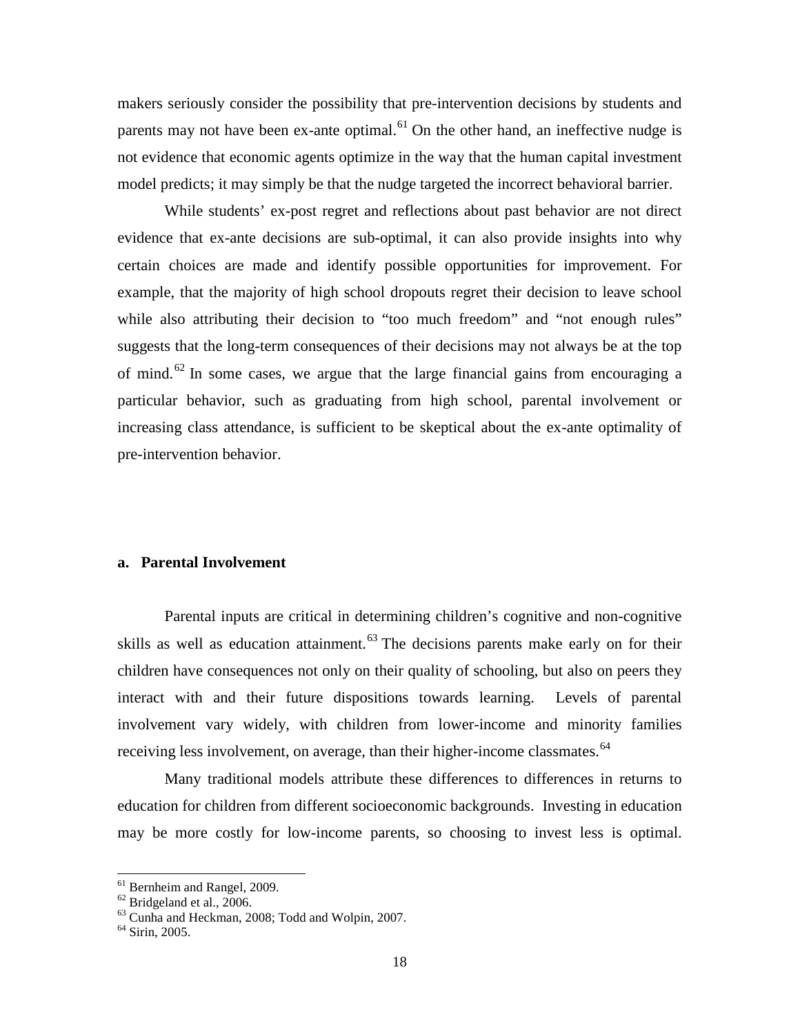makers seriously consider the possibility that pre-intervention decisions by students and parents may not have been ex-ante optimal.[61] On the other hand, an ineffective nudge is not evidence that economic agents optimize in the way that the human capital investment model predicts; it may simply be that the nudge targeted the incorrect behavioral barrier.

While students' ex-post regret and reflections about past behavior are not direct evidence that ex-ante decisions are sub-optimal, it can also provide insights into why certain choices are made and identify possible opportunities for improvement. For example, that the majority of high school dropouts regret their decision to leave school while also attributing their decision to "too much freedom" and "not enough rules" suggests that the long-term consequences of their decisions may not always be at the top of mind.[62] In some cases, we argue that the large financial gains from encouraging a particular behavior, such as graduating from high school, parental involvement or increasing class attendance, is sufficient to be skeptical about the ex-ante optimality of pre-intervention behavior.

### a. Parental Involvement

Parental inputs are critical in determining children's cognitive and non-cognitive skills as well as education attainment.[63] The decisions parents make early on for their children have consequences not only on their quality of schooling, but also on peers they interact with and their future dispositions towards learning. Levels of parental involvement vary widely, with children from lower-income and minority families receiving less involvement, on average, than their higher-income classmates.[64]

Many traditional models attribute these differences to differences in returns to education for children from different socioeconomic backgrounds. Investing in education may be more costly for low-income parents, so choosing to invest less is optimal.

---

[61] Bernheim and Rangel, 2009.

[62] Bridgeland et al., 2006.

[63] Cunha and Heckman, 2008; Todd and Wolpin, 2007.

[64] Sirin, 2005.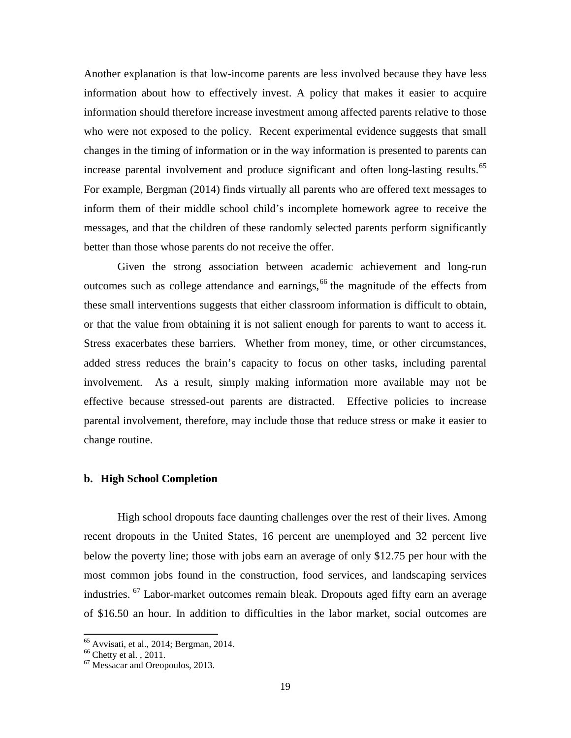Another explanation is that low-income parents are less involved because they have less information about how to effectively invest. A policy that makes it easier to acquire information should therefore increase investment among affected parents relative to those who were not exposed to the policy. Recent experimental evidence suggests that small changes in the timing of information or in the way information is presented to parents can increase parental involvement and produce significant and often long-lasting results.[65] For example, Bergman (2014) finds virtually all parents who are offered text messages to inform them of their middle school child's incomplete homework agree to receive the messages, and that the children of these randomly selected parents perform significantly better than those whose parents do not receive the offer.

Given the strong association between academic achievement and long-run outcomes such as college attendance and earnings,[66] the magnitude of the effects from these small interventions suggests that either classroom information is difficult to obtain, or that the value from obtaining it is not salient enough for parents to want to access it. Stress exacerbates these barriers. Whether from money, time, or other circumstances, added stress reduces the brain's capacity to focus on other tasks, including parental involvement. As a result, simply making information more available may not be effective because stressed-out parents are distracted. Effective policies to increase parental involvement, therefore, may include those that reduce stress or make it easier to change routine.

### b. High School Completion

High school dropouts face daunting challenges over the rest of their lives. Among recent dropouts in the United States, 16 percent are unemployed and 32 percent live below the poverty line; those with jobs earn an average of only $12.75 per hour with the most common jobs found in the construction, food services, and landscaping services industries.[67] Labor-market outcomes remain bleak. Dropouts aged fifty earn an average of $16.50 an hour. In addition to difficulties in the labor market, social outcomes are

---

[65] Avvisati, et al., 2014; Bergman, 2014.

[66] Chetty et al. , 2011.

[67] Messacar and Oreopoulos, 2013.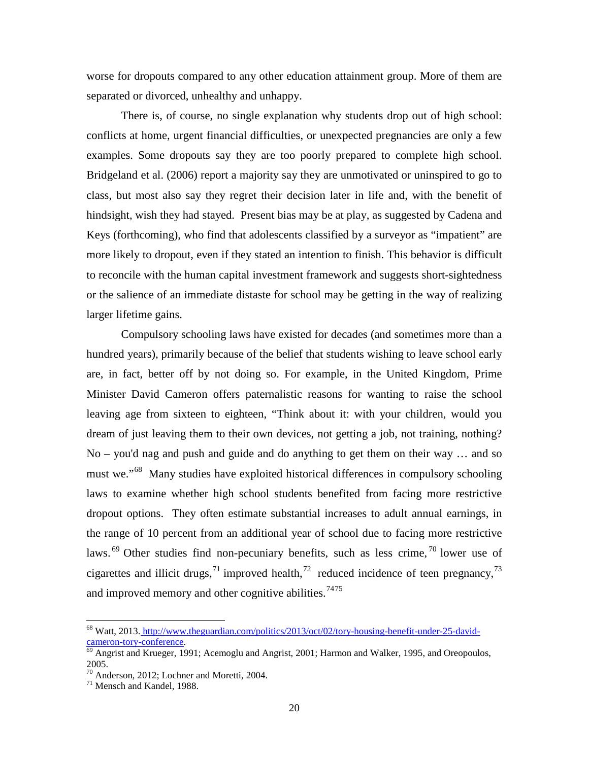worse for dropouts compared to any other education attainment group. More of them are separated or divorced, unhealthy and unhappy.

There is, of course, no single explanation why students drop out of high school: conflicts at home, urgent financial difficulties, or unexpected pregnancies are only a few examples. Some dropouts say they are too poorly prepared to complete high school. Bridgeland et al. (2006) report a majority say they are unmotivated or uninspired to go to class, but most also say they regret their decision later in life and, with the benefit of hindsight, wish they had stayed. Present bias may be at play, as suggested by Cadena and Keys (forthcoming), who find that adolescents classified by a surveyor as "impatient" are more likely to dropout, even if they stated an intention to finish. This behavior is difficult to reconcile with the human capital investment framework and suggests short-sightedness or the salience of an immediate distaste for school may be getting in the way of realizing larger lifetime gains.

Compulsory schooling laws have existed for decades (and sometimes more than a hundred years), primarily because of the belief that students wishing to leave school early are, in fact, better off by not doing so. For example, in the United Kingdom, Prime Minister David Cameron offers paternalistic reasons for wanting to raise the school leaving age from sixteen to eighteen, "Think about it: with your children, would you dream of just leaving them to their own devices, not getting a job, not training, nothing? No – you'd nag and push and guide and do anything to get them on their way … and so must we."[68] Many studies have exploited historical differences in compulsory schooling laws to examine whether high school students benefited from facing more restrictive dropout options. They often estimate substantial increases to adult annual earnings, in the range of 10 percent from an additional year of school due to facing more restrictive laws.[69] Other studies find non-pecuniary benefits, such as less crime,[70] lower use of cigarettes and illicit drugs,[71] improved health,[72] reduced incidence of teen pregnancy,[73] and improved memory and other cognitive abilities.[74][75]

---

[68] Watt, 2013. http://www.theguardian.com/politics/2013/oct/02/tory-housing-benefit-under-25-david-cameron-tory-conference.

[69] Angrist and Krueger, 1991; Acemoglu and Angrist, 2001; Harmon and Walker, 1995, and Oreopoulos, 2005.

[70] Anderson, 2012; Lochner and Moretti, 2004.

[71] Mensch and Kandel, 1988.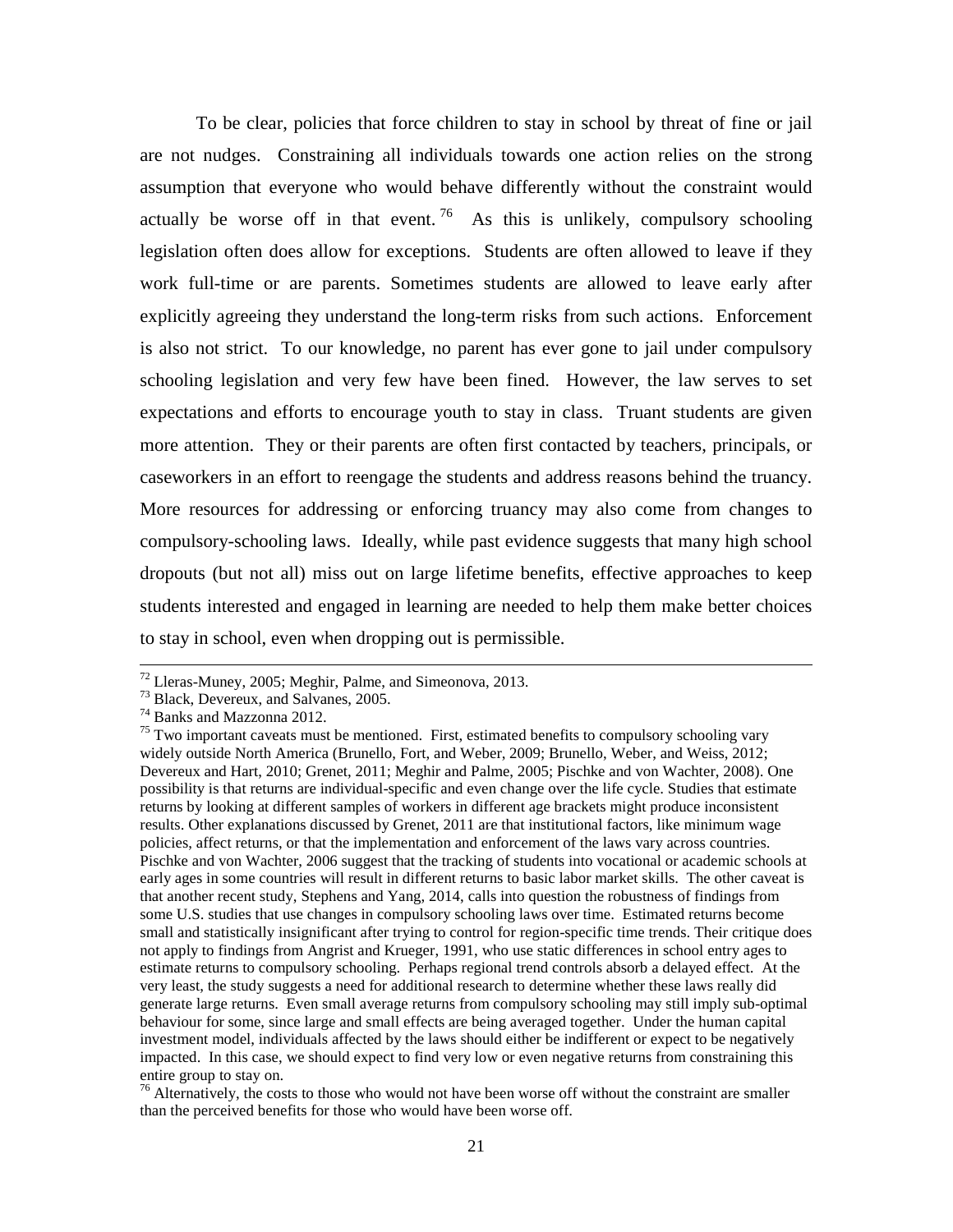To be clear, policies that force children to stay in school by threat of fine or jail are not nudges. Constraining all individuals towards one action relies on the strong assumption that everyone who would behave differently without the constraint would actually be worse off in that event.[76] As this is unlikely, compulsory schooling legislation often does allow for exceptions. Students are often allowed to leave if they work full-time or are parents. Sometimes students are allowed to leave early after explicitly agreeing they understand the long-term risks from such actions. Enforcement is also not strict. To our knowledge, no parent has ever gone to jail under compulsory schooling legislation and very few have been fined. However, the law serves to set expectations and efforts to encourage youth to stay in class. Truant students are given more attention. They or their parents are often first contacted by teachers, principals, or caseworkers in an effort to reengage the students and address reasons behind the truancy. More resources for addressing or enforcing truancy may also come from changes to compulsory-schooling laws. Ideally, while past evidence suggests that many high school dropouts (but not all) miss out on large lifetime benefits, effective approaches to keep students interested and engaged in learning are needed to help them make better choices to stay in school, even when dropping out is permissible.

---

[72] Lleras-Muney, 2005; Meghir, Palme, and Simeonova, 2013.

[73] Black, Devereux, and Salvanes, 2005.

[74] Banks and Mazzonna 2012.

[75] Two important caveats must be mentioned. First, estimated benefits to compulsory schooling vary widely outside North America (Brunello, Fort, and Weber, 2009; Brunello, Weber, and Weiss, 2012; Devereux and Hart, 2010; Grenet, 2011; Meghir and Palme, 2005; Pischke and von Wachter, 2008). One possibility is that returns are individual-specific and even change over the life cycle. Studies that estimate returns by looking at different samples of workers in different age brackets might produce inconsistent results. Other explanations discussed by Grenet, 2011 are that institutional factors, like minimum wage policies, affect returns, or that the implementation and enforcement of the laws vary across countries. Pischke and von Wachter, 2006 suggest that the tracking of students into vocational or academic schools at early ages in some countries will result in different returns to basic labor market skills. The other caveat is that another recent study, Stephens and Yang, 2014, calls into question the robustness of findings from some U.S. studies that use changes in compulsory schooling laws over time. Estimated returns become small and statistically insignificant after trying to control for region-specific time trends. Their critique does not apply to findings from Angrist and Krueger, 1991, who use static differences in school entry ages to estimate returns to compulsory schooling. Perhaps regional trend controls absorb a delayed effect. At the very least, the study suggests a need for additional research to determine whether these laws really did generate large returns. Even small average returns from compulsory schooling may still imply sub-optimal behaviour for some, since large and small effects are being averaged together. Under the human capital investment model, individuals affected by the laws should either be indifferent or expect to be negatively impacted. In this case, we should expect to find very low or even negative returns from constraining this entire group to stay on.

[76] Alternatively, the costs to those who would not have been worse off without the constraint are smaller than the perceived benefits for those who would have been worse off.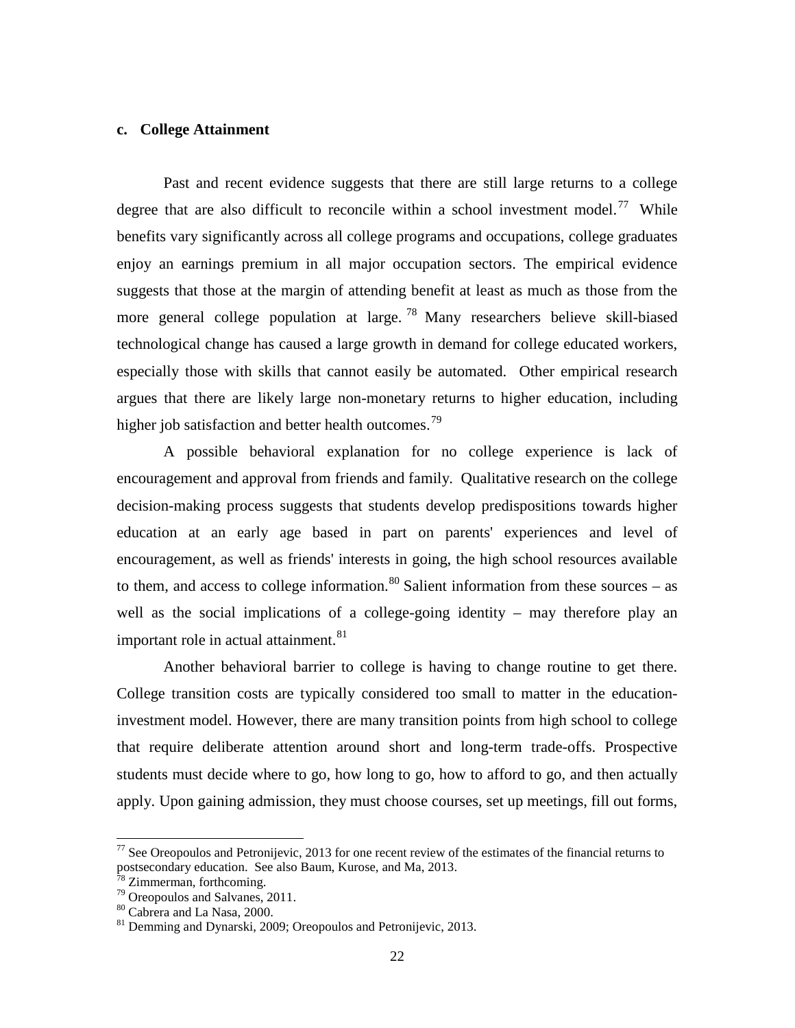### c. College Attainment

Past and recent evidence suggests that there are still large returns to a college degree that are also difficult to reconcile within a school investment model.[77] While benefits vary significantly across all college programs and occupations, college graduates enjoy an earnings premium in all major occupation sectors. The empirical evidence suggests that those at the margin of attending benefit at least as much as those from the more general college population at large.[78] Many researchers believe skill-biased technological change has caused a large growth in demand for college educated workers, especially those with skills that cannot easily be automated. Other empirical research argues that there are likely large non-monetary returns to higher education, including higher job satisfaction and better health outcomes.[79]

A possible behavioral explanation for no college experience is lack of encouragement and approval from friends and family. Qualitative research on the college decision-making process suggests that students develop predispositions towards higher education at an early age based in part on parents' experiences and level of encouragement, as well as friends' interests in going, the high school resources available to them, and access to college information.[80] Salient information from these sources – as well as the social implications of a college-going identity – may therefore play an important role in actual attainment.[81]

Another behavioral barrier to college is having to change routine to get there. College transition costs are typically considered too small to matter in the education-investment model. However, there are many transition points from high school to college that require deliberate attention around short and long-term trade-offs. Prospective students must decide where to go, how long to go, how to afford to go, and then actually apply. Upon gaining admission, they must choose courses, set up meetings, fill out forms,

[77] See Oreopoulos and Petronijevic, 2013 for one recent review of the estimates of the financial returns to postsecondary education. See also Baum, Kurose, and Ma, 2013.

[78] Zimmerman, forthcoming.

[79] Oreopoulos and Salvanes, 2011.

[80] Cabrera and La Nasa, 2000.

[81] Demming and Dynarski, 2009; Oreopoulos and Petronijevic, 2013.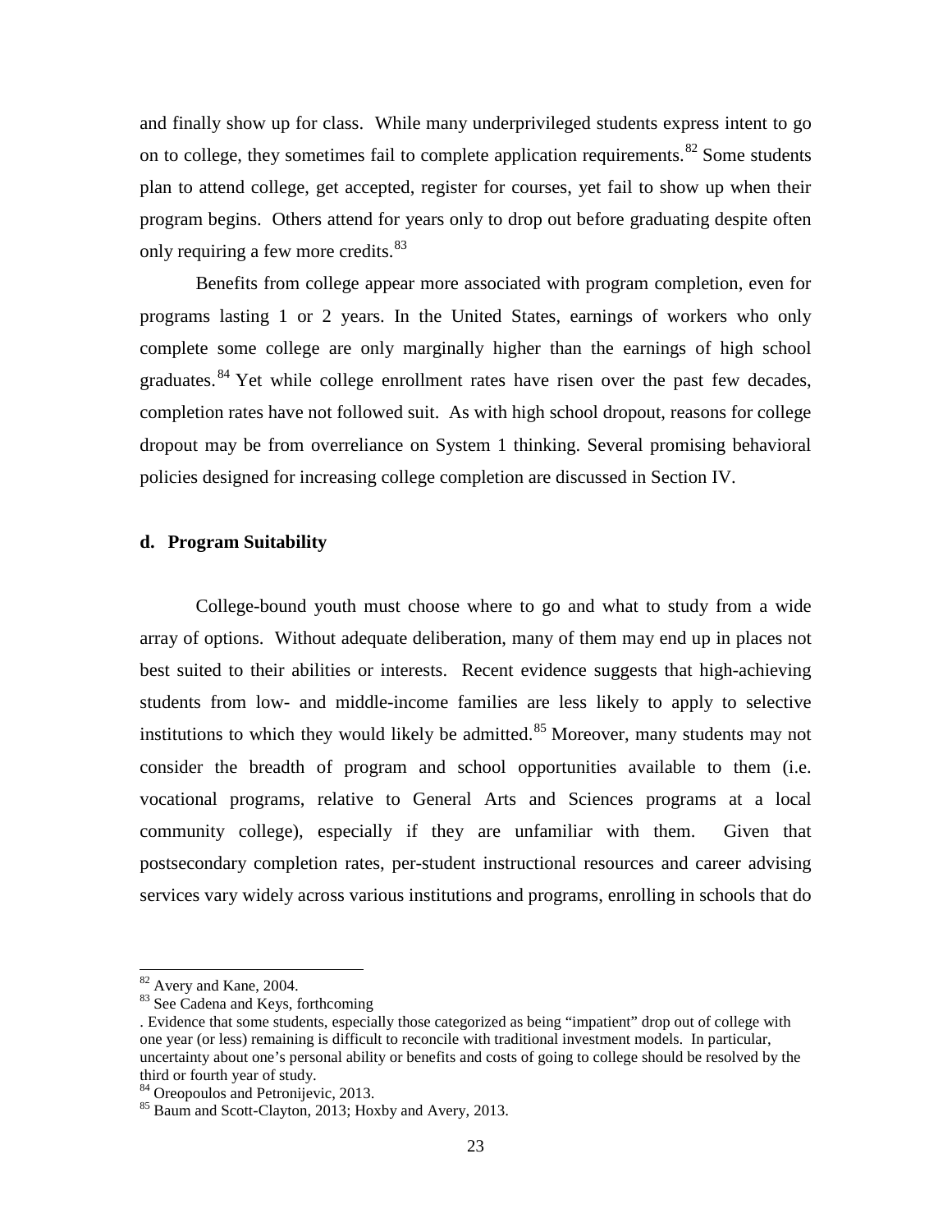and finally show up for class. While many underprivileged students express intent to go on to college, they sometimes fail to complete application requirements.[82] Some students plan to attend college, get accepted, register for courses, yet fail to show up when their program begins. Others attend for years only to drop out before graduating despite often only requiring a few more credits.[83]

Benefits from college appear more associated with program completion, even for programs lasting 1 or 2 years. In the United States, earnings of workers who only complete some college are only marginally higher than the earnings of high school graduates.[84] Yet while college enrollment rates have risen over the past few decades, completion rates have not followed suit. As with high school dropout, reasons for college dropout may be from overreliance on System 1 thinking. Several promising behavioral policies designed for increasing college completion are discussed in Section IV.

#### d. Program Suitability

College-bound youth must choose where to go and what to study from a wide array of options. Without adequate deliberation, many of them may end up in places not best suited to their abilities or interests. Recent evidence suggests that high-achieving students from low- and middle-income families are less likely to apply to selective institutions to which they would likely be admitted.[85] Moreover, many students may not consider the breadth of program and school opportunities available to them (i.e. vocational programs, relative to General Arts and Sciences programs at a local community college), especially if they are unfamiliar with them. Given that postsecondary completion rates, per-student instructional resources and career advising services vary widely across various institutions and programs, enrolling in schools that do

---

[82] Avery and Kane, 2004.

[83] See Cadena and Keys, forthcoming

. Evidence that some students, especially those categorized as being "impatient" drop out of college with one year (or less) remaining is difficult to reconcile with traditional investment models. In particular, uncertainty about one's personal ability or benefits and costs of going to college should be resolved by the third or fourth year of study.

[84] Oreopoulos and Petronijevic, 2013.

[85] Baum and Scott-Clayton, 2013; Hoxby and Avery, 2013.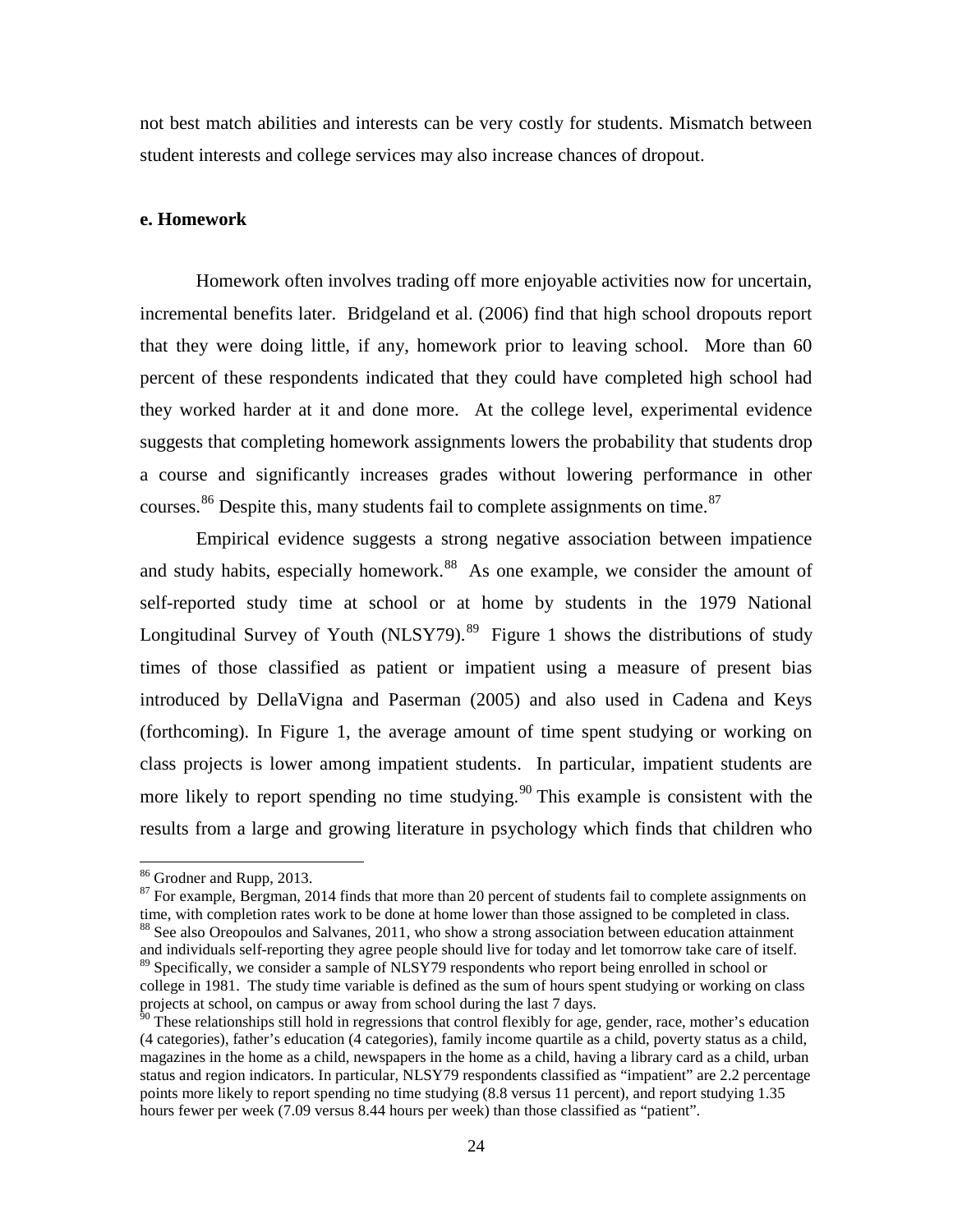not best match abilities and interests can be very costly for students. Mismatch between student interests and college services may also increase chances of dropout.

**e. Homework**

Homework often involves trading off more enjoyable activities now for uncertain, incremental benefits later. Bridgeland et al. (2006) find that high school dropouts report that they were doing little, if any, homework prior to leaving school. More than 60 percent of these respondents indicated that they could have completed high school had they worked harder at it and done more. At the college level, experimental evidence suggests that completing homework assignments lowers the probability that students drop a course and significantly increases grades without lowering performance in other courses.[86] Despite this, many students fail to complete assignments on time.[87]

Empirical evidence suggests a strong negative association between impatience and study habits, especially homework.[88] As one example, we consider the amount of self-reported study time at school or at home by students in the 1979 National Longitudinal Survey of Youth (NLSY79).[89] Figure 1 shows the distributions of study times of those classified as patient or impatient using a measure of present bias introduced by DellaVigna and Paserman (2005) and also used in Cadena and Keys (forthcoming). In Figure 1, the average amount of time spent studying or working on class projects is lower among impatient students. In particular, impatient students are more likely to report spending no time studying.[90] This example is consistent with the results from a large and growing literature in psychology which finds that children who

[86] Grodner and Rupp, 2013.

[87] For example, Bergman, 2014 finds that more than 20 percent of students fail to complete assignments on time, with completion rates work to be done at home lower than those assigned to be completed in class.

[88] See also Oreopoulos and Salvanes, 2011, who show a strong association between education attainment and individuals self-reporting they agree people should live for today and let tomorrow take care of itself.

[89] Specifically, we consider a sample of NLSY79 respondents who report being enrolled in school or college in 1981. The study time variable is defined as the sum of hours spent studying or working on class projects at school, on campus or away from school during the last 7 days.

[90] These relationships still hold in regressions that control flexibly for age, gender, race, mother's education (4 categories), father's education (4 categories), family income quartile as a child, poverty status as a child, magazines in the home as a child, newspapers in the home as a child, having a library card as a child, urban status and region indicators. In particular, NLSY79 respondents classified as "impatient" are 2.2 percentage points more likely to report spending no time studying (8.8 versus 11 percent), and report studying 1.35 hours fewer per week (7.09 versus 8.44 hours per week) than those classified as "patient".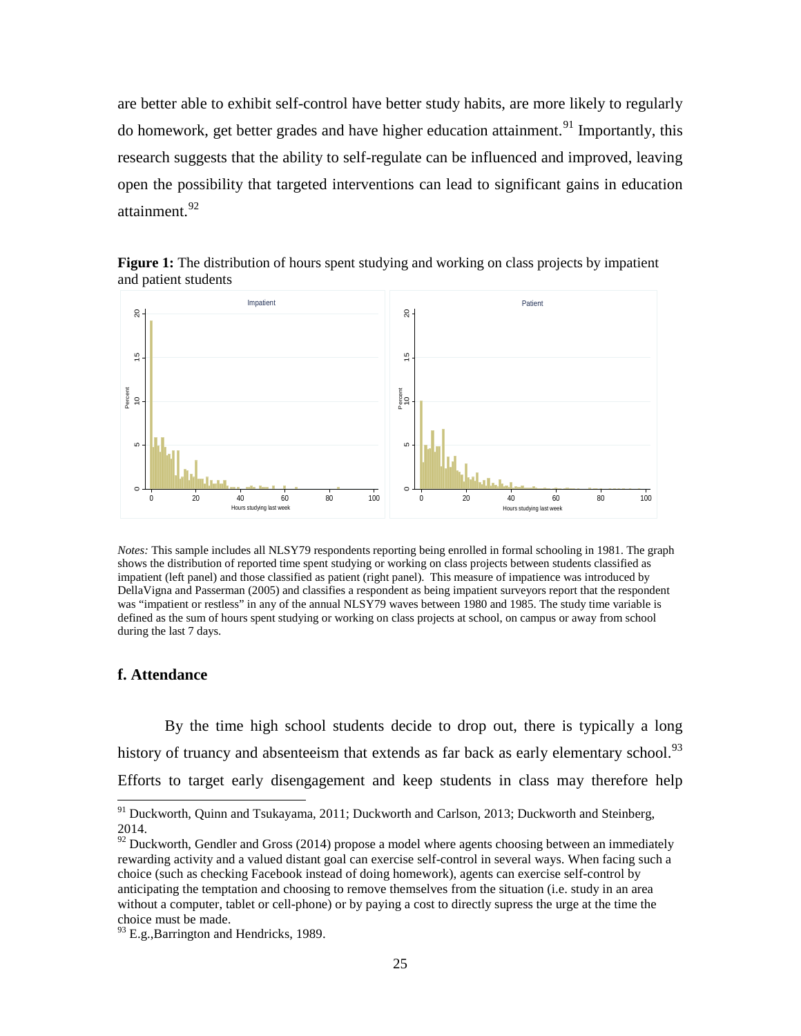are better able to exhibit self-control have better study habits, are more likely to regularly do homework, get better grades and have higher education attainment.[91] Importantly, this research suggests that the ability to self-regulate can be influenced and improved, leaving open the possibility that targeted interventions can lead to significant gains in education attainment.[92]

**Figure 1:** The distribution of hours spent studying and working on class projects by impatient and patient students

*Notes:* This sample includes all NLSY79 respondents reporting being enrolled in formal schooling in 1981. The graph shows the distribution of reported time spent studying or working on class projects between students classified as impatient (left panel) and those classified as patient (right panel). This measure of impatience was introduced by DellaVigna and Passerman (2005) and classifies a respondent as being impatient surveyors report that the respondent was "impatient or restless" in any of the annual NLSY79 waves between 1980 and 1985. The study time variable is defined as the sum of hours spent studying or working on class projects at school, on campus or away from school during the last 7 days.

### f. Attendance

By the time high school students decide to drop out, there is typically a long history of truancy and absenteeism that extends as far back as early elementary school.[93] Efforts to target early disengagement and keep students in class may therefore help

---

[91] Duckworth, Quinn and Tsukayama, 2011; Duckworth and Carlson, 2013; Duckworth and Steinberg, 2014.

[92] Duckworth, Gendler and Gross (2014) propose a model where agents choosing between an immediately rewarding activity and a valued distant goal can exercise self-control in several ways. When facing such a choice (such as checking Facebook instead of doing homework), agents can exercise self-control by anticipating the temptation and choosing to remove themselves from the situation (i.e. study in an area without a computer, tablet or cell-phone) or by paying a cost to directly supress the urge at the time the choice must be made.

[93] E.g.,Barrington and Hendricks, 1989.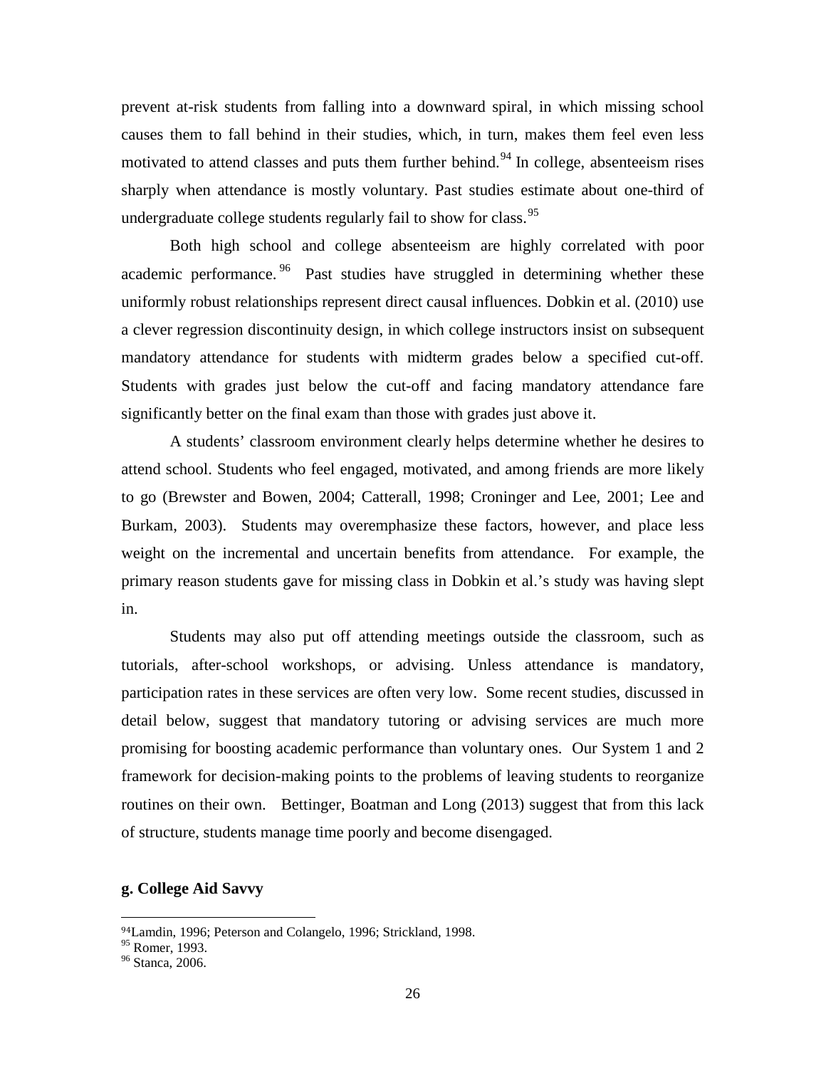prevent at-risk students from falling into a downward spiral, in which missing school causes them to fall behind in their studies, which, in turn, makes them feel even less motivated to attend classes and puts them further behind.[94] In college, absenteeism rises sharply when attendance is mostly voluntary. Past studies estimate about one-third of undergraduate college students regularly fail to show for class.[95]

Both high school and college absenteeism are highly correlated with poor academic performance.[96] Past studies have struggled in determining whether these uniformly robust relationships represent direct causal influences. Dobkin et al. (2010) use a clever regression discontinuity design, in which college instructors insist on subsequent mandatory attendance for students with midterm grades below a specified cut-off. Students with grades just below the cut-off and facing mandatory attendance fare significantly better on the final exam than those with grades just above it.

A students' classroom environment clearly helps determine whether he desires to attend school. Students who feel engaged, motivated, and among friends are more likely to go (Brewster and Bowen, 2004; Catterall, 1998; Croninger and Lee, 2001; Lee and Burkam, 2003). Students may overemphasize these factors, however, and place less weight on the incremental and uncertain benefits from attendance. For example, the primary reason students gave for missing class in Dobkin et al.'s study was having slept in.

Students may also put off attending meetings outside the classroom, such as tutorials, after-school workshops, or advising. Unless attendance is mandatory, participation rates in these services are often very low. Some recent studies, discussed in detail below, suggest that mandatory tutoring or advising services are much more promising for boosting academic performance than voluntary ones. Our System 1 and 2 framework for decision-making points to the problems of leaving students to reorganize routines on their own. Bettinger, Boatman and Long (2013) suggest that from this lack of structure, students manage time poorly and become disengaged.

**g. College Aid Savvy**

[94] Lamdin, 1996; Peterson and Colangelo, 1996; Strickland, 1998.

[95] Romer, 1993.

[96] Stanca, 2006.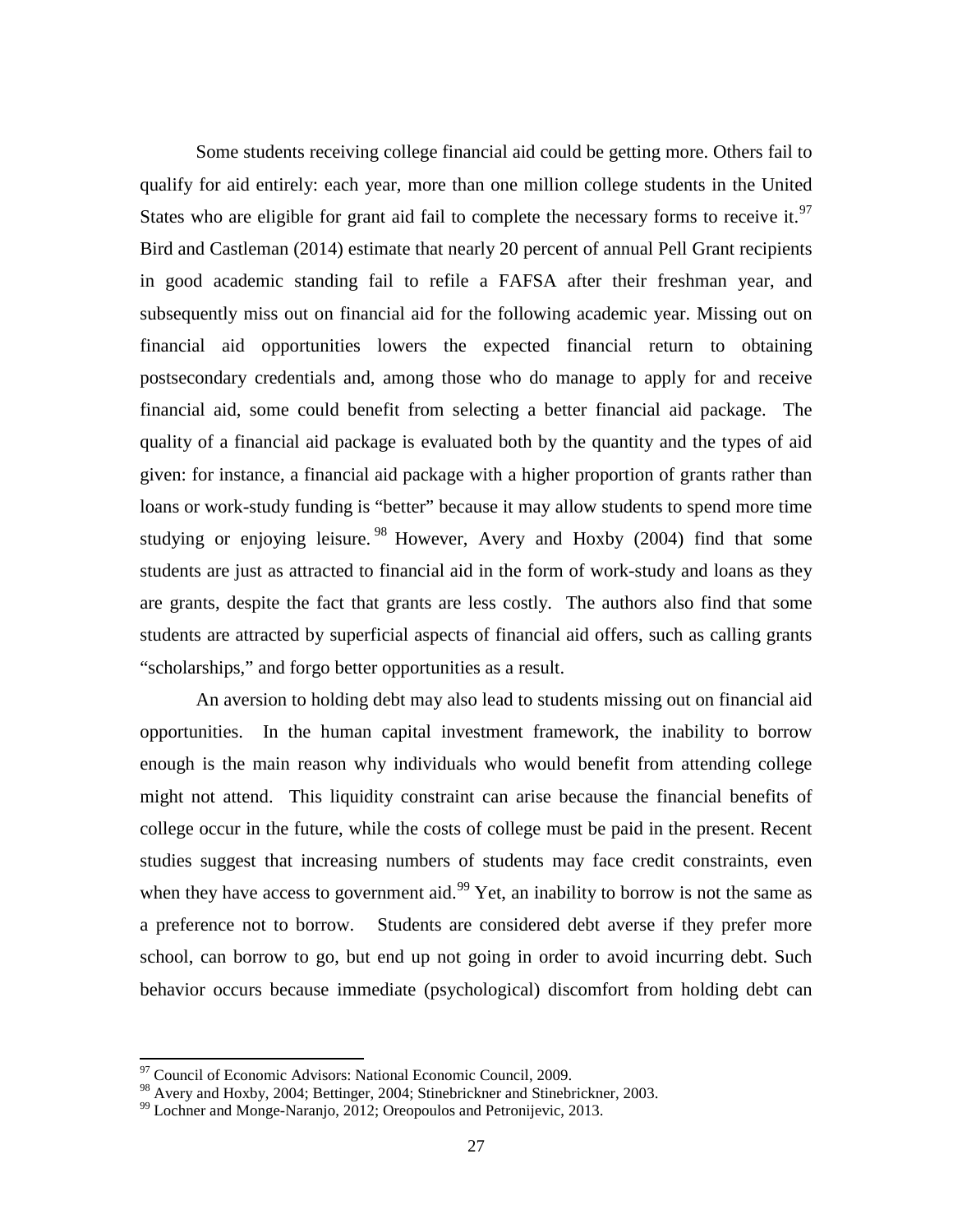Some students receiving college financial aid could be getting more. Others fail to qualify for aid entirely: each year, more than one million college students in the United States who are eligible for grant aid fail to complete the necessary forms to receive it.[97] Bird and Castleman (2014) estimate that nearly 20 percent of annual Pell Grant recipients in good academic standing fail to refile a FAFSA after their freshman year, and subsequently miss out on financial aid for the following academic year. Missing out on financial aid opportunities lowers the expected financial return to obtaining postsecondary credentials and, among those who do manage to apply for and receive financial aid, some could benefit from selecting a better financial aid package. The quality of a financial aid package is evaluated both by the quantity and the types of aid given: for instance, a financial aid package with a higher proportion of grants rather than loans or work-study funding is "better" because it may allow students to spend more time studying or enjoying leisure.[98] However, Avery and Hoxby (2004) find that some students are just as attracted to financial aid in the form of work-study and loans as they are grants, despite the fact that grants are less costly. The authors also find that some students are attracted by superficial aspects of financial aid offers, such as calling grants "scholarships," and forgo better opportunities as a result.

An aversion to holding debt may also lead to students missing out on financial aid opportunities. In the human capital investment framework, the inability to borrow enough is the main reason why individuals who would benefit from attending college might not attend. This liquidity constraint can arise because the financial benefits of college occur in the future, while the costs of college must be paid in the present. Recent studies suggest that increasing numbers of students may face credit constraints, even when they have access to government aid.[99] Yet, an inability to borrow is not the same as a preference not to borrow. Students are considered debt averse if they prefer more school, can borrow to go, but end up not going in order to avoid incurring debt. Such behavior occurs because immediate (psychological) discomfort from holding debt can

[97] Council of Economic Advisors: National Economic Council, 2009.

[98] Avery and Hoxby, 2004; Bettinger, 2004; Stinebrickner and Stinebrickner, 2003.

[99] Lochner and Monge-Naranjo, 2012; Oreopoulos and Petronijevic, 2013.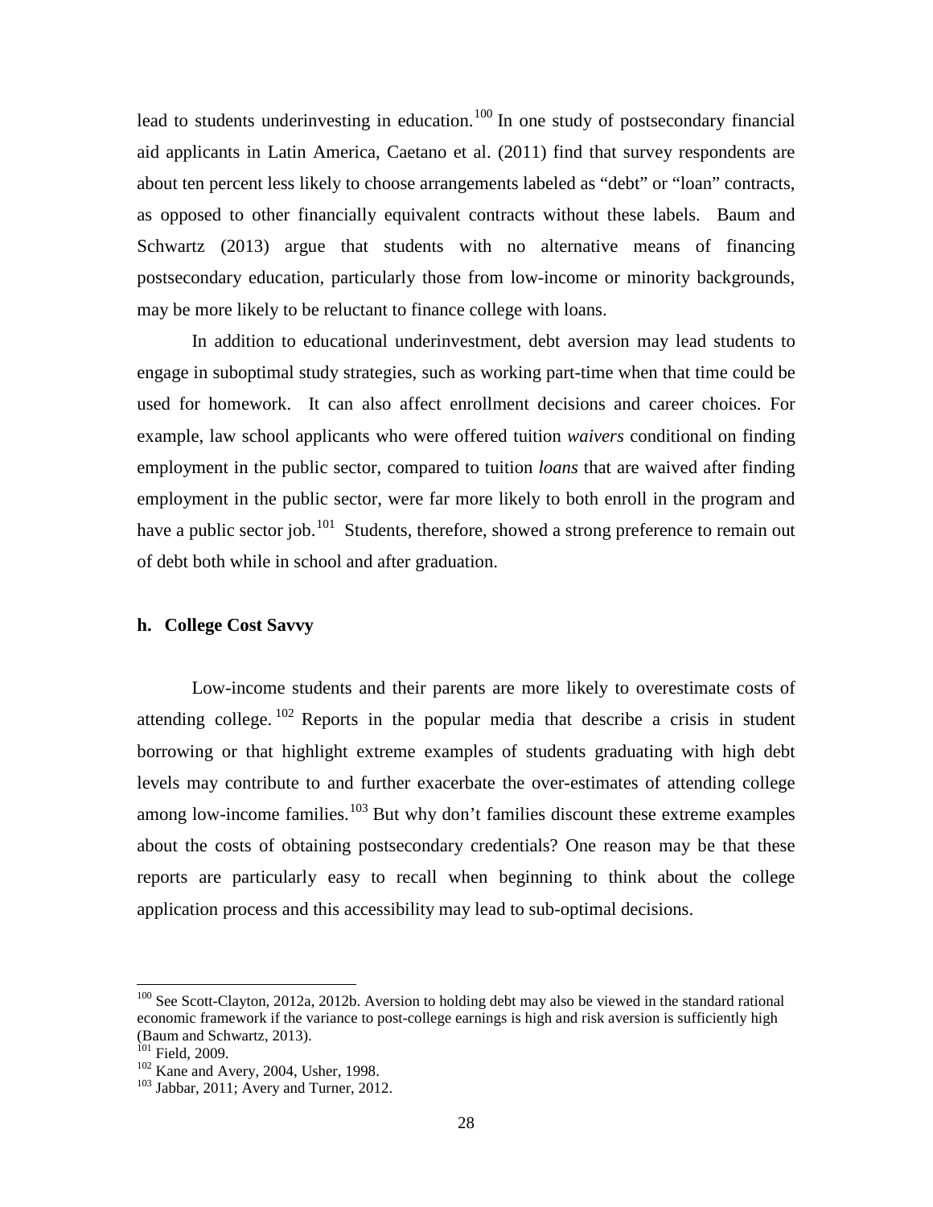lead to students underinvesting in education.[100] In one study of postsecondary financial aid applicants in Latin America, Caetano et al. (2011) find that survey respondents are about ten percent less likely to choose arrangements labeled as "debt" or "loan" contracts, as opposed to other financially equivalent contracts without these labels. Baum and Schwartz (2013) argue that students with no alternative means of financing postsecondary education, particularly those from low-income or minority backgrounds, may be more likely to be reluctant to finance college with loans.

In addition to educational underinvestment, debt aversion may lead students to engage in suboptimal study strategies, such as working part-time when that time could be used for homework. It can also affect enrollment decisions and career choices. For example, law school applicants who were offered tuition *waivers* conditional on finding employment in the public sector, compared to tuition *loans* that are waived after finding employment in the public sector, were far more likely to both enroll in the program and have a public sector job.[101] Students, therefore, showed a strong preference to remain out of debt both while in school and after graduation.

### h. College Cost Savvy

Low-income students and their parents are more likely to overestimate costs of attending college.[102] Reports in the popular media that describe a crisis in student borrowing or that highlight extreme examples of students graduating with high debt levels may contribute to and further exacerbate the over-estimates of attending college among low-income families.[103] But why don't families discount these extreme examples about the costs of obtaining postsecondary credentials? One reason may be that these reports are particularly easy to recall when beginning to think about the college application process and this accessibility may lead to sub-optimal decisions.

---

[100] See Scott-Clayton, 2012a, 2012b. Aversion to holding debt may also be viewed in the standard rational economic framework if the variance to post-college earnings is high and risk aversion is sufficiently high (Baum and Schwartz, 2013).

[101] Field, 2009.

[102] Kane and Avery, 2004, Usher, 1998.

[103] Jabbar, 2011; Avery and Turner, 2012.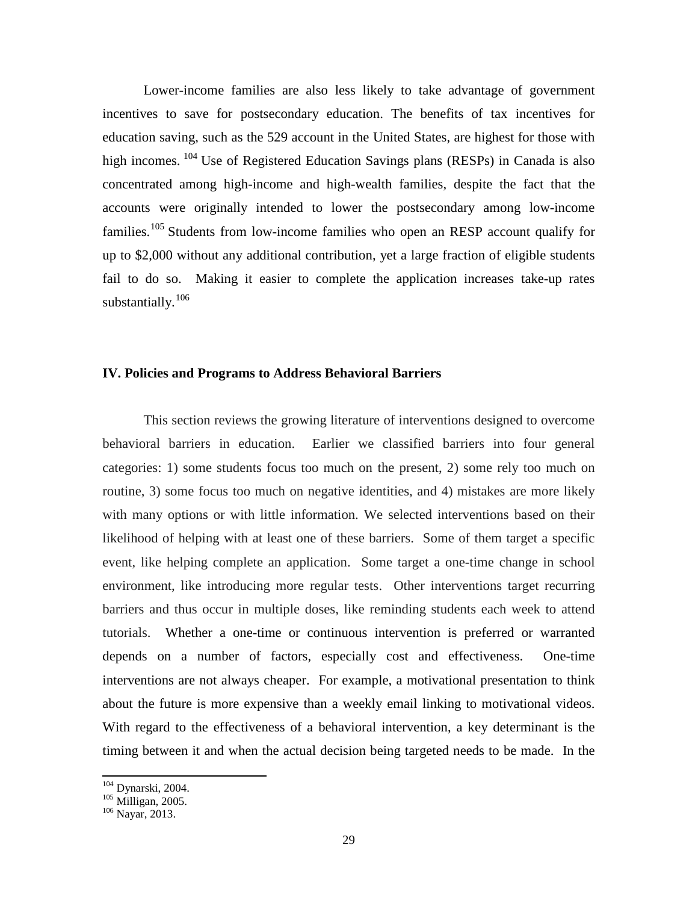Lower-income families are also less likely to take advantage of government incentives to save for postsecondary education. The benefits of tax incentives for education saving, such as the 529 account in the United States, are highest for those with high incomes. [104] Use of Registered Education Savings plans (RESPs) in Canada is also concentrated among high-income and high-wealth families, despite the fact that the accounts were originally intended to lower the postsecondary among low-income families.[105] Students from low-income families who open an RESP account qualify for up to $2,000 without any additional contribution, yet a large fraction of eligible students fail to do so. Making it easier to complete the application increases take-up rates substantially.[106]

## IV. Policies and Programs to Address Behavioral Barriers

This section reviews the growing literature of interventions designed to overcome behavioral barriers in education. Earlier we classified barriers into four general categories: 1) some students focus too much on the present, 2) some rely too much on routine, 3) some focus too much on negative identities, and 4) mistakes are more likely with many options or with little information. We selected interventions based on their likelihood of helping with at least one of these barriers. Some of them target a specific event, like helping complete an application. Some target a one-time change in school environment, like introducing more regular tests. Other interventions target recurring barriers and thus occur in multiple doses, like reminding students each week to attend tutorials. Whether a one-time or continuous intervention is preferred or warranted depends on a number of factors, especially cost and effectiveness. One-time interventions are not always cheaper. For example, a motivational presentation to think about the future is more expensive than a weekly email linking to motivational videos. With regard to the effectiveness of a behavioral intervention, a key determinant is the timing between it and when the actual decision being targeted needs to be made. In the

[104] Dynarski, 2004.
[105] Milligan, 2005.
[106] Nayar, 2013.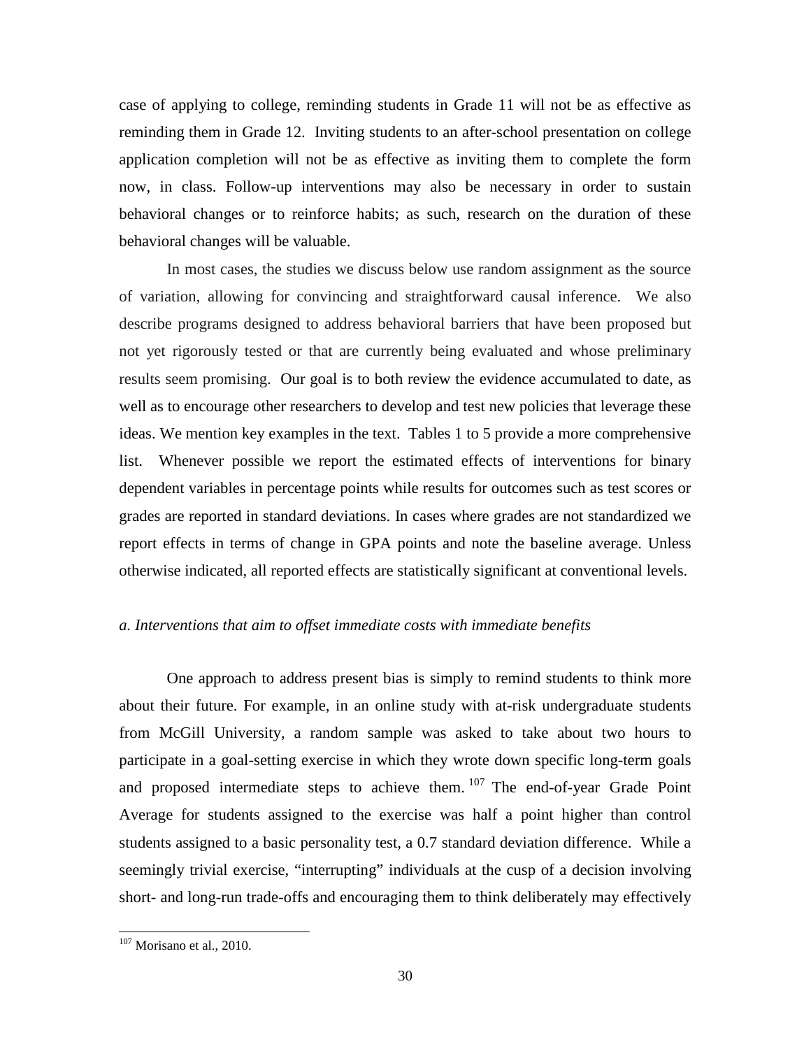case of applying to college, reminding students in Grade 11 will not be as effective as reminding them in Grade 12. Inviting students to an after-school presentation on college application completion will not be as effective as inviting them to complete the form now, in class. Follow-up interventions may also be necessary in order to sustain behavioral changes or to reinforce habits; as such, research on the duration of these behavioral changes will be valuable.

In most cases, the studies we discuss below use random assignment as the source of variation, allowing for convincing and straightforward causal inference. We also describe programs designed to address behavioral barriers that have been proposed but not yet rigorously tested or that are currently being evaluated and whose preliminary results seem promising. Our goal is to both review the evidence accumulated to date, as well as to encourage other researchers to develop and test new policies that leverage these ideas. We mention key examples in the text. Tables 1 to 5 provide a more comprehensive list. Whenever possible we report the estimated effects of interventions for binary dependent variables in percentage points while results for outcomes such as test scores or grades are reported in standard deviations. In cases where grades are not standardized we report effects in terms of change in GPA points and note the baseline average. Unless otherwise indicated, all reported effects are statistically significant at conventional levels.

*a. Interventions that aim to offset immediate costs with immediate benefits*

One approach to address present bias is simply to remind students to think more about their future. For example, in an online study with at-risk undergraduate students from McGill University, a random sample was asked to take about two hours to participate in a goal-setting exercise in which they wrote down specific long-term goals and proposed intermediate steps to achieve them.[107] The end-of-year Grade Point Average for students assigned to the exercise was half a point higher than control students assigned to a basic personality test, a 0.7 standard deviation difference. While a seemingly trivial exercise, "interrupting" individuals at the cusp of a decision involving short- and long-run trade-offs and encouraging them to think deliberately may effectively

[107] Morisano et al., 2010.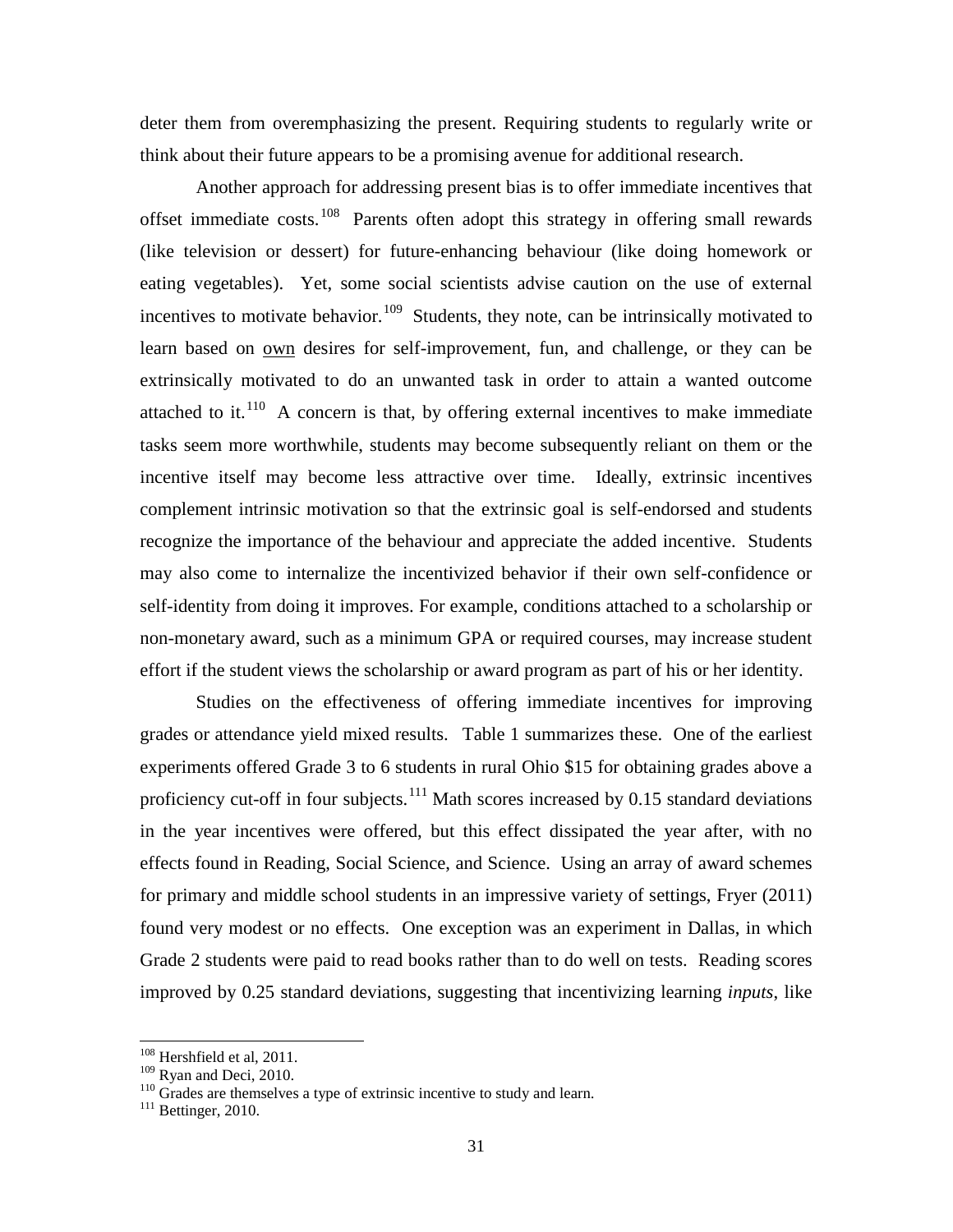deter them from overemphasizing the present. Requiring students to regularly write or think about their future appears to be a promising avenue for additional research.

Another approach for addressing present bias is to offer immediate incentives that offset immediate costs.[108] Parents often adopt this strategy in offering small rewards (like television or dessert) for future-enhancing behaviour (like doing homework or eating vegetables). Yet, some social scientists advise caution on the use of external incentives to motivate behavior.[109] Students, they note, can be intrinsically motivated to learn based on <u>own</u> desires for self-improvement, fun, and challenge, or they can be extrinsically motivated to do an unwanted task in order to attain a wanted outcome attached to it.[110] A concern is that, by offering external incentives to make immediate tasks seem more worthwhile, students may become subsequently reliant on them or the incentive itself may become less attractive over time. Ideally, extrinsic incentives complement intrinsic motivation so that the extrinsic goal is self-endorsed and students recognize the importance of the behaviour and appreciate the added incentive. Students may also come to internalize the incentivized behavior if their own self-confidence or self-identity from doing it improves. For example, conditions attached to a scholarship or non-monetary award, such as a minimum GPA or required courses, may increase student effort if the student views the scholarship or award program as part of his or her identity.

Studies on the effectiveness of offering immediate incentives for improving grades or attendance yield mixed results. Table 1 summarizes these. One of the earliest experiments offered Grade 3 to 6 students in rural Ohio $15 for obtaining grades above a proficiency cut-off in four subjects.[111] Math scores increased by 0.15 standard deviations in the year incentives were offered, but this effect dissipated the year after, with no effects found in Reading, Social Science, and Science. Using an array of award schemes for primary and middle school students in an impressive variety of settings, Fryer (2011) found very modest or no effects. One exception was an experiment in Dallas, in which Grade 2 students were paid to read books rather than to do well on tests. Reading scores improved by 0.25 standard deviations, suggesting that incentivizing learning *inputs*, like

---

[108] Hershfield et al, 2011.

[109] Ryan and Deci, 2010.

[110] Grades are themselves a type of extrinsic incentive to study and learn.

[111] Bettinger, 2010.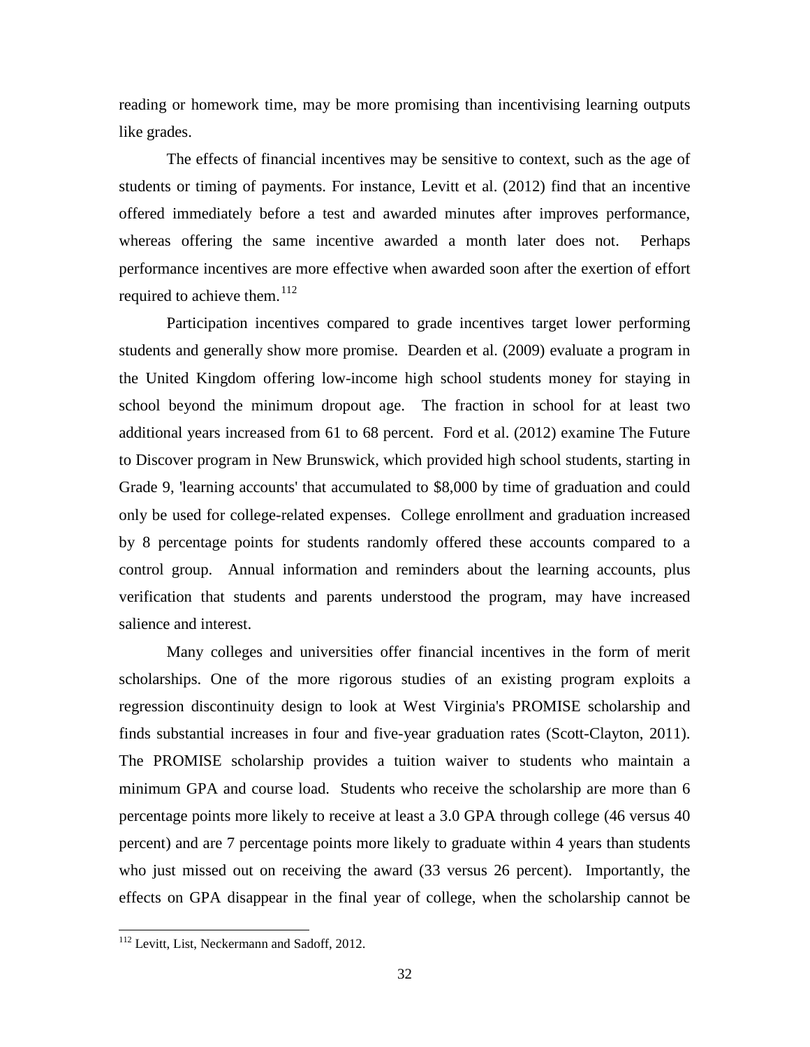reading or homework time, may be more promising than incentivising learning outputs like grades.

The effects of financial incentives may be sensitive to context, such as the age of students or timing of payments. For instance, Levitt et al. (2012) find that an incentive offered immediately before a test and awarded minutes after improves performance, whereas offering the same incentive awarded a month later does not. Perhaps performance incentives are more effective when awarded soon after the exertion of effort required to achieve them.[112]

Participation incentives compared to grade incentives target lower performing students and generally show more promise. Dearden et al. (2009) evaluate a program in the United Kingdom offering low-income high school students money for staying in school beyond the minimum dropout age. The fraction in school for at least two additional years increased from 61 to 68 percent. Ford et al. (2012) examine The Future to Discover program in New Brunswick, which provided high school students, starting in Grade 9, 'learning accounts' that accumulated to $8,000 by time of graduation and could only be used for college-related expenses. College enrollment and graduation increased by 8 percentage points for students randomly offered these accounts compared to a control group. Annual information and reminders about the learning accounts, plus verification that students and parents understood the program, may have increased salience and interest.

Many colleges and universities offer financial incentives in the form of merit scholarships. One of the more rigorous studies of an existing program exploits a regression discontinuity design to look at West Virginia's PROMISE scholarship and finds substantial increases in four and five-year graduation rates (Scott-Clayton, 2011). The PROMISE scholarship provides a tuition waiver to students who maintain a minimum GPA and course load. Students who receive the scholarship are more than 6 percentage points more likely to receive at least a 3.0 GPA through college (46 versus 40 percent) and are 7 percentage points more likely to graduate within 4 years than students who just missed out on receiving the award (33 versus 26 percent). Importantly, the effects on GPA disappear in the final year of college, when the scholarship cannot be

[112] Levitt, List, Neckermann and Sadoff, 2012.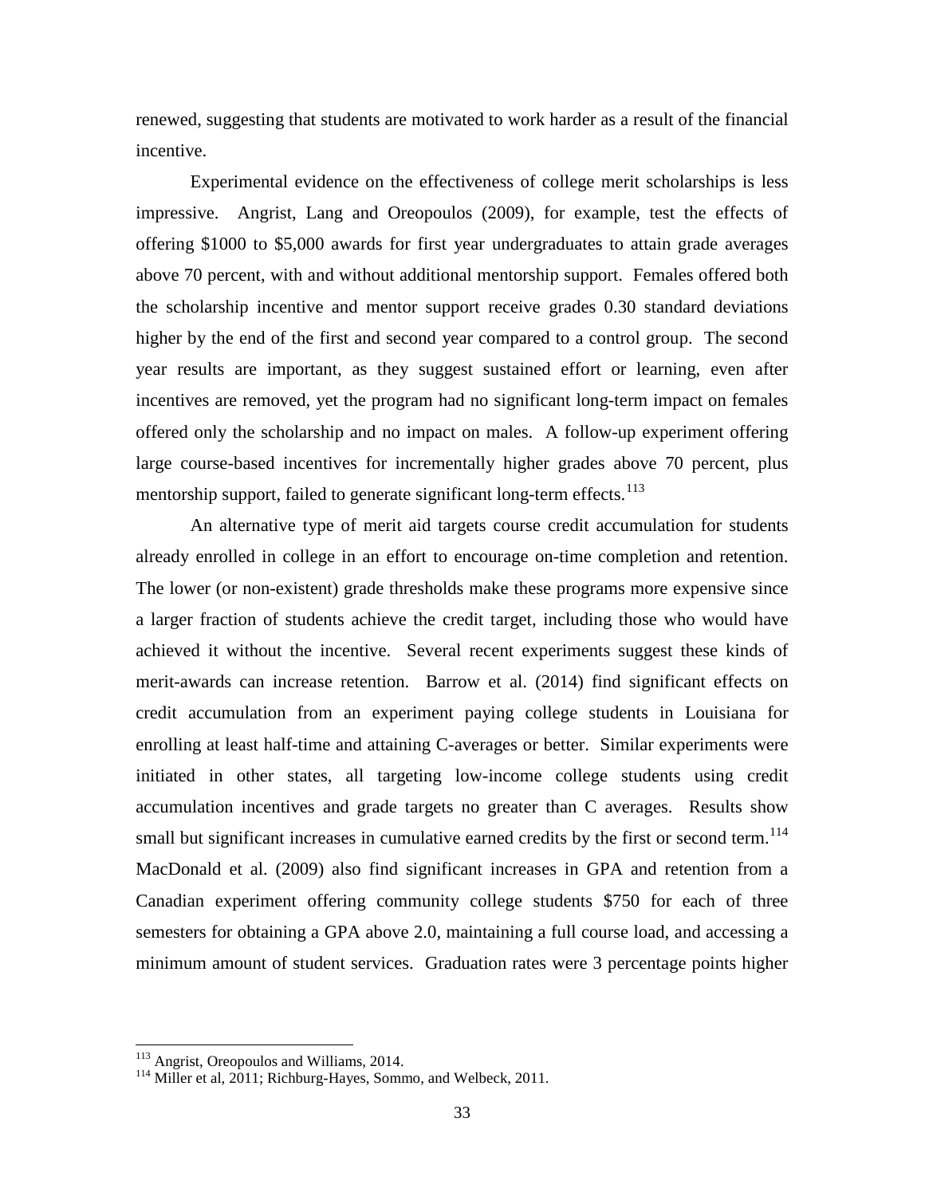renewed, suggesting that students are motivated to work harder as a result of the financial incentive.

Experimental evidence on the effectiveness of college merit scholarships is less impressive. Angrist, Lang and Oreopoulos (2009), for example, test the effects of offering $1000 to $5,000 awards for first year undergraduates to attain grade averages above 70 percent, with and without additional mentorship support. Females offered both the scholarship incentive and mentor support receive grades 0.30 standard deviations higher by the end of the first and second year compared to a control group. The second year results are important, as they suggest sustained effort or learning, even after incentives are removed, yet the program had no significant long-term impact on females offered only the scholarship and no impact on males. A follow-up experiment offering large course-based incentives for incrementally higher grades above 70 percent, plus mentorship support, failed to generate significant long-term effects.[113]

An alternative type of merit aid targets course credit accumulation for students already enrolled in college in an effort to encourage on-time completion and retention. The lower (or non-existent) grade thresholds make these programs more expensive since a larger fraction of students achieve the credit target, including those who would have achieved it without the incentive. Several recent experiments suggest these kinds of merit-awards can increase retention. Barrow et al. (2014) find significant effects on credit accumulation from an experiment paying college students in Louisiana for enrolling at least half-time and attaining C-averages or better. Similar experiments were initiated in other states, all targeting low-income college students using credit accumulation incentives and grade targets no greater than C averages. Results show small but significant increases in cumulative earned credits by the first or second term.[114] MacDonald et al. (2009) also find significant increases in GPA and retention from a Canadian experiment offering community college students $750 for each of three semesters for obtaining a GPA above 2.0, maintaining a full course load, and accessing a minimum amount of student services. Graduation rates were 3 percentage points higher

[113] Angrist, Oreopoulos and Williams, 2014.

[114] Miller et al, 2011; Richburg-Hayes, Sommo, and Welbeck, 2011.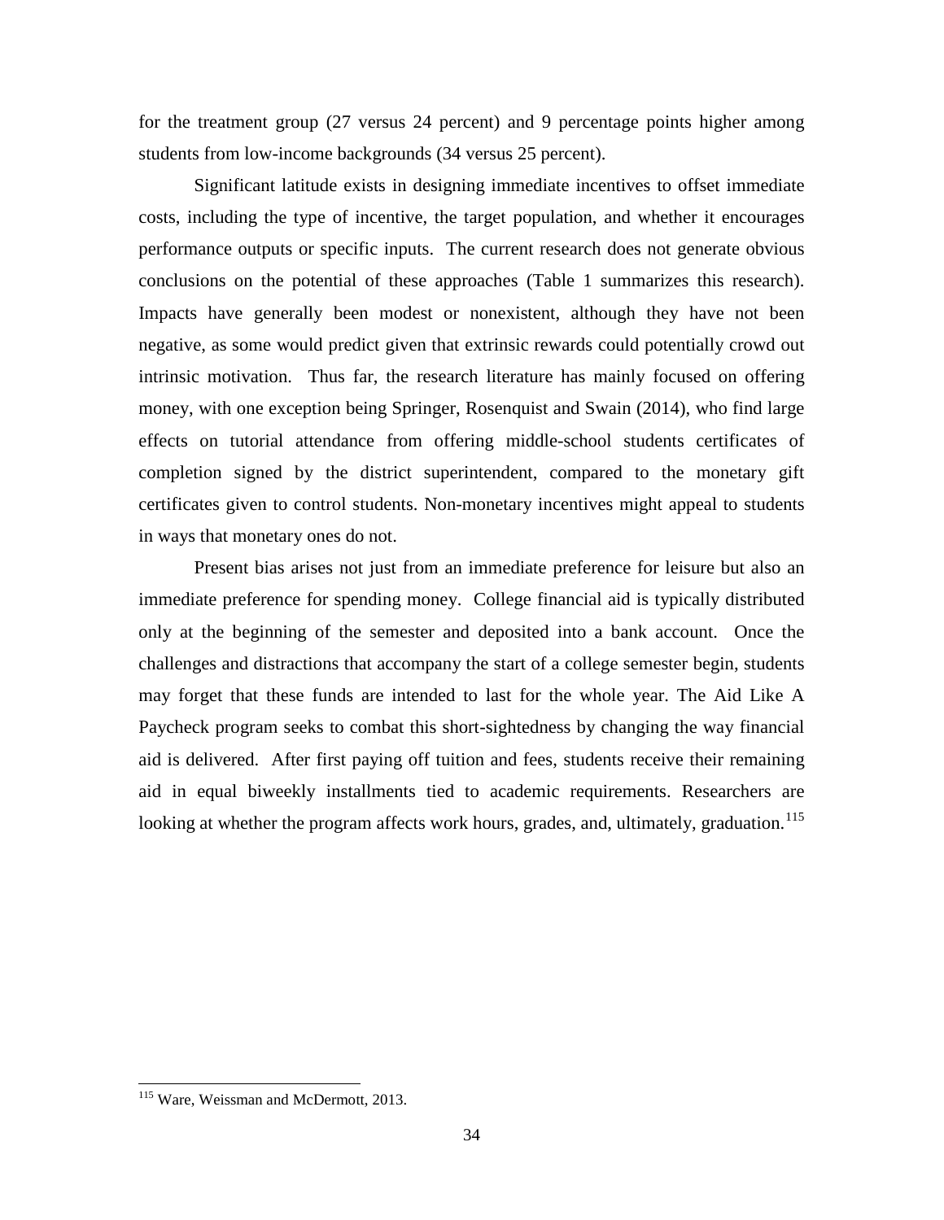for the treatment group (27 versus 24 percent) and 9 percentage points higher among students from low-income backgrounds (34 versus 25 percent).

Significant latitude exists in designing immediate incentives to offset immediate costs, including the type of incentive, the target population, and whether it encourages performance outputs or specific inputs. The current research does not generate obvious conclusions on the potential of these approaches (Table 1 summarizes this research). Impacts have generally been modest or nonexistent, although they have not been negative, as some would predict given that extrinsic rewards could potentially crowd out intrinsic motivation. Thus far, the research literature has mainly focused on offering money, with one exception being Springer, Rosenquist and Swain (2014), who find large effects on tutorial attendance from offering middle-school students certificates of completion signed by the district superintendent, compared to the monetary gift certificates given to control students. Non-monetary incentives might appeal to students in ways that monetary ones do not.

Present bias arises not just from an immediate preference for leisure but also an immediate preference for spending money. College financial aid is typically distributed only at the beginning of the semester and deposited into a bank account. Once the challenges and distractions that accompany the start of a college semester begin, students may forget that these funds are intended to last for the whole year. The Aid Like A Paycheck program seeks to combat this short-sightedness by changing the way financial aid is delivered. After first paying off tuition and fees, students receive their remaining aid in equal biweekly installments tied to academic requirements. Researchers are looking at whether the program affects work hours, grades, and, ultimately, graduation.[115]

---

[115] Ware, Weissman and McDermott, 2013.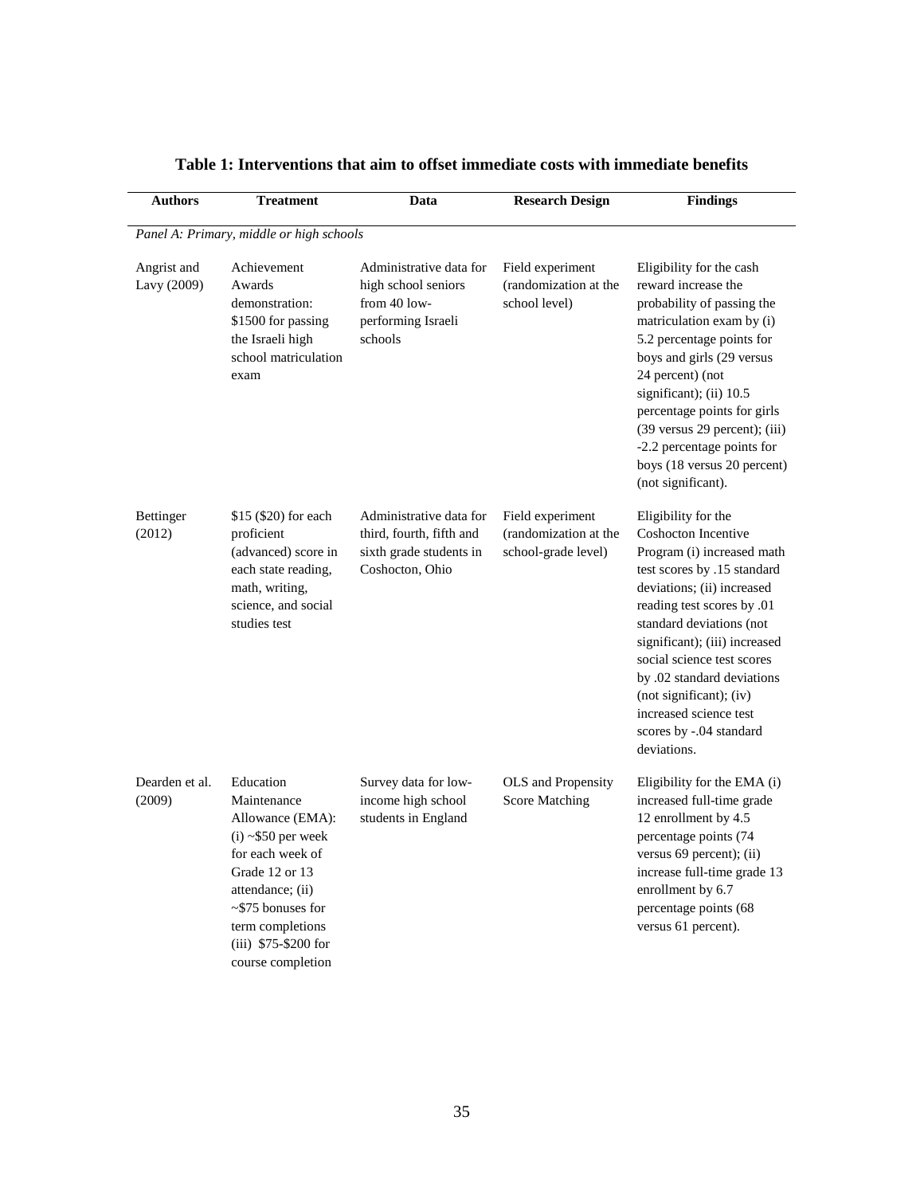**Table 1: Interventions that aim to offset immediate costs with immediate benefits**

| Authors | Treatment | Data | Research Design | Findings |
|---|---|---|---|---|
| *Panel A: Primary, middle or high schools* | | | | |
| Angrist and Lavy (2009) | Achievement Awards demonstration: $1500 for passing the Israeli high school matriculation exam | Administrative data for high school seniors from 40 low-performing Israeli schools | Field experiment (randomization at the school level) | Eligibility for the cash reward increase the probability of passing the matriculation exam by (i) 5.2 percentage points for boys and girls (29 versus 24 percent) (not significant); (ii) 10.5 percentage points for girls (39 versus 29 percent); (iii) -2.2 percentage points for boys (18 versus 20 percent) (not significant). |
| Bettinger (2012) | $15 ($20) for each proficient (advanced) score in each state reading, math, writing, science, and social studies test | Administrative data for third, fourth, fifth and sixth grade students in Coshocton, Ohio | Field experiment (randomization at the school-grade level) | Eligibility for the Coshocton Incentive Program (i) increased math test scores by .15 standard deviations; (ii) increased reading test scores by .01 standard deviations (not significant); (iii) increased social science test scores by .02 standard deviations (not significant); (iv) increased science test scores by -.04 standard deviations. |
| Dearden et al. (2009) | Education Maintenance Allowance (EMA): (i) ~$50 per week for each week of Grade 12 or 13 attendance; (ii) ~$75 bonuses for term completions (iii) $75-$200 for course completion | Survey data for low-income high school students in England | OLS and Propensity Score Matching | Eligibility for the EMA (i) increased full-time grade 12 enrollment by 4.5 percentage points (74 versus 69 percent); (ii) increase full-time grade 13 enrollment by 6.7 percentage points (68 versus 61 percent). |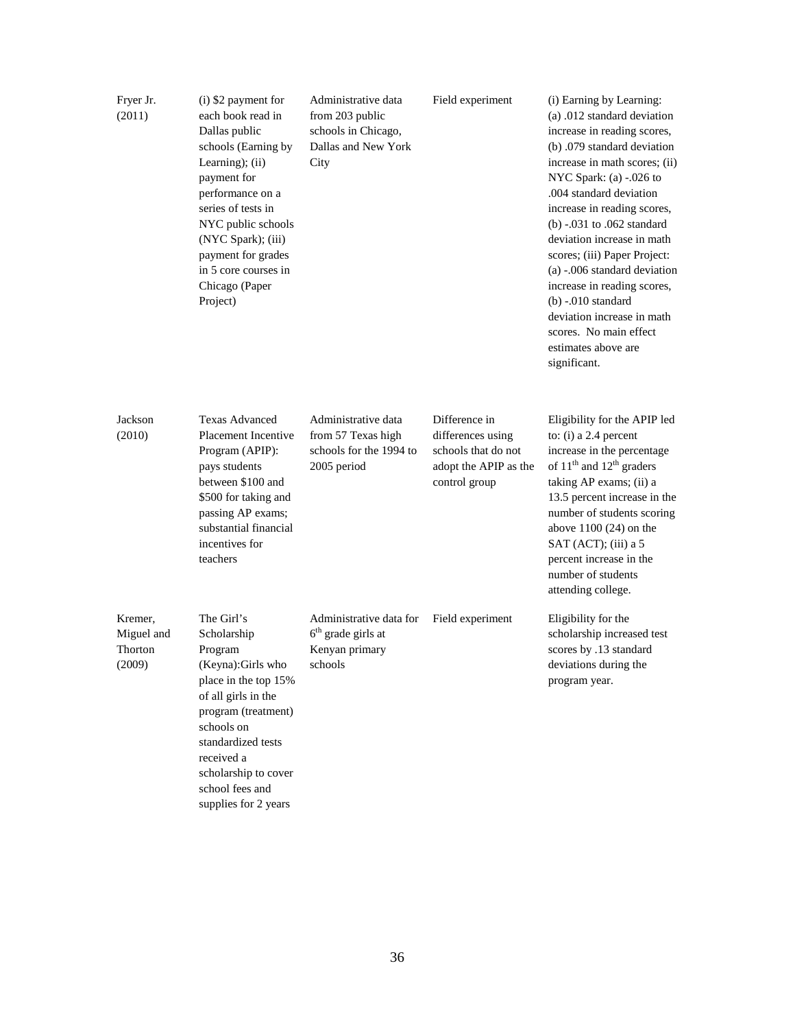| | | | | |
|---|---|---|---|---|
| Fryer Jr. (2011) | (i) $2 payment for each book read in Dallas public schools (Earning by Learning); (ii) payment for performance on a series of tests in NYC public schools (NYC Spark); (iii) payment for grades in 5 core courses in Chicago (Paper Project) | Administrative data from 203 public schools in Chicago, Dallas and New York City | Field experiment | (i) Earning by Learning: (a) .012 standard deviation increase in reading scores, (b) .079 standard deviation increase in math scores; (ii) NYC Spark: (a) -.026 to .004 standard deviation increase in reading scores, (b) -.031 to .062 standard deviation increase in math scores; (iii) Paper Project: (a) -.006 standard deviation increase in reading scores, (b) -.010 standard deviation increase in math scores. No main effect estimates above are significant. |
| Jackson (2010) | Texas Advanced Placement Incentive Program (APIP): pays students between $100 and $500 for taking and passing AP exams; substantial financial incentives for teachers | Administrative data from 57 Texas high schools for the 1994 to 2005 period | Difference in differences using schools that do not adopt the APIP as the control group | Eligibility for the APIP led to: (i) a 2.4 percent increase in the percentage of 11th and 12th graders taking AP exams; (ii) a 13.5 percent increase in the number of students scoring above 1100 (24) on the SAT (ACT); (iii) a 5 percent increase in the number of students attending college. |
| Kremer, Miguel and Thorton (2009) | The Girl's Scholarship Program (Keyna):Girls who place in the top 15% of all girls in the program (treatment) schools on standardized tests received a scholarship to cover school fees and supplies for 2 years | Administrative data for 6th grade girls at Kenyan primary schools | Field experiment | Eligibility for the scholarship increased test scores by .13 standard deviations during the program year. |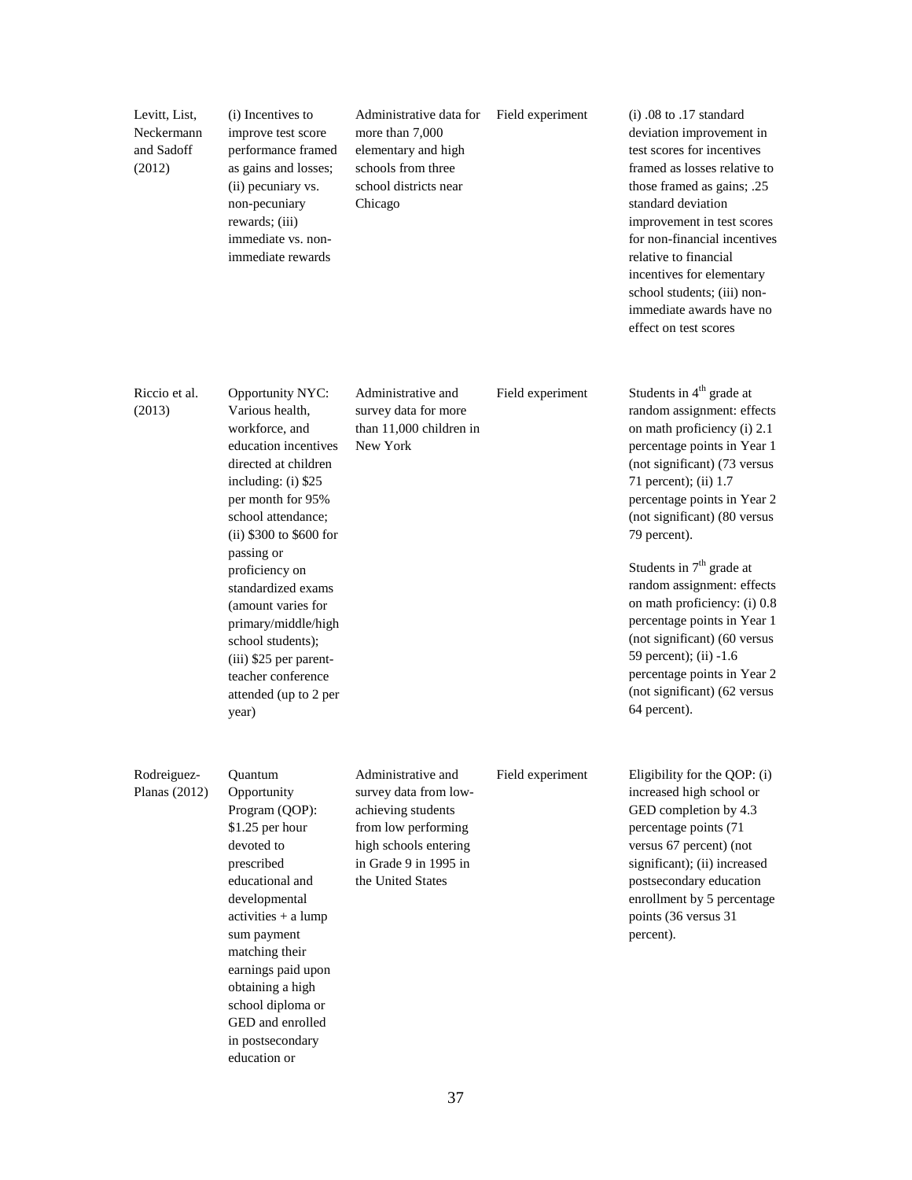| | | | | |
|---|---|---|---|---|
| Levitt, List, Neckermann and Sadoff (2012) | (i) Incentives to improve test score performance framed as gains and losses; (ii) pecuniary vs. non-pecuniary rewards; (iii) immediate vs. non-immediate rewards | Administrative data for more than 7,000 elementary and high schools from three school districts near Chicago | Field experiment | (i) .08 to .17 standard deviation improvement in test scores for incentives framed as losses relative to those framed as gains; .25 standard deviation improvement in test scores for non-financial incentives relative to financial incentives for elementary school students; (iii) non-immediate awards have no effect on test scores |
| Riccio et al. (2013) | Opportunity NYC: Various health, workforce, and education incentives directed at children including: (i) \$25 per month for 95% school attendance; (ii) \$300 to \$600 for passing or proficiency on standardized exams (amount varies for primary/middle/high school students); (iii) \$25 per parent-teacher conference attended (up to 2 per year) | Administrative and survey data for more than 11,000 children in New York | Field experiment | Students in 4th grade at random assignment: effects on math proficiency (i) 2.1 percentage points in Year 1 (not significant) (73 versus 71 percent); (ii) 1.7 percentage points in Year 2 (not significant) (80 versus 79 percent). Students in 7th grade at random assignment: effects on math proficiency: (i) 0.8 percentage points in Year 1 (not significant) (60 versus 59 percent); (ii) -1.6 percentage points in Year 2 (not significant) (62 versus 64 percent). |
| Rodreiguez-Planas (2012) | Quantum Opportunity Program (QOP): \$1.25 per hour devoted to prescribed educational and developmental activities + a lump sum payment matching their earnings paid upon obtaining a high school diploma or GED and enrolled in postsecondary education or | Administrative and survey data from low-achieving students from low performing high schools entering in Grade 9 in 1995 in the United States | Field experiment | Eligibility for the QOP: (i) increased high school or GED completion by 4.3 percentage points (71 versus 67 percent) (not significant); (ii) increased postsecondary education enrollment by 5 percentage points (36 versus 31 percent). |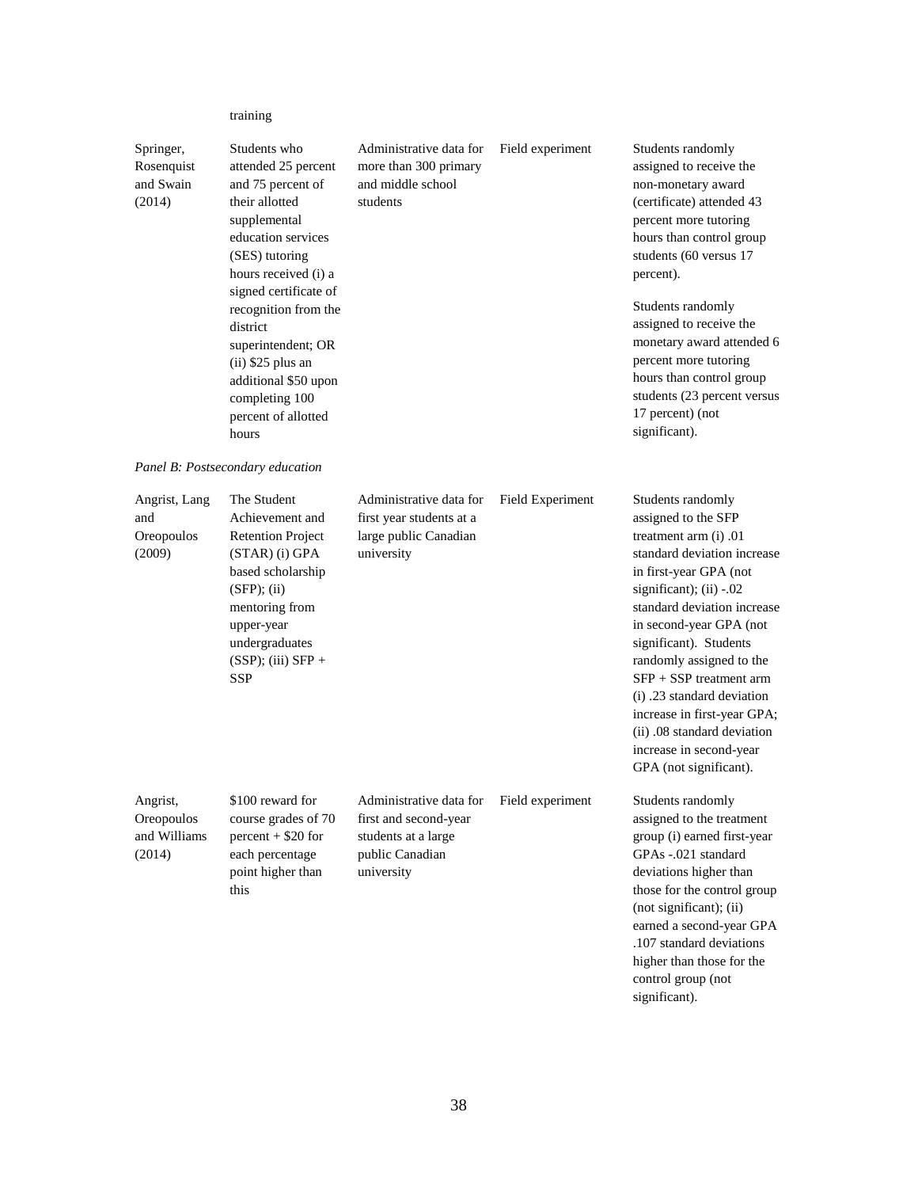| | training | | | |
|---|---|---|---|---|
| Springer, Rosenquist and Swain (2014) | Students who attended 25 percent and 75 percent of their allotted supplemental education services (SES) tutoring hours received (i) a signed certificate of recognition from the district superintendent; OR (ii) $25 plus an additional $50 upon completing 100 percent of allotted hours | Administrative data for more than 300 primary and middle school students | Field experiment | Students randomly assigned to receive the non-monetary award (certificate) attended 43 percent more tutoring hours than control group students (60 versus 17 percent). Students randomly assigned to receive the monetary award attended 6 percent more tutoring hours than control group students (23 percent versus 17 percent) (not significant). |
| *Panel B: Postsecondary education* | | | | |
| Angrist, Lang and Oreopoulos (2009) | The Student Achievement and Retention Project (STAR) (i) GPA based scholarship (SFP); (ii) mentoring from upper-year undergraduates (SSP); (iii) SFP + SSP | Administrative data for first year students at a large public Canadian university | Field Experiment | Students randomly assigned to the SFP treatment arm (i) .01 standard deviation increase in first-year GPA (not significant); (ii) -.02 standard deviation increase in second-year GPA (not significant). Students randomly assigned to the SFP + SSP treatment arm (i) .23 standard deviation increase in first-year GPA; (ii) .08 standard deviation increase in second-year GPA (not significant). |
| Angrist, Oreopoulos and Williams (2014) | $100 reward for course grades of 70 percent + $20 for each percentage point higher than this | Administrative data for first and second-year students at a large public Canadian university | Field experiment | Students randomly assigned to the treatment group (i) earned first-year GPAs -.021 standard deviations higher than those for the control group (not significant); (ii) earned a second-year GPA .107 standard deviations higher than those for the control group (not significant). |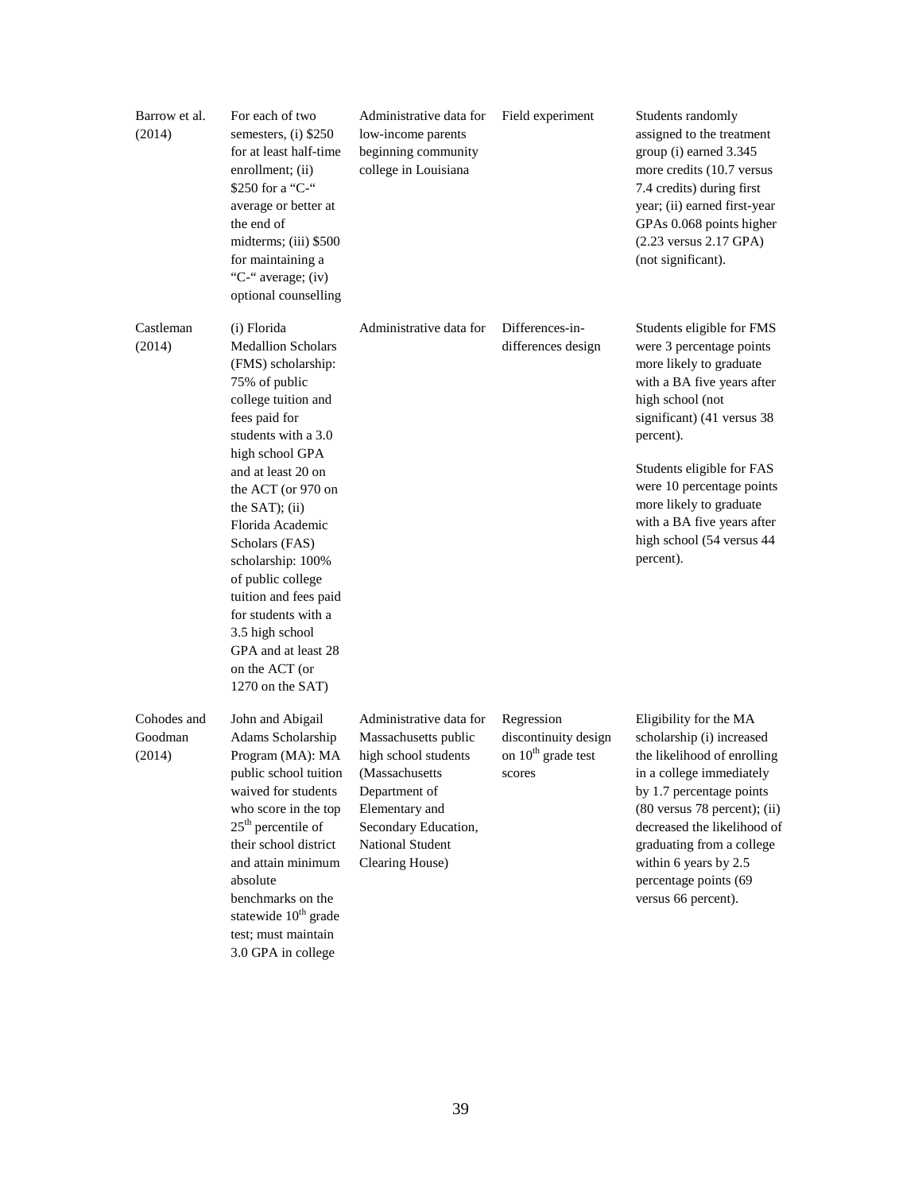| | | | | |
|---|---|---|---|---|
| Barrow et al. (2014) | For each of two semesters, (i) $250 for at least half-time enrollment; (ii) $250 for a "C-" average or better at the end of midterms; (iii) $500 for maintaining a "C-" average; (iv) optional counselling | Administrative data for low-income parents beginning community college in Louisiana | Field experiment | Students randomly assigned to the treatment group (i) earned 3.345 more credits (10.7 versus 7.4 credits) during first year; (ii) earned first-year GPAs 0.068 points higher (2.23 versus 2.17 GPA) (not significant). |
| Castleman (2014) | (i) Florida Medallion Scholars (FMS) scholarship: 75% of public college tuition and fees paid for students with a 3.0 high school GPA and at least 20 on the ACT (or 970 on the SAT); (ii) Florida Academic Scholars (FAS) scholarship: 100% of public college tuition and fees paid for students with a 3.5 high school GPA and at least 28 on the ACT (or 1270 on the SAT) | Administrative data for | Differences-in-differences design | Students eligible for FMS were 3 percentage points more likely to graduate with a BA five years after high school (not significant) (41 versus 38 percent).<br><br>Students eligible for FAS were 10 percentage points more likely to graduate with a BA five years after high school (54 versus 44 percent). |
| Cohodes and Goodman (2014) | John and Abigail Adams Scholarship Program (MA): MA public school tuition waived for students who score in the top 25th percentile of their school district and attain minimum absolute benchmarks on the statewide 10th grade test; must maintain 3.0 GPA in college | Administrative data for Massachusetts public high school students (Massachusetts Department of Elementary and Secondary Education, National Student Clearing House) | Regression discontinuity design on 10th grade test scores | Eligibility for the MA scholarship (i) increased the likelihood of enrolling in a college immediately by 1.7 percentage points (80 versus 78 percent); (ii) decreased the likelihood of graduating from a college within 6 years by 2.5 percentage points (69 versus 66 percent). |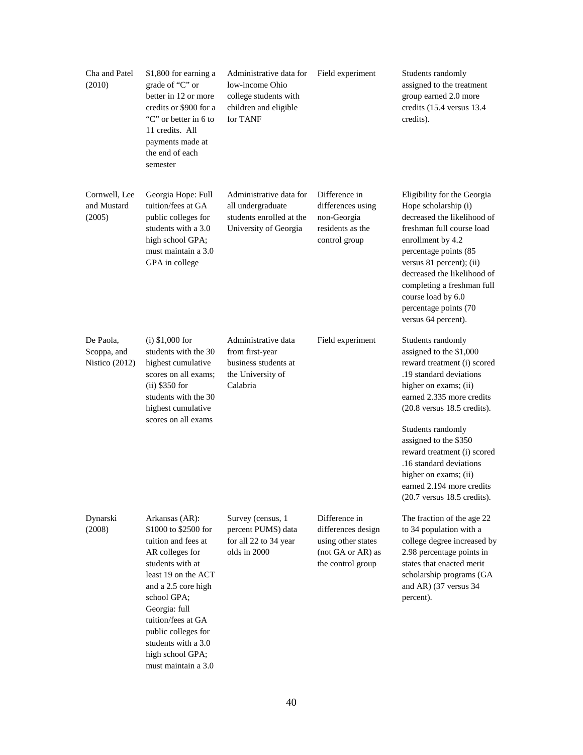| | | | | |
|---|---|---|---|---|
| Cha and Patel (2010) | $1,800 for earning a grade of "C" or better in 12 or more credits or $900 for a "C" or better in 6 to 11 credits. All payments made at the end of each semester | Administrative data for low-income Ohio college students with children and eligible for TANF | Field experiment | Students randomly assigned to the treatment group earned 2.0 more credits (15.4 versus 13.4 credits). |
| Cornwell, Lee and Mustard (2005) | Georgia Hope: Full tuition/fees at GA public colleges for students with a 3.0 high school GPA; must maintain a 3.0 GPA in college | Administrative data for all undergraduate students enrolled at the University of Georgia | Difference in differences using non-Georgia residents as the control group | Eligibility for the Georgia Hope scholarship (i) decreased the likelihood of freshman full course load enrollment by 4.2 percentage points (85 versus 81 percent); (ii) decreased the likelihood of completing a freshman full course load by 6.0 percentage points (70 versus 64 percent). |
| De Paola, Scoppa, and Nistico (2012) | (i) $1,000 for students with the 30 highest cumulative scores on all exams; (ii) $350 for students with the 30 highest cumulative scores on all exams | Administrative data from first-year business students at the University of Calabria | Field experiment | Students randomly assigned to the $1,000 reward treatment (i) scored .19 standard deviations higher on exams; (ii) earned 2.335 more credits (20.8 versus 18.5 credits).<br><br>Students randomly assigned to the $350 reward treatment (i) scored .16 standard deviations higher on exams; (ii) earned 2.194 more credits (20.7 versus 18.5 credits). |
| Dynarski (2008) | Arkansas (AR): $1000 to $2500 for tuition and fees at AR colleges for students with at least 19 on the ACT and a 2.5 core high school GPA; Georgia: full tuition/fees at GA public colleges for students with a 3.0 high school GPA; must maintain a 3.0 | Survey (census, 1 percent PUMS) data for all 22 to 34 year olds in 2000 | Difference in differences design using other states (not GA or AR) as the control group | The fraction of the age 22 to 34 population with a college degree increased by 2.98 percentage points in states that enacted merit scholarship programs (GA and AR) (37 versus 34 percent). |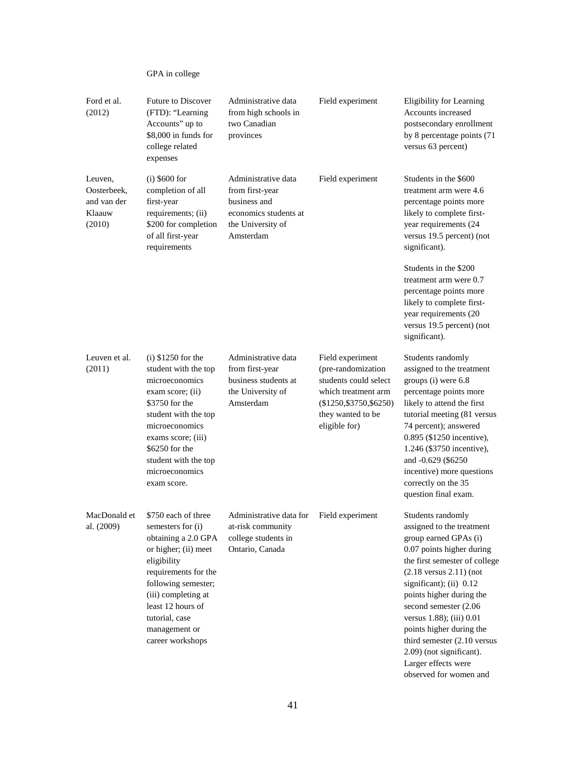| | GPA in college | | | |
|---|---|---|---|---|
| Ford et al. (2012) | Future to Discover (FTD): "Learning Accounts" up to $8,000 in funds for college related expenses | Administrative data from high schools in two Canadian provinces | Field experiment | Eligibility for Learning Accounts increased postsecondary enrollment by 8 percentage points (71 versus 63 percent) |
| Leuven, Oosterbeek, and van der Klaauw (2010) | (i) $600 for completion of all first-year requirements; (ii) $200 for completion of all first-year requirements | Administrative data from first-year business and economics students at the University of Amsterdam | Field experiment | Students in the $600 treatment arm were 4.6 percentage points more likely to complete first-year requirements (24 versus 19.5 percent) (not significant). Students in the $200 treatment arm were 0.7 percentage points more likely to complete first-year requirements (20 versus 19.5 percent) (not significant). |
| Leuven et al. (2011) | (i) $1250 for the student with the top microeconomics exam score; (ii) $3750 for the student with the top microeconomics exams score; (iii) $6250 for the student with the top microeconomics exam score. | Administrative data from first-year business students at the University of Amsterdam | Field experiment (pre-randomization students could select which treatment arm ($1250,$3750,$6250) they wanted to be eligible for) | Students randomly assigned to the treatment groups (i) were 6.8 percentage points more likely to attend the first tutorial meeting (81 versus 74 percent); answered 0.895 ($1250 incentive), 1.246 ($3750 incentive), and -0.629 ($6250 incentive) more questions correctly on the 35 question final exam. |
| MacDonald et al. (2009) | $750 each of three semesters for (i) obtaining a 2.0 GPA or higher; (ii) meet eligibility requirements for the following semester; (iii) completing at least 12 hours of tutorial, case management or career workshops | Administrative data for at-risk community college students in Ontario, Canada | Field experiment | Students randomly assigned to the treatment group earned GPAs (i) 0.07 points higher during the first semester of college (2.18 versus 2.11) (not significant); (ii) 0.12 points higher during the second semester (2.06 versus 1.88); (iii) 0.01 points higher during the third semester (2.10 versus 2.09) (not significant). Larger effects were observed for women and |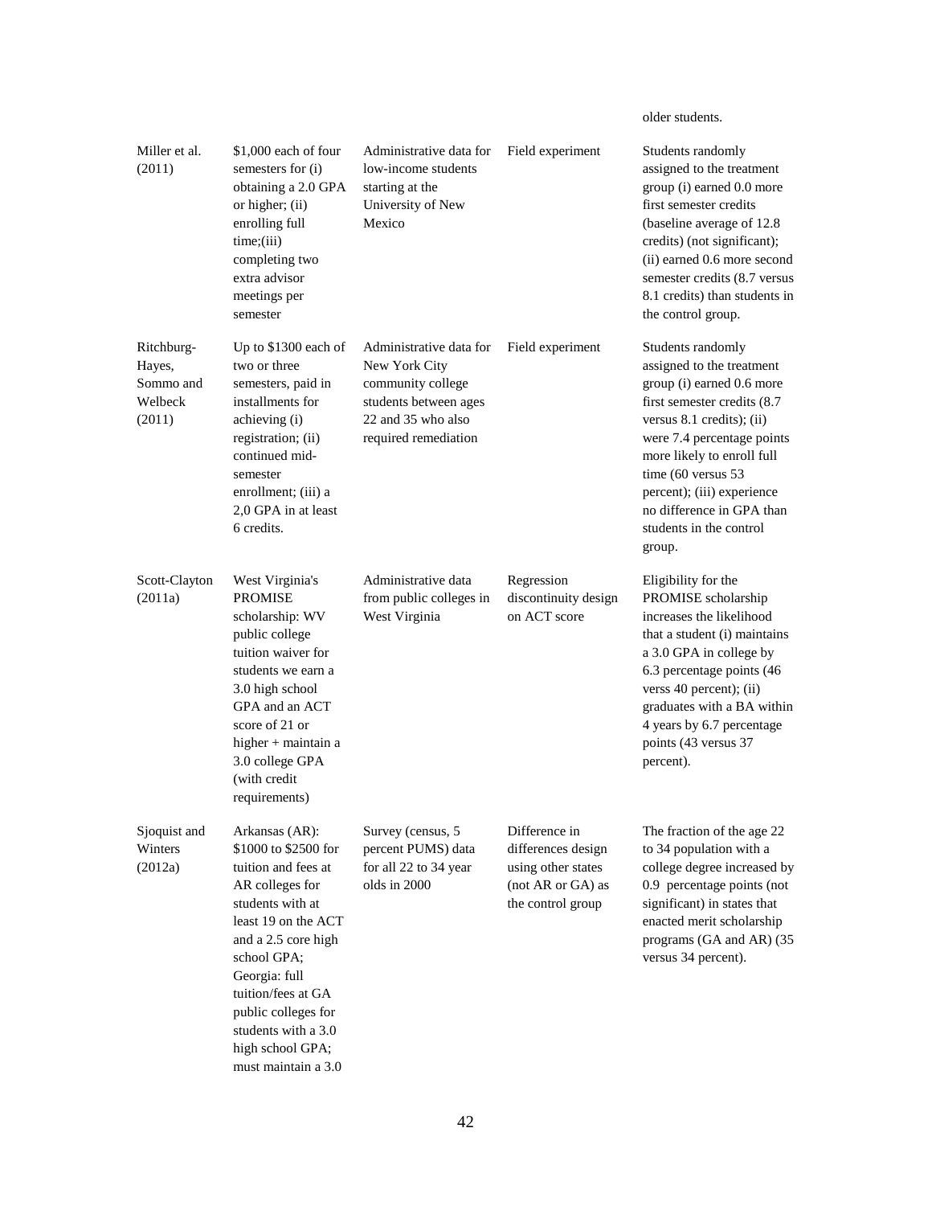| | | | | older students. |
|---|---|---|---|---|
| Miller et al. (2011) | $1,000 each of four semesters for (i) obtaining a 2.0 GPA or higher; (ii) enrolling full time;(iii) completing two extra advisor meetings per semester | Administrative data for low-income students starting at the University of New Mexico | Field experiment | Students randomly assigned to the treatment group (i) earned 0.0 more first semester credits (baseline average of 12.8 credits) (not significant); (ii) earned 0.6 more second semester credits (8.7 versus 8.1 credits) than students in the control group. |
| Ritchburg-Hayes, Sommo and Welbeck (2011) | Up to $1300 each of two or three semesters, paid in installments for achieving (i) registration; (ii) continued mid-semester enrollment; (iii) a 2,0 GPA in at least 6 credits. | Administrative data for New York City community college students between ages 22 and 35 who also required remediation | Field experiment | Students randomly assigned to the treatment group (i) earned 0.6 more first semester credits (8.7 versus 8.1 credits); (ii) were 7.4 percentage points more likely to enroll full time (60 versus 53 percent); (iii) experience no difference in GPA than students in the control group. |
| Scott-Clayton (2011a) | West Virginia's PROMISE scholarship: WV public college tuition waiver for students we earn a 3.0 high school GPA and an ACT score of 21 or higher + maintain a 3.0 college GPA (with credit requirements) | Administrative data from public colleges in West Virginia | Regression discontinuity design on ACT score | Eligibility for the PROMISE scholarship increases the likelihood that a student (i) maintains a 3.0 GPA in college by 6.3 percentage points (46 verss 40 percent); (ii) graduates with a BA within 4 years by 6.7 percentage points (43 versus 37 percent). |
| Sjoquist and Winters (2012a) | Arkansas (AR): $1000 to $2500 for tuition and fees at AR colleges for students with at least 19 on the ACT and a 2.5 core high school GPA; Georgia: full tuition/fees at GA public colleges for students with a 3.0 high school GPA; must maintain a 3.0 | Survey (census, 5 percent PUMS) data for all 22 to 34 year olds in 2000 | Difference in differences design using other states (not AR or GA) as the control group | The fraction of the age 22 to 34 population with a college degree increased by 0.9 percentage points (not significant) in states that enacted merit scholarship programs (GA and AR) (35 versus 34 percent). |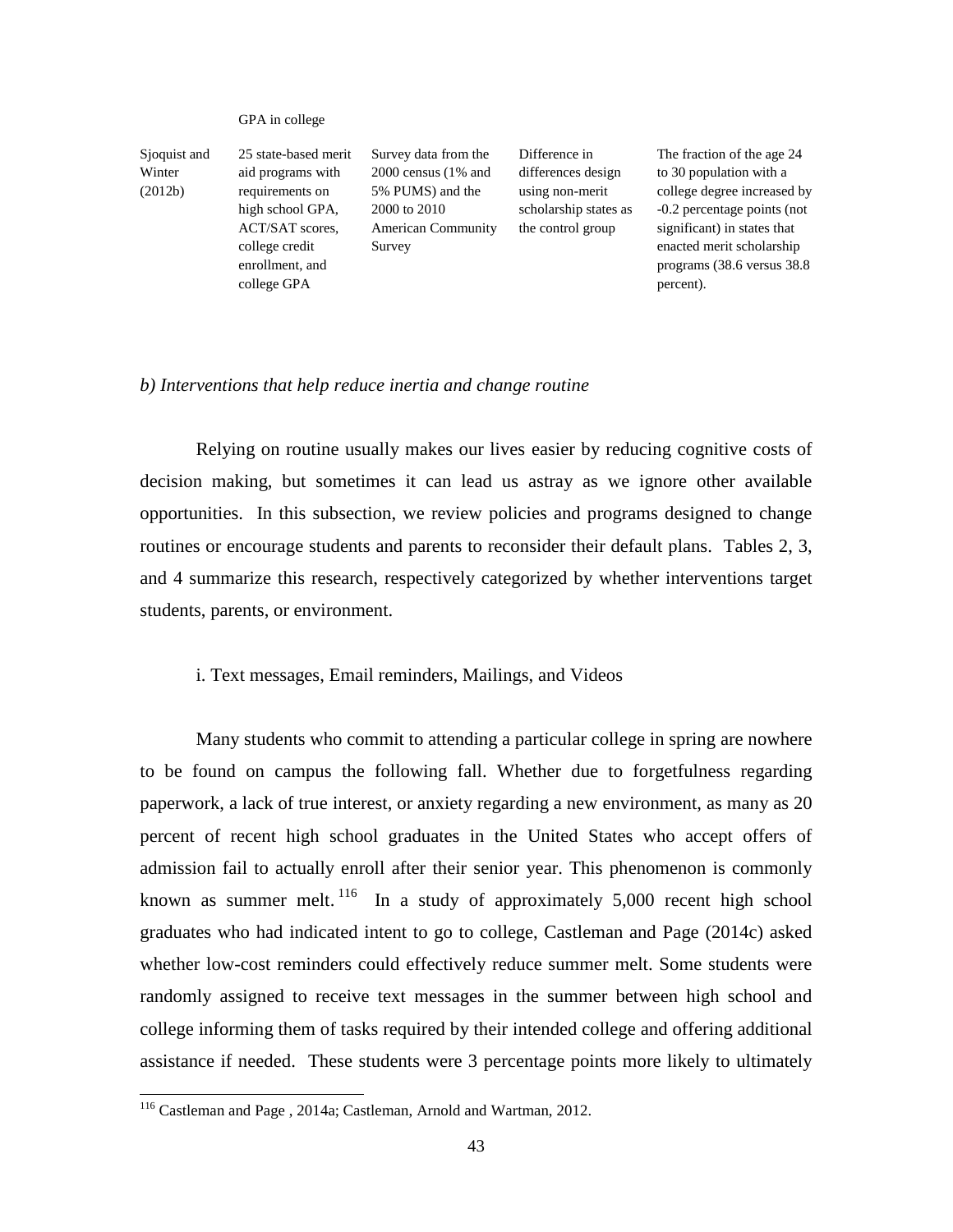| | GPA in college | | | |
|---|---|---|---|---|
| Sjoquist and Winter (2012b) | 25 state-based merit aid programs with requirements on high school GPA, ACT/SAT scores, college credit enrollment, and college GPA | Survey data from the 2000 census (1% and 5% PUMS) and the 2000 to 2010 American Community Survey | Difference in differences design using non-merit scholarship states as the control group | The fraction of the age 24 to 30 population with a college degree increased by -0.2 percentage points (not significant) in states that enacted merit scholarship programs (38.6 versus 38.8 percent). |

*b) Interventions that help reduce inertia and change routine*

Relying on routine usually makes our lives easier by reducing cognitive costs of decision making, but sometimes it can lead us astray as we ignore other available opportunities. In this subsection, we review policies and programs designed to change routines or encourage students and parents to reconsider their default plans. Tables 2, 3, and 4 summarize this research, respectively categorized by whether interventions target students, parents, or environment.

i. Text messages, Email reminders, Mailings, and Videos

Many students who commit to attending a particular college in spring are nowhere to be found on campus the following fall. Whether due to forgetfulness regarding paperwork, a lack of true interest, or anxiety regarding a new environment, as many as 20 percent of recent high school graduates in the United States who accept offers of admission fail to actually enroll after their senior year. This phenomenon is commonly known as summer melt.[116] In a study of approximately 5,000 recent high school graduates who had indicated intent to go to college, Castleman and Page (2014c) asked whether low-cost reminders could effectively reduce summer melt. Some students were randomly assigned to receive text messages in the summer between high school and college informing them of tasks required by their intended college and offering additional assistance if needed. These students were 3 percentage points more likely to ultimately

[116] Castleman and Page , 2014a; Castleman, Arnold and Wartman, 2012.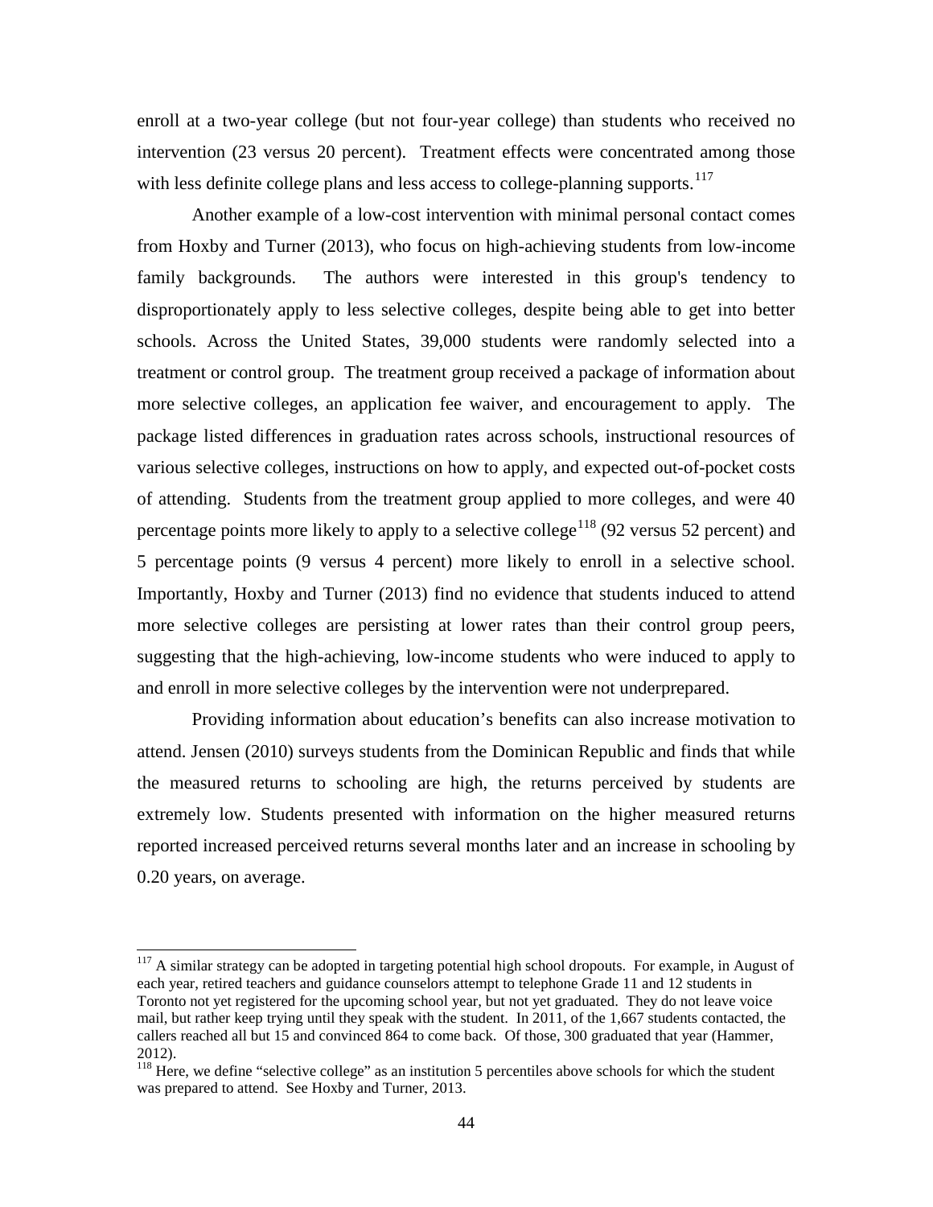enroll at a two-year college (but not four-year college) than students who received no intervention (23 versus 20 percent). Treatment effects were concentrated among those with less definite college plans and less access to college-planning supports.[117]

Another example of a low-cost intervention with minimal personal contact comes from Hoxby and Turner (2013), who focus on high-achieving students from low-income family backgrounds. The authors were interested in this group's tendency to disproportionately apply to less selective colleges, despite being able to get into better schools. Across the United States, 39,000 students were randomly selected into a treatment or control group. The treatment group received a package of information about more selective colleges, an application fee waiver, and encouragement to apply. The package listed differences in graduation rates across schools, instructional resources of various selective colleges, instructions on how to apply, and expected out-of-pocket costs of attending. Students from the treatment group applied to more colleges, and were 40 percentage points more likely to apply to a selective college[118] (92 versus 52 percent) and 5 percentage points (9 versus 4 percent) more likely to enroll in a selective school. Importantly, Hoxby and Turner (2013) find no evidence that students induced to attend more selective colleges are persisting at lower rates than their control group peers, suggesting that the high-achieving, low-income students who were induced to apply to and enroll in more selective colleges by the intervention were not underprepared.

Providing information about education's benefits can also increase motivation to attend. Jensen (2010) surveys students from the Dominican Republic and finds that while the measured returns to schooling are high, the returns perceived by students are extremely low. Students presented with information on the higher measured returns reported increased perceived returns several months later and an increase in schooling by 0.20 years, on average.

---

[117] A similar strategy can be adopted in targeting potential high school dropouts. For example, in August of each year, retired teachers and guidance counselors attempt to telephone Grade 11 and 12 students in Toronto not yet registered for the upcoming school year, but not yet graduated. They do not leave voice mail, but rather keep trying until they speak with the student. In 2011, of the 1,667 students contacted, the callers reached all but 15 and convinced 864 to come back. Of those, 300 graduated that year (Hammer, 2012).

[118] Here, we define "selective college" as an institution 5 percentiles above schools for which the student was prepared to attend. See Hoxby and Turner, 2013.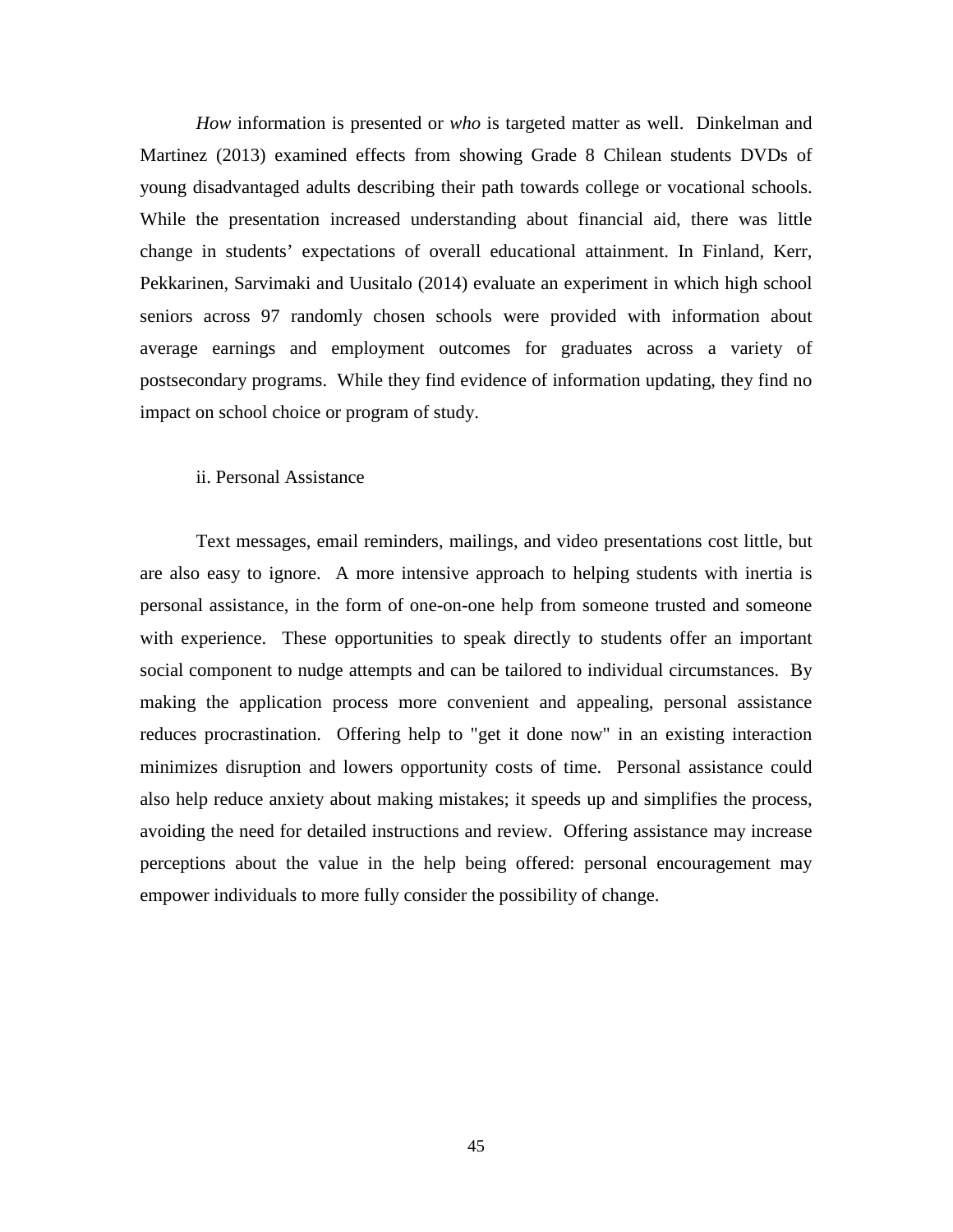*How* information is presented or *who* is targeted matter as well. Dinkelman and Martinez (2013) examined effects from showing Grade 8 Chilean students DVDs of young disadvantaged adults describing their path towards college or vocational schools. While the presentation increased understanding about financial aid, there was little change in students' expectations of overall educational attainment. In Finland, Kerr, Pekkarinen, Sarvimaki and Uusitalo (2014) evaluate an experiment in which high school seniors across 97 randomly chosen schools were provided with information about average earnings and employment outcomes for graduates across a variety of postsecondary programs. While they find evidence of information updating, they find no impact on school choice or program of study.

### ii. Personal Assistance

Text messages, email reminders, mailings, and video presentations cost little, but are also easy to ignore. A more intensive approach to helping students with inertia is personal assistance, in the form of one-on-one help from someone trusted and someone with experience. These opportunities to speak directly to students offer an important social component to nudge attempts and can be tailored to individual circumstances. By making the application process more convenient and appealing, personal assistance reduces procrastination. Offering help to "get it done now" in an existing interaction minimizes disruption and lowers opportunity costs of time. Personal assistance could also help reduce anxiety about making mistakes; it speeds up and simplifies the process, avoiding the need for detailed instructions and review. Offering assistance may increase perceptions about the value in the help being offered: personal encouragement may empower individuals to more fully consider the possibility of change.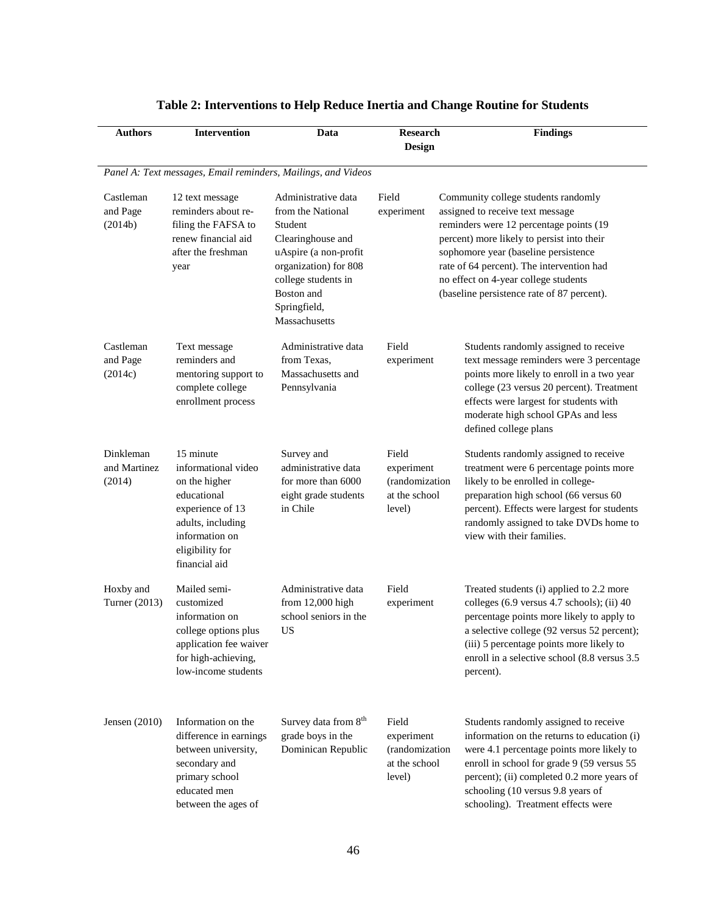**Table 2: Interventions to Help Reduce Inertia and Change Routine for Students**

| Authors | Intervention | Data | Research Design | Findings |
|---|---|---|---|---|
| *Panel A: Text messages, Email reminders, Mailings, and Videos* | | | | |
| Castleman and Page (2014b) | 12 text message reminders about re-filing the FAFSA to renew financial aid after the freshman year | Administrative data from the National Student Clearinghouse and uAspire (a non-profit organization) for 808 college students in Boston and Springfield, Massachusetts | Field experiment | Community college students randomly assigned to receive text message reminders were 12 percentage points (19 percent) more likely to persist into their sophomore year (baseline persistence rate of 64 percent). The intervention had no effect on 4-year college students (baseline persistence rate of 87 percent). |
| Castleman and Page (2014c) | Text message reminders and mentoring support to complete college enrollment process | Administrative data from Texas, Massachusetts and Pennsylvania | Field experiment | Students randomly assigned to receive text message reminders were 3 percentage points more likely to enroll in a two year college (23 versus 20 percent). Treatment effects were largest for students with moderate high school GPAs and less defined college plans |
| Dinkleman and Martinez (2014) | 15 minute informational video on the higher educational experience of 13 adults, including information on eligibility for financial aid | Survey and administrative data for more than 6000 eight grade students in Chile | Field experiment (randomization at the school level) | Students randomly assigned to receive treatment were 6 percentage points more likely to be enrolled in college-preparation high school (66 versus 60 percent). Effects were largest for students randomly assigned to take DVDs home to view with their families. |
| Hoxby and Turner (2013) | Mailed semi-customized information on college options plus application fee waiver for high-achieving, low-income students | Administrative data from 12,000 high school seniors in the US | Field experiment | Treated students (i) applied to 2.2 more colleges (6.9 versus 4.7 schools); (ii) 40 percentage points more likely to apply to a selective college (92 versus 52 percent); (iii) 5 percentage points more likely to enroll in a selective school (8.8 versus 3.5 percent). |
| Jensen (2010) | Information on the difference in earnings between university, secondary and primary school educated men between the ages of | Survey data from 8th grade boys in the Dominican Republic | Field experiment (randomization at the school level) | Students randomly assigned to receive information on the returns to education (i) were 4.1 percentage points more likely to enroll in school for grade 9 (59 versus 55 percent); (ii) completed 0.2 more years of schooling (10 versus 9.8 years of schooling). Treatment effects were |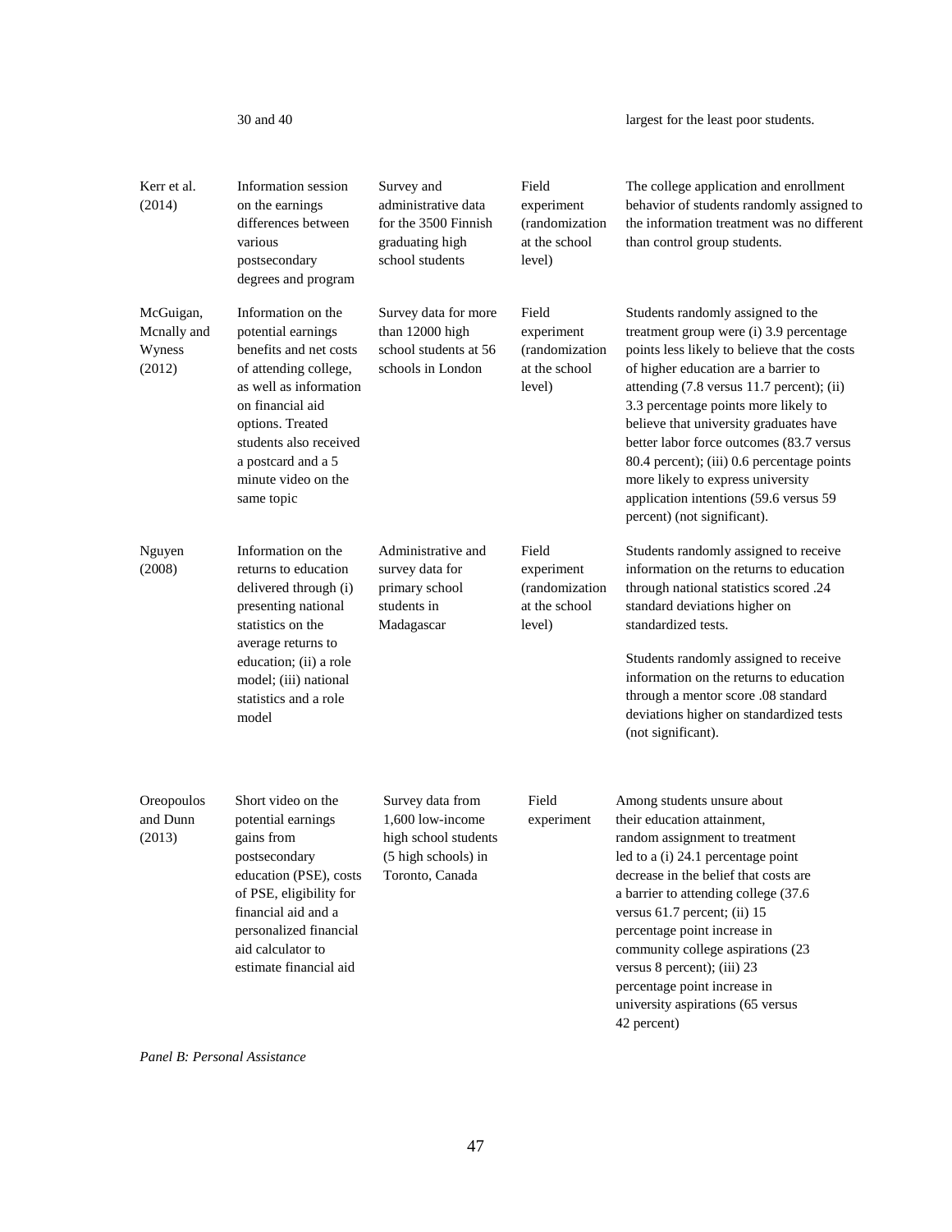| | | | | |
|---|---|---|---|---|
| | 30 and 40 | | | largest for the least poor students. |
| Kerr et al. (2014) | Information session on the earnings differences between various postsecondary degrees and program | Survey and administrative data for the 3500 Finnish graduating high school students | Field experiment (randomization at the school level) | The college application and enrollment behavior of students randomly assigned to the information treatment was no different than control group students. |
| McGuigan, Mcnally and Wyness (2012) | Information on the potential earnings benefits and net costs of attending college, as well as information on financial aid options. Treated students also received a postcard and a 5 minute video on the same topic | Survey data for more than 12000 high school students at 56 schools in London | Field experiment (randomization at the school level) | Students randomly assigned to the treatment group were (i) 3.9 percentage points less likely to believe that the costs of higher education are a barrier to attending (7.8 versus 11.7 percent); (ii) 3.3 percentage points more likely to believe that university graduates have better labor force outcomes (83.7 versus 80.4 percent); (iii) 0.6 percentage points more likely to express university application intentions (59.6 versus 59 percent) (not significant). |
| Nguyen (2008) | Information on the returns to education delivered through (i) presenting national statistics on the average returns to education; (ii) a role model; (iii) national statistics and a role model | Administrative and survey data for primary school students in Madagascar | Field experiment (randomization at the school level) | Students randomly assigned to receive information on the returns to education through national statistics scored .24 standard deviations higher on standardized tests.<br><br>Students randomly assigned to receive information on the returns to education through a mentor score .08 standard deviations higher on standardized tests (not significant). |
| Oreopoulos and Dunn (2013) | Short video on the potential earnings gains from postsecondary education (PSE), costs of PSE, eligibility for financial aid and a personalized financial aid calculator to estimate financial aid | Survey data from 1,600 low-income high school students (5 high schools) in Toronto, Canada | Field experiment | Among students unsure about their education attainment, random assignment to treatment led to a (i) 24.1 percentage point decrease in the belief that costs are a barrier to attending college (37.6 versus 61.7 percent; (ii) 15 percentage point increase in community college aspirations (23 versus 8 percent); (iii) 23 percentage point increase in university aspirations (65 versus 42 percent) |

*Panel B: Personal Assistance*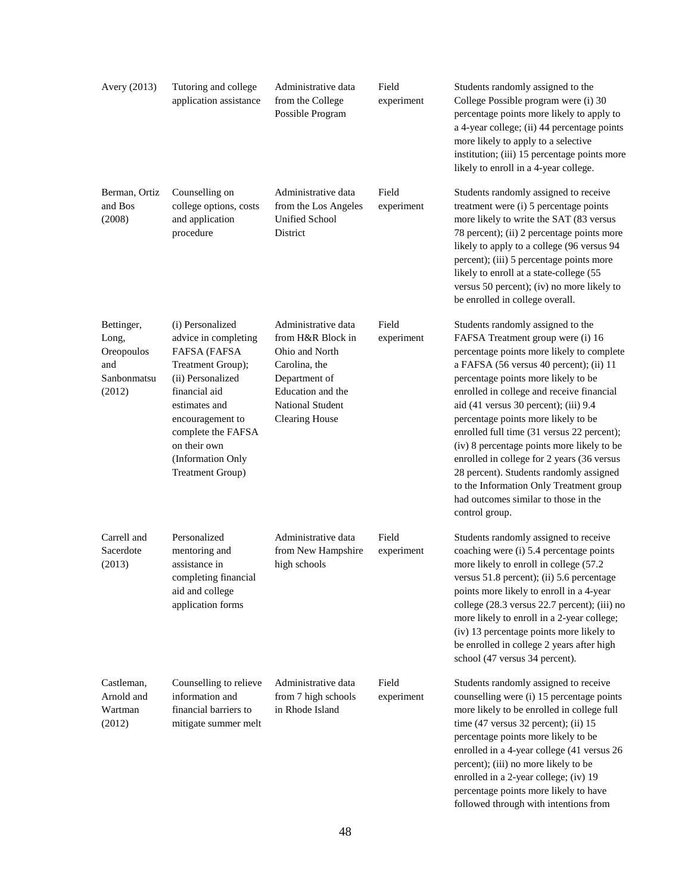| | | | | |
|---|---|---|---|---|
| Avery (2013) | Tutoring and college application assistance | Administrative data from the College Possible Program | Field experiment | Students randomly assigned to the College Possible program were (i) 30 percentage points more likely to apply to a 4-year college; (ii) 44 percentage points more likely to apply to a selective institution; (iii) 15 percentage points more likely to enroll in a 4-year college. |
| Berman, Ortiz and Bos (2008) | Counselling on college options, costs and application procedure | Administrative data from the Los Angeles Unified School District | Field experiment | Students randomly assigned to receive treatment were (i) 5 percentage points more likely to write the SAT (83 versus 78 percent); (ii) 2 percentage points more likely to apply to a college (96 versus 94 percent); (iii) 5 percentage points more likely to enroll at a state-college (55 versus 50 percent); (iv) no more likely to be enrolled in college overall. |
| Bettinger, Long, Oreopoulos and Sanbonmatsu (2012) | (i) Personalized advice in completing FAFSA (FAFSA Treatment Group); (ii) Personalized financial aid estimates and encouragement to complete the FAFSA on their own (Information Only Treatment Group) | Administrative data from H&R Block in Ohio and North Carolina, the Department of Education and the National Student Clearing House | Field experiment | Students randomly assigned to the FAFSA Treatment group were (i) 16 percentage points more likely to complete a FAFSA (56 versus 40 percent); (ii) 11 percentage points more likely to be enrolled in college and receive financial aid (41 versus 30 percent); (iii) 9.4 percentage points more likely to be enrolled full time (31 versus 22 percent); (iv) 8 percentage points more likely to be enrolled in college for 2 years (36 versus 28 percent). Students randomly assigned to the Information Only Treatment group had outcomes similar to those in the control group. |
| Carrell and Sacerdote (2013) | Personalized mentoring and assistance in completing financial aid and college application forms | Administrative data from New Hampshire high schools | Field experiment | Students randomly assigned to receive coaching were (i) 5.4 percentage points more likely to enroll in college (57.2 versus 51.8 percent); (ii) 5.6 percentage points more likely to enroll in a 4-year college (28.3 versus 22.7 percent); (iii) no more likely to enroll in a 2-year college; (iv) 13 percentage points more likely to be enrolled in college 2 years after high school (47 versus 34 percent). |
| Castleman, Arnold and Wartman (2012) | Counselling to relieve information and financial barriers to mitigate summer melt | Administrative data from 7 high schools in Rhode Island | Field experiment | Students randomly assigned to receive counselling were (i) 15 percentage points more likely to be enrolled in college full time (47 versus 32 percent); (ii) 15 percentage points more likely to be enrolled in a 4-year college (41 versus 26 percent); (iii) no more likely to be enrolled in a 2-year college; (iv) 19 percentage points more likely to have followed through with intentions from |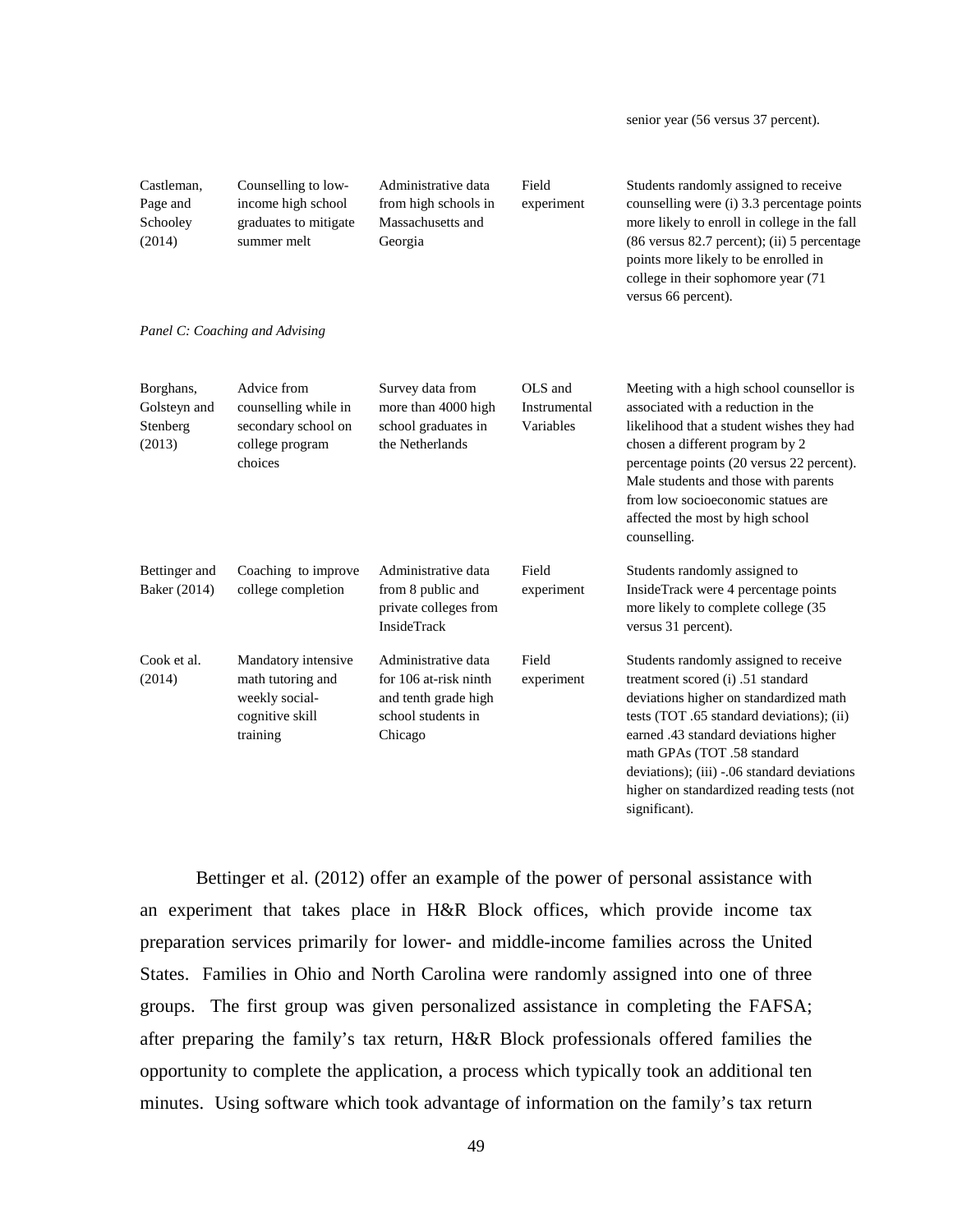|  |  |  |  | senior year (56 versus 37 percent). |
| --- | --- | --- | --- | --- |
| Castleman, Page and Schooley (2014) | Counselling to low-income high school graduates to mitigate summer melt | Administrative data from high schools in Massachusetts and Georgia | Field experiment | Students randomly assigned to receive counselling were (i) 3.3 percentage points more likely to enroll in college in the fall (86 versus 82.7 percent); (ii) 5 percentage points more likely to be enrolled in college in their sophomore year (71 versus 66 percent). |
| *Panel C: Coaching and Advising* |  |  |  |  |
| Borghans, Golsteyn and Stenberg (2013) | Advice from counselling while in secondary school on college program choices | Survey data from more than 4000 high school graduates in the Netherlands | OLS and Instrumental Variables | Meeting with a high school counsellor is associated with a reduction in the likelihood that a student wishes they had chosen a different program by 2 percentage points (20 versus 22 percent). Male students and those with parents from low socioeconomic statues are affected the most by high school counselling. |
| Bettinger and Baker (2014) | Coaching to improve college completion | Administrative data from 8 public and private colleges from InsideTrack | Field experiment | Students randomly assigned to InsideTrack were 4 percentage points more likely to complete college (35 versus 31 percent). |
| Cook et al. (2014) | Mandatory intensive math tutoring and weekly social-cognitive skill training | Administrative data for 106 at-risk ninth and tenth grade high school students in Chicago | Field experiment | Students randomly assigned to receive treatment scored (i) .51 standard deviations higher on standardized math tests (TOT .65 standard deviations); (ii) earned .43 standard deviations higher math GPAs (TOT .58 standard deviations); (iii) -.06 standard deviations higher on standardized reading tests (not significant). |

Bettinger et al. (2012) offer an example of the power of personal assistance with an experiment that takes place in H&R Block offices, which provide income tax preparation services primarily for lower- and middle-income families across the United States. Families in Ohio and North Carolina were randomly assigned into one of three groups. The first group was given personalized assistance in completing the FAFSA; after preparing the family's tax return, H&R Block professionals offered families the opportunity to complete the application, a process which typically took an additional ten minutes. Using software which took advantage of information on the family's tax return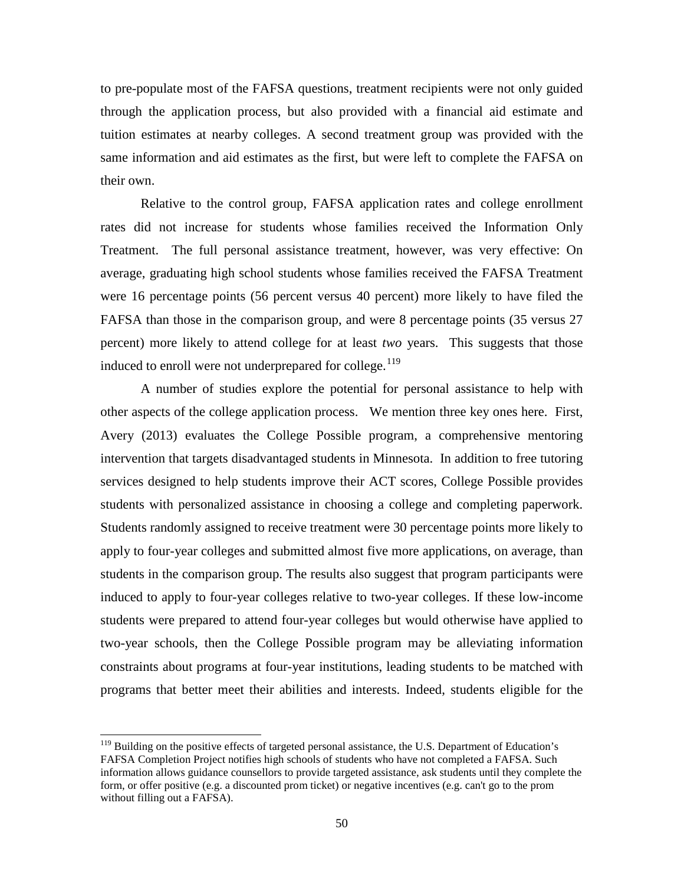to pre-populate most of the FAFSA questions, treatment recipients were not only guided through the application process, but also provided with a financial aid estimate and tuition estimates at nearby colleges. A second treatment group was provided with the same information and aid estimates as the first, but were left to complete the FAFSA on their own.

Relative to the control group, FAFSA application rates and college enrollment rates did not increase for students whose families received the Information Only Treatment. The full personal assistance treatment, however, was very effective: On average, graduating high school students whose families received the FAFSA Treatment were 16 percentage points (56 percent versus 40 percent) more likely to have filed the FAFSA than those in the comparison group, and were 8 percentage points (35 versus 27 percent) more likely to attend college for at least *two* years. This suggests that those induced to enroll were not underprepared for college.[119]

A number of studies explore the potential for personal assistance to help with other aspects of the college application process. We mention three key ones here. First, Avery (2013) evaluates the College Possible program, a comprehensive mentoring intervention that targets disadvantaged students in Minnesota. In addition to free tutoring services designed to help students improve their ACT scores, College Possible provides students with personalized assistance in choosing a college and completing paperwork. Students randomly assigned to receive treatment were 30 percentage points more likely to apply to four-year colleges and submitted almost five more applications, on average, than students in the comparison group. The results also suggest that program participants were induced to apply to four-year colleges relative to two-year colleges. If these low-income students were prepared to attend four-year colleges but would otherwise have applied to two-year schools, then the College Possible program may be alleviating information constraints about programs at four-year institutions, leading students to be matched with programs that better meet their abilities and interests. Indeed, students eligible for the

[119] Building on the positive effects of targeted personal assistance, the U.S. Department of Education's FAFSA Completion Project notifies high schools of students who have not completed a FAFSA. Such information allows guidance counsellors to provide targeted assistance, ask students until they complete the form, or offer positive (e.g. a discounted prom ticket) or negative incentives (e.g. can't go to the prom without filling out a FAFSA).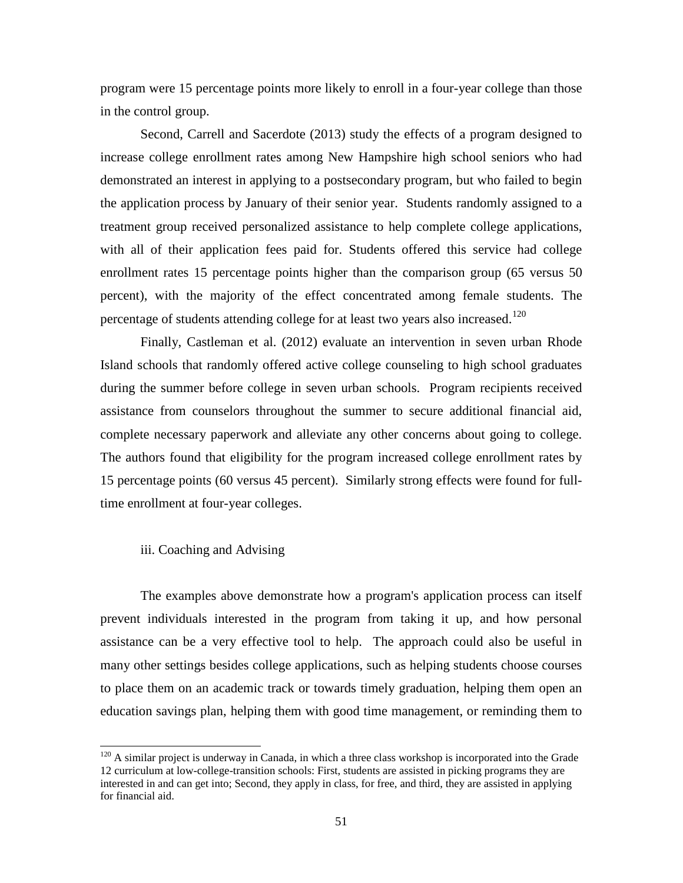program were 15 percentage points more likely to enroll in a four-year college than those in the control group.

Second, Carrell and Sacerdote (2013) study the effects of a program designed to increase college enrollment rates among New Hampshire high school seniors who had demonstrated an interest in applying to a postsecondary program, but who failed to begin the application process by January of their senior year. Students randomly assigned to a treatment group received personalized assistance to help complete college applications, with all of their application fees paid for. Students offered this service had college enrollment rates 15 percentage points higher than the comparison group (65 versus 50 percent), with the majority of the effect concentrated among female students. The percentage of students attending college for at least two years also increased.[120]

Finally, Castleman et al. (2012) evaluate an intervention in seven urban Rhode Island schools that randomly offered active college counseling to high school graduates during the summer before college in seven urban schools. Program recipients received assistance from counselors throughout the summer to secure additional financial aid, complete necessary paperwork and alleviate any other concerns about going to college. The authors found that eligibility for the program increased college enrollment rates by 15 percentage points (60 versus 45 percent). Similarly strong effects were found for full-time enrollment at four-year colleges.

### iii. Coaching and Advising

The examples above demonstrate how a program's application process can itself prevent individuals interested in the program from taking it up, and how personal assistance can be a very effective tool to help. The approach could also be useful in many other settings besides college applications, such as helping students choose courses to place them on an academic track or towards timely graduation, helping them open an education savings plan, helping them with good time management, or reminding them to

[120] A similar project is underway in Canada, in which a three class workshop is incorporated into the Grade 12 curriculum at low-college-transition schools: First, students are assisted in picking programs they are interested in and can get into; Second, they apply in class, for free, and third, they are assisted in applying for financial aid.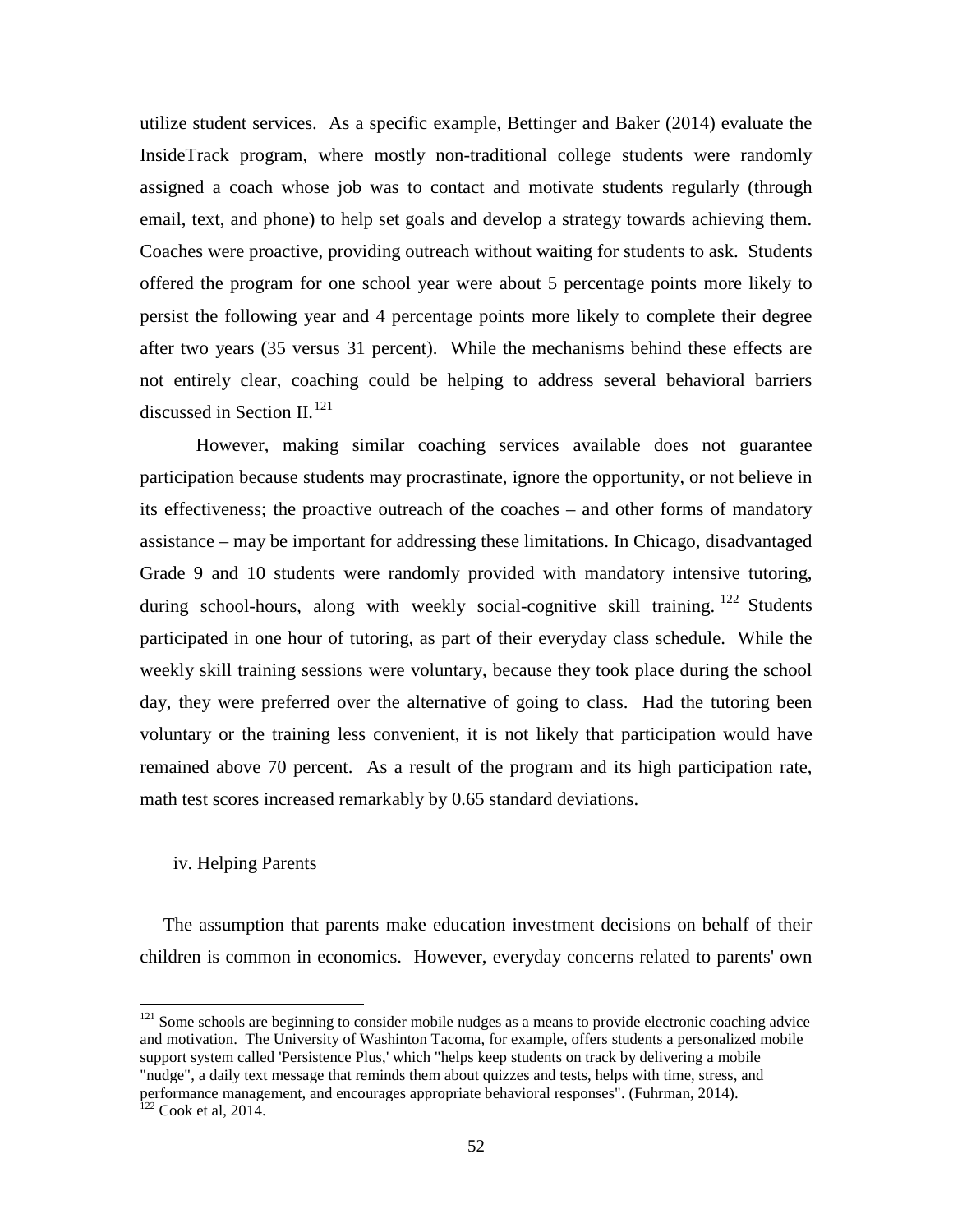utilize student services. As a specific example, Bettinger and Baker (2014) evaluate the InsideTrack program, where mostly non-traditional college students were randomly assigned a coach whose job was to contact and motivate students regularly (through email, text, and phone) to help set goals and develop a strategy towards achieving them. Coaches were proactive, providing outreach without waiting for students to ask. Students offered the program for one school year were about 5 percentage points more likely to persist the following year and 4 percentage points more likely to complete their degree after two years (35 versus 31 percent). While the mechanisms behind these effects are not entirely clear, coaching could be helping to address several behavioral barriers discussed in Section II.[121]

However, making similar coaching services available does not guarantee participation because students may procrastinate, ignore the opportunity, or not believe in its effectiveness; the proactive outreach of the coaches – and other forms of mandatory assistance – may be important for addressing these limitations. In Chicago, disadvantaged Grade 9 and 10 students were randomly provided with mandatory intensive tutoring, during school-hours, along with weekly social-cognitive skill training.[122] Students participated in one hour of tutoring, as part of their everyday class schedule. While the weekly skill training sessions were voluntary, because they took place during the school day, they were preferred over the alternative of going to class. Had the tutoring been voluntary or the training less convenient, it is not likely that participation would have remained above 70 percent. As a result of the program and its high participation rate, math test scores increased remarkably by 0.65 standard deviations.

### iv. Helping Parents

The assumption that parents make education investment decisions on behalf of their children is common in economics. However, everyday concerns related to parents' own

[121] Some schools are beginning to consider mobile nudges as a means to provide electronic coaching advice and motivation. The University of Washinton Tacoma, for example, offers students a personalized mobile support system called 'Persistence Plus,' which "helps keep students on track by delivering a mobile "nudge", a daily text message that reminds them about quizzes and tests, helps with time, stress, and performance management, and encourages appropriate behavioral responses". (Fuhrman, 2014).

[122] Cook et al, 2014.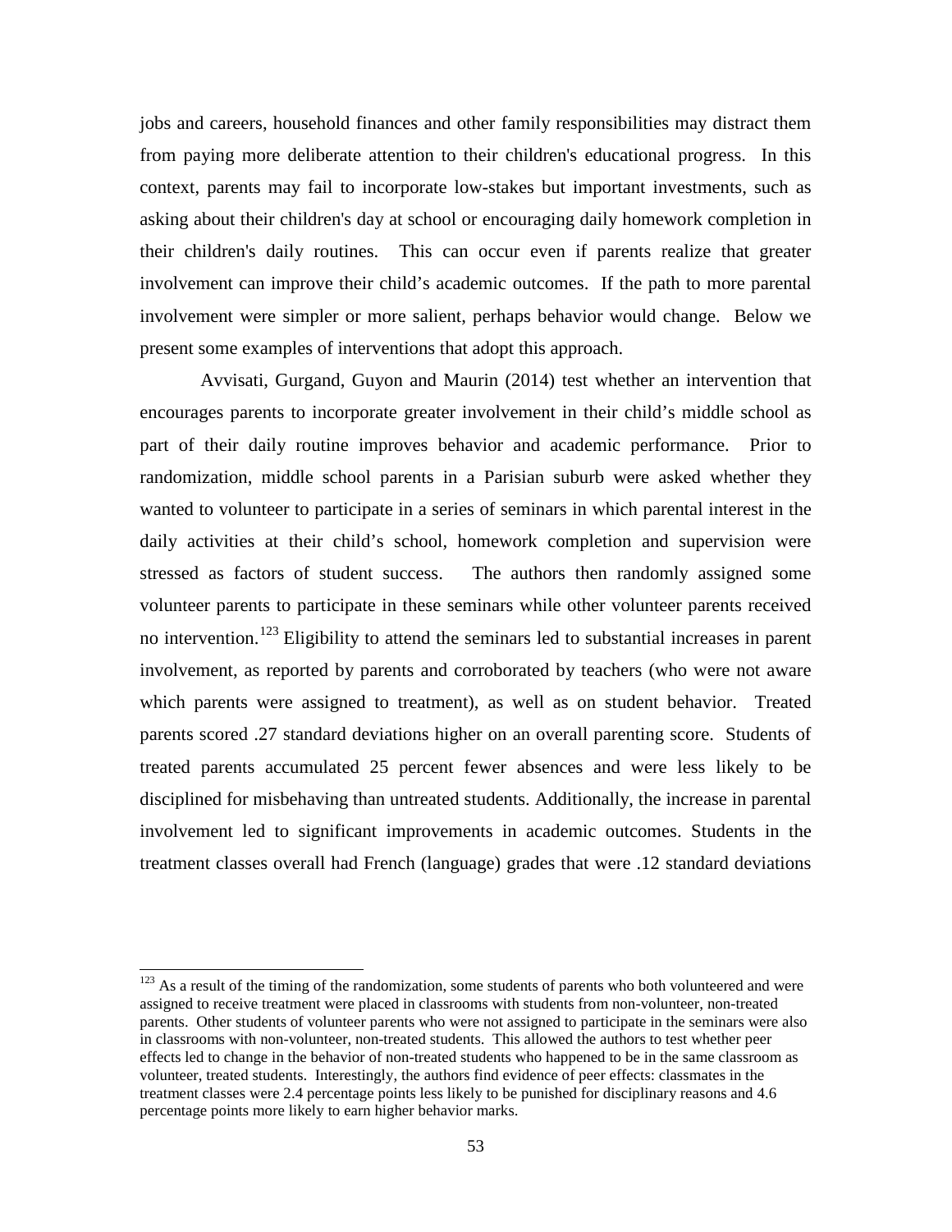jobs and careers, household finances and other family responsibilities may distract them from paying more deliberate attention to their children's educational progress. In this context, parents may fail to incorporate low-stakes but important investments, such as asking about their children's day at school or encouraging daily homework completion in their children's daily routines. This can occur even if parents realize that greater involvement can improve their child's academic outcomes. If the path to more parental involvement were simpler or more salient, perhaps behavior would change. Below we present some examples of interventions that adopt this approach.

Avvisati, Gurgand, Guyon and Maurin (2014) test whether an intervention that encourages parents to incorporate greater involvement in their child's middle school as part of their daily routine improves behavior and academic performance. Prior to randomization, middle school parents in a Parisian suburb were asked whether they wanted to volunteer to participate in a series of seminars in which parental interest in the daily activities at their child's school, homework completion and supervision were stressed as factors of student success. The authors then randomly assigned some volunteer parents to participate in these seminars while other volunteer parents received no intervention.[123] Eligibility to attend the seminars led to substantial increases in parent involvement, as reported by parents and corroborated by teachers (who were not aware which parents were assigned to treatment), as well as on student behavior. Treated parents scored .27 standard deviations higher on an overall parenting score. Students of treated parents accumulated 25 percent fewer absences and were less likely to be disciplined for misbehaving than untreated students. Additionally, the increase in parental involvement led to significant improvements in academic outcomes. Students in the treatment classes overall had French (language) grades that were .12 standard deviations

[123] As a result of the timing of the randomization, some students of parents who both volunteered and were assigned to receive treatment were placed in classrooms with students from non-volunteer, non-treated parents. Other students of volunteer parents who were not assigned to participate in the seminars were also in classrooms with non-volunteer, non-treated students. This allowed the authors to test whether peer effects led to change in the behavior of non-treated students who happened to be in the same classroom as volunteer, treated students. Interestingly, the authors find evidence of peer effects: classmates in the treatment classes were 2.4 percentage points less likely to be punished for disciplinary reasons and 4.6 percentage points more likely to earn higher behavior marks.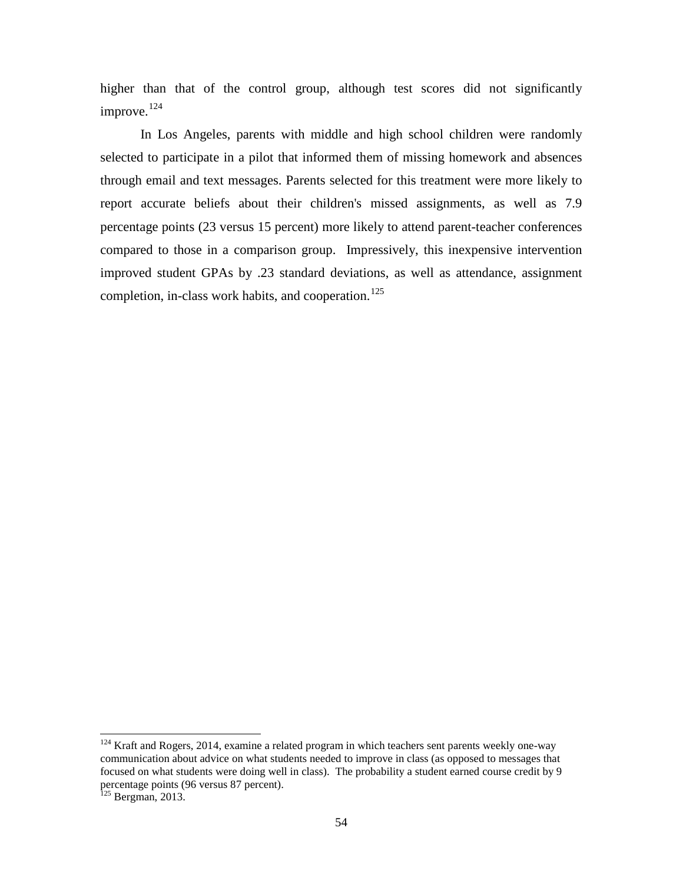higher than that of the control group, although test scores did not significantly improve.[124]

In Los Angeles, parents with middle and high school children were randomly selected to participate in a pilot that informed them of missing homework and absences through email and text messages. Parents selected for this treatment were more likely to report accurate beliefs about their children's missed assignments, as well as 7.9 percentage points (23 versus 15 percent) more likely to attend parent-teacher conferences compared to those in a comparison group. Impressively, this inexpensive intervention improved student GPAs by .23 standard deviations, as well as attendance, assignment completion, in-class work habits, and cooperation.[125]

---

[124] Kraft and Rogers, 2014, examine a related program in which teachers sent parents weekly one-way communication about advice on what students needed to improve in class (as opposed to messages that focused on what students were doing well in class). The probability a student earned course credit by 9 percentage points (96 versus 87 percent).

[125] Bergman, 2013.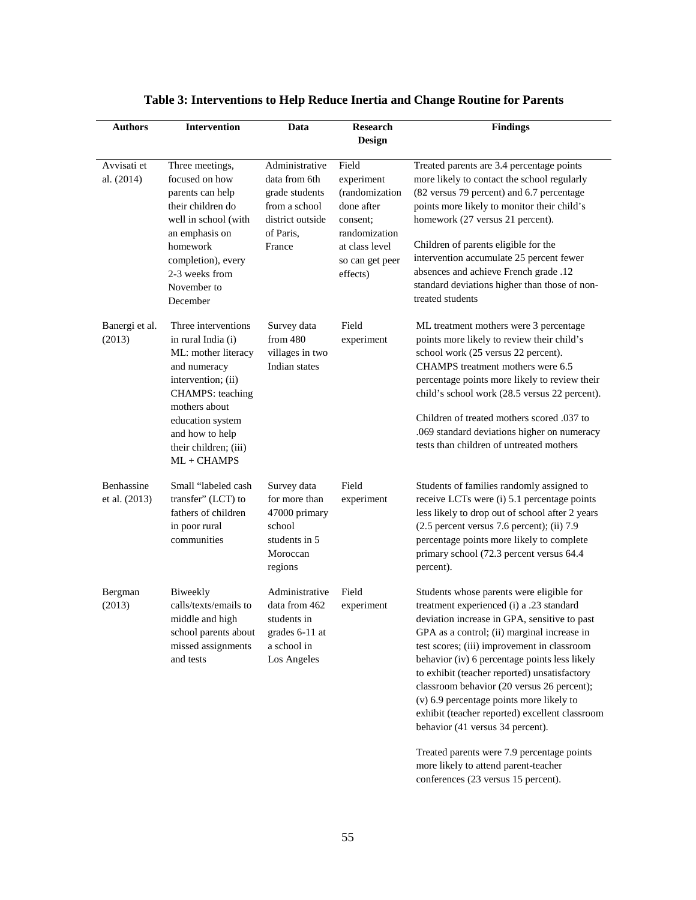**Table 3: Interventions to Help Reduce Inertia and Change Routine for Parents**

| Authors | Intervention | Data | Research Design | Findings |
|---|---|---|---|---|
| Avvisati et al. (2014) | Three meetings, focused on how parents can help their children do well in school (with an emphasis on homework completion), every 2-3 weeks from November to December | Administrative data from 6th grade students from a school district outside of Paris, France | Field experiment (randomization done after consent; randomization at class level so can get peer effects) | Treated parents are 3.4 percentage points more likely to contact the school regularly (82 versus 79 percent) and 6.7 percentage points more likely to monitor their child's homework (27 versus 21 percent).<br><br>Children of parents eligible for the intervention accumulate 25 percent fewer absences and achieve French grade .12 standard deviations higher than those of non-treated students |
| Banergi et al. (2013) | Three interventions in rural India (i) ML: mother literacy and numeracy intervention; (ii) CHAMPS: teaching mothers about education system and how to help their children; (iii) ML + CHAMPS | Survey data from 480 villages in two Indian states | Field experiment | ML treatment mothers were 3 percentage points more likely to review their child's school work (25 versus 22 percent). CHAMPS treatment mothers were 6.5 percentage points more likely to review their child's school work (28.5 versus 22 percent).<br><br>Children of treated mothers scored .037 to .069 standard deviations higher on numeracy tests than children of untreated mothers |
| Benhassine et al. (2013) | Small "labeled cash transfer" (LCT) to fathers of children in poor rural communities | Survey data for more than 47000 primary school students in 5 Moroccan regions | Field experiment | Students of families randomly assigned to receive LCTs were (i) 5.1 percentage points less likely to drop out of school after 2 years (2.5 percent versus 7.6 percent); (ii) 7.9 percentage points more likely to complete primary school (72.3 percent versus 64.4 percent). |
| Bergman (2013) | Biweekly calls/texts/emails to middle and high school parents about missed assignments and tests | Administrative data from 462 students in grades 6-11 at a school in Los Angeles | Field experiment | Students whose parents were eligible for treatment experienced (i) a .23 standard deviation increase in GPA, sensitive to past GPA as a control; (ii) marginal increase in test scores; (iii) improvement in classroom behavior (iv) 6 percentage points less likely to exhibit (teacher reported) unsatisfactory classroom behavior (20 versus 26 percent); (v) 6.9 percentage points more likely to exhibit (teacher reported) excellent classroom behavior (41 versus 34 percent).<br><br>Treated parents were 7.9 percentage points more likely to attend parent-teacher conferences (23 versus 15 percent). |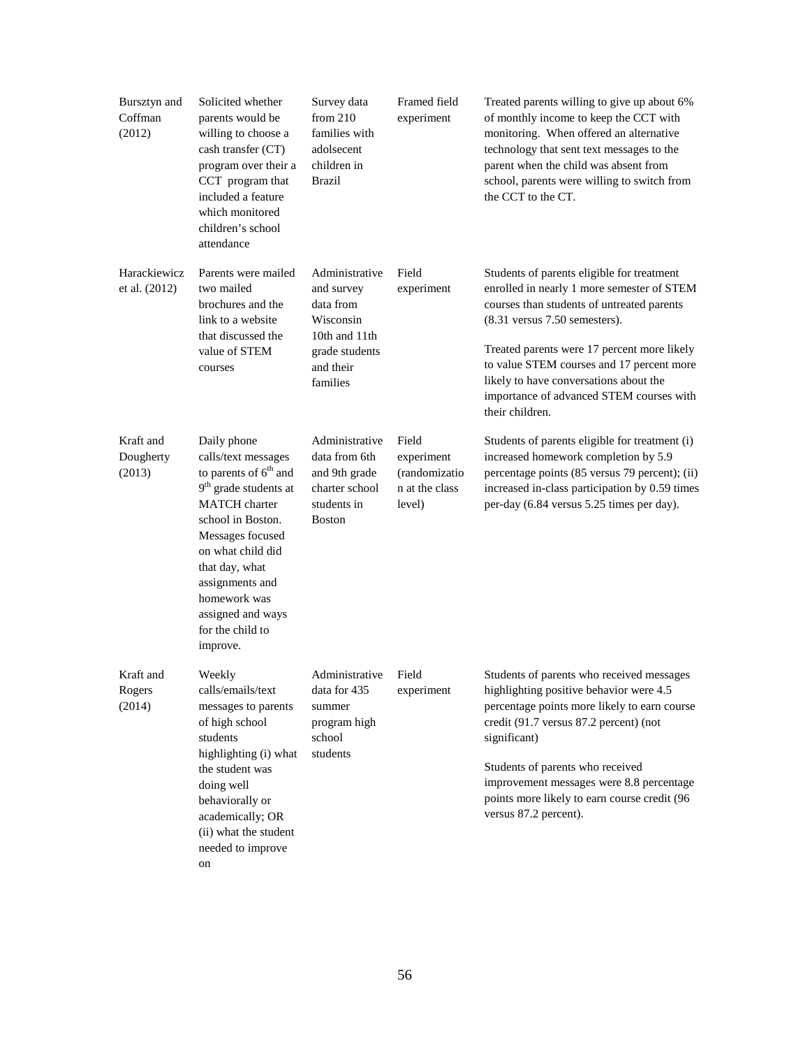| | | | | |
|---|---|---|---|---|
| Bursztyn and Coffman (2012) | Solicited whether parents would be willing to choose a cash transfer (CT) program over their a CCT program that included a feature which monitored children's school attendance | Survey data from 210 families with adolsecent children in Brazil | Framed field experiment | Treated parents willing to give up about 6% of monthly income to keep the CCT with monitoring. When offered an alternative technology that sent text messages to the parent when the child was absent from school, parents were willing to switch from the CCT to the CT. |
| Harackiewicz et al. (2012) | Parents were mailed two mailed brochures and the link to a website that discussed the value of STEM courses | Administrative and survey data from Wisconsin 10th and 11th grade students and their families | Field experiment | Students of parents eligible for treatment enrolled in nearly 1 more semester of STEM courses than students of untreated parents (8.31 versus 7.50 semesters).<br><br>Treated parents were 17 percent more likely to value STEM courses and 17 percent more likely to have conversations about the importance of advanced STEM courses with their children. |
| Kraft and Dougherty (2013) | Daily phone calls/text messages to parents of 6th and 9th grade students at MATCH charter school in Boston. Messages focused on what child did that day, what assignments and homework was assigned and ways for the child to improve. | Administrative data from 6th and 9th grade charter school students in Boston | Field experiment (randomization at the class level) | Students of parents eligible for treatment (i) increased homework completion by 5.9 percentage points (85 versus 79 percent); (ii) increased in-class participation by 0.59 times per-day (6.84 versus 5.25 times per day). |
| Kraft and Rogers (2014) | Weekly calls/emails/text messages to parents of high school students highlighting (i) what the student was doing well behaviorally or academically; OR (ii) what the student needed to improve on | Administrative data for 435 summer program high school students | Field experiment | Students of parents who received messages highlighting positive behavior were 4.5 percentage points more likely to earn course credit (91.7 versus 87.2 percent) (not significant)<br><br>Students of parents who received improvement messages were 8.8 percentage points more likely to earn course credit (96 versus 87.2 percent). |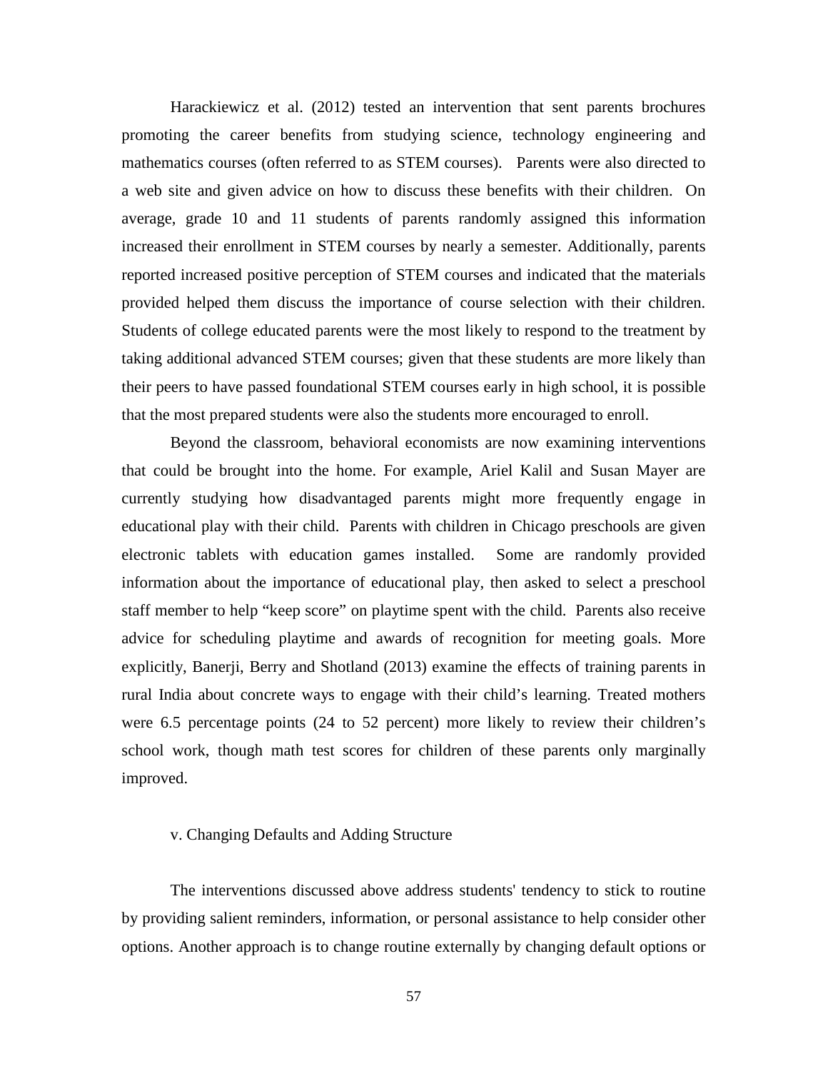Harackiewicz et al. (2012) tested an intervention that sent parents brochures promoting the career benefits from studying science, technology engineering and mathematics courses (often referred to as STEM courses). Parents were also directed to a web site and given advice on how to discuss these benefits with their children. On average, grade 10 and 11 students of parents randomly assigned this information increased their enrollment in STEM courses by nearly a semester. Additionally, parents reported increased positive perception of STEM courses and indicated that the materials provided helped them discuss the importance of course selection with their children. Students of college educated parents were the most likely to respond to the treatment by taking additional advanced STEM courses; given that these students are more likely than their peers to have passed foundational STEM courses early in high school, it is possible that the most prepared students were also the students more encouraged to enroll.

Beyond the classroom, behavioral economists are now examining interventions that could be brought into the home. For example, Ariel Kalil and Susan Mayer are currently studying how disadvantaged parents might more frequently engage in educational play with their child. Parents with children in Chicago preschools are given electronic tablets with education games installed. Some are randomly provided information about the importance of educational play, then asked to select a preschool staff member to help "keep score" on playtime spent with the child. Parents also receive advice for scheduling playtime and awards of recognition for meeting goals. More explicitly, Banerji, Berry and Shotland (2013) examine the effects of training parents in rural India about concrete ways to engage with their child's learning. Treated mothers were 6.5 percentage points (24 to 52 percent) more likely to review their children's school work, though math test scores for children of these parents only marginally improved.

### v. Changing Defaults and Adding Structure

The interventions discussed above address students' tendency to stick to routine by providing salient reminders, information, or personal assistance to help consider other options. Another approach is to change routine externally by changing default options or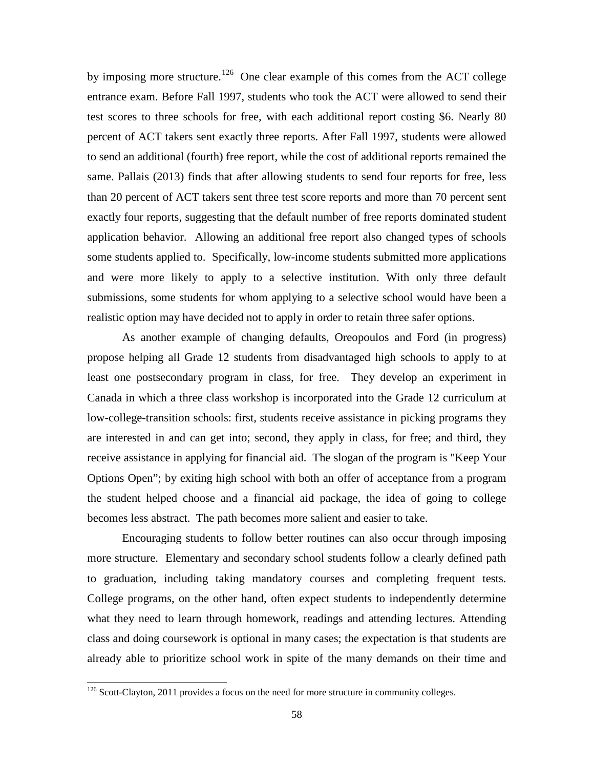by imposing more structure.[126] One clear example of this comes from the ACT college entrance exam. Before Fall 1997, students who took the ACT were allowed to send their test scores to three schools for free, with each additional report costing $6. Nearly 80 percent of ACT takers sent exactly three reports. After Fall 1997, students were allowed to send an additional (fourth) free report, while the cost of additional reports remained the same. Pallais (2013) finds that after allowing students to send four reports for free, less than 20 percent of ACT takers sent three test score reports and more than 70 percent sent exactly four reports, suggesting that the default number of free reports dominated student application behavior. Allowing an additional free report also changed types of schools some students applied to. Specifically, low-income students submitted more applications and were more likely to apply to a selective institution. With only three default submissions, some students for whom applying to a selective school would have been a realistic option may have decided not to apply in order to retain three safer options.

As another example of changing defaults, Oreopoulos and Ford (in progress) propose helping all Grade 12 students from disadvantaged high schools to apply to at least one postsecondary program in class, for free. They develop an experiment in Canada in which a three class workshop is incorporated into the Grade 12 curriculum at low-college-transition schools: first, students receive assistance in picking programs they are interested in and can get into; second, they apply in class, for free; and third, they receive assistance in applying for financial aid. The slogan of the program is "Keep Your Options Open"; by exiting high school with both an offer of acceptance from a program the student helped choose and a financial aid package, the idea of going to college becomes less abstract. The path becomes more salient and easier to take.

Encouraging students to follow better routines can also occur through imposing more structure. Elementary and secondary school students follow a clearly defined path to graduation, including taking mandatory courses and completing frequent tests. College programs, on the other hand, often expect students to independently determine what they need to learn through homework, readings and attending lectures. Attending class and doing coursework is optional in many cases; the expectation is that students are already able to prioritize school work in spite of the many demands on their time and

[126] Scott-Clayton, 2011 provides a focus on the need for more structure in community colleges.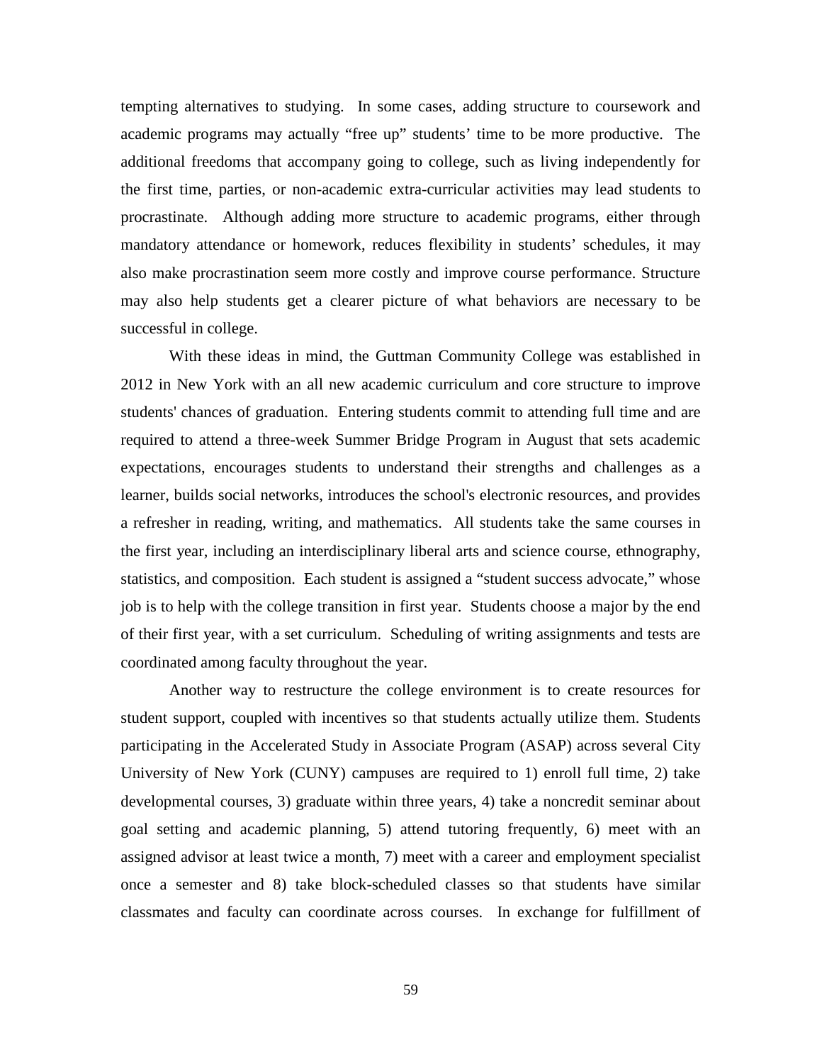tempting alternatives to studying. In some cases, adding structure to coursework and academic programs may actually "free up" students' time to be more productive. The additional freedoms that accompany going to college, such as living independently for the first time, parties, or non-academic extra-curricular activities may lead students to procrastinate. Although adding more structure to academic programs, either through mandatory attendance or homework, reduces flexibility in students' schedules, it may also make procrastination seem more costly and improve course performance. Structure may also help students get a clearer picture of what behaviors are necessary to be successful in college.

With these ideas in mind, the Guttman Community College was established in 2012 in New York with an all new academic curriculum and core structure to improve students' chances of graduation. Entering students commit to attending full time and are required to attend a three-week Summer Bridge Program in August that sets academic expectations, encourages students to understand their strengths and challenges as a learner, builds social networks, introduces the school's electronic resources, and provides a refresher in reading, writing, and mathematics. All students take the same courses in the first year, including an interdisciplinary liberal arts and science course, ethnography, statistics, and composition. Each student is assigned a "student success advocate," whose job is to help with the college transition in first year. Students choose a major by the end of their first year, with a set curriculum. Scheduling of writing assignments and tests are coordinated among faculty throughout the year.

Another way to restructure the college environment is to create resources for student support, coupled with incentives so that students actually utilize them. Students participating in the Accelerated Study in Associate Program (ASAP) across several City University of New York (CUNY) campuses are required to 1) enroll full time, 2) take developmental courses, 3) graduate within three years, 4) take a noncredit seminar about goal setting and academic planning, 5) attend tutoring frequently, 6) meet with an assigned advisor at least twice a month, 7) meet with a career and employment specialist once a semester and 8) take block-scheduled classes so that students have similar classmates and faculty can coordinate across courses. In exchange for fulfillment of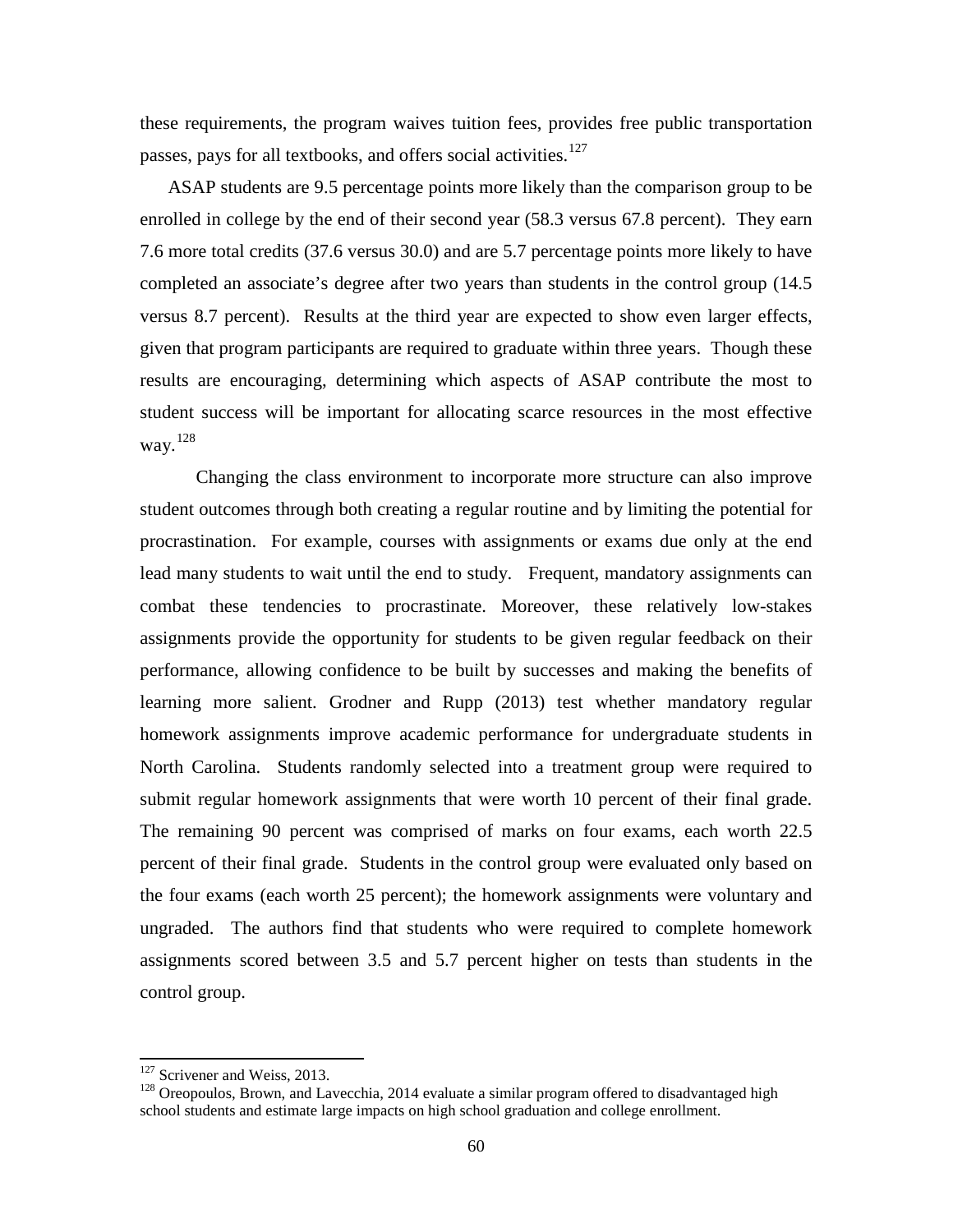these requirements, the program waives tuition fees, provides free public transportation passes, pays for all textbooks, and offers social activities.[127]

ASAP students are 9.5 percentage points more likely than the comparison group to be enrolled in college by the end of their second year (58.3 versus 67.8 percent). They earn 7.6 more total credits (37.6 versus 30.0) and are 5.7 percentage points more likely to have completed an associate's degree after two years than students in the control group (14.5 versus 8.7 percent). Results at the third year are expected to show even larger effects, given that program participants are required to graduate within three years. Though these results are encouraging, determining which aspects of ASAP contribute the most to student success will be important for allocating scarce resources in the most effective way.[128]

Changing the class environment to incorporate more structure can also improve student outcomes through both creating a regular routine and by limiting the potential for procrastination. For example, courses with assignments or exams due only at the end lead many students to wait until the end to study. Frequent, mandatory assignments can combat these tendencies to procrastinate. Moreover, these relatively low-stakes assignments provide the opportunity for students to be given regular feedback on their performance, allowing confidence to be built by successes and making the benefits of learning more salient. Grodner and Rupp (2013) test whether mandatory regular homework assignments improve academic performance for undergraduate students in North Carolina. Students randomly selected into a treatment group were required to submit regular homework assignments that were worth 10 percent of their final grade. The remaining 90 percent was comprised of marks on four exams, each worth 22.5 percent of their final grade. Students in the control group were evaluated only based on the four exams (each worth 25 percent); the homework assignments were voluntary and ungraded. The authors find that students who were required to complete homework assignments scored between 3.5 and 5.7 percent higher on tests than students in the control group.

---

[127] Scrivener and Weiss, 2013.

[128] Oreopoulos, Brown, and Lavecchia, 2014 evaluate a similar program offered to disadvantaged high school students and estimate large impacts on high school graduation and college enrollment.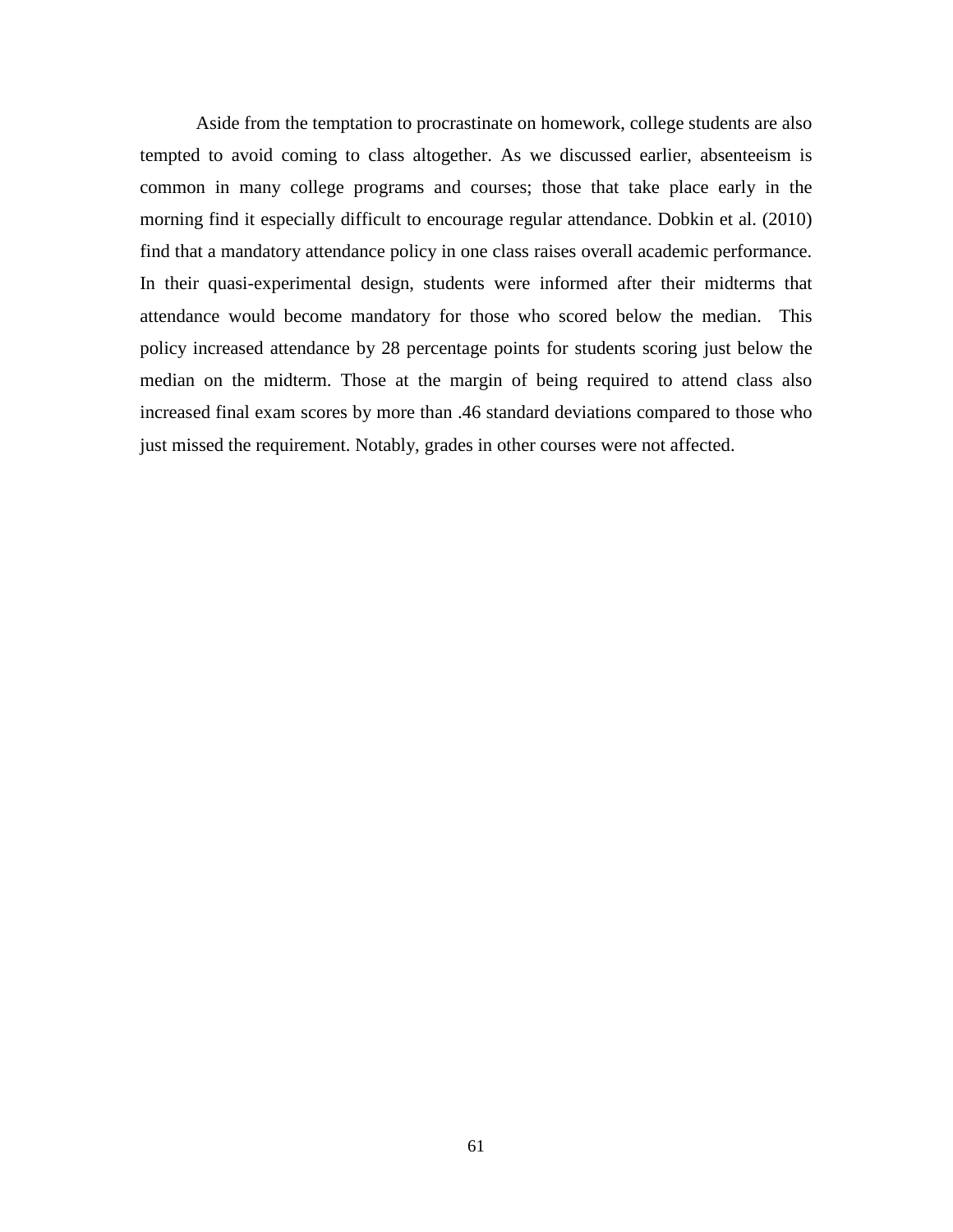Aside from the temptation to procrastinate on homework, college students are also tempted to avoid coming to class altogether. As we discussed earlier, absenteeism is common in many college programs and courses; those that take place early in the morning find it especially difficult to encourage regular attendance. Dobkin et al. (2010) find that a mandatory attendance policy in one class raises overall academic performance. In their quasi-experimental design, students were informed after their midterms that attendance would become mandatory for those who scored below the median. This policy increased attendance by 28 percentage points for students scoring just below the median on the midterm. Those at the margin of being required to attend class also increased final exam scores by more than .46 standard deviations compared to those who just missed the requirement. Notably, grades in other courses were not affected.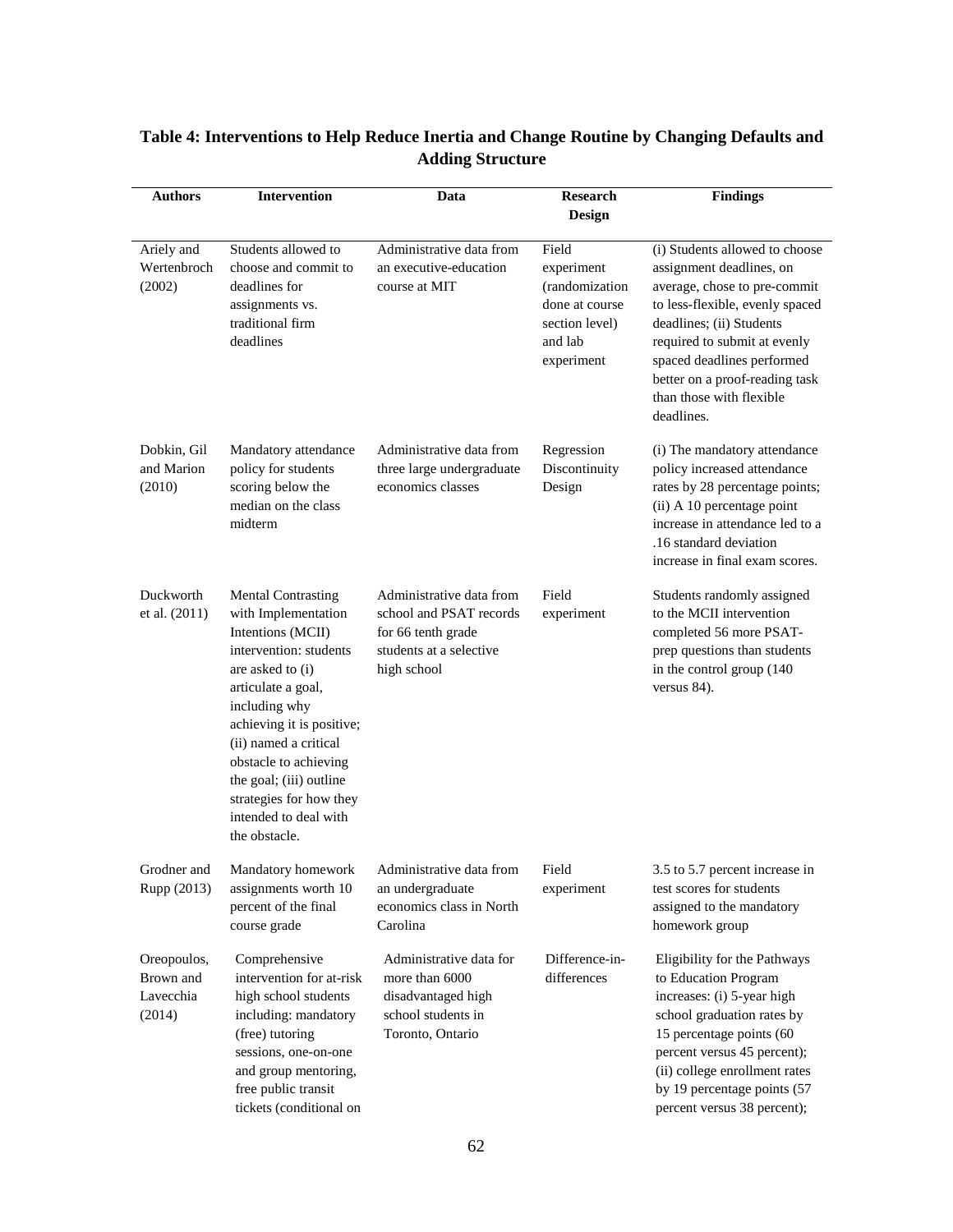**Table 4: Interventions to Help Reduce Inertia and Change Routine by Changing Defaults and Adding Structure**

| Authors | Intervention | Data | Research Design | Findings |
|---|---|---|---|---|
| Ariely and Wertenbroch (2002) | Students allowed to choose and commit to deadlines for assignments vs. traditional firm deadlines | Administrative data from an executive-education course at MIT | Field experiment (randomization done at course section level) and lab experiment | (i) Students allowed to choose assignment deadlines, on average, chose to pre-commit to less-flexible, evenly spaced deadlines; (ii) Students required to submit at evenly spaced deadlines performed better on a proof-reading task than those with flexible deadlines. |
| Dobkin, Gil and Marion (2010) | Mandatory attendance policy for students scoring below the median on the class midterm | Administrative data from three large undergraduate economics classes | Regression Discontinuity Design | (i) The mandatory attendance policy increased attendance rates by 28 percentage points; (ii) A 10 percentage point increase in attendance led to a .16 standard deviation increase in final exam scores. |
| Duckworth et al. (2011) | Mental Contrasting with Implementation Intentions (MCII) intervention: students are asked to (i) articulate a goal, including why achieving it is positive; (ii) named a critical obstacle to achieving the goal; (iii) outline strategies for how they intended to deal with the obstacle. | Administrative data from school and PSAT records for 66 tenth grade students at a selective high school | Field experiment | Students randomly assigned to the MCII intervention completed 56 more PSAT-prep questions than students in the control group (140 versus 84). |
| Grodner and Rupp (2013) | Mandatory homework assignments worth 10 percent of the final course grade | Administrative data from an undergraduate economics class in North Carolina | Field experiment | 3.5 to 5.7 percent increase in test scores for students assigned to the mandatory homework group |
| Oreopoulos, Brown and Lavecchia (2014) | Comprehensive intervention for at-risk high school students including: mandatory (free) tutoring sessions, one-on-one and group mentoring, free public transit tickets (conditional on | Administrative data for more than 6000 disadvantaged high school students in Toronto, Ontario | Difference-in-differences | Eligibility for the Pathways to Education Program increases: (i) 5-year high school graduation rates by 15 percentage points (60 percent versus 45 percent); (ii) college enrollment rates by 19 percentage points (57 percent versus 38 percent); |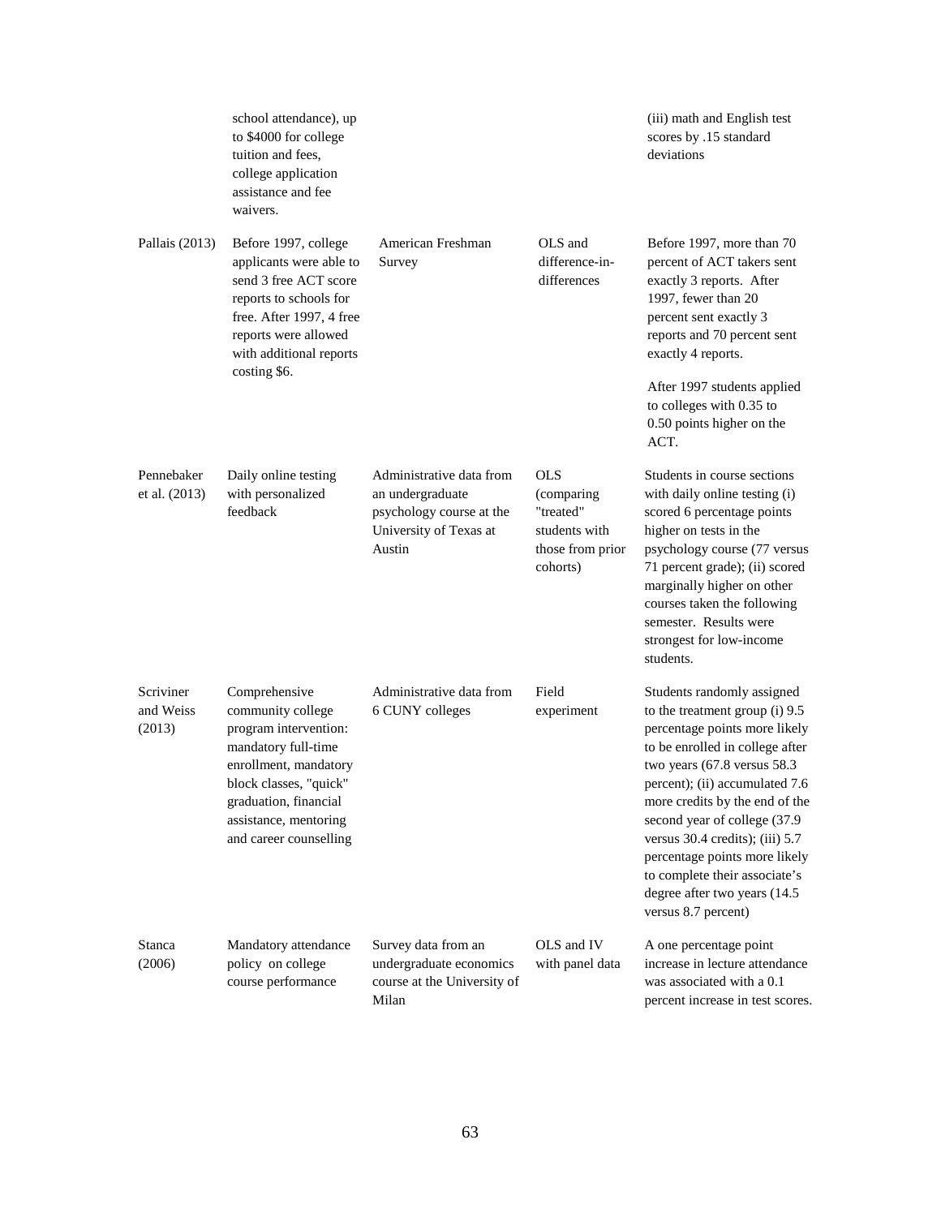| | | | | |
|---|---|---|---|---|
| | school attendance), up to $4000 for college tuition and fees, college application assistance and fee waivers. | | | (iii) math and English test scores by .15 standard deviations |
| Pallais (2013) | Before 1997, college applicants were able to send 3 free ACT score reports to schools for free. After 1997, 4 free reports were allowed with additional reports costing $6. | American Freshman Survey | OLS and difference-in-differences | Before 1997, more than 70 percent of ACT takers sent exactly 3 reports. After 1997, fewer than 20 percent sent exactly 3 reports and 70 percent sent exactly 4 reports.<br><br>After 1997 students applied to colleges with 0.35 to 0.50 points higher on the ACT. |
| Pennebaker et al. (2013) | Daily online testing with personalized feedback | Administrative data from an undergraduate psychology course at the University of Texas at Austin | OLS (comparing "treated" students with those from prior cohorts) | Students in course sections with daily online testing (i) scored 6 percentage points higher on tests in the psychology course (77 versus 71 percent grade); (ii) scored marginally higher on other courses taken the following semester. Results were strongest for low-income students. |
| Scriviner and Weiss (2013) | Comprehensive community college program intervention: mandatory full-time enrollment, mandatory block classes, "quick" graduation, financial assistance, mentoring and career counselling | Administrative data from 6 CUNY colleges | Field experiment | Students randomly assigned to the treatment group (i) 9.5 percentage points more likely to be enrolled in college after two years (67.8 versus 58.3 percent); (ii) accumulated 7.6 more credits by the end of the second year of college (37.9 versus 30.4 credits); (iii) 5.7 percentage points more likely to complete their associate's degree after two years (14.5 versus 8.7 percent) |
| Stanca (2006) | Mandatory attendance policy on college course performance | Survey data from an undergraduate economics course at the University of Milan | OLS and IV with panel data | A one percentage point increase in lecture attendance was associated with a 0.1 percent increase in test scores. |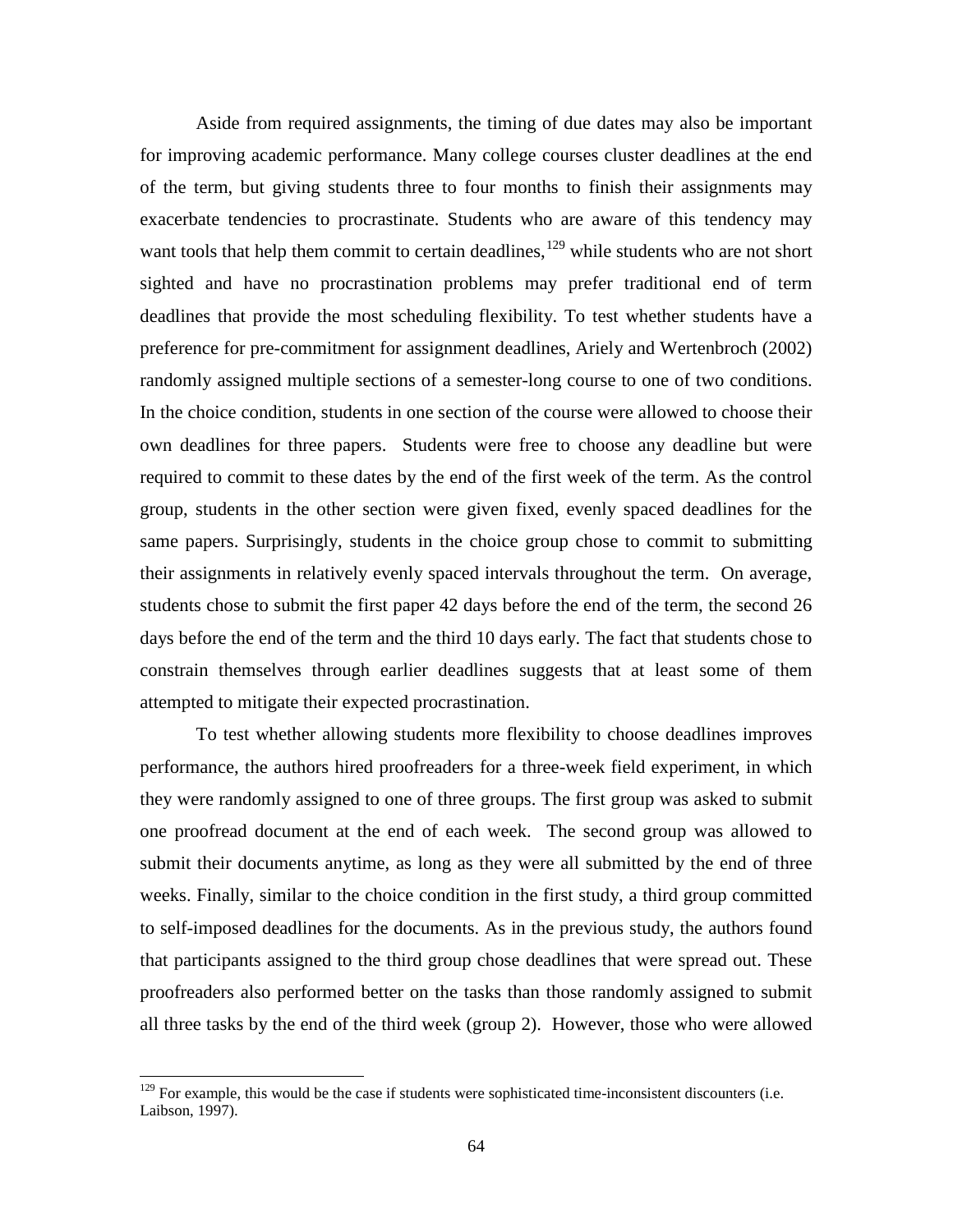Aside from required assignments, the timing of due dates may also be important for improving academic performance. Many college courses cluster deadlines at the end of the term, but giving students three to four months to finish their assignments may exacerbate tendencies to procrastinate. Students who are aware of this tendency may want tools that help them commit to certain deadlines,[129] while students who are not short sighted and have no procrastination problems may prefer traditional end of term deadlines that provide the most scheduling flexibility. To test whether students have a preference for pre-commitment for assignment deadlines, Ariely and Wertenbroch (2002) randomly assigned multiple sections of a semester-long course to one of two conditions. In the choice condition, students in one section of the course were allowed to choose their own deadlines for three papers. Students were free to choose any deadline but were required to commit to these dates by the end of the first week of the term. As the control group, students in the other section were given fixed, evenly spaced deadlines for the same papers. Surprisingly, students in the choice group chose to commit to submitting their assignments in relatively evenly spaced intervals throughout the term. On average, students chose to submit the first paper 42 days before the end of the term, the second 26 days before the end of the term and the third 10 days early. The fact that students chose to constrain themselves through earlier deadlines suggests that at least some of them attempted to mitigate their expected procrastination.

To test whether allowing students more flexibility to choose deadlines improves performance, the authors hired proofreaders for a three-week field experiment, in which they were randomly assigned to one of three groups. The first group was asked to submit one proofread document at the end of each week. The second group was allowed to submit their documents anytime, as long as they were all submitted by the end of three weeks. Finally, similar to the choice condition in the first study, a third group committed to self-imposed deadlines for the documents. As in the previous study, the authors found that participants assigned to the third group chose deadlines that were spread out. These proofreaders also performed better on the tasks than those randomly assigned to submit all three tasks by the end of the third week (group 2). However, those who were allowed

[129] For example, this would be the case if students were sophisticated time-inconsistent discounters (i.e. Laibson, 1997).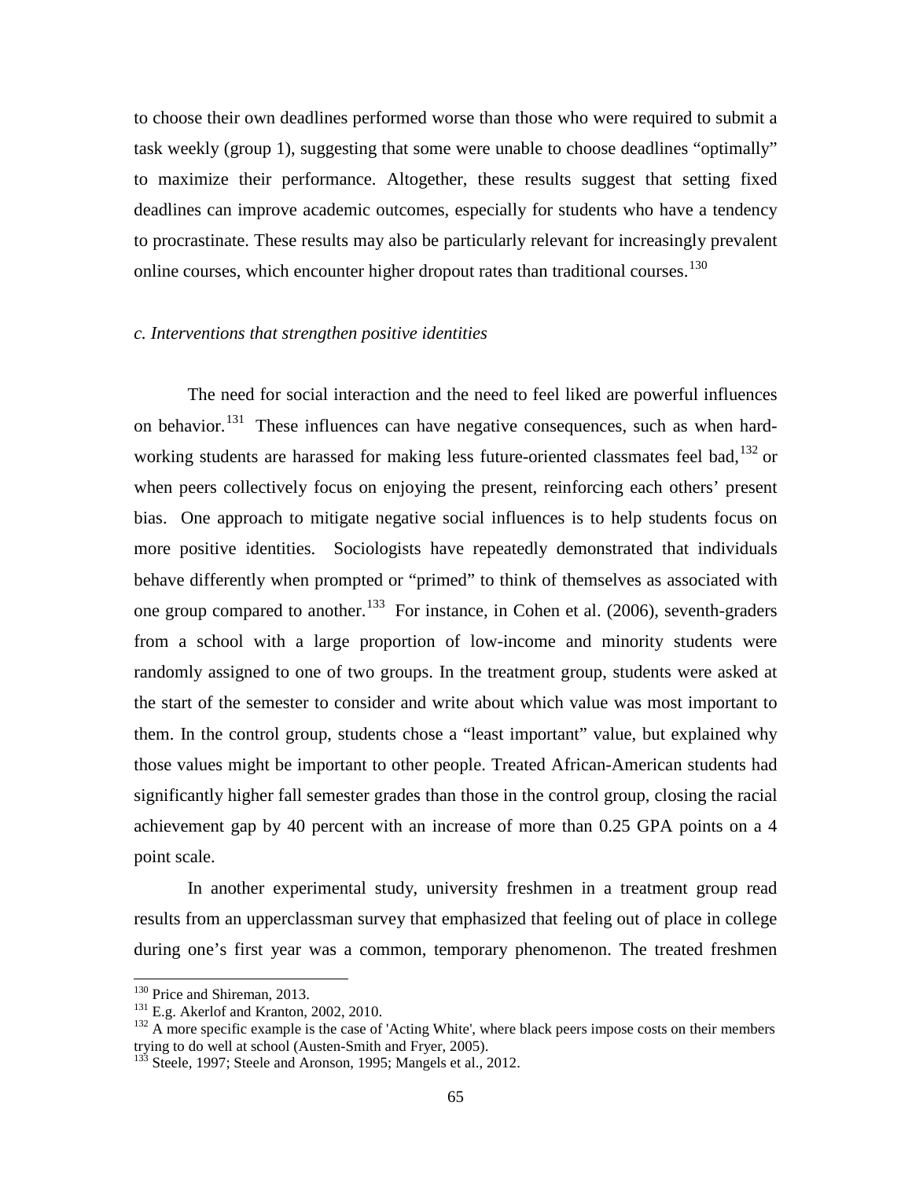to choose their own deadlines performed worse than those who were required to submit a task weekly (group 1), suggesting that some were unable to choose deadlines "optimally" to maximize their performance. Altogether, these results suggest that setting fixed deadlines can improve academic outcomes, especially for students who have a tendency to procrastinate. These results may also be particularly relevant for increasingly prevalent online courses, which encounter higher dropout rates than traditional courses.[130]

*c. Interventions that strengthen positive identities*

The need for social interaction and the need to feel liked are powerful influences on behavior.[131] These influences can have negative consequences, such as when hard-working students are harassed for making less future-oriented classmates feel bad,[132] or when peers collectively focus on enjoying the present, reinforcing each others' present bias. One approach to mitigate negative social influences is to help students focus on more positive identities. Sociologists have repeatedly demonstrated that individuals behave differently when prompted or "primed" to think of themselves as associated with one group compared to another.[133] For instance, in Cohen et al. (2006), seventh-graders from a school with a large proportion of low-income and minority students were randomly assigned to one of two groups. In the treatment group, students were asked at the start of the semester to consider and write about which value was most important to them. In the control group, students chose a "least important" value, but explained why those values might be important to other people. Treated African-American students had significantly higher fall semester grades than those in the control group, closing the racial achievement gap by 40 percent with an increase of more than 0.25 GPA points on a 4 point scale.

In another experimental study, university freshmen in a treatment group read results from an upperclassman survey that emphasized that feeling out of place in college during one's first year was a common, temporary phenomenon. The treated freshmen

---

[130] Price and Shireman, 2013.

[131] E.g. Akerlof and Kranton, 2002, 2010.

[132] A more specific example is the case of 'Acting White', where black peers impose costs on their members trying to do well at school (Austen-Smith and Fryer, 2005).

[133] Steele, 1997; Steele and Aronson, 1995; Mangels et al., 2012.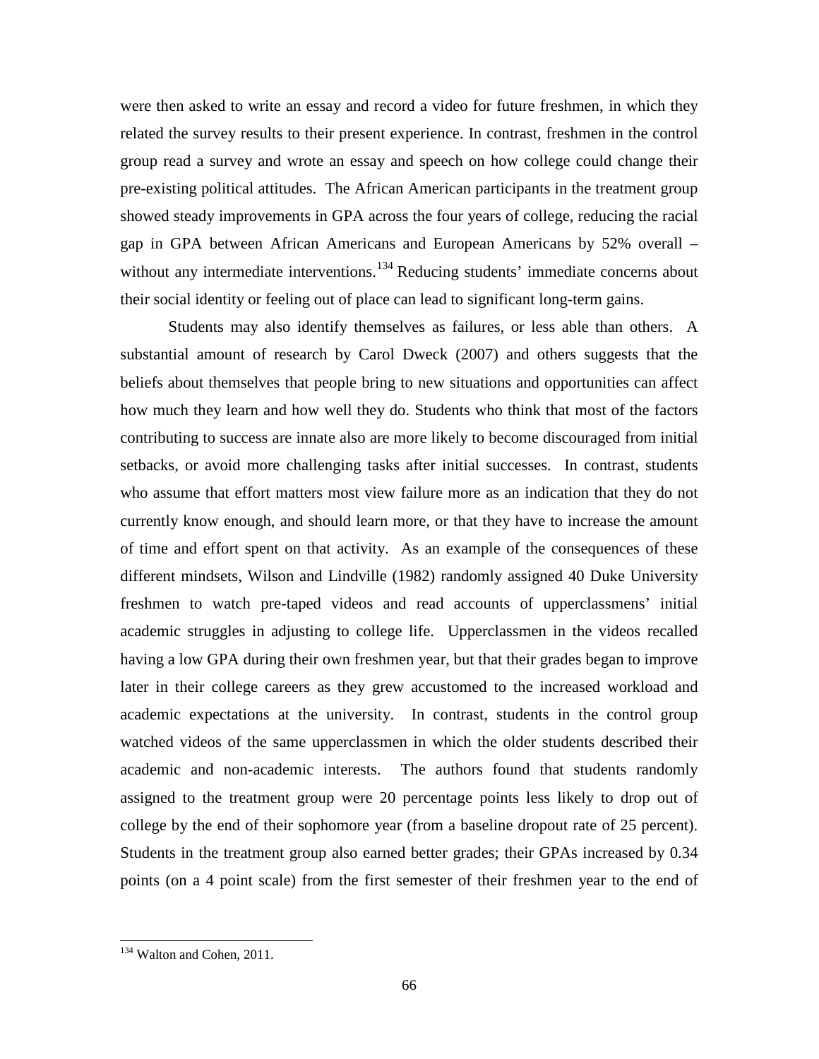were then asked to write an essay and record a video for future freshmen, in which they related the survey results to their present experience. In contrast, freshmen in the control group read a survey and wrote an essay and speech on how college could change their pre-existing political attitudes. The African American participants in the treatment group showed steady improvements in GPA across the four years of college, reducing the racial gap in GPA between African Americans and European Americans by 52% overall – without any intermediate interventions.[134] Reducing students' immediate concerns about their social identity or feeling out of place can lead to significant long-term gains.

Students may also identify themselves as failures, or less able than others. A substantial amount of research by Carol Dweck (2007) and others suggests that the beliefs about themselves that people bring to new situations and opportunities can affect how much they learn and how well they do. Students who think that most of the factors contributing to success are innate also are more likely to become discouraged from initial setbacks, or avoid more challenging tasks after initial successes. In contrast, students who assume that effort matters most view failure more as an indication that they do not currently know enough, and should learn more, or that they have to increase the amount of time and effort spent on that activity. As an example of the consequences of these different mindsets, Wilson and Lindville (1982) randomly assigned 40 Duke University freshmen to watch pre-taped videos and read accounts of upperclassmens' initial academic struggles in adjusting to college life. Upperclassmen in the videos recalled having a low GPA during their own freshmen year, but that their grades began to improve later in their college careers as they grew accustomed to the increased workload and academic expectations at the university. In contrast, students in the control group watched videos of the same upperclassmen in which the older students described their academic and non-academic interests. The authors found that students randomly assigned to the treatment group were 20 percentage points less likely to drop out of college by the end of their sophomore year (from a baseline dropout rate of 25 percent). Students in the treatment group also earned better grades; their GPAs increased by 0.34 points (on a 4 point scale) from the first semester of their freshmen year to the end of

---

[134] Walton and Cohen, 2011.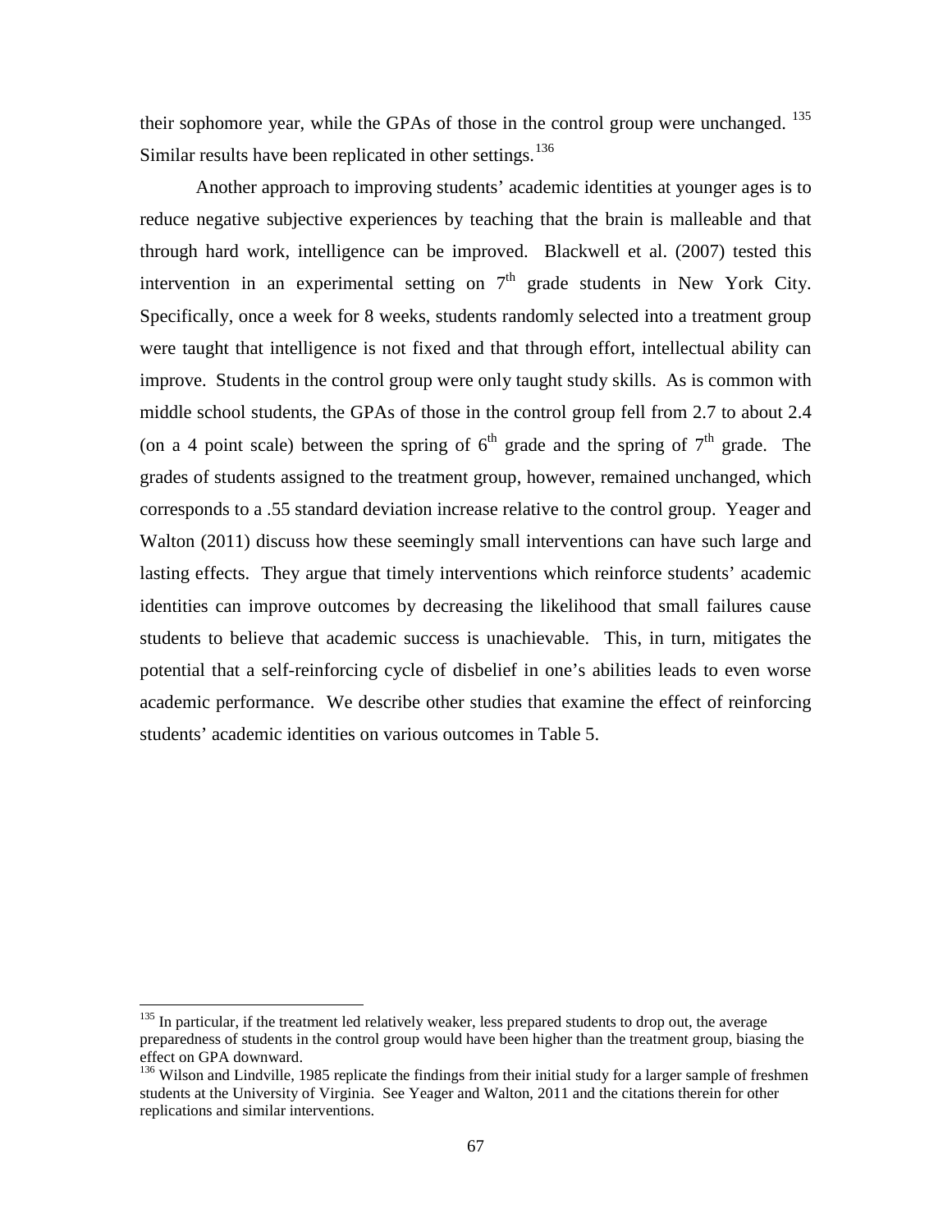their sophomore year, while the GPAs of those in the control group were unchanged. [135] Similar results have been replicated in other settings.[136]

Another approach to improving students' academic identities at younger ages is to reduce negative subjective experiences by teaching that the brain is malleable and that through hard work, intelligence can be improved. Blackwell et al. (2007) tested this intervention in an experimental setting on $7^{th}$ grade students in New York City. Specifically, once a week for 8 weeks, students randomly selected into a treatment group were taught that intelligence is not fixed and that through effort, intellectual ability can improve. Students in the control group were only taught study skills. As is common with middle school students, the GPAs of those in the control group fell from 2.7 to about 2.4 (on a 4 point scale) between the spring of $6^{th}$ grade and the spring of $7^{th}$ grade. The grades of students assigned to the treatment group, however, remained unchanged, which corresponds to a .55 standard deviation increase relative to the control group. Yeager and Walton (2011) discuss how these seemingly small interventions can have such large and lasting effects. They argue that timely interventions which reinforce students' academic identities can improve outcomes by decreasing the likelihood that small failures cause students to believe that academic success is unachievable. This, in turn, mitigates the potential that a self-reinforcing cycle of disbelief in one's abilities leads to even worse academic performance. We describe other studies that examine the effect of reinforcing students' academic identities on various outcomes in Table 5.

---

[135] In particular, if the treatment led relatively weaker, less prepared students to drop out, the average preparedness of students in the control group would have been higher than the treatment group, biasing the effect on GPA downward.

[136] Wilson and Lindville, 1985 replicate the findings from their initial study for a larger sample of freshmen students at the University of Virginia. See Yeager and Walton, 2011 and the citations therein for other replications and similar interventions.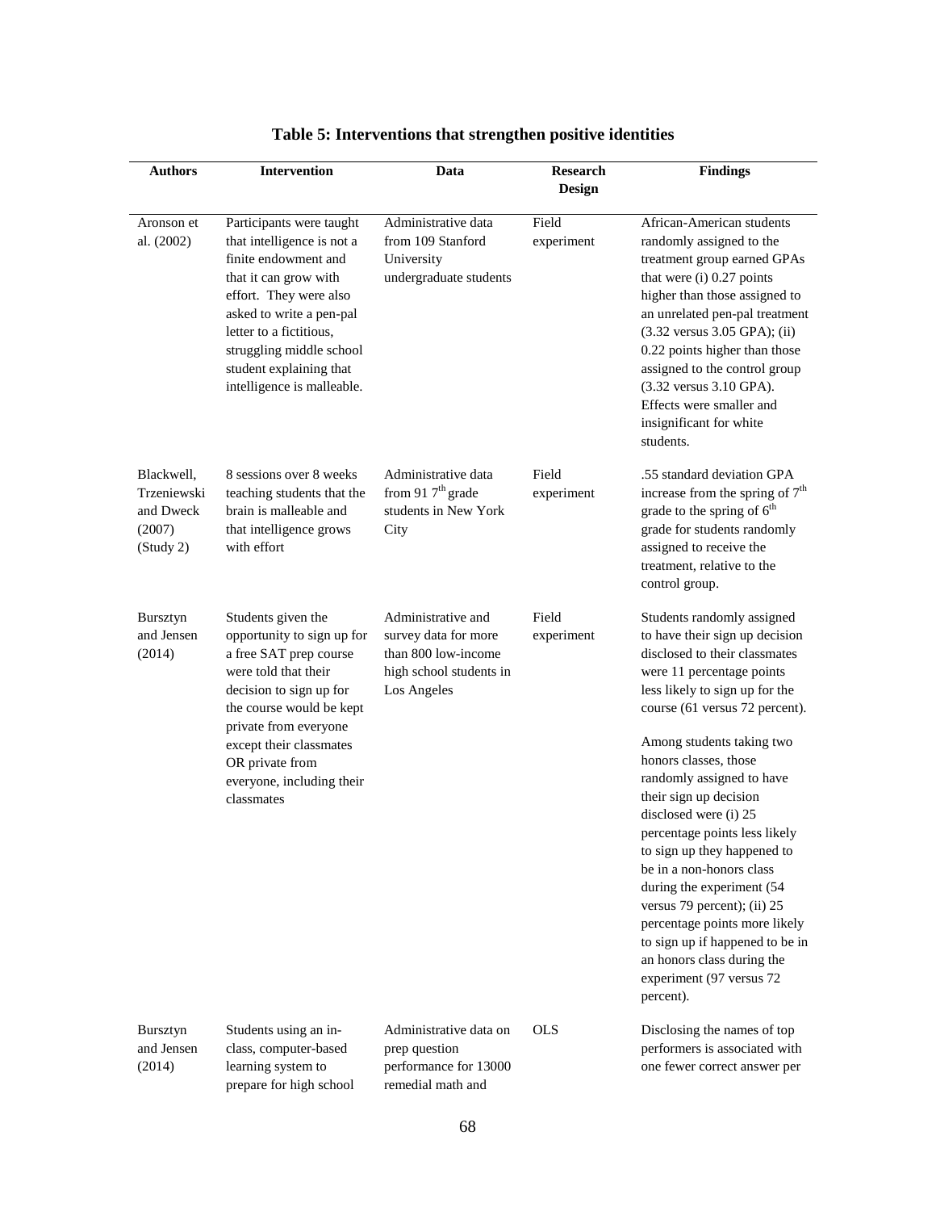**Table 5: Interventions that strengthen positive identities**

| Authors | Intervention | Data | Research Design | Findings |
|---|---|---|---|---|
| Aronson et al. (2002) | Participants were taught that intelligence is not a finite endowment and that it can grow with effort. They were also asked to write a pen-pal letter to a fictitious, struggling middle school student explaining that intelligence is malleable. | Administrative data from 109 Stanford University undergraduate students | Field experiment | African-American students randomly assigned to the treatment group earned GPAs that were (i) 0.27 points higher than those assigned to an unrelated pen-pal treatment (3.32 versus 3.05 GPA); (ii) 0.22 points higher than those assigned to the control group (3.32 versus 3.10 GPA). Effects were smaller and insignificant for white students. |
| Blackwell, Trzeniewski and Dweck (2007) (Study 2) | 8 sessions over 8 weeks teaching students that the brain is malleable and that intelligence grows with effort | Administrative data from 91 7th grade students in New York City | Field experiment | .55 standard deviation GPA increase from the spring of 7th grade to the spring of 6th grade for students randomly assigned to receive the treatment, relative to the control group. |
| Bursztyn and Jensen (2014) | Students given the opportunity to sign up for a free SAT prep course were told that their decision to sign up for the course would be kept private from everyone except their classmates OR private from everyone, including their classmates | Administrative and survey data for more than 800 low-income high school students in Los Angeles | Field experiment | Students randomly assigned to have their sign up decision disclosed to their classmates were 11 percentage points less likely to sign up for the course (61 versus 72 percent). Among students taking two honors classes, those randomly assigned to have their sign up decision disclosed were (i) 25 percentage points less likely to sign up they happened to be in a non-honors class during the experiment (54 versus 79 percent); (ii) 25 percentage points more likely to sign up if happened to be in an honors class during the experiment (97 versus 72 percent). |
| Bursztyn and Jensen (2014) | Students using an in-class, computer-based learning system to prepare for high school | Administrative data on prep question performance for 13000 remedial math and | OLS | Disclosing the names of top performers is associated with one fewer correct answer per |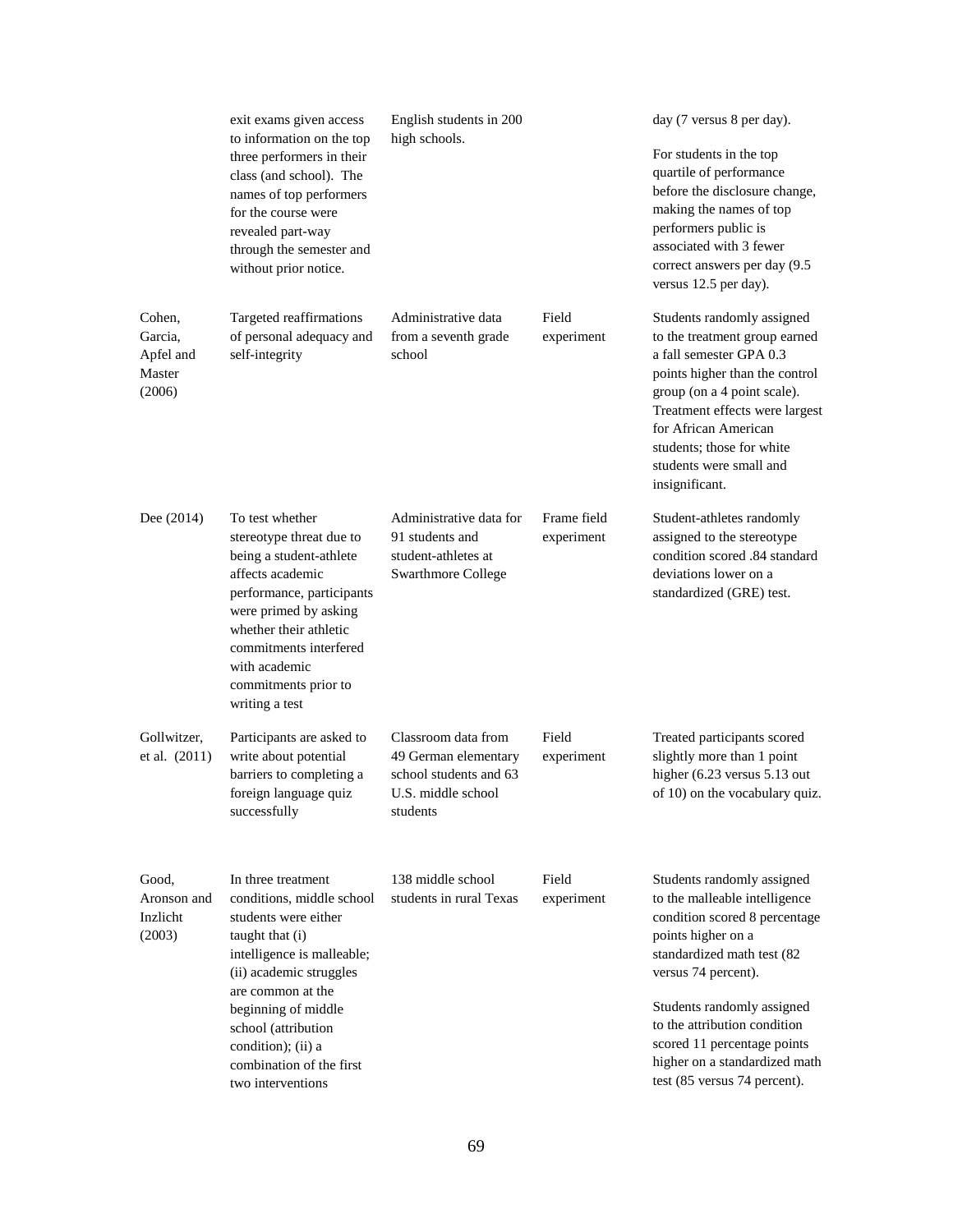| | | | | |
|---|---|---|---|---|
| | exit exams given access to information on the top three performers in their class (and school). The names of top performers for the course were revealed part-way through the semester and without prior notice. | English students in 200 high schools. | | day (7 versus 8 per day).<br><br>For students in the top quartile of performance before the disclosure change, making the names of top performers public is associated with 3 fewer correct answers per day (9.5 versus 12.5 per day). |
| Cohen, Garcia, Apfel and Master (2006) | Targeted reaffirmations of personal adequacy and self-integrity | Administrative data from a seventh grade school | Field experiment | Students randomly assigned to the treatment group earned a fall semester GPA 0.3 points higher than the control group (on a 4 point scale). Treatment effects were largest for African American students; those for white students were small and insignificant. |
| Dee (2014) | To test whether stereotype threat due to being a student-athlete affects academic performance, participants were primed by asking whether their athletic commitments interfered with academic commitments prior to writing a test | Administrative data for 91 students and student-athletes at Swarthmore College | Frame field experiment | Student-athletes randomly assigned to the stereotype condition scored .84 standard deviations lower on a standardized (GRE) test. |
| Gollwitzer, et al. (2011) | Participants are asked to write about potential barriers to completing a foreign language quiz successfully | Classroom data from 49 German elementary school students and 63 U.S. middle school students | Field experiment | Treated participants scored slightly more than 1 point higher (6.23 versus 5.13 out of 10) on the vocabulary quiz. |
| Good, Aronson and Inzlicht (2003) | In three treatment conditions, middle school students were either taught that (i) intelligence is malleable; (ii) academic struggles are common at the beginning of middle school (attribution condition); (ii) a combination of the first two interventions | 138 middle school students in rural Texas | Field experiment | Students randomly assigned to the malleable intelligence condition scored 8 percentage points higher on a standardized math test (82 versus 74 percent).<br><br>Students randomly assigned to the attribution condition scored 11 percentage points higher on a standardized math test (85 versus 74 percent). |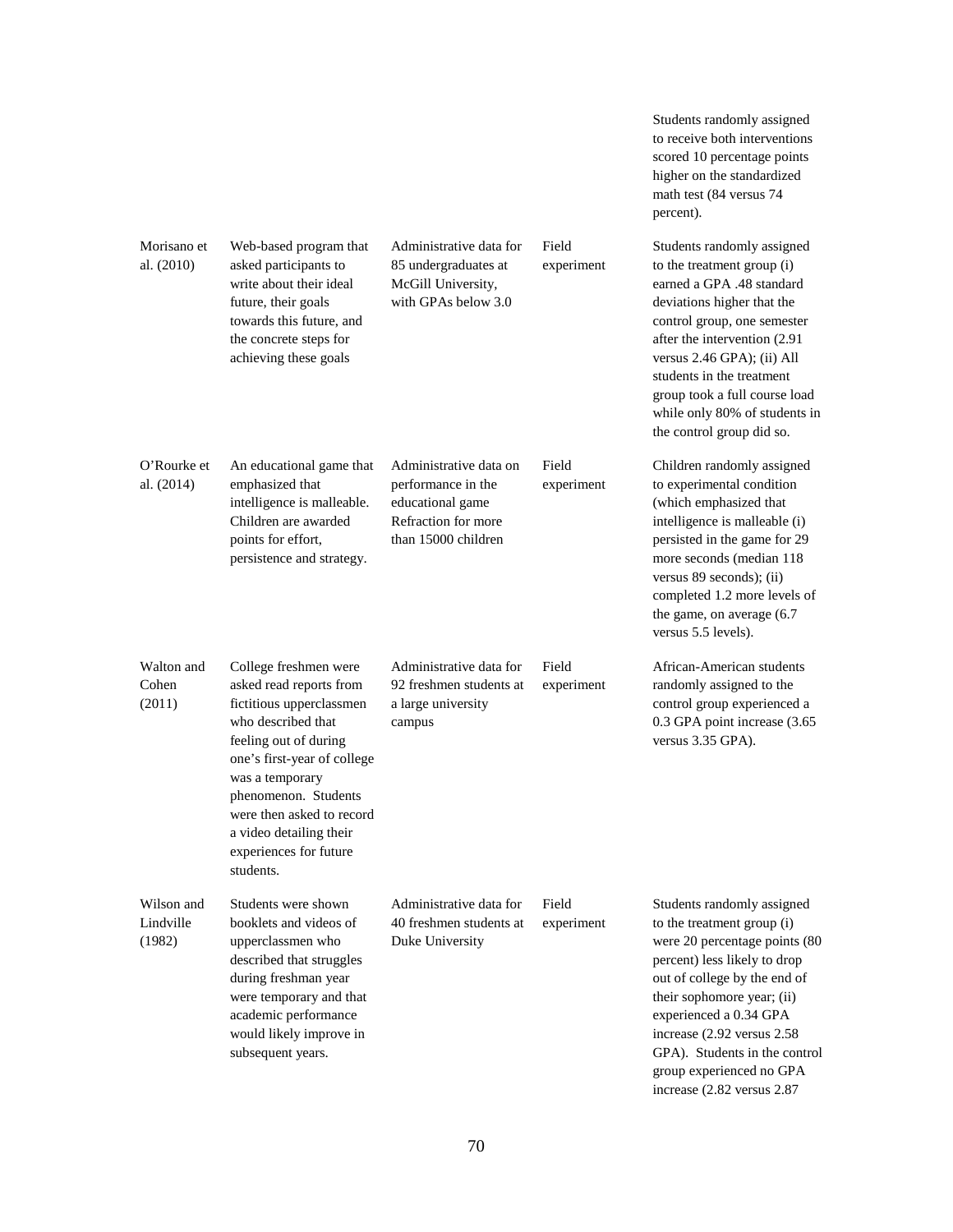| | | | | Students randomly assigned to receive both interventions scored 10 percentage points higher on the standardized math test (84 versus 74 percent). |
|---|---|---|---|---|
| Morisano et al. (2010) | Web-based program that asked participants to write about their ideal future, their goals towards this future, and the concrete steps for achieving these goals | Administrative data for 85 undergraduates at McGill University, with GPAs below 3.0 | Field experiment | Students randomly assigned to the treatment group (i) earned a GPA .48 standard deviations higher that the control group, one semester after the intervention (2.91 versus 2.46 GPA); (ii) All students in the treatment group took a full course load while only 80% of students in the control group did so. |
| O'Rourke et al. (2014) | An educational game that emphasized that intelligence is malleable. Children are awarded points for effort, persistence and strategy. | Administrative data on performance in the educational game Refraction for more than 15000 children | Field experiment | Children randomly assigned to experimental condition (which emphasized that intelligence is malleable (i) persisted in the game for 29 more seconds (median 118 versus 89 seconds); (ii) completed 1.2 more levels of the game, on average (6.7 versus 5.5 levels). |
| Walton and Cohen (2011) | College freshmen were asked read reports from fictitious upperclassmen who described that feeling out of during one's first-year of college was a temporary phenomenon. Students were then asked to record a video detailing their experiences for future students. | Administrative data for 92 freshmen students at a large university campus | Field experiment | African-American students randomly assigned to the control group experienced a 0.3 GPA point increase (3.65 versus 3.35 GPA). |
| Wilson and Lindville (1982) | Students were shown booklets and videos of upperclassmen who described that struggles during freshman year were temporary and that academic performance would likely improve in subsequent years. | Administrative data for 40 freshmen students at Duke University | Field experiment | Students randomly assigned to the treatment group (i) were 20 percentage points (80 percent) less likely to drop out of college by the end of their sophomore year; (ii) experienced a 0.34 GPA increase (2.92 versus 2.58 GPA). Students in the control group experienced no GPA increase (2.82 versus 2.87 |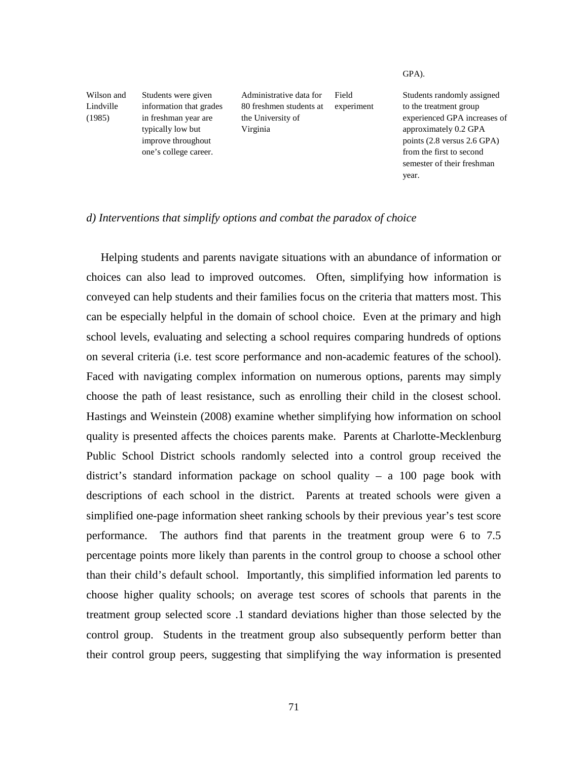| | | | | GPA). |
|---|---|---|---|---|
| Wilson and Lindville (1985) | Students were given information that grades in freshman year are typically low but improve throughout one's college career. | Administrative data for 80 freshmen students at the University of Virginia | Field experiment | Students randomly assigned to the treatment group experienced GPA increases of approximately 0.2 GPA points (2.8 versus 2.6 GPA) from the first to second semester of their freshman year. |

*d) Interventions that simplify options and combat the paradox of choice*

Helping students and parents navigate situations with an abundance of information or choices can also lead to improved outcomes. Often, simplifying how information is conveyed can help students and their families focus on the criteria that matters most. This can be especially helpful in the domain of school choice. Even at the primary and high school levels, evaluating and selecting a school requires comparing hundreds of options on several criteria (i.e. test score performance and non-academic features of the school). Faced with navigating complex information on numerous options, parents may simply choose the path of least resistance, such as enrolling their child in the closest school. Hastings and Weinstein (2008) examine whether simplifying how information on school quality is presented affects the choices parents make. Parents at Charlotte-Mecklenburg Public School District schools randomly selected into a control group received the district's standard information package on school quality – a 100 page book with descriptions of each school in the district. Parents at treated schools were given a simplified one-page information sheet ranking schools by their previous year's test score performance. The authors find that parents in the treatment group were 6 to 7.5 percentage points more likely than parents in the control group to choose a school other than their child's default school. Importantly, this simplified information led parents to choose higher quality schools; on average test scores of schools that parents in the treatment group selected score .1 standard deviations higher than those selected by the control group. Students in the treatment group also subsequently perform better than their control group peers, suggesting that simplifying the way information is presented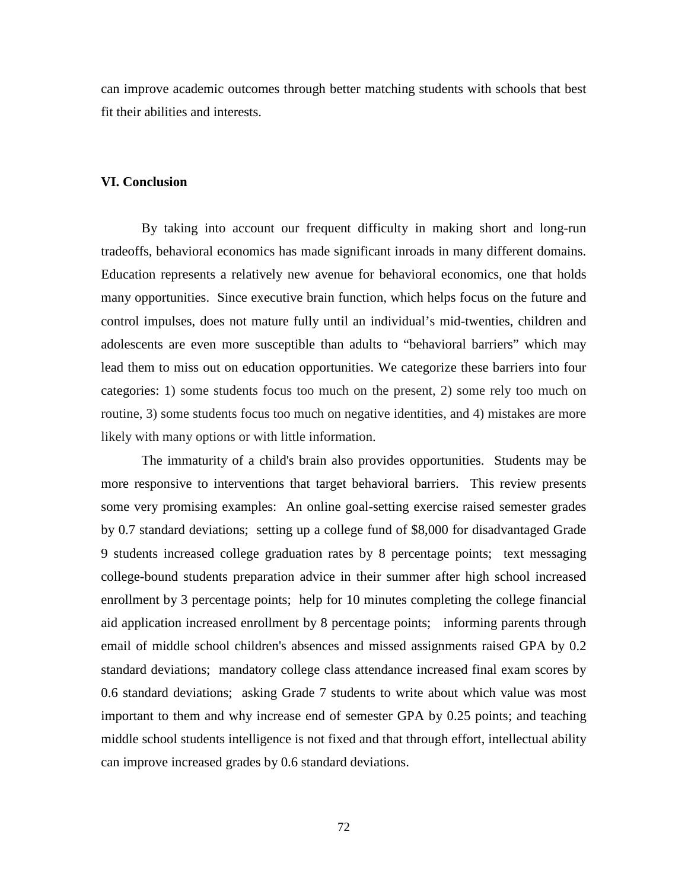can improve academic outcomes through better matching students with schools that best fit their abilities and interests.

## VI. Conclusion

By taking into account our frequent difficulty in making short and long-run tradeoffs, behavioral economics has made significant inroads in many different domains. Education represents a relatively new avenue for behavioral economics, one that holds many opportunities. Since executive brain function, which helps focus on the future and control impulses, does not mature fully until an individual's mid-twenties, children and adolescents are even more susceptible than adults to "behavioral barriers" which may lead them to miss out on education opportunities. We categorize these barriers into four categories: 1) some students focus too much on the present, 2) some rely too much on routine, 3) some students focus too much on negative identities, and 4) mistakes are more likely with many options or with little information.

The immaturity of a child's brain also provides opportunities. Students may be more responsive to interventions that target behavioral barriers. This review presents some very promising examples: An online goal-setting exercise raised semester grades by 0.7 standard deviations; setting up a college fund of $8,000 for disadvantaged Grade 9 students increased college graduation rates by 8 percentage points; text messaging college-bound students preparation advice in their summer after high school increased enrollment by 3 percentage points; help for 10 minutes completing the college financial aid application increased enrollment by 8 percentage points; informing parents through email of middle school children's absences and missed assignments raised GPA by 0.2 standard deviations; mandatory college class attendance increased final exam scores by 0.6 standard deviations; asking Grade 7 students to write about which value was most important to them and why increase end of semester GPA by 0.25 points; and teaching middle school students intelligence is not fixed and that through effort, intellectual ability can improve increased grades by 0.6 standard deviations.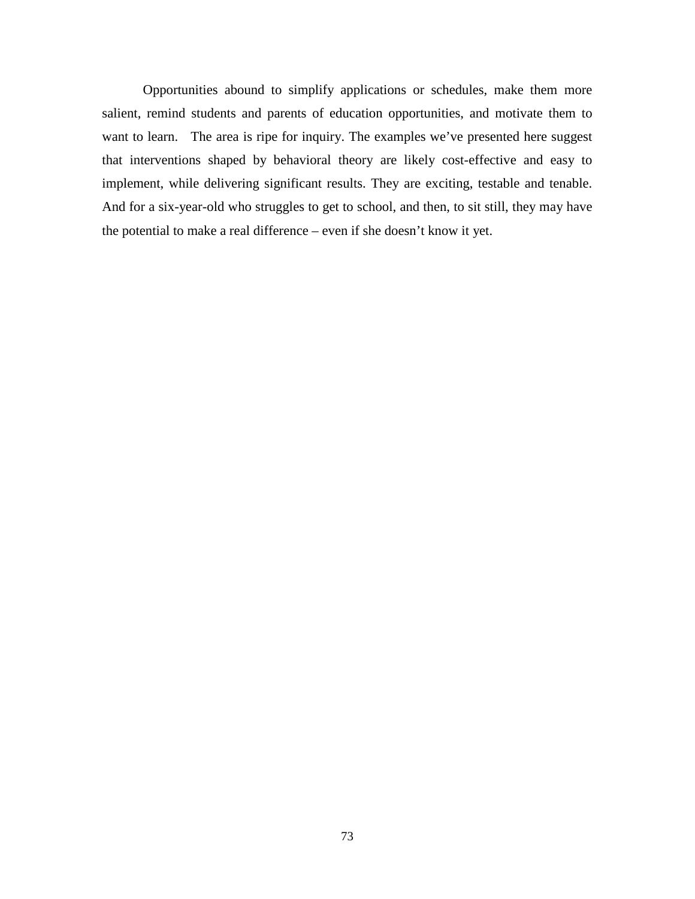Opportunities abound to simplify applications or schedules, make them more salient, remind students and parents of education opportunities, and motivate them to want to learn. The area is ripe for inquiry. The examples we've presented here suggest that interventions shaped by behavioral theory are likely cost-effective and easy to implement, while delivering significant results. They are exciting, testable and tenable. And for a six-year-old who struggles to get to school, and then, to sit still, they may have the potential to make a real difference – even if she doesn't know it yet.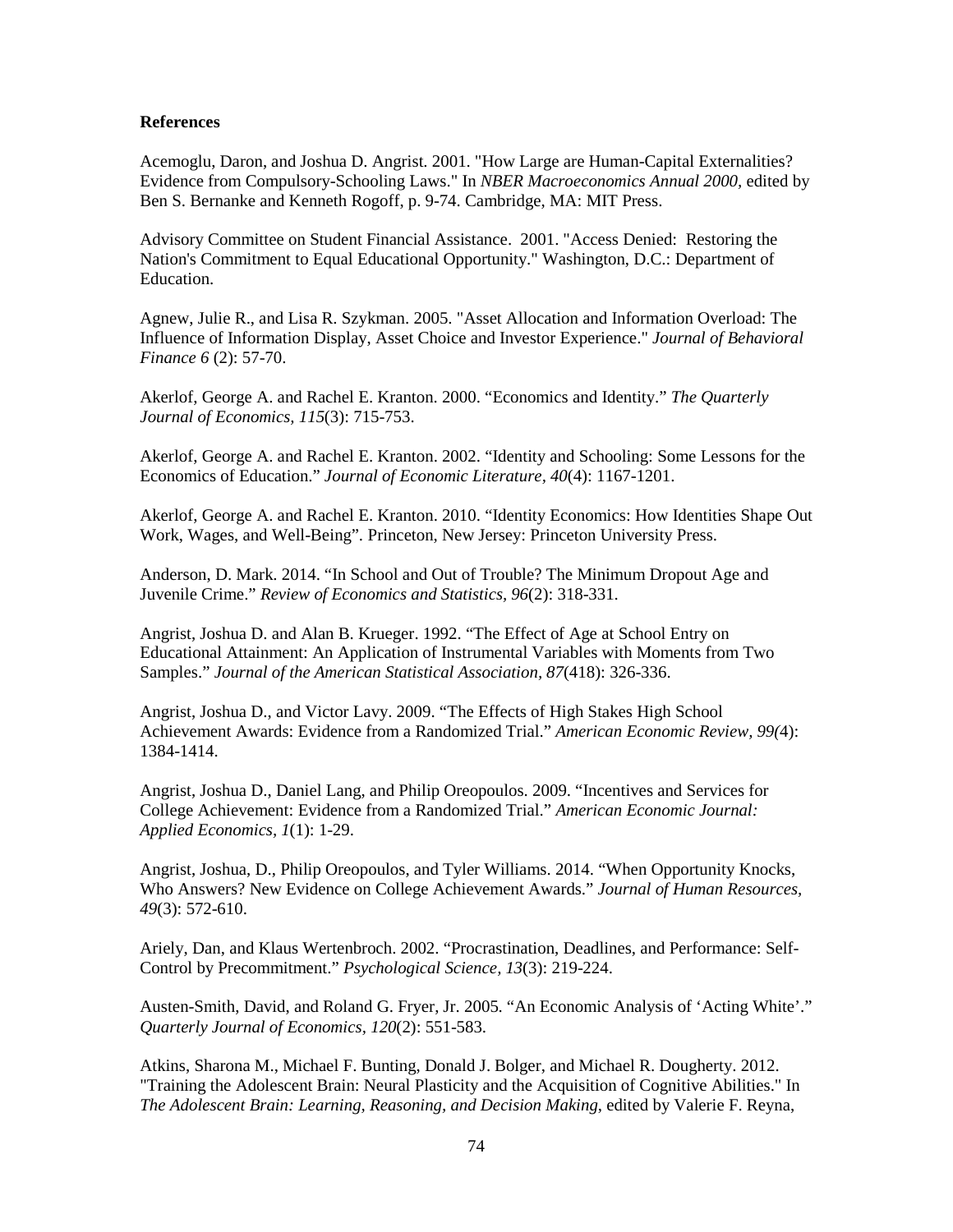**References**

Acemoglu, Daron, and Joshua D. Angrist. 2001. "How Large are Human-Capital Externalities? Evidence from Compulsory-Schooling Laws." In *NBER Macroeconomics Annual 2000*, edited by Ben S. Bernanke and Kenneth Rogoff, p. 9-74. Cambridge, MA: MIT Press.

Advisory Committee on Student Financial Assistance. 2001. "Access Denied: Restoring the Nation's Commitment to Equal Educational Opportunity." Washington, D.C.: Department of Education.

Agnew, Julie R., and Lisa R. Szykman. 2005. "Asset Allocation and Information Overload: The Influence of Information Display, Asset Choice and Investor Experience." *Journal of Behavioral Finance 6* (2): 57-70.

Akerlof, George A. and Rachel E. Kranton. 2000. "Economics and Identity." *The Quarterly Journal of Economics, 115*(3): 715-753.

Akerlof, George A. and Rachel E. Kranton. 2002. "Identity and Schooling: Some Lessons for the Economics of Education." *Journal of Economic Literature, 40*(4): 1167-1201.

Akerlof, George A. and Rachel E. Kranton. 2010. "Identity Economics: How Identities Shape Out Work, Wages, and Well-Being". Princeton, New Jersey: Princeton University Press.

Anderson, D. Mark. 2014. "In School and Out of Trouble? The Minimum Dropout Age and Juvenile Crime." *Review of Economics and Statistics, 96*(2): 318-331.

Angrist, Joshua D. and Alan B. Krueger. 1992. "The Effect of Age at School Entry on Educational Attainment: An Application of Instrumental Variables with Moments from Two Samples." *Journal of the American Statistical Association, 87*(418): 326-336.

Angrist, Joshua D., and Victor Lavy. 2009. "The Effects of High Stakes High School Achievement Awards: Evidence from a Randomized Trial." *American Economic Review, 99(*4): 1384-1414.

Angrist, Joshua D., Daniel Lang, and Philip Oreopoulos. 2009. "Incentives and Services for College Achievement: Evidence from a Randomized Trial." *American Economic Journal: Applied Economics, 1*(1): 1-29.

Angrist, Joshua, D., Philip Oreopoulos, and Tyler Williams. 2014. "When Opportunity Knocks, Who Answers? New Evidence on College Achievement Awards." *Journal of Human Resources, 49*(3): 572-610.

Ariely, Dan, and Klaus Wertenbroch. 2002. "Procrastination, Deadlines, and Performance: Self-Control by Precommitment." *Psychological Science, 13*(3): 219-224.

Austen-Smith, David, and Roland G. Fryer, Jr. 2005. "An Economic Analysis of 'Acting White'." *Quarterly Journal of Economics, 120*(2): 551-583.

Atkins, Sharona M., Michael F. Bunting, Donald J. Bolger, and Michael R. Dougherty. 2012. "Training the Adolescent Brain: Neural Plasticity and the Acquisition of Cognitive Abilities." In *The Adolescent Brain: Learning, Reasoning, and Decision Making*, edited by Valerie F. Reyna,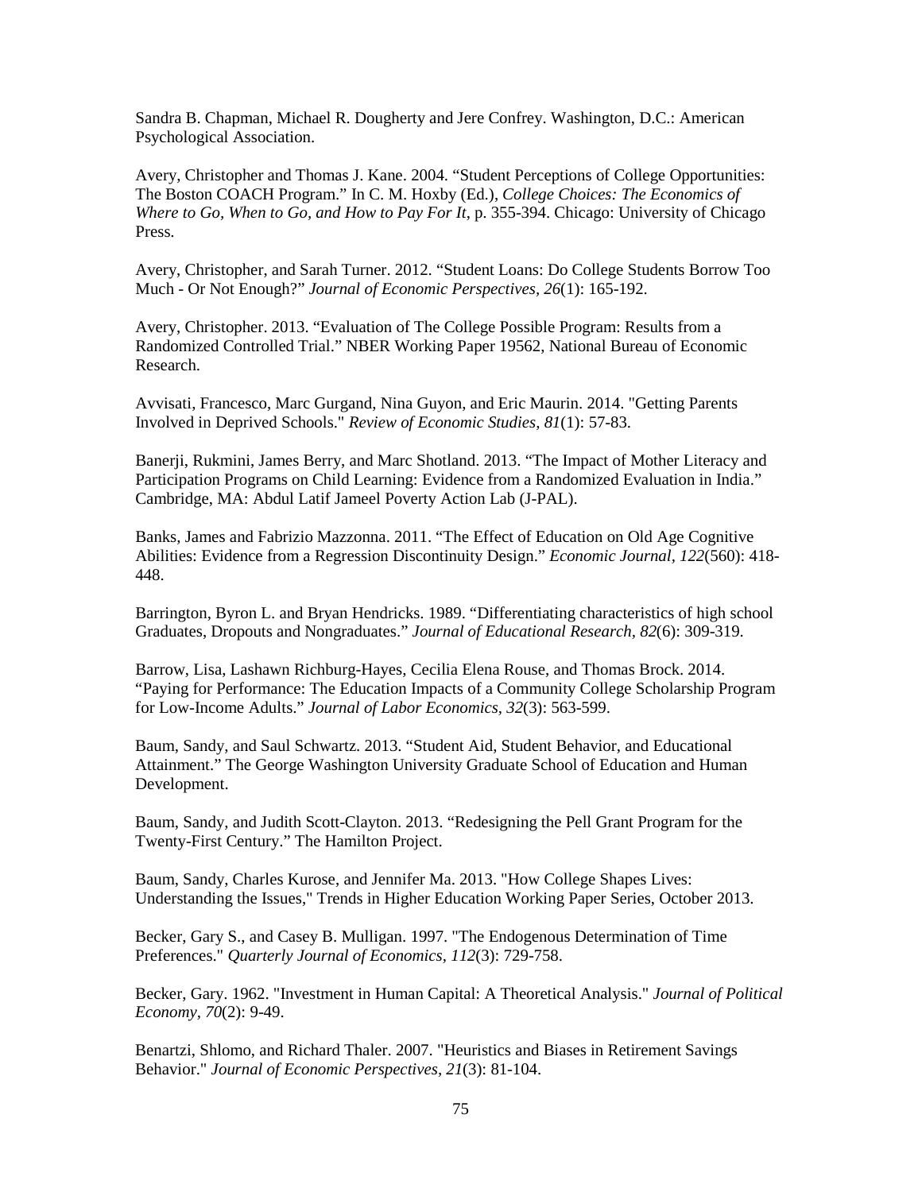Sandra B. Chapman, Michael R. Dougherty and Jere Confrey. Washington, D.C.: American Psychological Association.

Avery, Christopher and Thomas J. Kane. 2004. "Student Perceptions of College Opportunities: The Boston COACH Program." In C. M. Hoxby (Ed.), *College Choices: The Economics of Where to Go, When to Go, and How to Pay For It*, p. 355-394. Chicago: University of Chicago Press.

Avery, Christopher, and Sarah Turner. 2012. "Student Loans: Do College Students Borrow Too Much - Or Not Enough?" *Journal of Economic Perspectives, 26*(1): 165-192.

Avery, Christopher. 2013. "Evaluation of The College Possible Program: Results from a Randomized Controlled Trial." NBER Working Paper 19562, National Bureau of Economic Research.

Avvisati, Francesco, Marc Gurgand, Nina Guyon, and Eric Maurin. 2014. "Getting Parents Involved in Deprived Schools." *Review of Economic Studies, 81*(1): 57-83.

Banerji, Rukmini, James Berry, and Marc Shotland. 2013. "The Impact of Mother Literacy and Participation Programs on Child Learning: Evidence from a Randomized Evaluation in India." Cambridge, MA: Abdul Latif Jameel Poverty Action Lab (J-PAL).

Banks, James and Fabrizio Mazzonna. 2011. "The Effect of Education on Old Age Cognitive Abilities: Evidence from a Regression Discontinuity Design." *Economic Journal, 122*(560): 418-448.

Barrington, Byron L. and Bryan Hendricks. 1989. "Differentiating characteristics of high school Graduates, Dropouts and Nongraduates." *Journal of Educational Research, 82*(6): 309-319.

Barrow, Lisa, Lashawn Richburg-Hayes, Cecilia Elena Rouse, and Thomas Brock. 2014. "Paying for Performance: The Education Impacts of a Community College Scholarship Program for Low-Income Adults." *Journal of Labor Economics, 32*(3): 563-599.

Baum, Sandy, and Saul Schwartz. 2013. "Student Aid, Student Behavior, and Educational Attainment." The George Washington University Graduate School of Education and Human Development.

Baum, Sandy, and Judith Scott-Clayton. 2013. "Redesigning the Pell Grant Program for the Twenty-First Century." The Hamilton Project.

Baum, Sandy, Charles Kurose, and Jennifer Ma. 2013. "How College Shapes Lives: Understanding the Issues," Trends in Higher Education Working Paper Series, October 2013.

Becker, Gary S., and Casey B. Mulligan. 1997. "The Endogenous Determination of Time Preferences." *Quarterly Journal of Economics, 112*(3): 729-758.

Becker, Gary. 1962. "Investment in Human Capital: A Theoretical Analysis." *Journal of Political Economy, 70*(2): 9-49.

Benartzi, Shlomo, and Richard Thaler. 2007. "Heuristics and Biases in Retirement Savings Behavior." *Journal of Economic Perspectives, 21*(3): 81-104.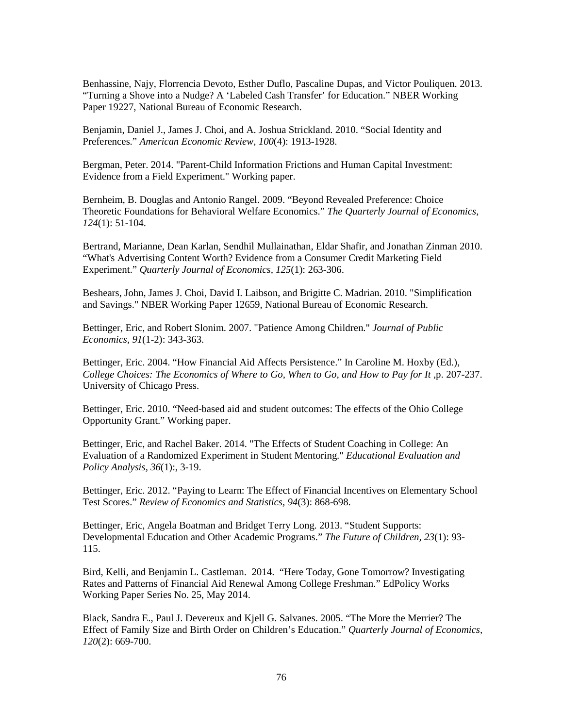Benhassine, Najy, Florrencia Devoto, Esther Duflo, Pascaline Dupas, and Victor Pouliquen. 2013. “Turning a Shove into a Nudge? A ‘Labeled Cash Transfer’ for Education.” NBER Working Paper 19227, National Bureau of Economic Research.

Benjamin, Daniel J., James J. Choi, and A. Joshua Strickland. 2010. “Social Identity and Preferences.” *American Economic Review, 100*(4): 1913-1928.

Bergman, Peter. 2014. "Parent-Child Information Frictions and Human Capital Investment: Evidence from a Field Experiment." Working paper.

Bernheim, B. Douglas and Antonio Rangel. 2009. “Beyond Revealed Preference: Choice Theoretic Foundations for Behavioral Welfare Economics.” *The Quarterly Journal of Economics, 124*(1): 51-104.

Bertrand, Marianne, Dean Karlan, Sendhil Mullainathan, Eldar Shafir, and Jonathan Zinman 2010. “What's Advertising Content Worth? Evidence from a Consumer Credit Marketing Field Experiment.” *Quarterly Journal of Economics, 125*(1): 263-306.

Beshears, John, James J. Choi, David I. Laibson, and Brigitte C. Madrian. 2010. "Simplification and Savings." NBER Working Paper 12659, National Bureau of Economic Research.

Bettinger, Eric, and Robert Slonim. 2007. "Patience Among Children." *Journal of Public Economics, 91*(1-2): 343-363.

Bettinger, Eric. 2004. “How Financial Aid Affects Persistence.” In Caroline M. Hoxby (Ed.), *College Choices: The Economics of Where to Go, When to Go, and How to Pay for It* ,p. 207-237. University of Chicago Press.

Bettinger, Eric. 2010. “Need-based aid and student outcomes: The effects of the Ohio College Opportunity Grant.” Working paper.

Bettinger, Eric, and Rachel Baker. 2014. "The Effects of Student Coaching in College: An Evaluation of a Randomized Experiment in Student Mentoring." *Educational Evaluation and Policy Analysis, 36*(1):, 3-19.

Bettinger, Eric. 2012. “Paying to Learn: The Effect of Financial Incentives on Elementary School Test Scores.” *Review of Economics and Statistics, 94*(3): 868-698.

Bettinger, Eric, Angela Boatman and Bridget Terry Long. 2013. “Student Supports: Developmental Education and Other Academic Programs.” *The Future of Children, 23*(1): 93-115.

Bird, Kelli, and Benjamin L. Castleman. 2014. “Here Today, Gone Tomorrow? Investigating Rates and Patterns of Financial Aid Renewal Among College Freshman.” EdPolicy Works Working Paper Series No. 25, May 2014.

Black, Sandra E., Paul J. Devereux and Kjell G. Salvanes. 2005. “The More the Merrier? The Effect of Family Size and Birth Order on Children’s Education.” *Quarterly Journal of Economics, 120*(2): 669-700.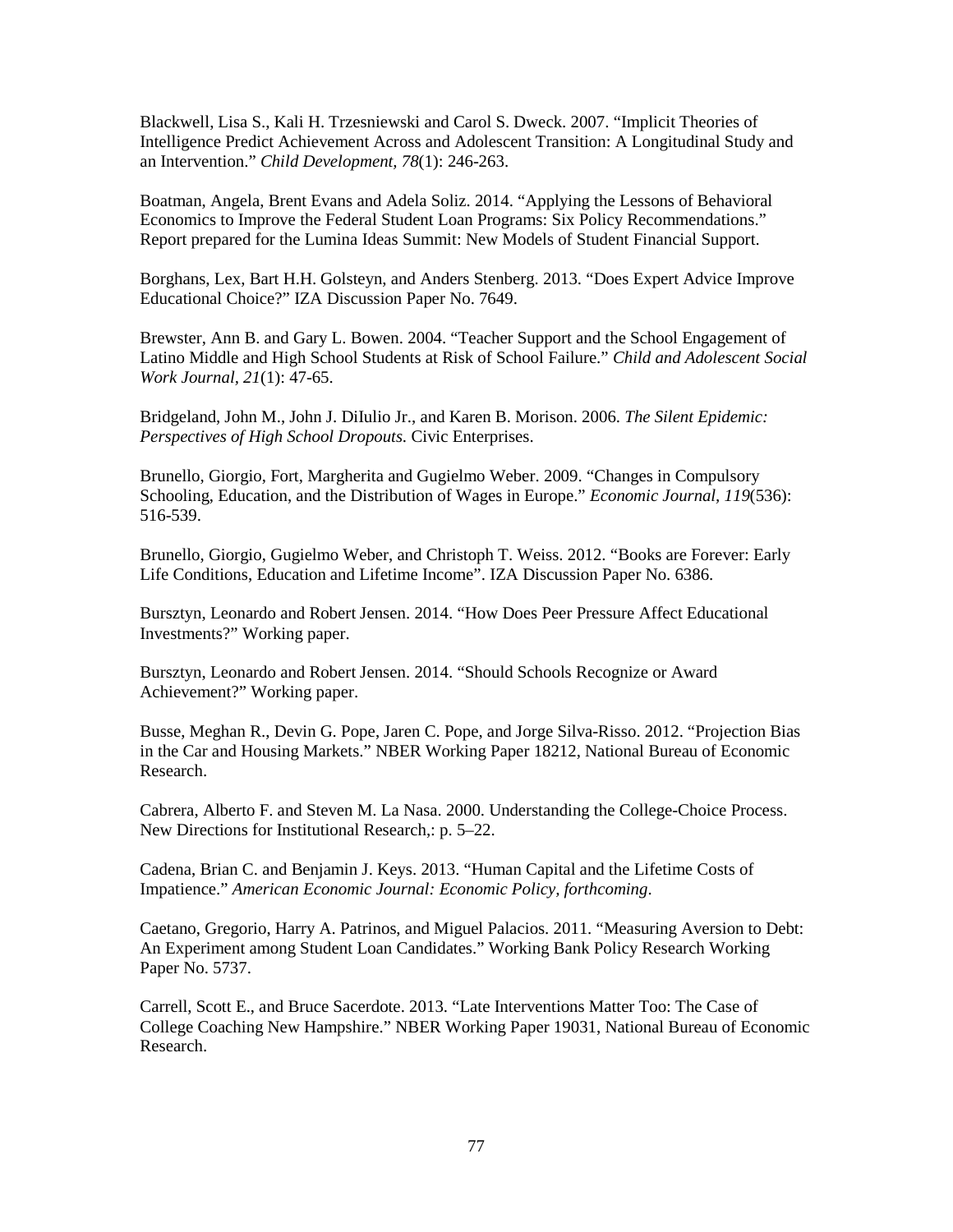Blackwell, Lisa S., Kali H. Trzesniewski and Carol S. Dweck. 2007. “Implicit Theories of Intelligence Predict Achievement Across and Adolescent Transition: A Longitudinal Study and an Intervention.” *Child Development, 78*(1): 246-263.

Boatman, Angela, Brent Evans and Adela Soliz. 2014. “Applying the Lessons of Behavioral Economics to Improve the Federal Student Loan Programs: Six Policy Recommendations.” Report prepared for the Lumina Ideas Summit: New Models of Student Financial Support.

Borghans, Lex, Bart H.H. Golsteyn, and Anders Stenberg. 2013. “Does Expert Advice Improve Educational Choice?” IZA Discussion Paper No. 7649.

Brewster, Ann B. and Gary L. Bowen. 2004. “Teacher Support and the School Engagement of Latino Middle and High School Students at Risk of School Failure.” *Child and Adolescent Social Work Journal, 21*(1): 47-65.

Bridgeland, John M., John J. DiIulio Jr., and Karen B. Morison. 2006. *The Silent Epidemic: Perspectives of High School Dropouts.* Civic Enterprises.

Brunello, Giorgio, Fort, Margherita and Gugielmo Weber. 2009. “Changes in Compulsory Schooling, Education, and the Distribution of Wages in Europe.” *Economic Journal, 119*(536): 516-539.

Brunello, Giorgio, Gugielmo Weber, and Christoph T. Weiss. 2012. “Books are Forever: Early Life Conditions, Education and Lifetime Income”. IZA Discussion Paper No. 6386.

Bursztyn, Leonardo and Robert Jensen. 2014. “How Does Peer Pressure Affect Educational Investments?” Working paper.

Bursztyn, Leonardo and Robert Jensen. 2014. “Should Schools Recognize or Award Achievement?” Working paper.

Busse, Meghan R., Devin G. Pope, Jaren C. Pope, and Jorge Silva-Risso. 2012. “Projection Bias in the Car and Housing Markets.” NBER Working Paper 18212, National Bureau of Economic Research.

Cabrera, Alberto F. and Steven M. La Nasa. 2000. Understanding the College-Choice Process. New Directions for Institutional Research,: p. 5–22.

Cadena, Brian C. and Benjamin J. Keys. 2013. “Human Capital and the Lifetime Costs of Impatience.” *American Economic Journal: Economic Policy, forthcoming*.

Caetano, Gregorio, Harry A. Patrinos, and Miguel Palacios. 2011. “Measuring Aversion to Debt: An Experiment among Student Loan Candidates.” Working Bank Policy Research Working Paper No. 5737.

Carrell, Scott E., and Bruce Sacerdote. 2013. “Late Interventions Matter Too: The Case of College Coaching New Hampshire.” NBER Working Paper 19031, National Bureau of Economic Research.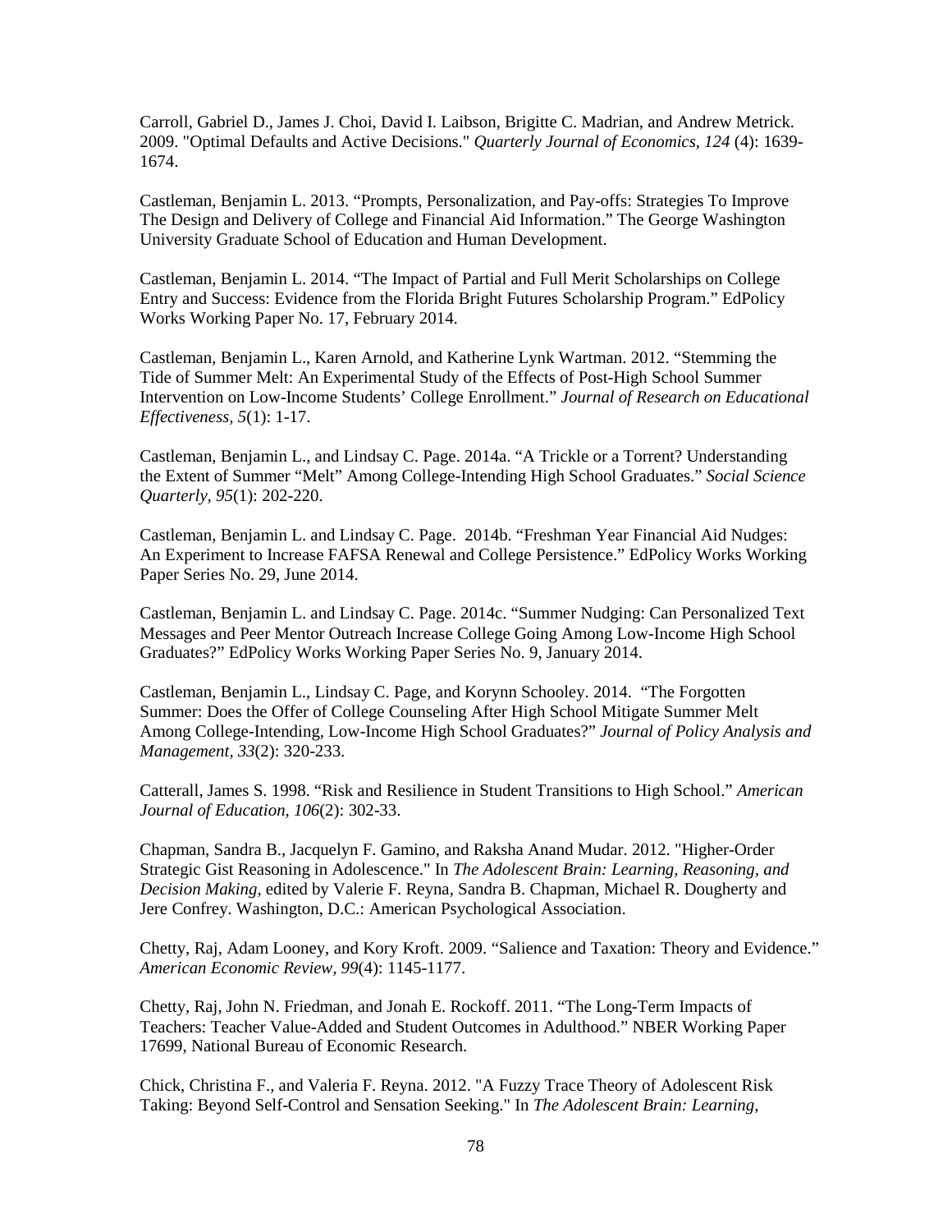Carroll, Gabriel D., James J. Choi, David I. Laibson, Brigitte C. Madrian, and Andrew Metrick. 2009. "Optimal Defaults and Active Decisions." *Quarterly Journal of Economics, 124* (4): 1639-1674.

Castleman, Benjamin L. 2013. "Prompts, Personalization, and Pay-offs: Strategies To Improve The Design and Delivery of College and Financial Aid Information." The George Washington University Graduate School of Education and Human Development.

Castleman, Benjamin L. 2014. "The Impact of Partial and Full Merit Scholarships on College Entry and Success: Evidence from the Florida Bright Futures Scholarship Program." EdPolicy Works Working Paper No. 17, February 2014.

Castleman, Benjamin L., Karen Arnold, and Katherine Lynk Wartman. 2012. "Stemming the Tide of Summer Melt: An Experimental Study of the Effects of Post-High School Summer Intervention on Low-Income Students' College Enrollment." *Journal of Research on Educational Effectiveness, 5*(1): 1-17.

Castleman, Benjamin L., and Lindsay C. Page. 2014a. "A Trickle or a Torrent? Understanding the Extent of Summer "Melt" Among College-Intending High School Graduates." *Social Science Quarterly, 95*(1): 202-220.

Castleman, Benjamin L. and Lindsay C. Page. 2014b. "Freshman Year Financial Aid Nudges: An Experiment to Increase FAFSA Renewal and College Persistence." EdPolicy Works Working Paper Series No. 29, June 2014.

Castleman, Benjamin L. and Lindsay C. Page. 2014c. "Summer Nudging: Can Personalized Text Messages and Peer Mentor Outreach Increase College Going Among Low-Income High School Graduates?" EdPolicy Works Working Paper Series No. 9, January 2014.

Castleman, Benjamin L., Lindsay C. Page, and Korynn Schooley. 2014. "The Forgotten Summer: Does the Offer of College Counseling After High School Mitigate Summer Melt Among College-Intending, Low-Income High School Graduates?" *Journal of Policy Analysis and Management, 33*(2): 320-233.

Catterall, James S. 1998. "Risk and Resilience in Student Transitions to High School." *American Journal of Education, 106*(2): 302-33.

Chapman, Sandra B., Jacquelyn F. Gamino, and Raksha Anand Mudar. 2012. "Higher-Order Strategic Gist Reasoning in Adolescence." In *The Adolescent Brain: Learning, Reasoning, and Decision Making*, edited by Valerie F. Reyna, Sandra B. Chapman, Michael R. Dougherty and Jere Confrey. Washington, D.C.: American Psychological Association.

Chetty, Raj, Adam Looney, and Kory Kroft. 2009. "Salience and Taxation: Theory and Evidence." *American Economic Review, 99*(4): 1145-1177.

Chetty, Raj, John N. Friedman, and Jonah E. Rockoff. 2011. "The Long-Term Impacts of Teachers: Teacher Value-Added and Student Outcomes in Adulthood." NBER Working Paper 17699, National Bureau of Economic Research.

Chick, Christina F., and Valeria F. Reyna. 2012. "A Fuzzy Trace Theory of Adolescent Risk Taking: Beyond Self-Control and Sensation Seeking." In *The Adolescent Brain: Learning,*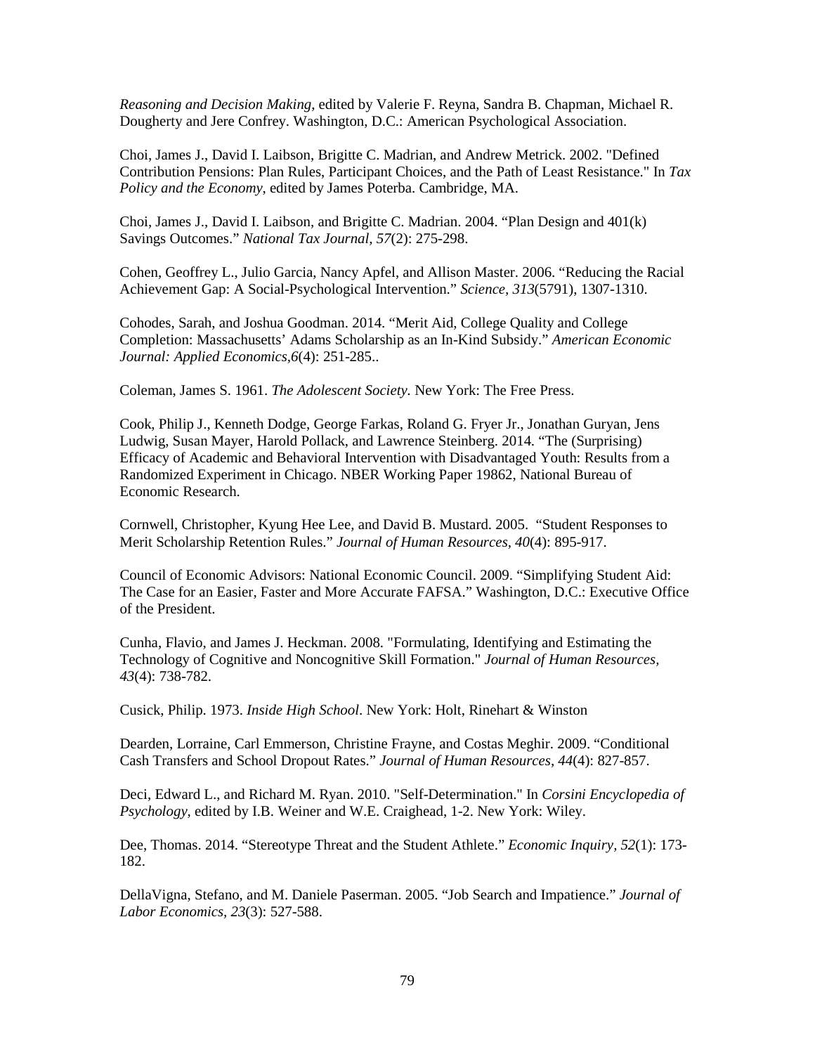*Reasoning and Decision Making*, edited by Valerie F. Reyna, Sandra B. Chapman, Michael R. Dougherty and Jere Confrey. Washington, D.C.: American Psychological Association.

Choi, James J., David I. Laibson, Brigitte C. Madrian, and Andrew Metrick. 2002. "Defined Contribution Pensions: Plan Rules, Participant Choices, and the Path of Least Resistance." In *Tax Policy and the Economy*, edited by James Poterba. Cambridge, MA.

Choi, James J., David I. Laibson, and Brigitte C. Madrian. 2004. "Plan Design and 401(k) Savings Outcomes." *National Tax Journal, 57*(2): 275-298.

Cohen, Geoffrey L., Julio Garcia, Nancy Apfel, and Allison Master. 2006. "Reducing the Racial Achievement Gap: A Social-Psychological Intervention." *Science, 313*(5791), 1307-1310.

Cohodes, Sarah, and Joshua Goodman. 2014. "Merit Aid, College Quality and College Completion: Massachusetts' Adams Scholarship as an In-Kind Subsidy." *American Economic Journal: Applied Economics,6*(4): 251-285..

Coleman, James S. 1961. *The Adolescent Society.* New York: The Free Press.

Cook, Philip J., Kenneth Dodge, George Farkas, Roland G. Fryer Jr., Jonathan Guryan, Jens Ludwig, Susan Mayer, Harold Pollack, and Lawrence Steinberg. 2014. "The (Surprising) Efficacy of Academic and Behavioral Intervention with Disadvantaged Youth: Results from a Randomized Experiment in Chicago. NBER Working Paper 19862, National Bureau of Economic Research.

Cornwell, Christopher, Kyung Hee Lee, and David B. Mustard. 2005. "Student Responses to Merit Scholarship Retention Rules." *Journal of Human Resources, 40*(4): 895-917.

Council of Economic Advisors: National Economic Council. 2009. "Simplifying Student Aid: The Case for an Easier, Faster and More Accurate FAFSA." Washington, D.C.: Executive Office of the President.

Cunha, Flavio, and James J. Heckman. 2008. "Formulating, Identifying and Estimating the Technology of Cognitive and Noncognitive Skill Formation." *Journal of Human Resources, 43*(4): 738-782.

Cusick, Philip. 1973. *Inside High School*. New York: Holt, Rinehart & Winston

Dearden, Lorraine, Carl Emmerson, Christine Frayne, and Costas Meghir. 2009. "Conditional Cash Transfers and School Dropout Rates." *Journal of Human Resources, 44*(4): 827-857.

Deci, Edward L., and Richard M. Ryan. 2010. "Self-Determination." In *Corsini Encyclopedia of Psychology*, edited by I.B. Weiner and W.E. Craighead, 1-2. New York: Wiley.

Dee, Thomas. 2014. "Stereotype Threat and the Student Athlete." *Economic Inquiry, 52*(1): 173-182.

DellaVigna, Stefano, and M. Daniele Paserman. 2005. "Job Search and Impatience." *Journal of Labor Economics, 23*(3): 527-588.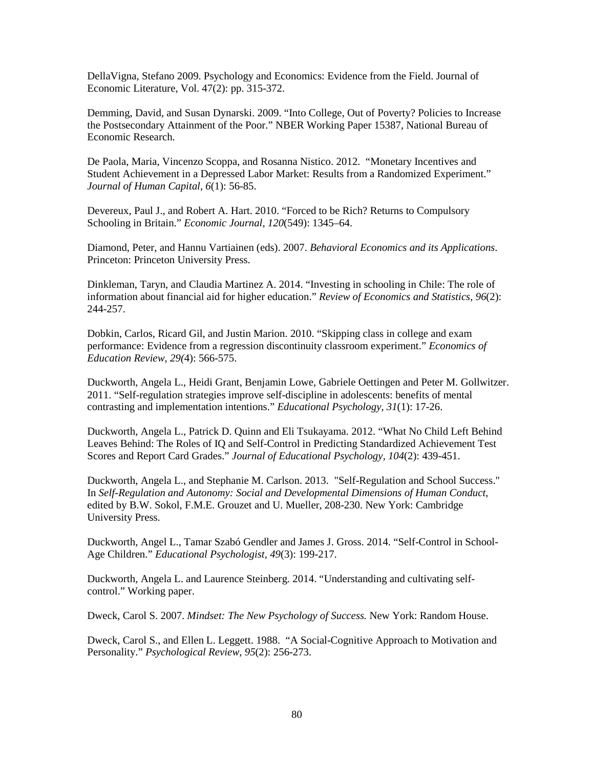DellaVigna, Stefano 2009. Psychology and Economics: Evidence from the Field. Journal of Economic Literature, Vol. 47(2): pp. 315-372.

Demming, David, and Susan Dynarski. 2009. "Into College, Out of Poverty? Policies to Increase the Postsecondary Attainment of the Poor." NBER Working Paper 15387, National Bureau of Economic Research.

De Paola, Maria, Vincenzo Scoppa, and Rosanna Nistico. 2012. "Monetary Incentives and Student Achievement in a Depressed Labor Market: Results from a Randomized Experiment." *Journal of Human Capital, 6*(1): 56-85.

Devereux, Paul J., and Robert A. Hart. 2010. "Forced to be Rich? Returns to Compulsory Schooling in Britain." *Economic Journal, 120*(549): 1345–64.

Diamond, Peter, and Hannu Vartiainen (eds). 2007. *Behavioral Economics and its Applications*. Princeton: Princeton University Press.

Dinkleman, Taryn, and Claudia Martinez A. 2014. "Investing in schooling in Chile: The role of information about financial aid for higher education." *Review of Economics and Statistics, 96*(2): 244-257.

Dobkin, Carlos, Ricard Gil, and Justin Marion. 2010. "Skipping class in college and exam performance: Evidence from a regression discontinuity classroom experiment." *Economics of Education Review, 29(*4): 566-575.

Duckworth, Angela L., Heidi Grant, Benjamin Lowe, Gabriele Oettingen and Peter M. Gollwitzer. 2011. "Self-regulation strategies improve self-discipline in adolescents: benefits of mental contrasting and implementation intentions." *Educational Psychology, 31*(1): 17-26.

Duckworth, Angela L., Patrick D. Quinn and Eli Tsukayama. 2012. "What No Child Left Behind Leaves Behind: The Roles of IQ and Self-Control in Predicting Standardized Achievement Test Scores and Report Card Grades." *Journal of Educational Psychology, 104*(2): 439-451.

Duckworth, Angela L., and Stephanie M. Carlson. 2013. "Self-Regulation and School Success." In *Self-Regulation and Autonomy: Social and Developmental Dimensions of Human Conduct*, edited by B.W. Sokol, F.M.E. Grouzet and U. Mueller, 208-230. New York: Cambridge University Press.

Duckworth, Angel L., Tamar Szabó Gendler and James J. Gross. 2014. "Self-Control in School-Age Children." *Educational Psychologist, 49*(3): 199-217.

Duckworth, Angela L. and Laurence Steinberg. 2014. "Understanding and cultivating self-control." Working paper.

Dweck, Carol S. 2007. *Mindset: The New Psychology of Success.* New York: Random House.

Dweck, Carol S., and Ellen L. Leggett. 1988. "A Social-Cognitive Approach to Motivation and Personality." *Psychological Review, 95*(2): 256-273.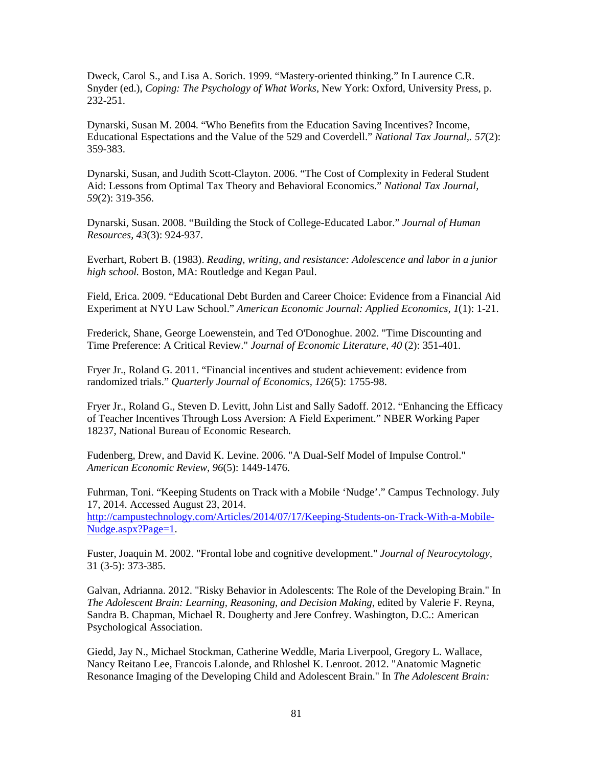Dweck, Carol S., and Lisa A. Sorich. 1999. "Mastery-oriented thinking." In Laurence C.R. Snyder (ed.), *Coping: The Psychology of What Works*, New York: Oxford, University Press, p. 232-251.

Dynarski, Susan M. 2004. "Who Benefits from the Education Saving Incentives? Income, Educational Espectations and the Value of the 529 and Coverdell." *National Tax Journal,. 57*(2): 359-383.

Dynarski, Susan, and Judith Scott-Clayton. 2006. "The Cost of Complexity in Federal Student Aid: Lessons from Optimal Tax Theory and Behavioral Economics." *National Tax Journal, 59*(2): 319-356.

Dynarski, Susan. 2008. "Building the Stock of College-Educated Labor." *Journal of Human Resources, 43*(3): 924-937.

Everhart, Robert B. (1983). *Reading, writing, and resistance: Adolescence and labor in a junior high school.* Boston, MA: Routledge and Kegan Paul.

Field, Erica. 2009. "Educational Debt Burden and Career Choice: Evidence from a Financial Aid Experiment at NYU Law School." *American Economic Journal: Applied Economics, 1*(1): 1-21.

Frederick, Shane, George Loewenstein, and Ted O'Donoghue. 2002. "Time Discounting and Time Preference: A Critical Review." *Journal of Economic Literature, 40* (2): 351-401.

Fryer Jr., Roland G. 2011. "Financial incentives and student achievement: evidence from randomized trials." *Quarterly Journal of Economics, 126*(5): 1755-98.

Fryer Jr., Roland G., Steven D. Levitt, John List and Sally Sadoff. 2012. "Enhancing the Efficacy of Teacher Incentives Through Loss Aversion: A Field Experiment." NBER Working Paper 18237, National Bureau of Economic Research.

Fudenberg, Drew, and David K. Levine. 2006. "A Dual-Self Model of Impulse Control." *American Economic Review, 96*(5): 1449-1476.

Fuhrman, Toni. "Keeping Students on Track with a Mobile 'Nudge'." Campus Technology. July 17, 2014. Accessed August 23, 2014. [http://campustechnology.com/Articles/2014/07/17/Keeping-Students-on-Track-With-a-Mobile-Nudge.aspx?Page=1](http://campustechnology.com/Articles/2014/07/17/Keeping-Students-on-Track-With-a-Mobile-Nudge.aspx?Page=1).

Fuster, Joaquin M. 2002. "Frontal lobe and cognitive development." *Journal of Neurocytology*, 31 (3-5): 373-385.

Galvan, Adrianna. 2012. "Risky Behavior in Adolescents: The Role of the Developing Brain." In *The Adolescent Brain: Learning, Reasoning, and Decision Making*, edited by Valerie F. Reyna, Sandra B. Chapman, Michael R. Dougherty and Jere Confrey. Washington, D.C.: American Psychological Association.

Giedd, Jay N., Michael Stockman, Catherine Weddle, Maria Liverpool, Gregory L. Wallace, Nancy Reitano Lee, Francois Lalonde, and Rhloshel K. Lenroot. 2012. "Anatomic Magnetic Resonance Imaging of the Developing Child and Adolescent Brain." In *The Adolescent Brain:*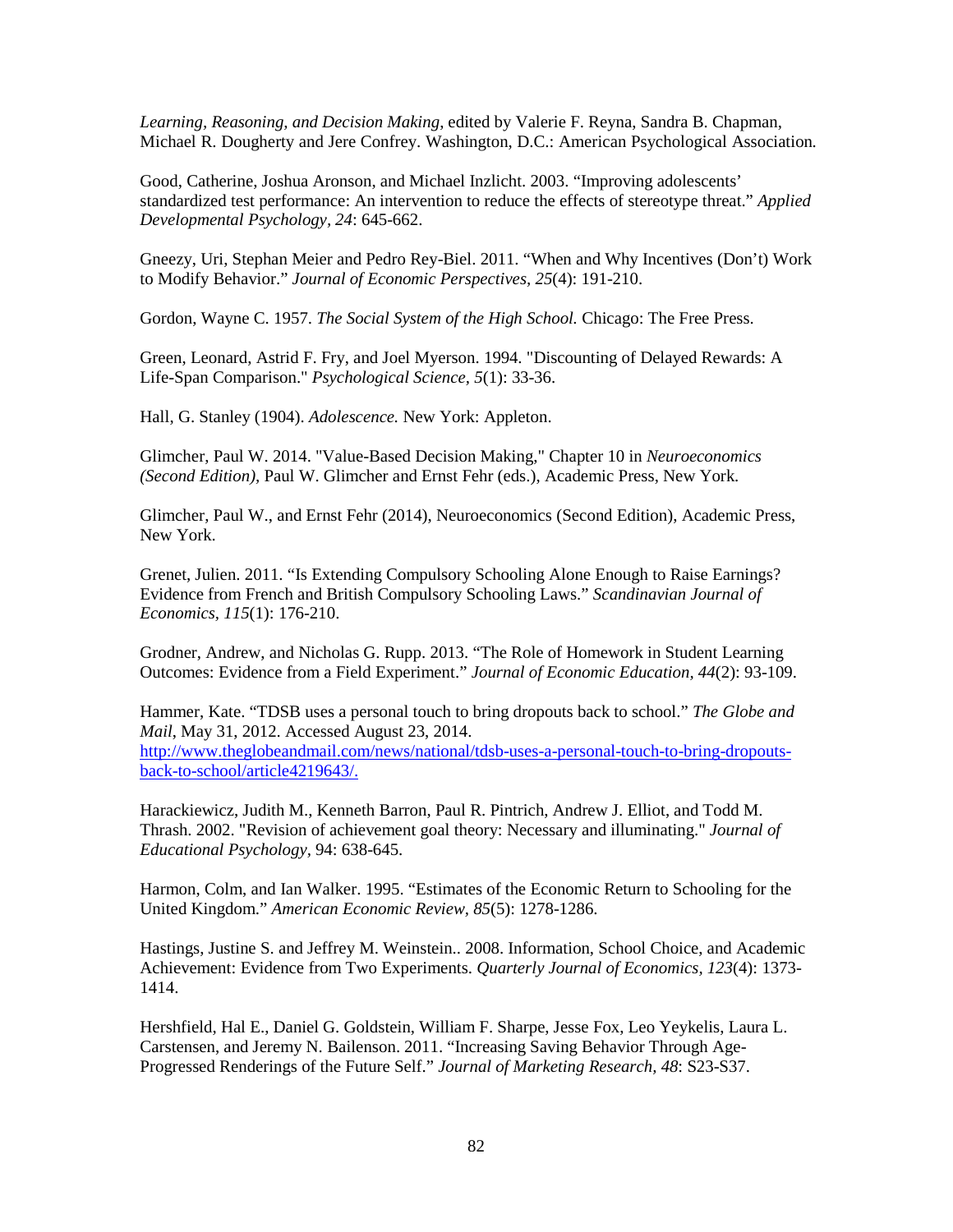*Learning, Reasoning, and Decision Making*, edited by Valerie F. Reyna, Sandra B. Chapman, Michael R. Dougherty and Jere Confrey. Washington, D.C.: American Psychological Association.

Good, Catherine, Joshua Aronson, and Michael Inzlicht. 2003. "Improving adolescents' standardized test performance: An intervention to reduce the effects of stereotype threat." *Applied Developmental Psychology, 24*: 645-662.

Gneezy, Uri, Stephan Meier and Pedro Rey-Biel. 2011. "When and Why Incentives (Don't) Work to Modify Behavior." *Journal of Economic Perspectives, 25*(4): 191-210.

Gordon, Wayne C. 1957. *The Social System of the High School.* Chicago: The Free Press.

Green, Leonard, Astrid F. Fry, and Joel Myerson. 1994. "Discounting of Delayed Rewards: A Life-Span Comparison." *Psychological Science, 5*(1): 33-36.

Hall, G. Stanley (1904). *Adolescence.* New York: Appleton.

Glimcher, Paul W. 2014. "Value-Based Decision Making," Chapter 10 in *Neuroeconomics (Second Edition),* Paul W. Glimcher and Ernst Fehr (eds.), Academic Press, New York.

Glimcher, Paul W., and Ernst Fehr (2014), Neuroeconomics (Second Edition), Academic Press, New York.

Grenet, Julien. 2011. "Is Extending Compulsory Schooling Alone Enough to Raise Earnings? Evidence from French and British Compulsory Schooling Laws." *Scandinavian Journal of Economics, 115*(1): 176-210.

Grodner, Andrew, and Nicholas G. Rupp. 2013. "The Role of Homework in Student Learning Outcomes: Evidence from a Field Experiment." *Journal of Economic Education, 44*(2): 93-109.

Hammer, Kate. "TDSB uses a personal touch to bring dropouts back to school." *The Globe and Mail*, May 31, 2012. Accessed August 23, 2014. http://www.theglobeandmail.com/news/national/tdsb-uses-a-personal-touch-to-bring-dropouts-back-to-school/article4219643/.

Harackiewicz, Judith M., Kenneth Barron, Paul R. Pintrich, Andrew J. Elliot, and Todd M. Thrash. 2002. "Revision of achievement goal theory: Necessary and illuminating." *Journal of Educational Psychology*, 94: 638-645.

Harmon, Colm, and Ian Walker. 1995. "Estimates of the Economic Return to Schooling for the United Kingdom." *American Economic Review, 85*(5): 1278-1286.

Hastings, Justine S. and Jeffrey M. Weinstein.. 2008. Information, School Choice, and Academic Achievement: Evidence from Two Experiments. *Quarterly Journal of Economics, 123*(4): 1373-1414.

Hershfield, Hal E., Daniel G. Goldstein, William F. Sharpe, Jesse Fox, Leo Yeykelis, Laura L. Carstensen, and Jeremy N. Bailenson. 2011. "Increasing Saving Behavior Through Age-Progressed Renderings of the Future Self." *Journal of Marketing Research, 48*: S23-S37.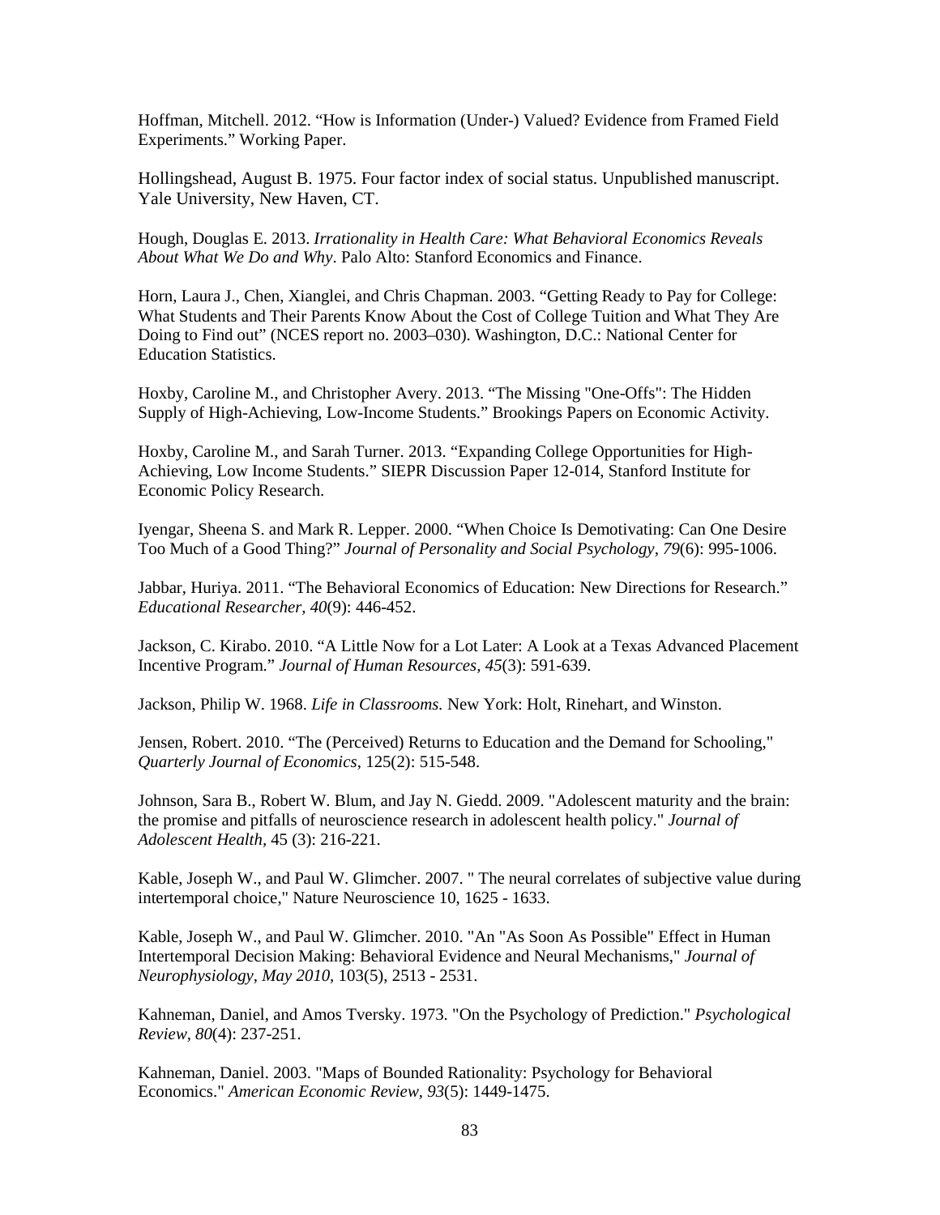Hoffman, Mitchell. 2012. “How is Information (Under-) Valued? Evidence from Framed Field Experiments.” Working Paper.

Hollingshead, August B. 1975. Four factor index of social status. Unpublished manuscript. Yale University, New Haven, CT.

Hough, Douglas E. 2013. *Irrationality in Health Care: What Behavioral Economics Reveals About What We Do and Why*. Palo Alto: Stanford Economics and Finance.

Horn, Laura J., Chen, Xianglei, and Chris Chapman. 2003. “Getting Ready to Pay for College: What Students and Their Parents Know About the Cost of College Tuition and What They Are Doing to Find out” (NCES report no. 2003–030). Washington, D.C.: National Center for Education Statistics.

Hoxby, Caroline M., and Christopher Avery. 2013. “The Missing "One-Offs": The Hidden Supply of High-Achieving, Low-Income Students.” Brookings Papers on Economic Activity.

Hoxby, Caroline M., and Sarah Turner. 2013. “Expanding College Opportunities for High-Achieving, Low Income Students.” SIEPR Discussion Paper 12-014, Stanford Institute for Economic Policy Research.

Iyengar, Sheena S. and Mark R. Lepper. 2000. “When Choice Is Demotivating: Can One Desire Too Much of a Good Thing?” *Journal of Personality and Social Psychology, 79*(6): 995-1006.

Jabbar, Huriya. 2011. “The Behavioral Economics of Education: New Directions for Research.” *Educational Researcher, 40*(9): 446-452.

Jackson, C. Kirabo. 2010. “A Little Now for a Lot Later: A Look at a Texas Advanced Placement Incentive Program.” *Journal of Human Resources, 45*(3): 591-639.

Jackson, Philip W. 1968. *Life in Classrooms.* New York: Holt, Rinehart, and Winston.

Jensen, Robert. 2010. “The (Perceived) Returns to Education and the Demand for Schooling," *Quarterly Journal of Economics*, 125(2): 515-548.

Johnson, Sara B., Robert W. Blum, and Jay N. Giedd. 2009. "Adolescent maturity and the brain: the promise and pitfalls of neuroscience research in adolescent health policy." *Journal of Adolescent Health,* 45 (3): 216-221.

Kable, Joseph W., and Paul W. Glimcher. 2007. " The neural correlates of subjective value during intertemporal choice," Nature Neuroscience 10, 1625 - 1633.

Kable, Joseph W., and Paul W. Glimcher. 2010. "An "As Soon As Possible" Effect in Human Intertemporal Decision Making: Behavioral Evidence and Neural Mechanisms," *Journal of Neurophysiology, May 2010*, 103(5), 2513 - 2531.

Kahneman, Daniel, and Amos Tversky. 1973. "On the Psychology of Prediction." *Psychological Review, 80*(4): 237-251.

Kahneman, Daniel. 2003. "Maps of Bounded Rationality: Psychology for Behavioral Economics." *American Economic Review, 93*(5): 1449-1475.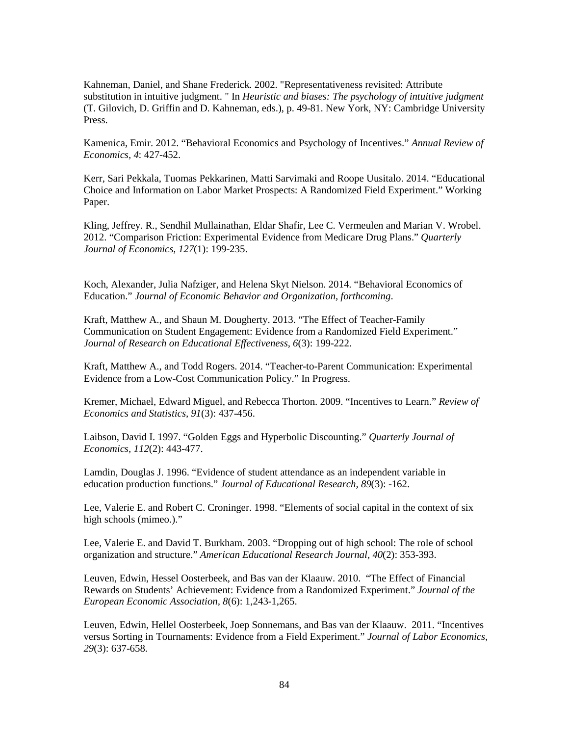Kahneman, Daniel, and Shane Frederick. 2002. "Representativeness revisited: Attribute substitution in intuitive judgment. " In *Heuristic and biases: The psychology of intuitive judgment* (T. Gilovich, D. Griffin and D. Kahneman, eds.), p. 49-81. New York, NY: Cambridge University Press.

Kamenica, Emir. 2012. "Behavioral Economics and Psychology of Incentives." *Annual Review of Economics*, *4*: 427-452.

Kerr, Sari Pekkala, Tuomas Pekkarinen, Matti Sarvimaki and Roope Uusitalo. 2014. "Educational Choice and Information on Labor Market Prospects: A Randomized Field Experiment." Working Paper.

Kling, Jeffrey. R., Sendhil Mullainathan, Eldar Shafir, Lee C. Vermeulen and Marian V. Wrobel. 2012. "Comparison Friction: Experimental Evidence from Medicare Drug Plans." *Quarterly Journal of Economics*, *127*(1): 199-235.

Koch, Alexander, Julia Nafziger, and Helena Skyt Nielson. 2014. "Behavioral Economics of Education." *Journal of Economic Behavior and Organization, forthcoming*.

Kraft, Matthew A., and Shaun M. Dougherty. 2013. "The Effect of Teacher-Family Communication on Student Engagement: Evidence from a Randomized Field Experiment." *Journal of Research on Educational Effectiveness, 6*(3): 199-222.

Kraft, Matthew A., and Todd Rogers. 2014. "Teacher-to-Parent Communication: Experimental Evidence from a Low-Cost Communication Policy." In Progress.

Kremer, Michael, Edward Miguel, and Rebecca Thorton. 2009. "Incentives to Learn." *Review of Economics and Statistics*, *91*(3): 437-456.

Laibson, David I. 1997. "Golden Eggs and Hyperbolic Discounting." *Quarterly Journal of Economics*, *112*(2): 443-477.

Lamdin, Douglas J. 1996. "Evidence of student attendance as an independent variable in education production functions." *Journal of Educational Research*, *89*(3): -162.

Lee, Valerie E. and Robert C. Croninger. 1998. "Elements of social capital in the context of six high schools (mimeo.)."

Lee, Valerie E. and David T. Burkham. 2003. "Dropping out of high school: The role of school organization and structure." *American Educational Research Journal, 40*(2): 353-393.

Leuven, Edwin, Hessel Oosterbeek, and Bas van der Klaauw. 2010. "The Effect of Financial Rewards on Students' Achievement: Evidence from a Randomized Experiment." *Journal of the European Economic Association, 8*(6): 1,243-1,265.

Leuven, Edwin, Hellel Oosterbeek, Joep Sonnemans, and Bas van der Klaauw. 2011. "Incentives versus Sorting in Tournaments: Evidence from a Field Experiment." *Journal of Labor Economics*, *29*(3): 637-658.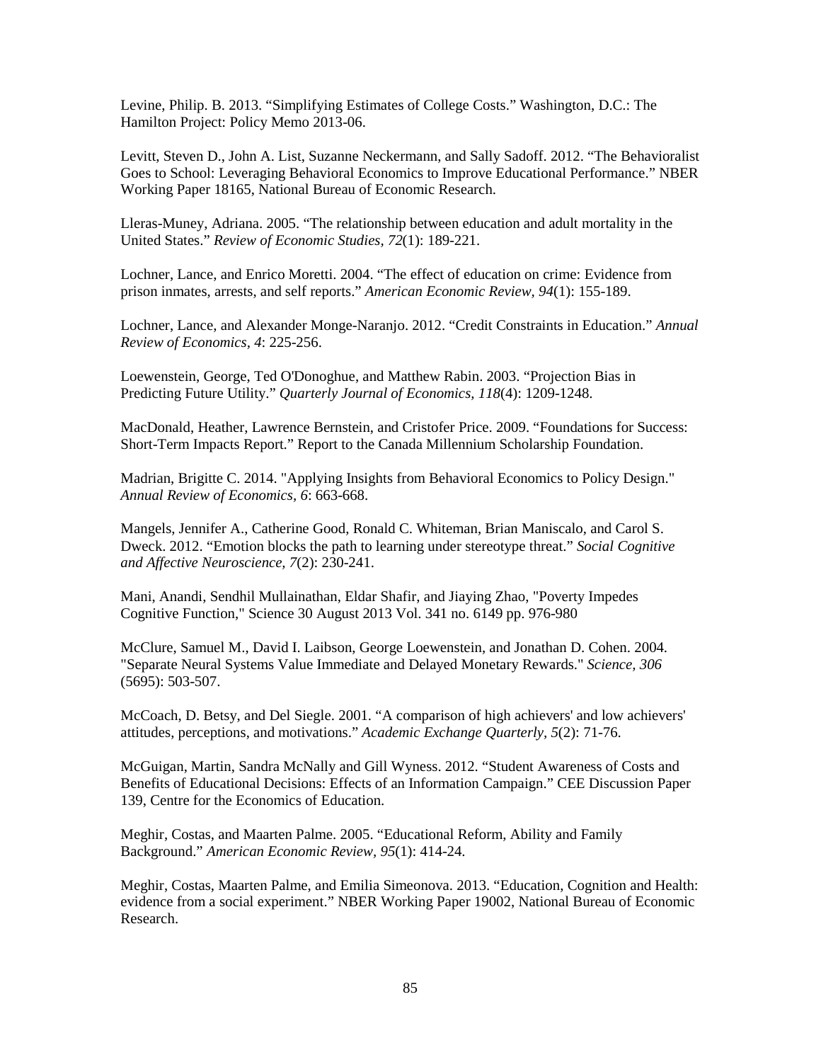Levine, Philip. B. 2013. “Simplifying Estimates of College Costs.” Washington, D.C.: The Hamilton Project: Policy Memo 2013-06.

Levitt, Steven D., John A. List, Suzanne Neckermann, and Sally Sadoff. 2012. “The Behavioralist Goes to School: Leveraging Behavioral Economics to Improve Educational Performance.” NBER Working Paper 18165, National Bureau of Economic Research.

Lleras-Muney, Adriana. 2005. “The relationship between education and adult mortality in the United States.” *Review of Economic Studies, 72*(1): 189-221.

Lochner, Lance, and Enrico Moretti. 2004. “The effect of education on crime: Evidence from prison inmates, arrests, and self reports.” *American Economic Review, 94*(1): 155-189.

Lochner, Lance, and Alexander Monge-Naranjo. 2012. “Credit Constraints in Education.” *Annual Review of Economics, 4*: 225-256.

Loewenstein, George, Ted O'Donoghue, and Matthew Rabin. 2003. “Projection Bias in Predicting Future Utility.” *Quarterly Journal of Economics, 118*(4): 1209-1248.

MacDonald, Heather, Lawrence Bernstein, and Cristofer Price. 2009. “Foundations for Success: Short-Term Impacts Report.” Report to the Canada Millennium Scholarship Foundation.

Madrian, Brigitte C. 2014. "Applying Insights from Behavioral Economics to Policy Design." *Annual Review of Economics, 6*: 663-668.

Mangels, Jennifer A., Catherine Good, Ronald C. Whiteman, Brian Maniscalo, and Carol S. Dweck. 2012. “Emotion blocks the path to learning under stereotype threat.” *Social Cognitive and Affective Neuroscience, 7*(2): 230-241.

Mani, Anandi, Sendhil Mullainathan, Eldar Shafir, and Jiaying Zhao, "Poverty Impedes Cognitive Function," Science 30 August 2013 Vol. 341 no. 6149 pp. 976-980

McClure, Samuel M., David I. Laibson, George Loewenstein, and Jonathan D. Cohen. 2004. "Separate Neural Systems Value Immediate and Delayed Monetary Rewards." *Science, 306* (5695): 503-507.

McCoach, D. Betsy, and Del Siegle. 2001. “A comparison of high achievers' and low achievers' attitudes, perceptions, and motivations.” *Academic Exchange Quarterly, 5*(2): 71-76.

McGuigan, Martin, Sandra McNally and Gill Wyness. 2012. “Student Awareness of Costs and Benefits of Educational Decisions: Effects of an Information Campaign.” CEE Discussion Paper 139, Centre for the Economics of Education.

Meghir, Costas, and Maarten Palme. 2005. “Educational Reform, Ability and Family Background.” *American Economic Review, 95*(1): 414-24.

Meghir, Costas, Maarten Palme, and Emilia Simeonova. 2013. “Education, Cognition and Health: evidence from a social experiment.” NBER Working Paper 19002, National Bureau of Economic Research.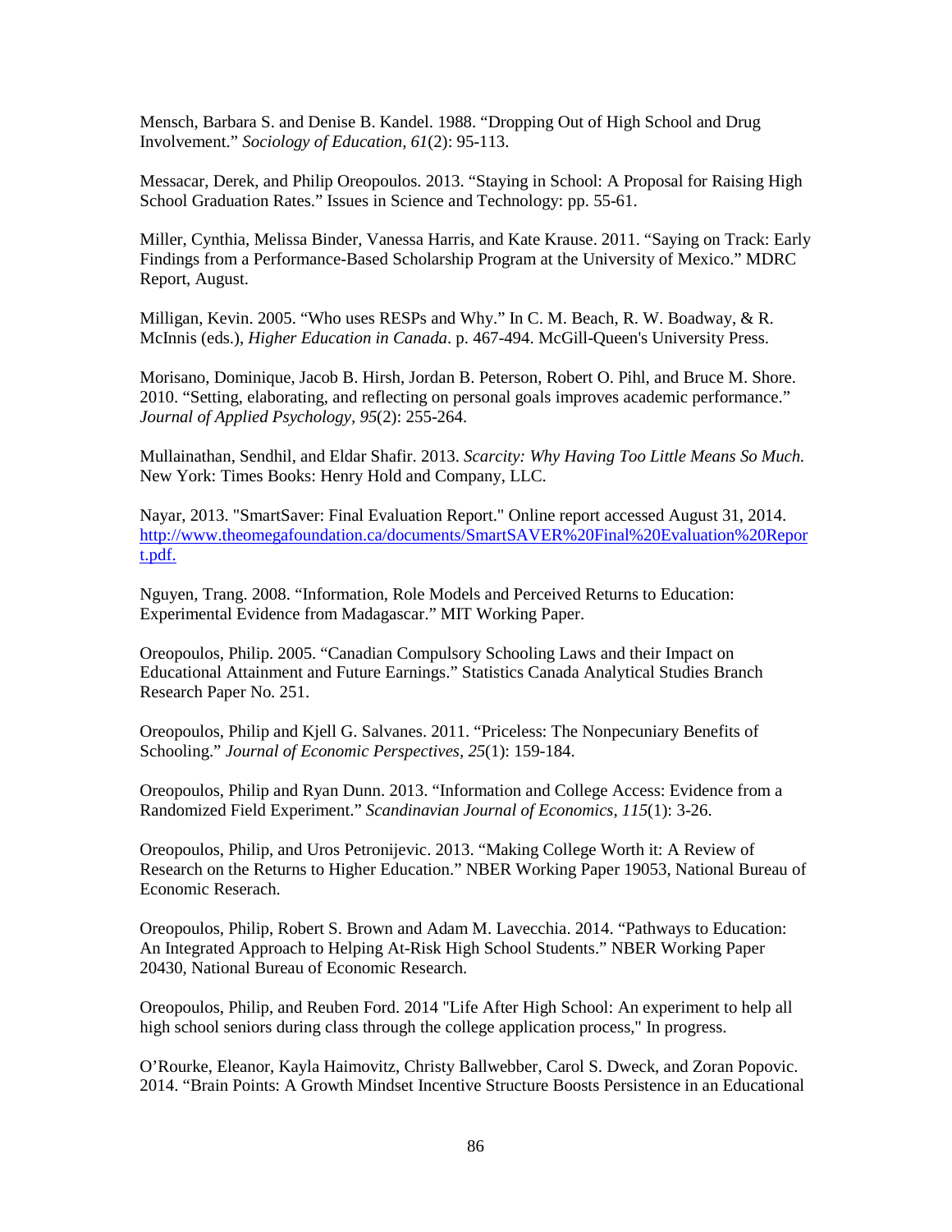Mensch, Barbara S. and Denise B. Kandel. 1988. "Dropping Out of High School and Drug Involvement." *Sociology of Education, 61*(2): 95-113.

Messacar, Derek, and Philip Oreopoulos. 2013. "Staying in School: A Proposal for Raising High School Graduation Rates." Issues in Science and Technology: pp. 55-61.

Miller, Cynthia, Melissa Binder, Vanessa Harris, and Kate Krause. 2011. "Saying on Track: Early Findings from a Performance-Based Scholarship Program at the University of Mexico." MDRC Report, August.

Milligan, Kevin. 2005. "Who uses RESPs and Why." In C. M. Beach, R. W. Boadway, & R. McInnis (eds.), *Higher Education in Canada*. p. 467-494. McGill-Queen's University Press.

Morisano, Dominique, Jacob B. Hirsh, Jordan B. Peterson, Robert O. Pihl, and Bruce M. Shore. 2010. "Setting, elaborating, and reflecting on personal goals improves academic performance." *Journal of Applied Psychology, 95*(2): 255-264.

Mullainathan, Sendhil, and Eldar Shafir. 2013. *Scarcity: Why Having Too Little Means So Much.* New York: Times Books: Henry Hold and Company, LLC.

Nayar, 2013. "SmartSaver: Final Evaluation Report." Online report accessed August 31, 2014. http://www.theomegafoundation.ca/documents/SmartSAVER%20Final%20Evaluation%20Report.pdf.

Nguyen, Trang. 2008. "Information, Role Models and Perceived Returns to Education: Experimental Evidence from Madagascar." MIT Working Paper.

Oreopoulos, Philip. 2005. "Canadian Compulsory Schooling Laws and their Impact on Educational Attainment and Future Earnings." Statistics Canada Analytical Studies Branch Research Paper No. 251.

Oreopoulos, Philip and Kjell G. Salvanes. 2011. "Priceless: The Nonpecuniary Benefits of Schooling." *Journal of Economic Perspectives, 25*(1): 159-184.

Oreopoulos, Philip and Ryan Dunn. 2013. "Information and College Access: Evidence from a Randomized Field Experiment." *Scandinavian Journal of Economics, 115*(1): 3-26.

Oreopoulos, Philip, and Uros Petronijevic. 2013. "Making College Worth it: A Review of Research on the Returns to Higher Education." NBER Working Paper 19053, National Bureau of Economic Reserach.

Oreopoulos, Philip, Robert S. Brown and Adam M. Lavecchia. 2014. "Pathways to Education: An Integrated Approach to Helping At-Risk High School Students." NBER Working Paper 20430, National Bureau of Economic Research.

Oreopoulos, Philip, and Reuben Ford. 2014 "Life After High School: An experiment to help all high school seniors during class through the college application process," In progress.

O'Rourke, Eleanor, Kayla Haimovitz, Christy Ballwebber, Carol S. Dweck, and Zoran Popovic. 2014. "Brain Points: A Growth Mindset Incentive Structure Boosts Persistence in an Educational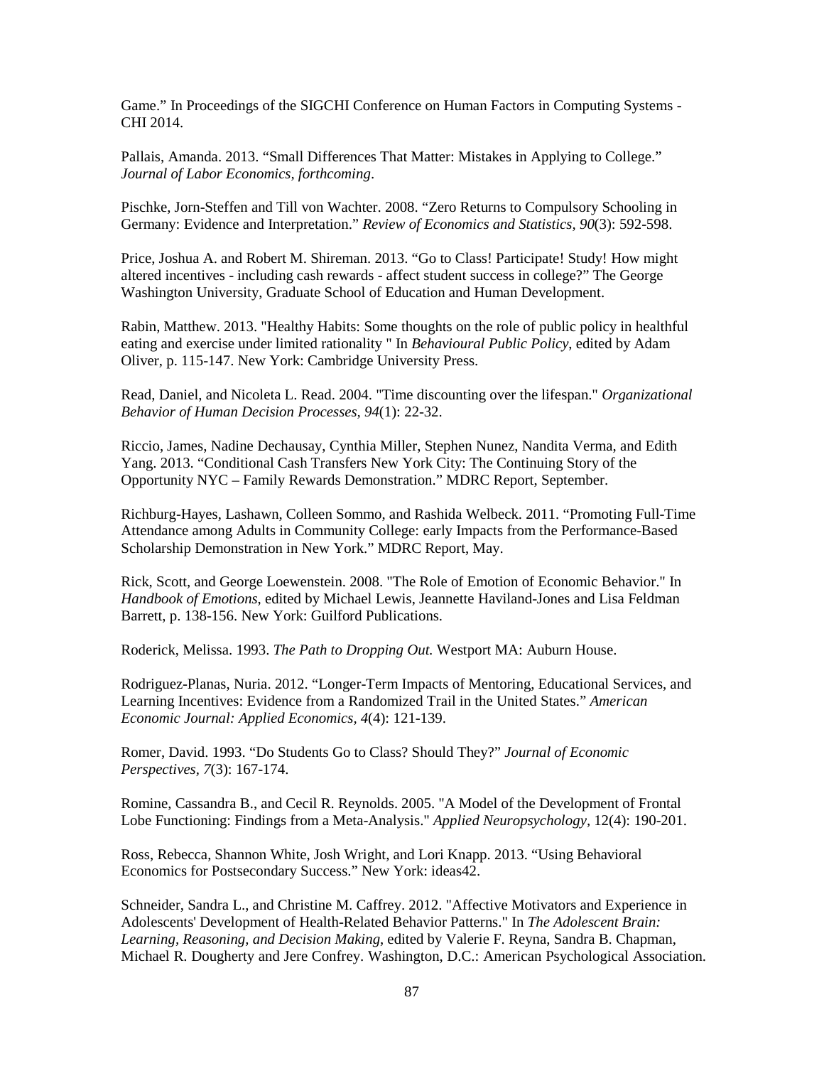Game." In Proceedings of the SIGCHI Conference on Human Factors in Computing Systems - CHI 2014.

Pallais, Amanda. 2013. "Small Differences That Matter: Mistakes in Applying to College." *Journal of Labor Economics, forthcoming*.

Pischke, Jorn-Steffen and Till von Wachter. 2008. "Zero Returns to Compulsory Schooling in Germany: Evidence and Interpretation." *Review of Economics and Statistics, 90*(3): 592-598.

Price, Joshua A. and Robert M. Shireman. 2013. "Go to Class! Participate! Study! How might altered incentives - including cash rewards - affect student success in college?" The George Washington University, Graduate School of Education and Human Development.

Rabin, Matthew. 2013. "Healthy Habits: Some thoughts on the role of public policy in healthful eating and exercise under limited rationality " In *Behavioural Public Policy*, edited by Adam Oliver, p. 115-147. New York: Cambridge University Press.

Read, Daniel, and Nicoleta L. Read. 2004. "Time discounting over the lifespan." *Organizational Behavior of Human Decision Processes, 94*(1): 22-32.

Riccio, James, Nadine Dechausay, Cynthia Miller, Stephen Nunez, Nandita Verma, and Edith Yang. 2013. "Conditional Cash Transfers New York City: The Continuing Story of the Opportunity NYC – Family Rewards Demonstration." MDRC Report, September.

Richburg-Hayes, Lashawn, Colleen Sommo, and Rashida Welbeck. 2011. "Promoting Full-Time Attendance among Adults in Community College: early Impacts from the Performance-Based Scholarship Demonstration in New York." MDRC Report, May.

Rick, Scott, and George Loewenstein. 2008. "The Role of Emotion of Economic Behavior." In *Handbook of Emotions*, edited by Michael Lewis, Jeannette Haviland-Jones and Lisa Feldman Barrett, p. 138-156. New York: Guilford Publications.

Roderick, Melissa. 1993. *The Path to Dropping Out.* Westport MA: Auburn House.

Rodriguez-Planas, Nuria. 2012. "Longer-Term Impacts of Mentoring, Educational Services, and Learning Incentives: Evidence from a Randomized Trail in the United States." *American Economic Journal: Applied Economics*, *4*(4): 121-139.

Romer, David. 1993. "Do Students Go to Class? Should They?" *Journal of Economic Perspectives*, *7*(3): 167-174.

Romine, Cassandra B., and Cecil R. Reynolds. 2005. "A Model of the Development of Frontal Lobe Functioning: Findings from a Meta-Analysis." *Applied Neuropsychology*, 12(4): 190-201.

Ross, Rebecca, Shannon White, Josh Wright, and Lori Knapp. 2013. "Using Behavioral Economics for Postsecondary Success." New York: ideas42.

Schneider, Sandra L., and Christine M. Caffrey. 2012. "Affective Motivators and Experience in Adolescents' Development of Health-Related Behavior Patterns." In *The Adolescent Brain: Learning, Reasoning, and Decision Making*, edited by Valerie F. Reyna, Sandra B. Chapman, Michael R. Dougherty and Jere Confrey. Washington, D.C.: American Psychological Association.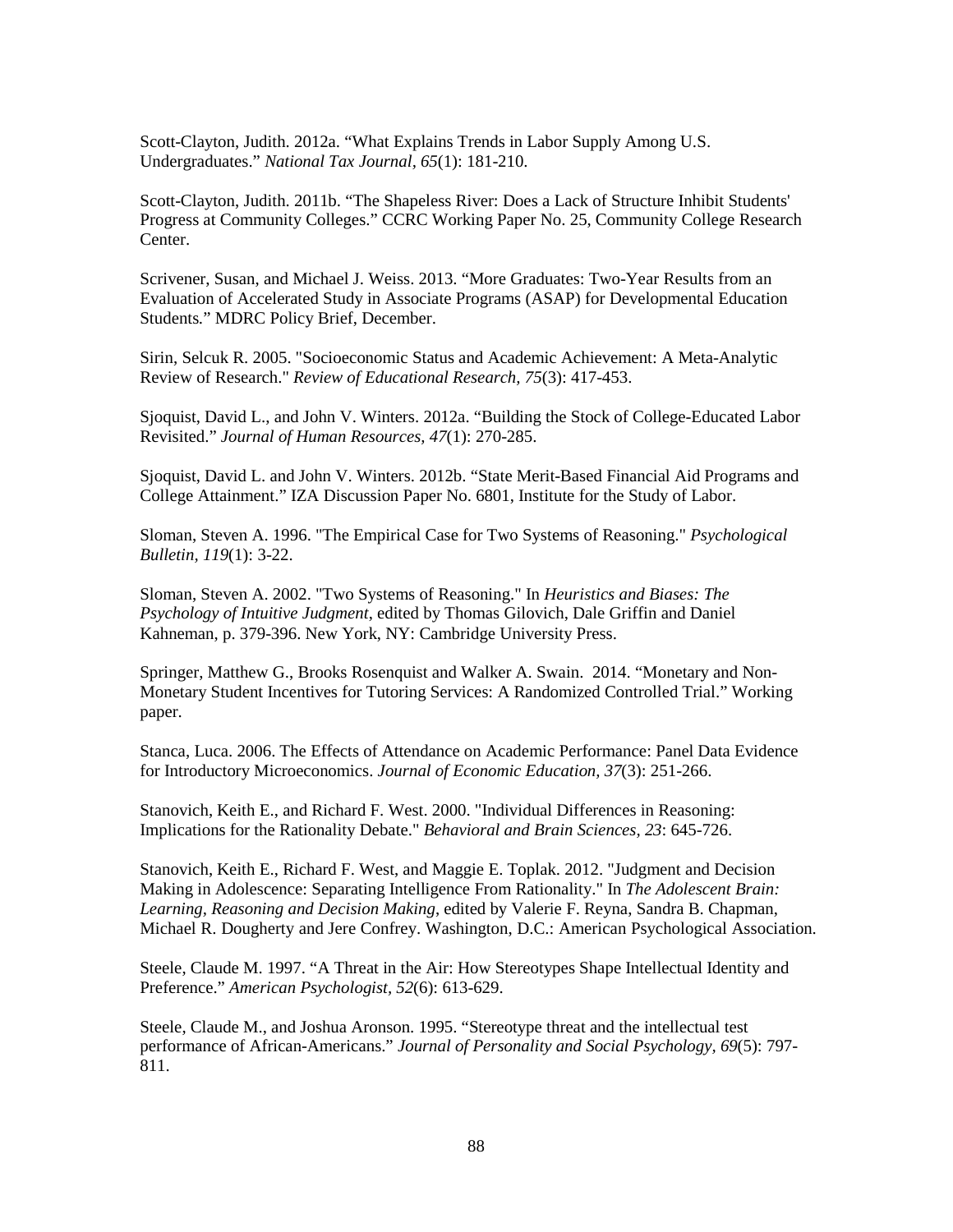Scott-Clayton, Judith. 2012a. “What Explains Trends in Labor Supply Among U.S. Undergraduates.” *National Tax Journal, 65*(1): 181-210.

Scott-Clayton, Judith. 2011b. “The Shapeless River: Does a Lack of Structure Inhibit Students' Progress at Community Colleges.” CCRC Working Paper No. 25, Community College Research Center.

Scrivener, Susan, and Michael J. Weiss. 2013. “More Graduates: Two-Year Results from an Evaluation of Accelerated Study in Associate Programs (ASAP) for Developmental Education Students.” MDRC Policy Brief, December.

Sirin, Selcuk R. 2005. "Socioeconomic Status and Academic Achievement: A Meta-Analytic Review of Research." *Review of Educational Research, 75*(3): 417-453.

Sjoquist, David L., and John V. Winters. 2012a. “Building the Stock of College-Educated Labor Revisited.” *Journal of Human Resources, 47*(1): 270-285.

Sjoquist, David L. and John V. Winters. 2012b. “State Merit-Based Financial Aid Programs and College Attainment.” IZA Discussion Paper No. 6801, Institute for the Study of Labor.

Sloman, Steven A. 1996. "The Empirical Case for Two Systems of Reasoning." *Psychological Bulletin, 119*(1): 3-22.

Sloman, Steven A. 2002. "Two Systems of Reasoning." In *Heuristics and Biases: The Psychology of Intuitive Judgment*, edited by Thomas Gilovich, Dale Griffin and Daniel Kahneman, p. 379-396. New York, NY: Cambridge University Press.

Springer, Matthew G., Brooks Rosenquist and Walker A. Swain. 2014. “Monetary and Non-Monetary Student Incentives for Tutoring Services: A Randomized Controlled Trial.” Working paper.

Stanca, Luca. 2006. The Effects of Attendance on Academic Performance: Panel Data Evidence for Introductory Microeconomics. *Journal of Economic Education, 37*(3): 251-266.

Stanovich, Keith E., and Richard F. West. 2000. "Individual Differences in Reasoning: Implications for the Rationality Debate." *Behavioral and Brain Sciences, 23*: 645-726.

Stanovich, Keith E., Richard F. West, and Maggie E. Toplak. 2012. "Judgment and Decision Making in Adolescence: Separating Intelligence From Rationality." In *The Adolescent Brain: Learning, Reasoning and Decision Making*, edited by Valerie F. Reyna, Sandra B. Chapman, Michael R. Dougherty and Jere Confrey. Washington, D.C.: American Psychological Association.

Steele, Claude M. 1997. “A Threat in the Air: How Stereotypes Shape Intellectual Identity and Preference.” *American Psychologist, 52*(6): 613-629.

Steele, Claude M., and Joshua Aronson. 1995. “Stereotype threat and the intellectual test performance of African-Americans.” *Journal of Personality and Social Psychology, 69*(5): 797-811.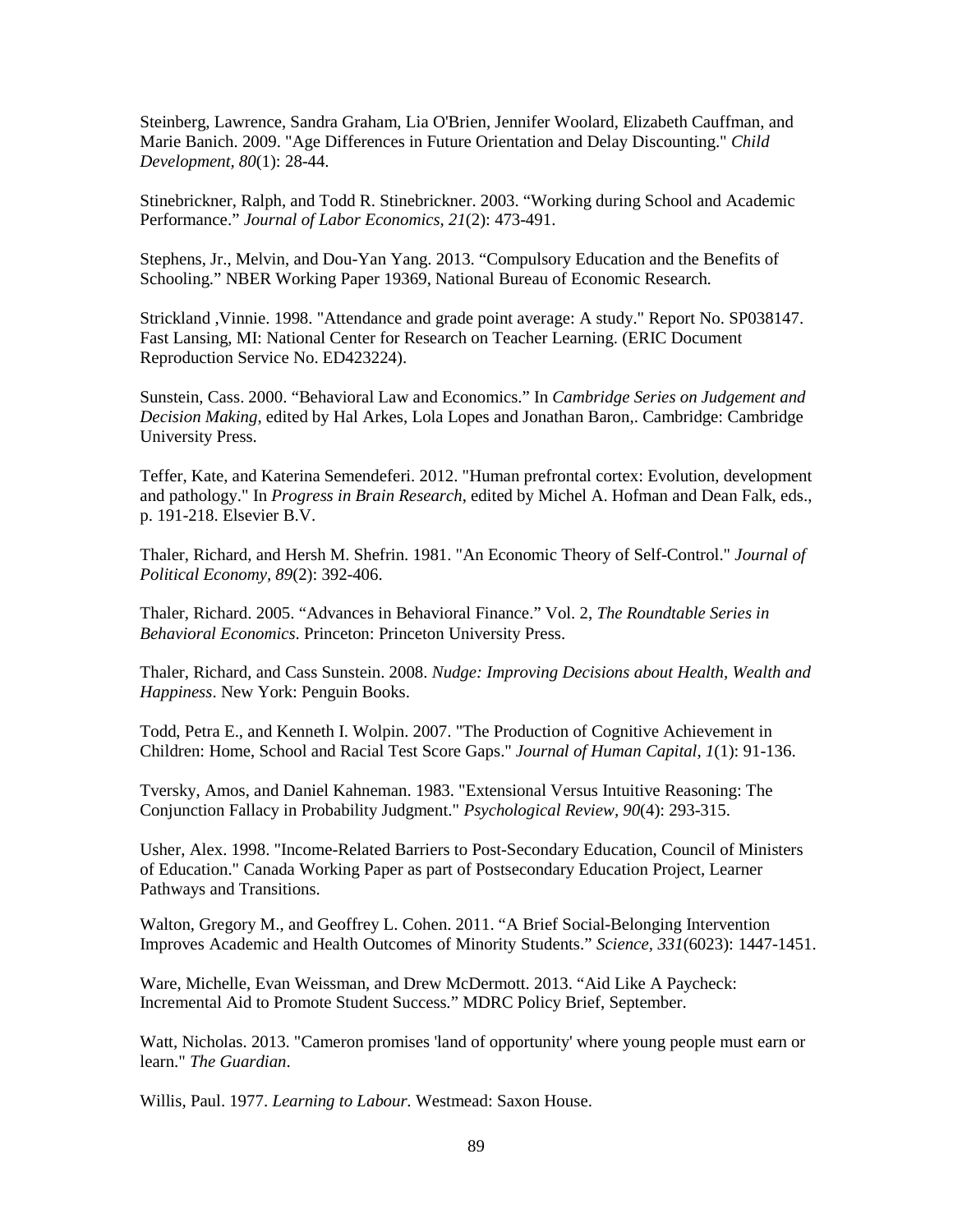Steinberg, Lawrence, Sandra Graham, Lia O'Brien, Jennifer Woolard, Elizabeth Cauffman, and Marie Banich. 2009. "Age Differences in Future Orientation and Delay Discounting." *Child Development, 80*(1): 28-44.

Stinebrickner, Ralph, and Todd R. Stinebrickner. 2003. "Working during School and Academic Performance." *Journal of Labor Economics, 21*(2): 473-491.

Stephens, Jr., Melvin, and Dou-Yan Yang. 2013. "Compulsory Education and the Benefits of Schooling." NBER Working Paper 19369, National Bureau of Economic Research.

Strickland ,Vinnie. 1998. "Attendance and grade point average: A study." Report No. SP038147. Fast Lansing, MI: National Center for Research on Teacher Learning. (ERIC Document Reproduction Service No. ED423224).

Sunstein, Cass. 2000. "Behavioral Law and Economics." In *Cambridge Series on Judgement and Decision Making*, edited by Hal Arkes, Lola Lopes and Jonathan Baron,. Cambridge: Cambridge University Press.

Teffer, Kate, and Katerina Semendeferi. 2012. "Human prefrontal cortex: Evolution, development and pathology." In *Progress in Brain Research*, edited by Michel A. Hofman and Dean Falk, eds., p. 191-218. Elsevier B.V.

Thaler, Richard, and Hersh M. Shefrin. 1981. "An Economic Theory of Self-Control." *Journal of Political Economy, 89*(2): 392-406.

Thaler, Richard. 2005. "Advances in Behavioral Finance." Vol. 2, *The Roundtable Series in Behavioral Economics*. Princeton: Princeton University Press.

Thaler, Richard, and Cass Sunstein. 2008. *Nudge: Improving Decisions about Health, Wealth and Happiness*. New York: Penguin Books.

Todd, Petra E., and Kenneth I. Wolpin. 2007. "The Production of Cognitive Achievement in Children: Home, School and Racial Test Score Gaps." *Journal of Human Capital, 1*(1): 91-136.

Tversky, Amos, and Daniel Kahneman. 1983. "Extensional Versus Intuitive Reasoning: The Conjunction Fallacy in Probability Judgment." *Psychological Review, 90*(4): 293-315.

Usher, Alex. 1998. "Income-Related Barriers to Post-Secondary Education, Council of Ministers of Education." Canada Working Paper as part of Postsecondary Education Project, Learner Pathways and Transitions.

Walton, Gregory M., and Geoffrey L. Cohen. 2011. "A Brief Social-Belonging Intervention Improves Academic and Health Outcomes of Minority Students." *Science, 331*(6023): 1447-1451.

Ware, Michelle, Evan Weissman, and Drew McDermott. 2013. "Aid Like A Paycheck: Incremental Aid to Promote Student Success." MDRC Policy Brief, September.

Watt, Nicholas. 2013. "Cameron promises 'land of opportunity' where young people must earn or learn." *The Guardian*.

Willis, Paul. 1977. *Learning to Labour*. Westmead: Saxon House.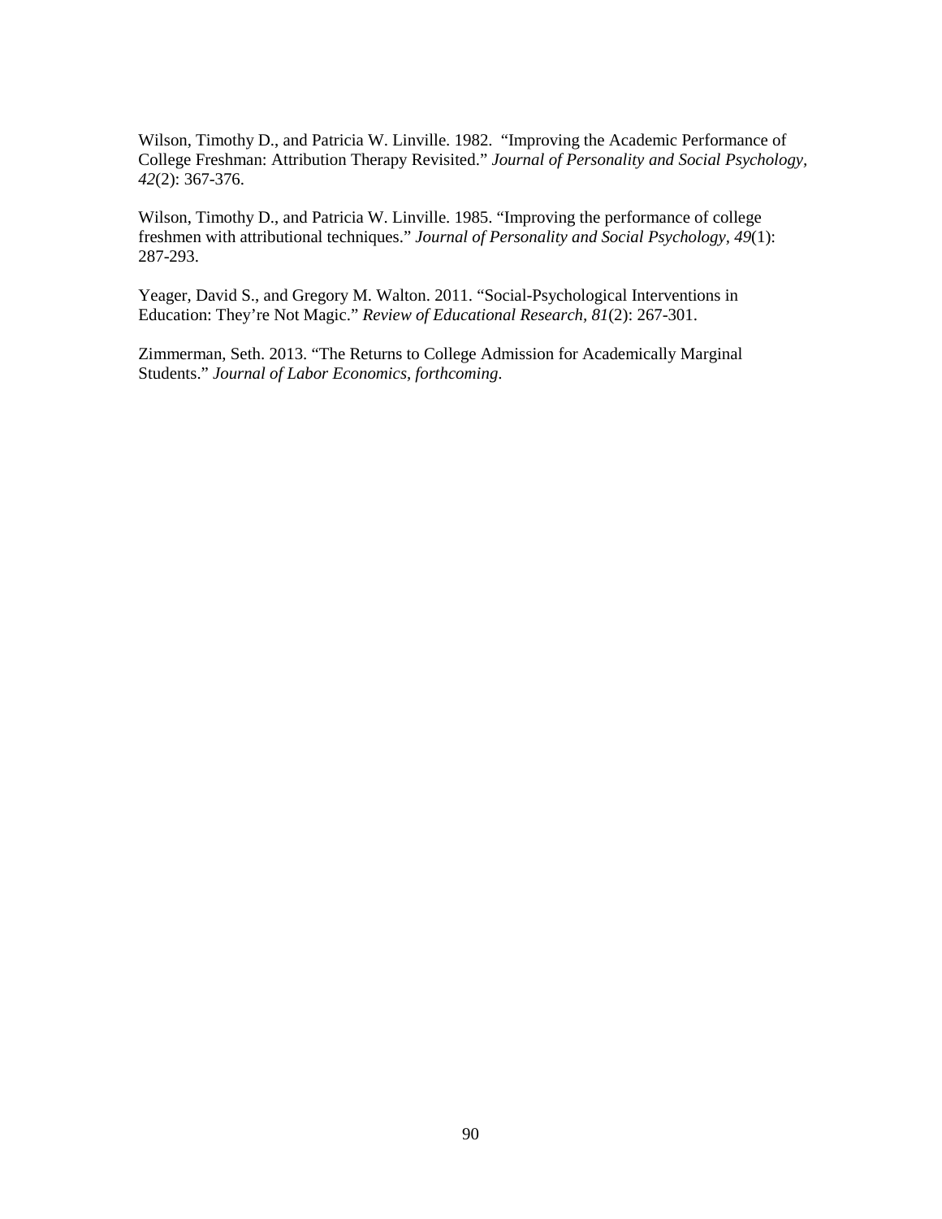Wilson, Timothy D., and Patricia W. Linville. 1982. "Improving the Academic Performance of College Freshman: Attribution Therapy Revisited." *Journal of Personality and Social Psychology, 42*(2): 367-376.

Wilson, Timothy D., and Patricia W. Linville. 1985. "Improving the performance of college freshmen with attributional techniques." *Journal of Personality and Social Psychology, 49*(1): 287-293.

Yeager, David S., and Gregory M. Walton. 2011. "Social-Psychological Interventions in Education: They're Not Magic." *Review of Educational Research, 81*(2): 267-301.

Zimmerman, Seth. 2013. "The Returns to College Admission for Academically Marginal Students." *Journal of Labor Economics, forthcoming*.